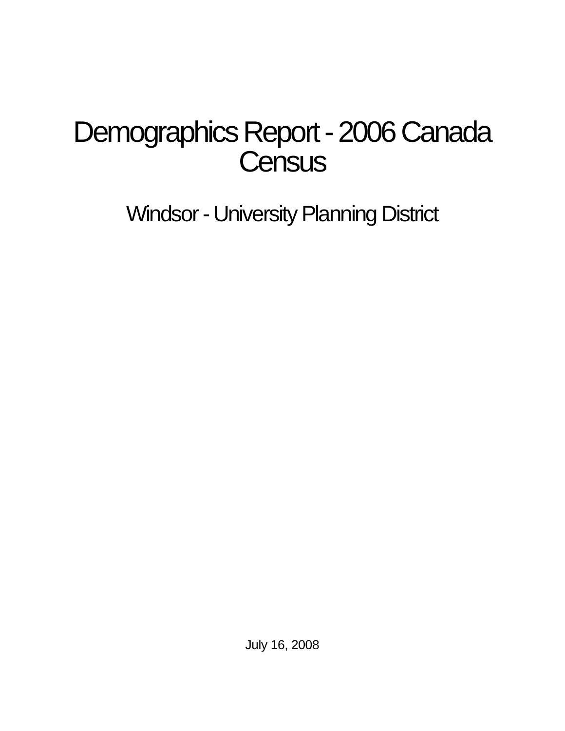# Demographics Report - 2006 Canada Census

## Windsor - University Planning District

July 16, 2008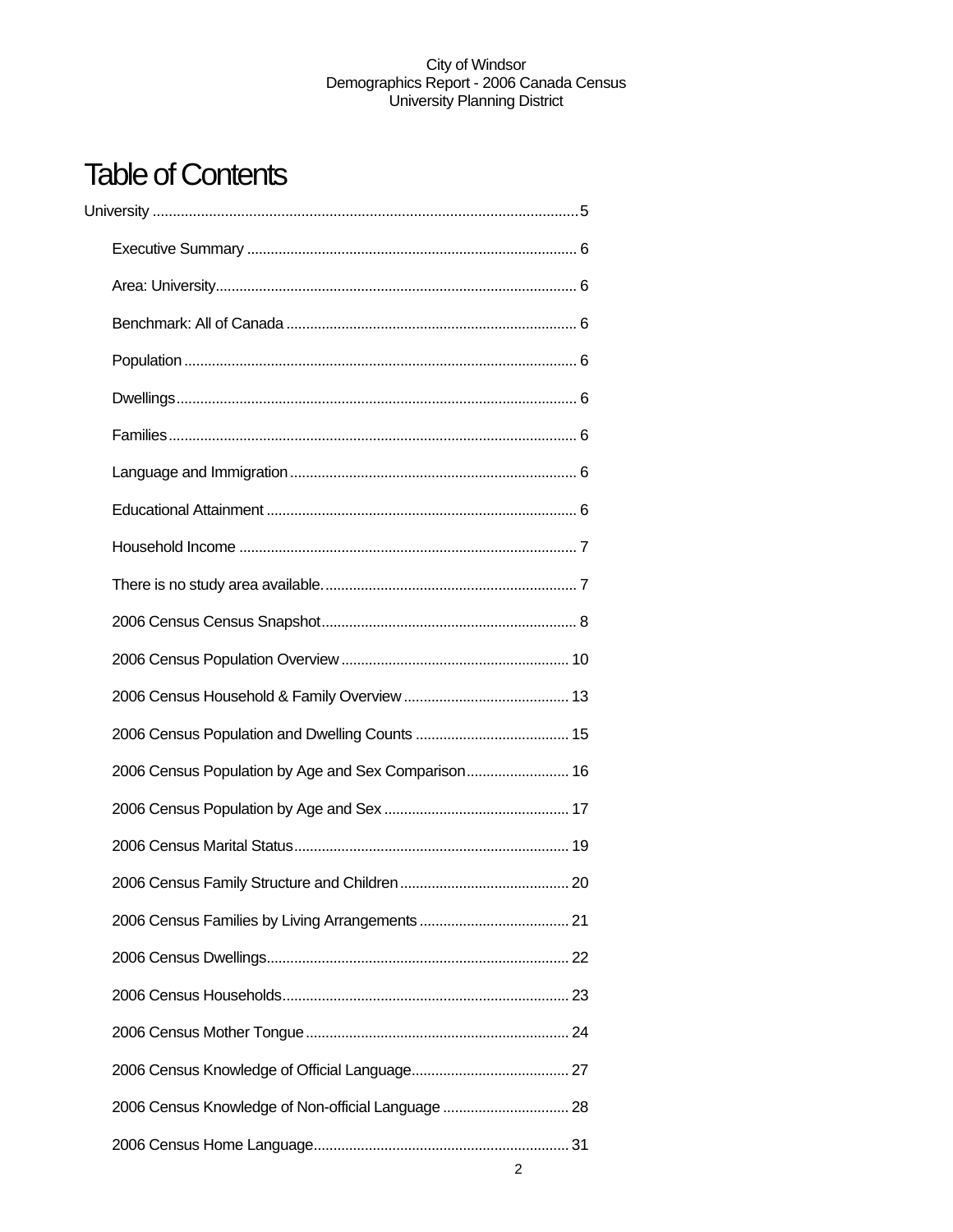# Table of Contents

University ..........................................................................................................5

- Executive Summary ................................................................................... 6
- Area: University.......................................................................................... 6
- Benchmark: All of Canada ......................................................................... 6
- Population ................................................................................................... 6
- Dwellings..................................................................................................... 6
- Families....................................................................................................... 6
- Language and Immigration ........................................................................ 6
- Educational Attainment .............................................................................. 6
- Household Income ..................................................................................... 7
- There is no study area available................................................................ 7
- 2006 Census Census Snapshot................................................................ 8
- 2006 Census Population Overview .......................................................... 10
- 2006 Census Household & Family Overview .......................................... 13
- 2006 Census Population and Dwelling Counts ....................................... 15
- 2006 Census Population by Age and Sex Comparison.......................... 16
- 2006 Census Population by Age and Sex ............................................... 17
- 2006 Census Marital Status..................................................................... 19
- 2006 Census Family Structure and Children ........................................... 20
- 2006 Census Families by Living Arrangements ...................................... 21
- 2006 Census Dwellings............................................................................ 22
- 2006 Census Households........................................................................ 23
- 2006 Census Mother Tongue .................................................................. 24
- 2006 Census Knowledge of Official Language........................................ 27
- 2006 Census Knowledge of Non-official Language ................................ 28
- 2006 Census Home Language................................................................. 31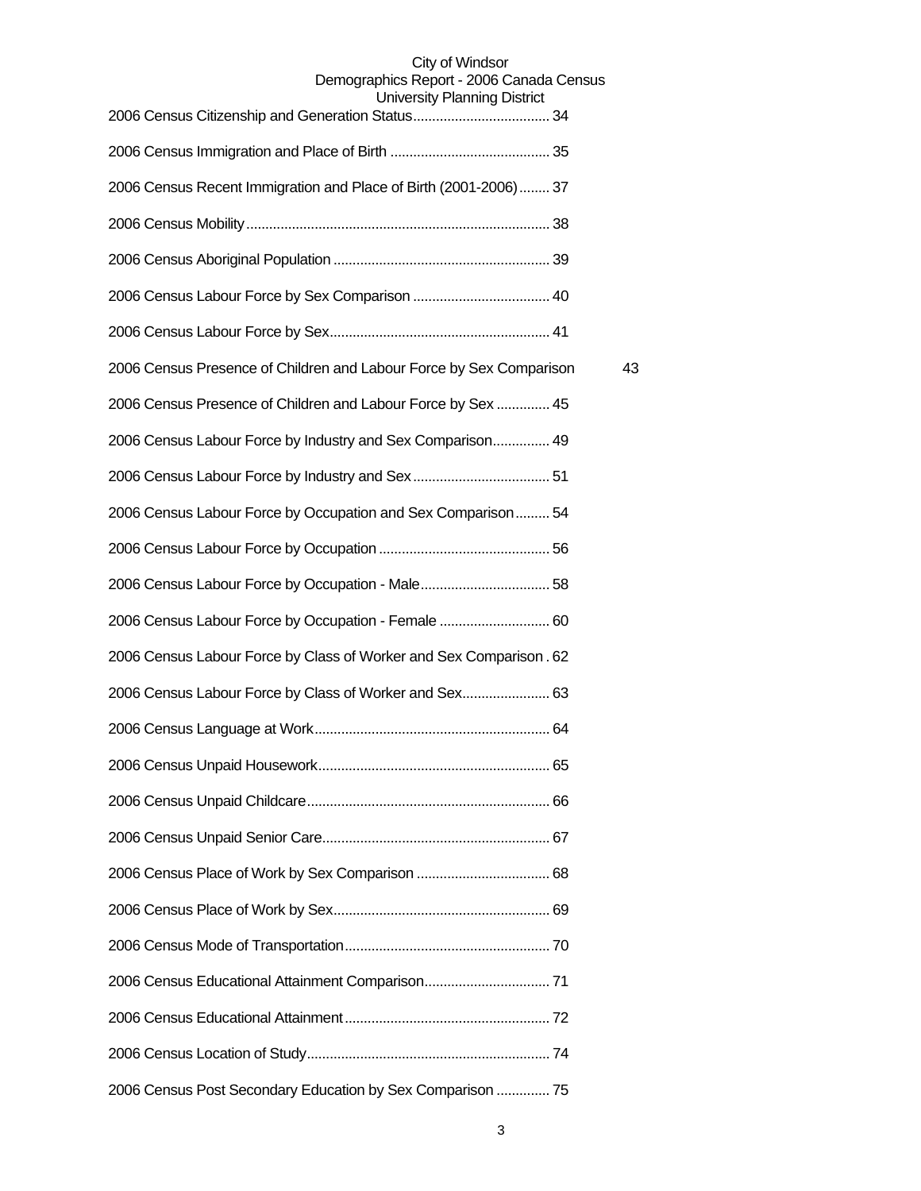2006 Census Citizenship and Generation Status.................................... 34

2006 Census Immigration and Place of Birth .......................................... 35

2006 Census Recent Immigration and Place of Birth (2001-2006)........ 37

2006 Census Mobility............................................................................... 38

2006 Census Aboriginal Population ......................................................... 39

2006 Census Labour Force by Sex Comparison .................................... 40

2006 Census Labour Force by Sex.......................................................... 41

2006 Census Presence of Children and Labour Force by Sex Comparison 43

2006 Census Presence of Children and Labour Force by Sex .............. 45

2006 Census Labour Force by Industry and Sex Comparison............... 49

2006 Census Labour Force by Industry and Sex.................................... 51

2006 Census Labour Force by Occupation and Sex Comparison......... 54

2006 Census Labour Force by Occupation............................................. 56

2006 Census Labour Force by Occupation - Male.................................. 58

2006 Census Labour Force by Occupation - Female ............................. 60

2006 Census Labour Force by Class of Worker and Sex Comparison . 62

2006 Census Labour Force by Class of Worker and Sex....................... 63

2006 Census Language at Work............................................................. 64

2006 Census Unpaid Housework............................................................. 65

2006 Census Unpaid Childcare............................................................... 66

2006 Census Unpaid Senior Care........................................................... 67

2006 Census Place of Work by Sex Comparison ................................... 68

2006 Census Place of Work by Sex......................................................... 69

2006 Census Mode of Transportation..................................................... 70

2006 Census Educational Attainment Comparison................................. 71

2006 Census Educational Attainment...................................................... 72

2006 Census Location of Study............................................................... 74

2006 Census Post Secondary Education by Sex Comparison .............. 75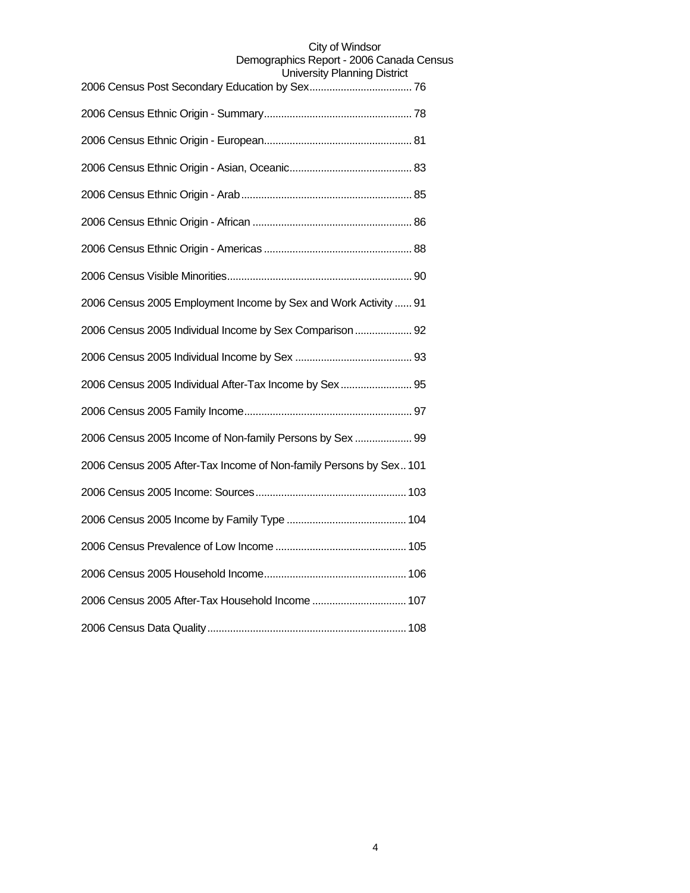2006 Census Post Secondary Education by Sex.................................... 76

2006 Census Ethnic Origin - Summary.................................................... 78

2006 Census Ethnic Origin - European.................................................... 81

2006 Census Ethnic Origin - Asian, Oceanic........................................... 83

2006 Census Ethnic Origin - Arab............................................................ 85

2006 Census Ethnic Origin - African ........................................................ 86

2006 Census Ethnic Origin - Americas .................................................... 88

2006 Census Visible Minorities................................................................. 90

2006 Census 2005 Employment Income by Sex and Work Activity ...... 91

2006 Census 2005 Individual Income by Sex Comparison .................... 92

2006 Census 2005 Individual Income by Sex ......................................... 93

2006 Census 2005 Individual After-Tax Income by Sex ......................... 95

2006 Census 2005 Family Income........................................................... 97

2006 Census 2005 Income of Non-family Persons by Sex .................... 99

2006 Census 2005 After-Tax Income of Non-family Persons by Sex.. 101

2006 Census 2005 Income: Sources..................................................... 103

2006 Census 2005 Income by Family Type .......................................... 104

2006 Census Prevalence of Low Income .............................................. 105

2006 Census 2005 Household Income.................................................. 106

2006 Census 2005 After-Tax Household Income ................................. 107

2006 Census Data Quality...................................................................... 108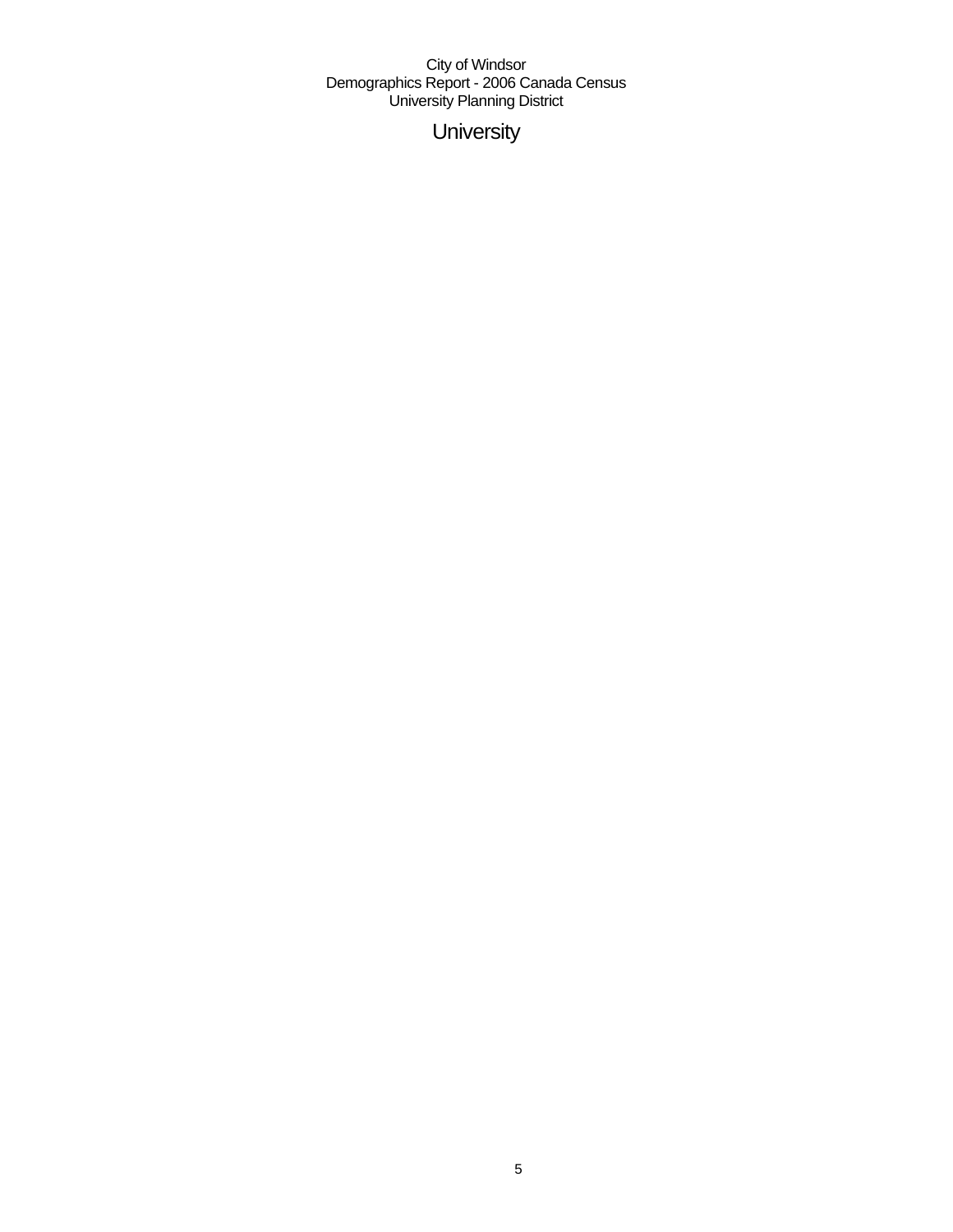City of Windsor
Demographics Report - 2006 Canada Census
University Planning District

# University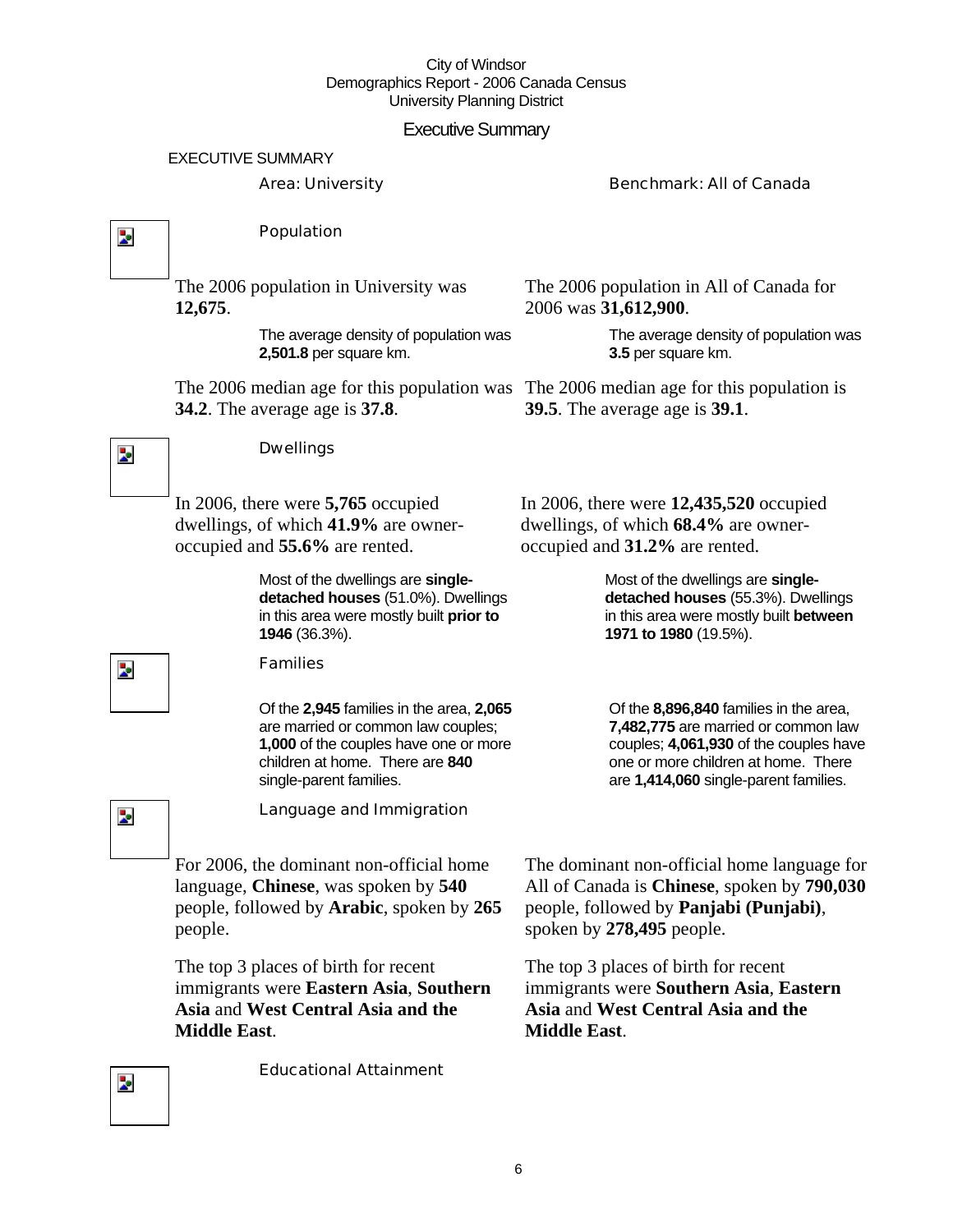City of Windsor
Demographics Report - 2006 Canada Census
University Planning District

# Executive Summary

## EXECUTIVE SUMMARY

Area: University

Benchmark: All of Canada

### Population

The 2006 population in University was **12,675**.

The average density of population was **2,501.8** per square km.

The 2006 median age for this population was **34.2**. The average age is **37.8**.

The 2006 population in All of Canada for 2006 was **31,612,900**.

The average density of population was **3.5** per square km.

The 2006 median age for this population is **39.5**. The average age is **39.1**.

### Dwellings

In 2006, there were **5,765** occupied dwellings, of which **41.9%** are owner-occupied and **55.6%** are rented.

Most of the dwellings are **single-detached houses** (51.0%). Dwellings in this area were mostly built **prior to 1946** (36.3%).

In 2006, there were **12,435,520** occupied dwellings, of which **68.4%** are owner-occupied and **31.2%** are rented.

Most of the dwellings are **single-detached houses** (55.3%). Dwellings in this area were mostly built **between 1971 to 1980** (19.5%).

### Families

Of the **2,945** families in the area, **2,065** are married or common law couples; **1,000** of the couples have one or more children at home. There are **840** single-parent families.

Of the **8,896,840** families in the area, **7,482,775** are married or common law couples; **4,061,930** of the couples have one or more children at home. There are **1,414,060** single-parent families.

### Language and Immigration

For 2006, the dominant non-official home language, **Chinese**, was spoken by **540** people, followed by **Arabic**, spoken by **265** people.

The top 3 places of birth for recent immigrants were **Eastern Asia**, **Southern Asia** and **West Central Asia and the Middle East**.

The dominant non-official home language for All of Canada is **Chinese**, spoken by **790,030** people, followed by **Panjabi (Punjabi)**, spoken by **278,495** people.

The top 3 places of birth for recent immigrants were **Southern Asia**, **Eastern Asia** and **West Central Asia and the Middle East**.

### Educational Attainment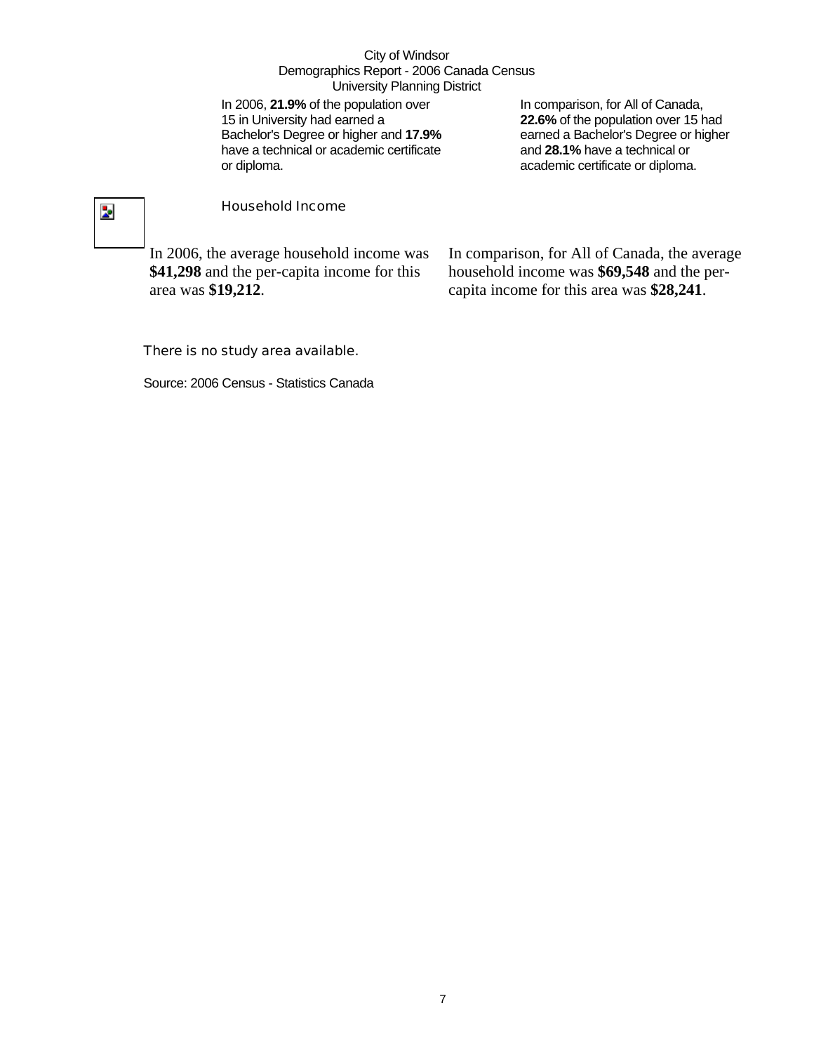City of Windsor
Demographics Report - 2006 Canada Census
University Planning District

In 2006, **21.9%** of the population over 15 in University had earned a Bachelor's Degree or higher and **17.9%** have a technical or academic certificate or diploma.

In comparison, for All of Canada, **22.6%** of the population over 15 had earned a Bachelor's Degree or higher and **28.1%** have a technical or academic certificate or diploma.

## Household Income

In 2006, the average household income was **$41,298** and the per-capita income for this area was **$19,212**.

In comparison, for All of Canada, the average household income was **$69,548** and the per-capita income for this area was **$28,241**.

There is no study area available.

Source: 2006 Census - Statistics Canada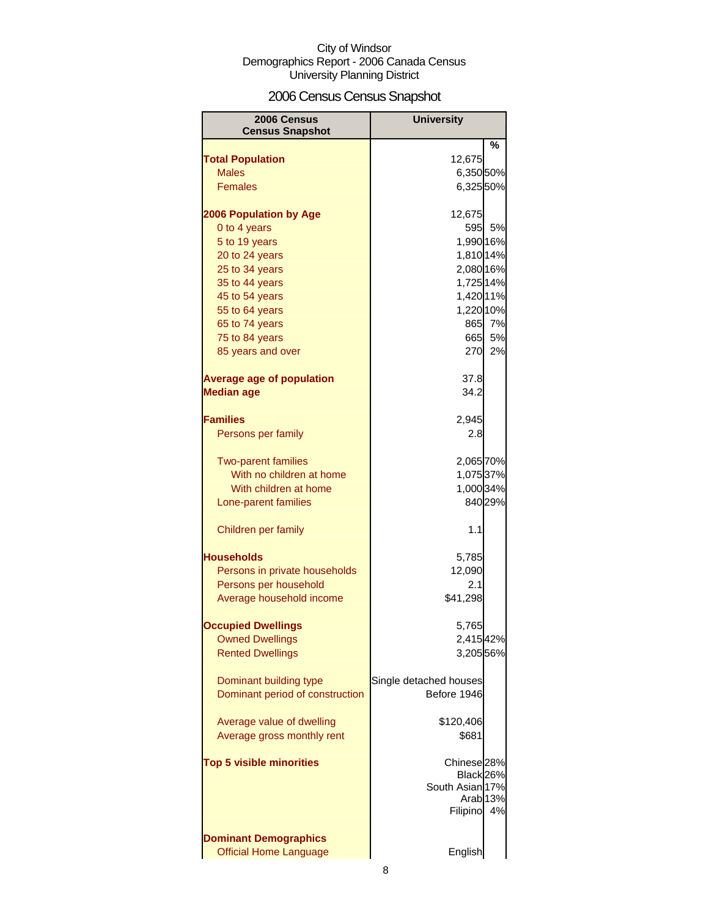City of Windsor
Demographics Report - 2006 Canada Census
University Planning District

# 2006 Census Census Snapshot

| 2006 Census Census Snapshot | University | % |
|---|---|---|
| **Total Population** | 12,675 | |
| Males | 6,350 | 50% |
| Females | 6,325 | 50% |
| | | |
| **2006 Population by Age** | 12,675 | |
| 0 to 4 years | 595 | 5% |
| 5 to 19 years | 1,990 | 16% |
| 20 to 24 years | 1,810 | 14% |
| 25 to 34 years | 2,080 | 16% |
| 35 to 44 years | 1,725 | 14% |
| 45 to 54 years | 1,420 | 11% |
| 55 to 64 years | 1,220 | 10% |
| 65 to 74 years | 865 | 7% |
| 75 to 84 years | 665 | 5% |
| 85 years and over | 270 | 2% |
| | | |
| **Average age of population** | 37.8 | |
| **Median age** | 34.2 | |
| | | |
| **Families** | 2,945 | |
| Persons per family | 2.8 | |
| | | |
| Two-parent families | 2,065 | 70% |
| With no children at home | 1,075 | 37% |
| With children at home | 1,000 | 34% |
| Lone-parent families | 840 | 29% |
| | | |
| Children per family | 1.1 | |
| | | |
| **Households** | 5,785 | |
| Persons in private households | 12,090 | |
| Persons per household | 2.1 | |
| Average household income | $41,298 | |
| | | |
| **Occupied Dwellings** | 5,765 | |
| Owned Dwellings | 2,415 | 42% |
| Rented Dwellings | 3,205 | 56% |
| | | |
| Dominant building type | Single detached houses | |
| Dominant period of construction | Before 1946 | |
| | | |
| Average value of dwelling | $120,406 | |
| Average gross monthly rent | $681 | |
| | | |
| **Top 5 visible minorities** | Chinese | 28% |
| | Black | 26% |
| | South Asian | 17% |
| | Arab | 13% |
| | Filipino | 4% |
| | | |
| **Dominant Demographics** | | |
| Official Home Language | English | |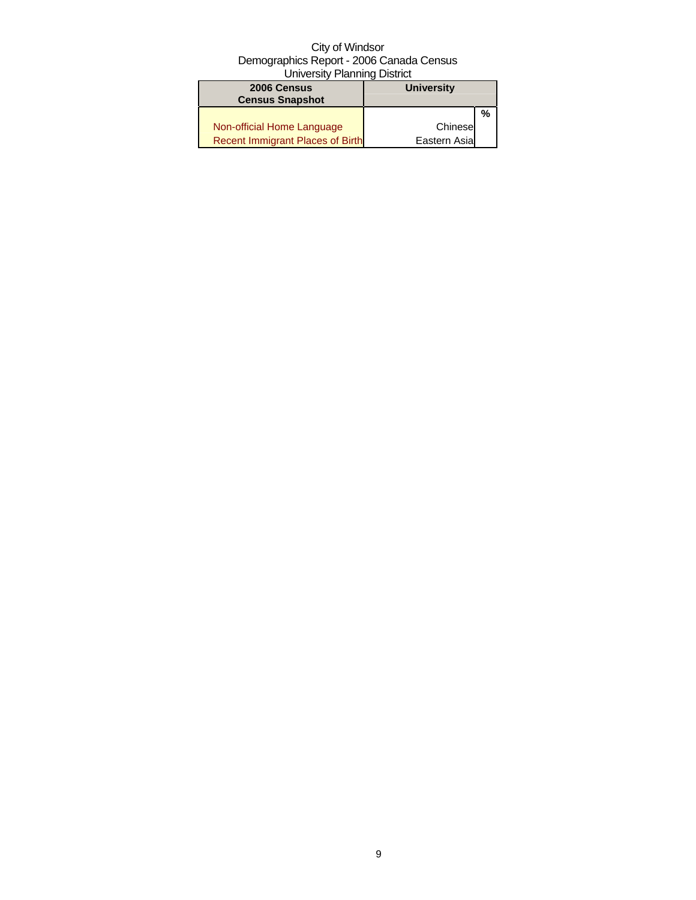City of Windsor
Demographics Report - 2006 Canada Census
University Planning District

| 2006 Census<br>Census Snapshot | University | |
|---|---|---|
| | | % |
| Non-official Home Language | Chinese | |
| Recent Immigrant Places of Birth | Eastern Asia | |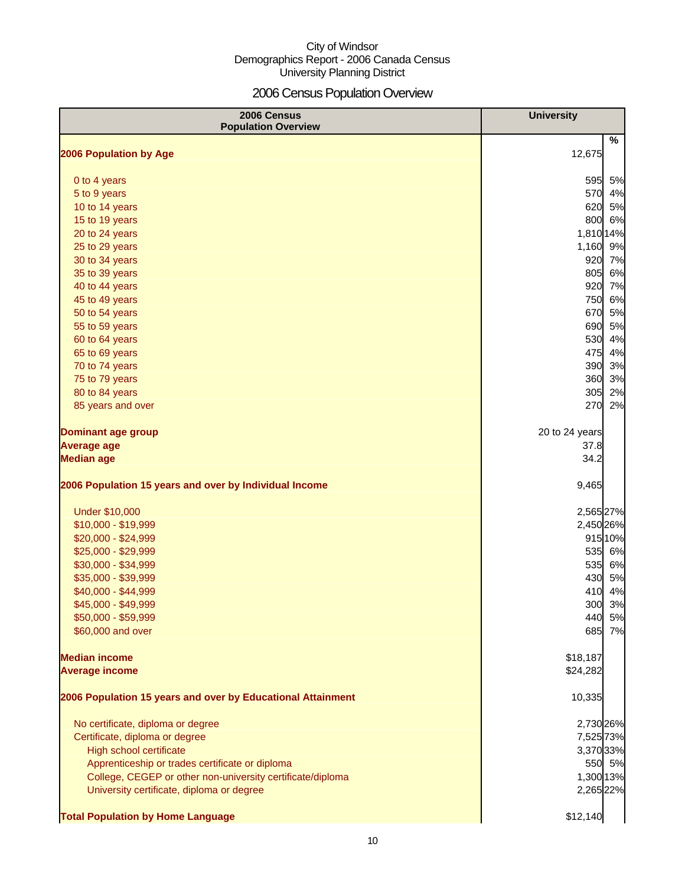City of Windsor
Demographics Report - 2006 Canada Census
University Planning District

# 2006 Census Population Overview

| 2006 Census Population Overview | University | % |
|---|---|---|
| **2006 Population by Age** | 12,675 | |
| 0 to 4 years | 595 | 5% |
| 5 to 9 years | 570 | 4% |
| 10 to 14 years | 620 | 5% |
| 15 to 19 years | 800 | 6% |
| 20 to 24 years | 1,810 | 14% |
| 25 to 29 years | 1,160 | 9% |
| 30 to 34 years | 920 | 7% |
| 35 to 39 years | 805 | 6% |
| 40 to 44 years | 920 | 7% |
| 45 to 49 years | 750 | 6% |
| 50 to 54 years | 670 | 5% |
| 55 to 59 years | 690 | 5% |
| 60 to 64 years | 530 | 4% |
| 65 to 69 years | 475 | 4% |
| 70 to 74 years | 390 | 3% |
| 75 to 79 years | 360 | 3% |
| 80 to 84 years | 305 | 2% |
| 85 years and over | 270 | 2% |
| **Dominant age group** | 20 to 24 years | |
| **Average age** | 37.8 | |
| **Median age** | 34.2 | |
| **2006 Population 15 years and over by Individual Income** | 9,465 | |
| Under $10,000 | 2,565 | 27% |
| $10,000 - $19,999 | 2,450 | 26% |
| $20,000 - $24,999 | 915 | 10% |
| $25,000 - $29,999 | 535 | 6% |
| $30,000 - $34,999 | 535 | 6% |
| $35,000 - $39,999 | 430 | 5% |
| $40,000 - $44,999 | 410 | 4% |
| $45,000 - $49,999 | 300 | 3% |
| $50,000 - $59,999 | 440 | 5% |
| $60,000 and over | 685 | 7% |
| **Median income** | $18,187 | |
| **Average income** | $24,282 | |
| **2006 Population 15 years and over by Educational Attainment** | 10,335 | |
| No certificate, diploma or degree | 2,730 | 26% |
| Certificate, diploma or degree | 7,525 | 73% |
| High school certificate | 3,370 | 33% |
| Apprenticeship or trades certificate or diploma | 550 | 5% |
| College, CEGEP or other non-university certificate/diploma | 1,300 | 13% |
| University certificate, diploma or degree | 2,265 | 22% |
| **Total Population by Home Language** | $12,140 | |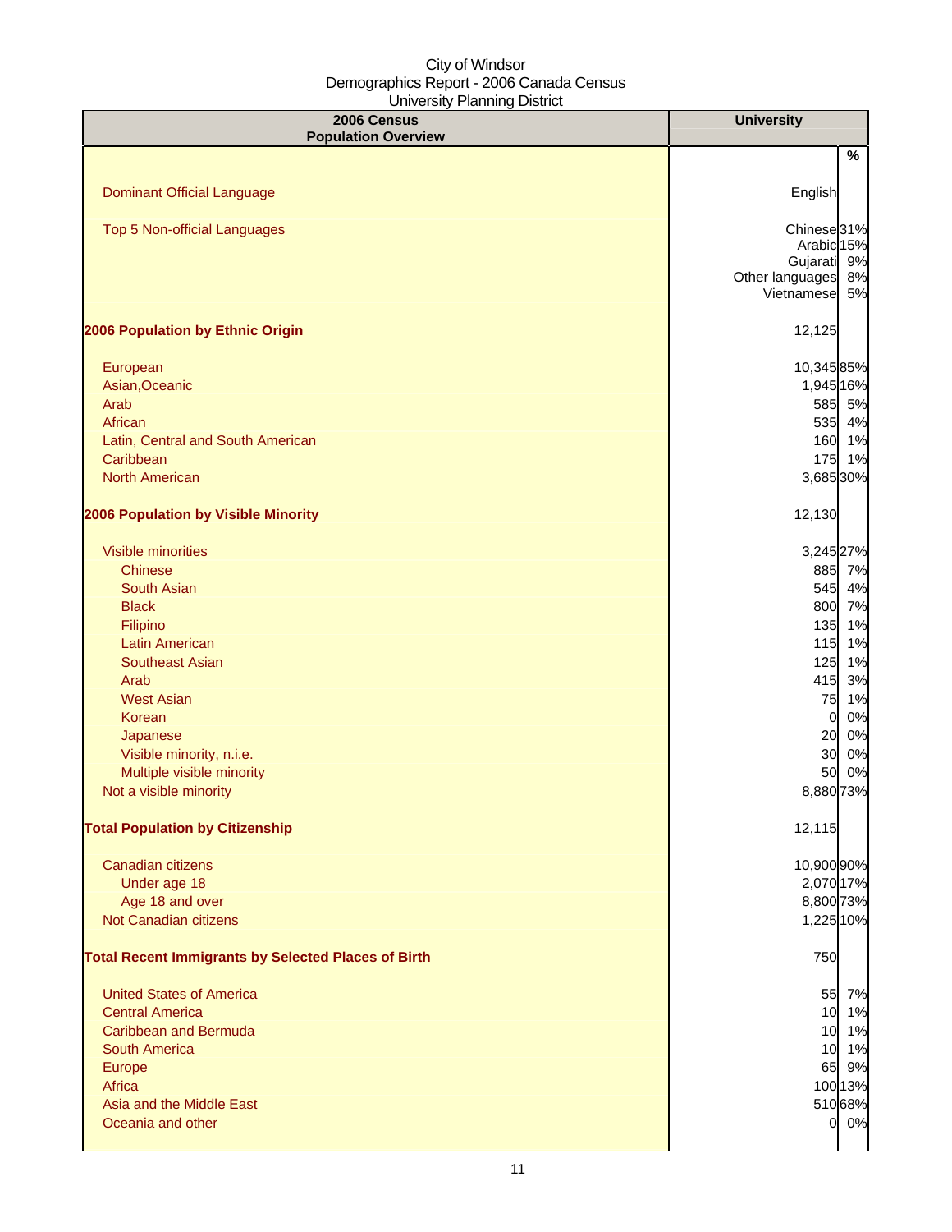City of Windsor
Demographics Report - 2006 Canada Census
University Planning District

| 2006 Census Population Overview | University | % |
|---|---|---|
| Dominant Official Language | English | |
| Top 5 Non-official Languages | Chinese | 31% |
| | Arabic | 15% |
| | Gujarati | 9% |
| | Other languages | 8% |
| | Vietnamese | 5% |
| **2006 Population by Ethnic Origin** | 12,125 | |
| European | 10,345 | 85% |
| Asian,Oceanic | 1,945 | 16% |
| Arab | 585 | 5% |
| African | 535 | 4% |
| Latin, Central and South American | 160 | 1% |
| Caribbean | 175 | 1% |
| North American | 3,685 | 30% |
| **2006 Population by Visible Minority** | 12,130 | |
| Visible minorities | 3,245 | 27% |
| Chinese | 885 | 7% |
| South Asian | 545 | 4% |
| Black | 800 | 7% |
| Filipino | 135 | 1% |
| Latin American | 115 | 1% |
| Southeast Asian | 125 | 1% |
| Arab | 415 | 3% |
| West Asian | 75 | 1% |
| Korean | 0 | 0% |
| Japanese | 20 | 0% |
| Visible minority, n.i.e. | 30 | 0% |
| Multiple visible minority | 50 | 0% |
| Not a visible minority | 8,880 | 73% |
| **Total Population by Citizenship** | 12,115 | |
| Canadian citizens | 10,900 | 90% |
| Under age 18 | 2,070 | 17% |
| Age 18 and over | 8,800 | 73% |
| Not Canadian citizens | 1,225 | 10% |
| **Total Recent Immigrants by Selected Places of Birth** | 750 | |
| United States of America | 55 | 7% |
| Central America | 10 | 1% |
| Caribbean and Bermuda | 10 | 1% |
| South America | 10 | 1% |
| Europe | 65 | 9% |
| Africa | 100 | 13% |
| Asia and the Middle East | 510 | 68% |
| Oceania and other | 0 | 0% |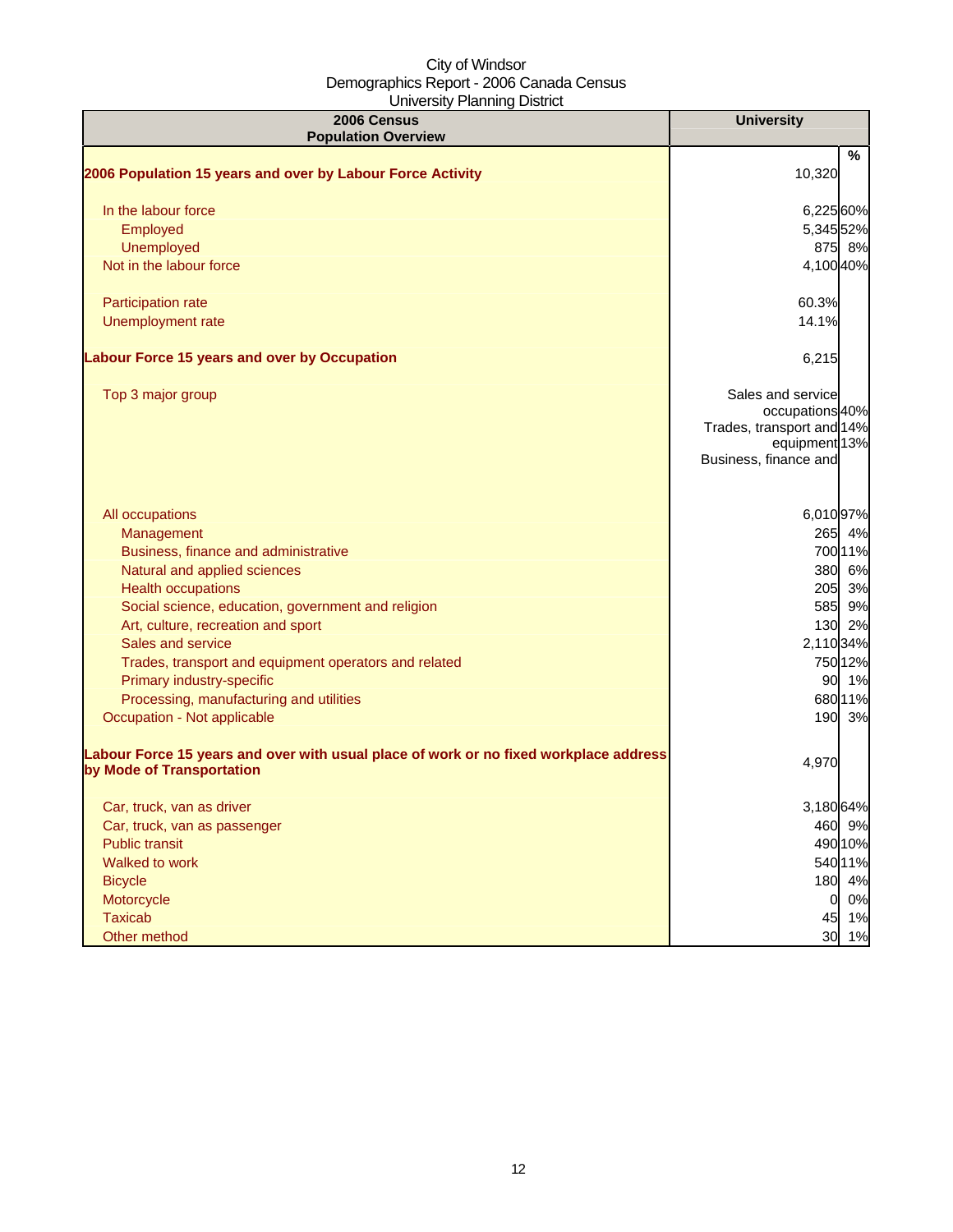City of Windsor
Demographics Report - 2006 Canada Census
University Planning District

| 2006 Census Population Overview | University | % |
|---|---|---|
| **2006 Population 15 years and over by Labour Force Activity** | 10,320 | |
| In the labour force | 6,225 | 60% |
| Employed | 5,345 | 52% |
| Unemployed | 875 | 8% |
| Not in the labour force | 4,100 | 40% |
| Participation rate | 60.3% | |
| Unemployment rate | 14.1% | |
| **Labour Force 15 years and over by Occupation** | 6,215 | |
| Top 3 major group | Sales and service occupations<br>Trades, transport and equipment<br>Business, finance and | 40%<br>14%<br>13% |
| All occupations | 6,010 | 97% |
| Management | 265 | 4% |
| Business, finance and administrative | 700 | 11% |
| Natural and applied sciences | 380 | 6% |
| Health occupations | 205 | 3% |
| Social science, education, government and religion | 585 | 9% |
| Art, culture, recreation and sport | 130 | 2% |
| Sales and service | 2,110 | 34% |
| Trades, transport and equipment operators and related | 750 | 12% |
| Primary industry-specific | 90 | 1% |
| Processing, manufacturing and utilities | 680 | 11% |
| Occupation - Not applicable | 190 | 3% |
| **Labour Force 15 years and over with usual place of work or no fixed workplace address by Mode of Transportation** | 4,970 | |
| Car, truck, van as driver | 3,180 | 64% |
| Car, truck, van as passenger | 460 | 9% |
| Public transit | 490 | 10% |
| Walked to work | 540 | 11% |
| Bicycle | 180 | 4% |
| Motorcycle | 0 | 0% |
| Taxicab | 45 | 1% |
| Other method | 30 | 1% |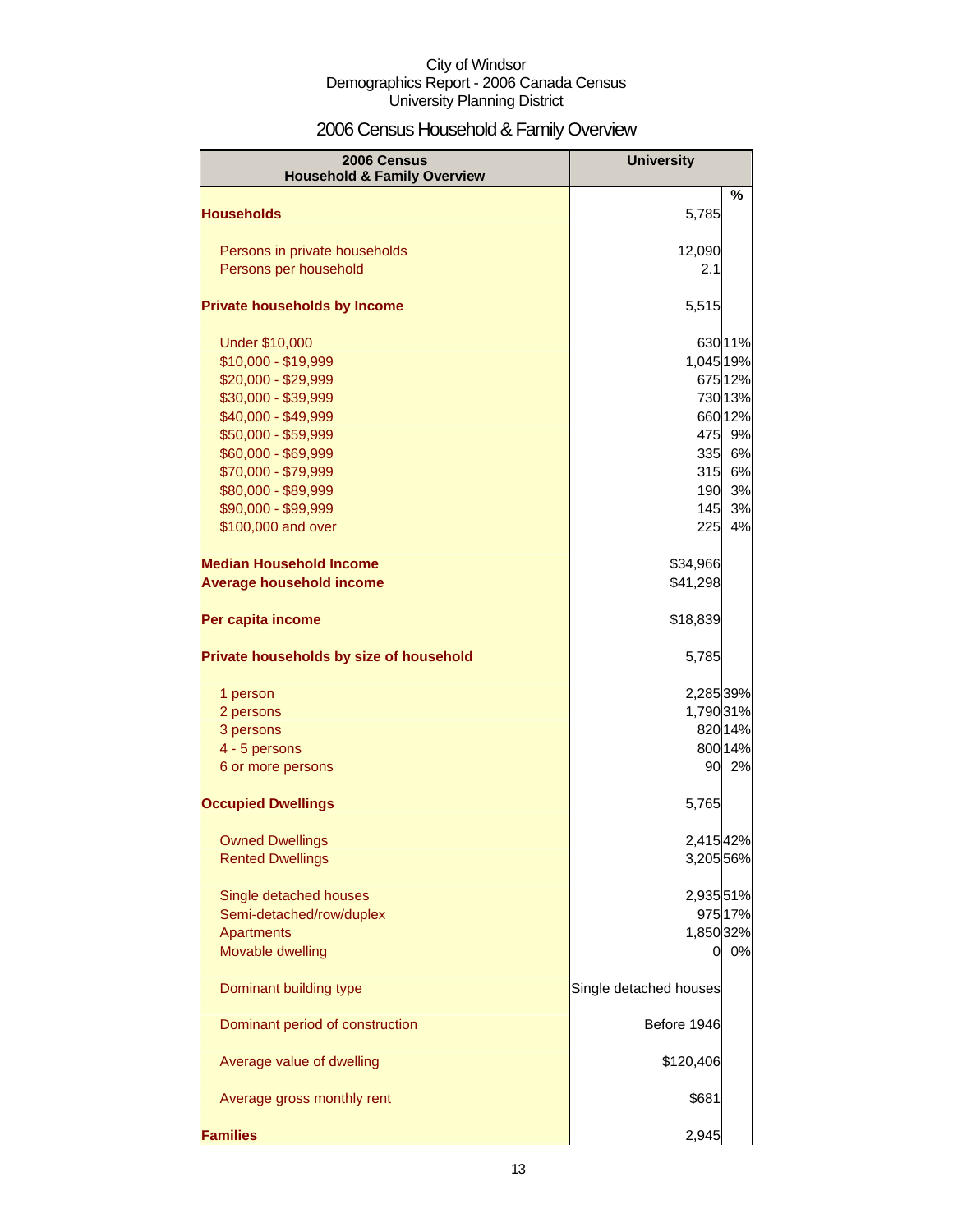City of Windsor
Demographics Report - 2006 Canada Census
University Planning District

# 2006 Census Household & Family Overview

| 2006 Census Household & Family Overview | University | % |
|---|---|---|
| **Households** | 5,785 | |
| Persons in private households | 12,090 | |
| Persons per household | 2.1 | |
| **Private households by Income** | 5,515 | |
| Under $10,000 | 630 | 11% |
| $10,000 - $19,999 | 1,045 | 19% |
| $20,000 - $29,999 | 675 | 12% |
| $30,000 - $39,999 | 730 | 13% |
| $40,000 - $49,999 | 660 | 12% |
| $50,000 - $59,999 | 475 | 9% |
| $60,000 - $69,999 | 335 | 6% |
| $70,000 - $79,999 | 315 | 6% |
| $80,000 - $89,999 | 190 | 3% |
| $90,000 - $99,999 | 145 | 3% |
| $100,000 and over | 225 | 4% |
| **Median Household Income** | $34,966 | |
| **Average household income** | $41,298 | |
| **Per capita income** | $18,839 | |
| **Private households by size of household** | 5,785 | |
| 1 person | 2,285 | 39% |
| 2 persons | 1,790 | 31% |
| 3 persons | 820 | 14% |
| 4 - 5 persons | 800 | 14% |
| 6 or more persons | 90 | 2% |
| **Occupied Dwellings** | 5,765 | |
| Owned Dwellings | 2,415 | 42% |
| Rented Dwellings | 3,205 | 56% |
| Single detached houses | 2,935 | 51% |
| Semi-detached/row/duplex | 975 | 17% |
| Apartments | 1,850 | 32% |
| Movable dwelling | 0 | 0% |
| Dominant building type | Single detached houses | |
| Dominant period of construction | Before 1946 | |
| Average value of dwelling | $120,406 | |
| Average gross monthly rent | $681 | |
| **Families** | 2,945 | |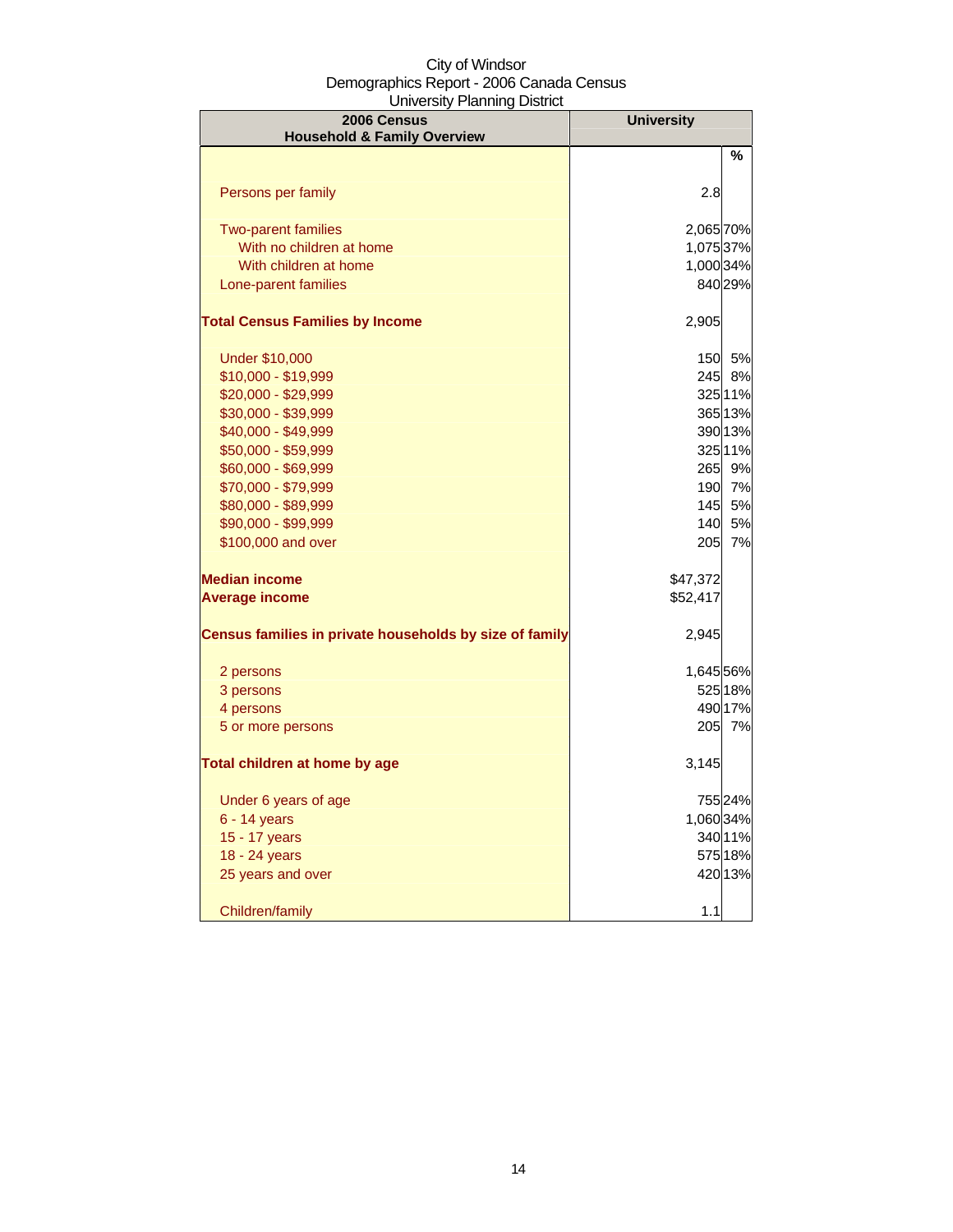City of Windsor
Demographics Report - 2006 Canada Census
University Planning District

| 2006 Census Household & Family Overview | University | |
|---|---|---|
| | | % |
| Persons per family | 2.8 | |
| Two-parent families | 2,065 | 70% |
| With no children at home | 1,075 | 37% |
| With children at home | 1,000 | 34% |
| Lone-parent families | 840 | 29% |
| **Total Census Families by Income** | 2,905 | |
| Under $10,000 | 150 | 5% |
| $10,000 - $19,999 | 245 | 8% |
| $20,000 - $29,999 | 325 | 11% |
| $30,000 - $39,999 | 365 | 13% |
| $40,000 - $49,999 | 390 | 13% |
| $50,000 - $59,999 | 325 | 11% |
| $60,000 - $69,999 | 265 | 9% |
| $70,000 - $79,999 | 190 | 7% |
| $80,000 - $89,999 | 145 | 5% |
| $90,000 - $99,999 | 140 | 5% |
| $100,000 and over | 205 | 7% |
| **Median income** | $47,372 | |
| **Average income** | $52,417 | |
| **Census families in private households by size of family** | 2,945 | |
| 2 persons | 1,645 | 56% |
| 3 persons | 525 | 18% |
| 4 persons | 490 | 17% |
| 5 or more persons | 205 | 7% |
| **Total children at home by age** | 3,145 | |
| Under 6 years of age | 755 | 24% |
| 6 - 14 years | 1,060 | 34% |
| 15 - 17 years | 340 | 11% |
| 18 - 24 years | 575 | 18% |
| 25 years and over | 420 | 13% |
| Children/family | 1.1 | |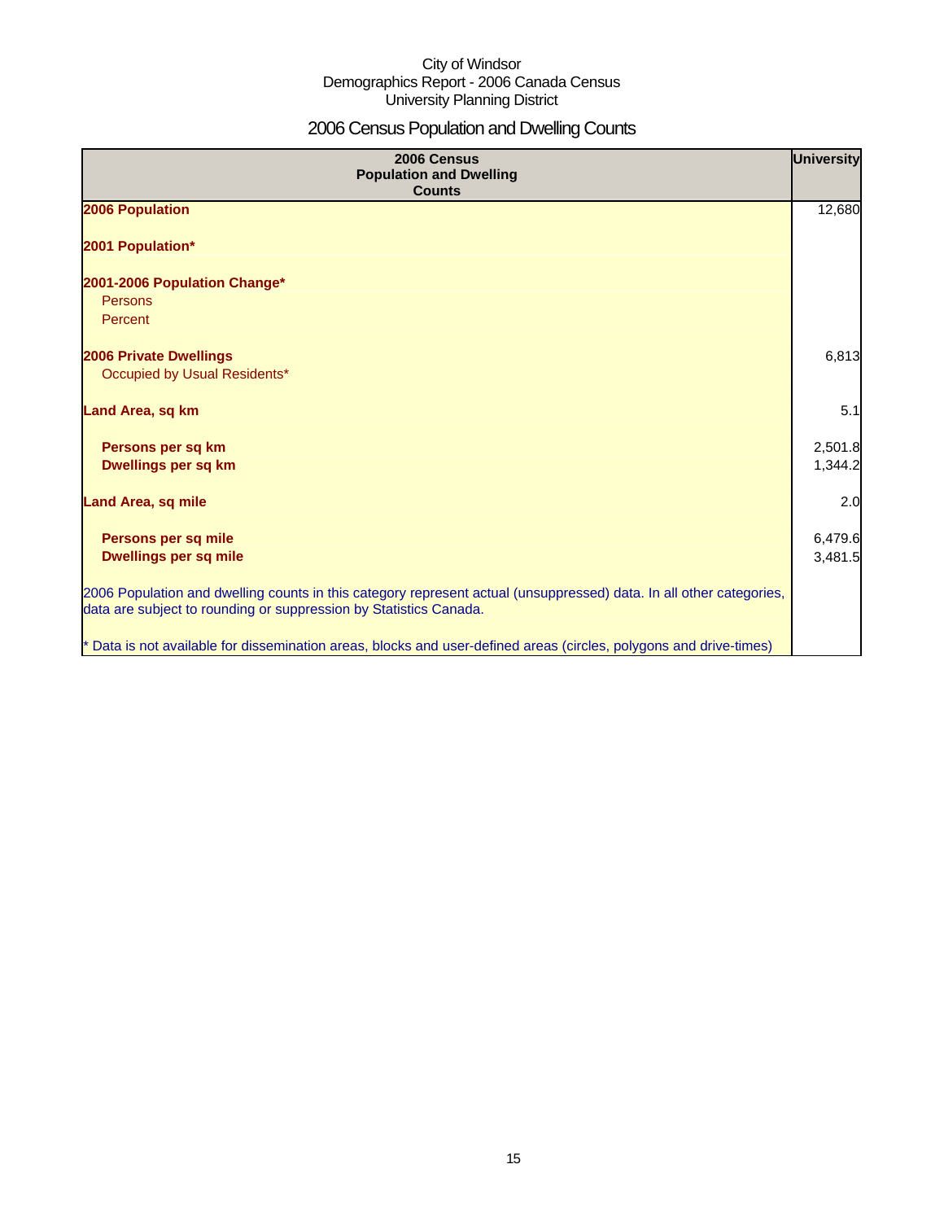City of Windsor
Demographics Report - 2006 Canada Census
University Planning District

# 2006 Census Population and Dwelling Counts

| 2006 Census Population and Dwelling Counts | University |
|---|---|
| **2006 Population** | 12,680 |
| **2001 Population*** | |
| **2001-2006 Population Change*** | |
| Persons | |
| Percent | |
| **2006 Private Dwellings** | 6,813 |
| Occupied by Usual Residents* | |
| **Land Area, sq km** | 5.1 |
| **Persons per sq km** | 2,501.8 |
| **Dwellings per sq km** | 1,344.2 |
| **Land Area, sq mile** | 2.0 |
| **Persons per sq mile** | 6,479.6 |
| **Dwellings per sq mile** | 3,481.5 |

2006 Population and dwelling counts in this category represent actual (unsuppressed) data. In all other categories, data are subject to rounding or suppression by Statistics Canada.

* Data is not available for dissemination areas, blocks and user-defined areas (circles, polygons and drive-times)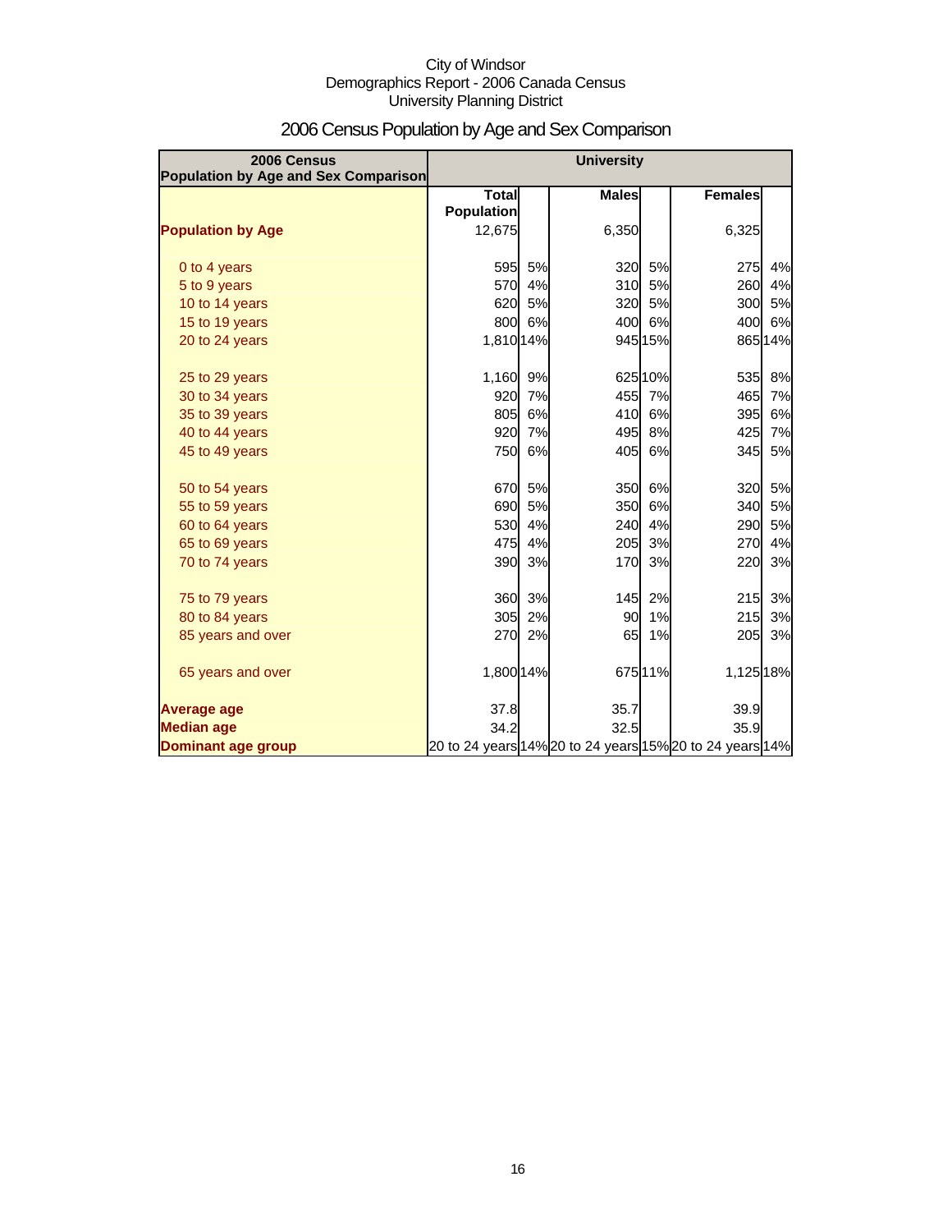City of Windsor
Demographics Report - 2006 Canada Census
University Planning District

# 2006 Census Population by Age and Sex Comparison

| 2006 Census Population by Age and Sex Comparison | University | | | | | |
|---|---|---|---|---|---|---|
| | Total Population | | Males | | Females | |
| **Population by Age** | 12,675 | | 6,350 | | 6,325 | |
| 0 to 4 years | 595 | 5% | 320 | 5% | 275 | 4% |
| 5 to 9 years | 570 | 4% | 310 | 5% | 260 | 4% |
| 10 to 14 years | 620 | 5% | 320 | 5% | 300 | 5% |
| 15 to 19 years | 800 | 6% | 400 | 6% | 400 | 6% |
| 20 to 24 years | 1,810 | 14% | 945 | 15% | 865 | 14% |
| 25 to 29 years | 1,160 | 9% | 625 | 10% | 535 | 8% |
| 30 to 34 years | 920 | 7% | 455 | 7% | 465 | 7% |
| 35 to 39 years | 805 | 6% | 410 | 6% | 395 | 6% |
| 40 to 44 years | 920 | 7% | 495 | 8% | 425 | 7% |
| 45 to 49 years | 750 | 6% | 405 | 6% | 345 | 5% |
| 50 to 54 years | 670 | 5% | 350 | 6% | 320 | 5% |
| 55 to 59 years | 690 | 5% | 350 | 6% | 340 | 5% |
| 60 to 64 years | 530 | 4% | 240 | 4% | 290 | 5% |
| 65 to 69 years | 475 | 4% | 205 | 3% | 270 | 4% |
| 70 to 74 years | 390 | 3% | 170 | 3% | 220 | 3% |
| 75 to 79 years | 360 | 3% | 145 | 2% | 215 | 3% |
| 80 to 84 years | 305 | 2% | 90 | 1% | 215 | 3% |
| 85 years and over | 270 | 2% | 65 | 1% | 205 | 3% |
| 65 years and over | 1,800 | 14% | 675 | 11% | 1,125 | 18% |
| **Average age** | 37.8 | | 35.7 | | 39.9 | |
| **Median age** | 34.2 | | 32.5 | | 35.9 | |
| **Dominant age group** | 20 to 24 years | 14% | 20 to 24 years | 15% | 20 to 24 years | 14% |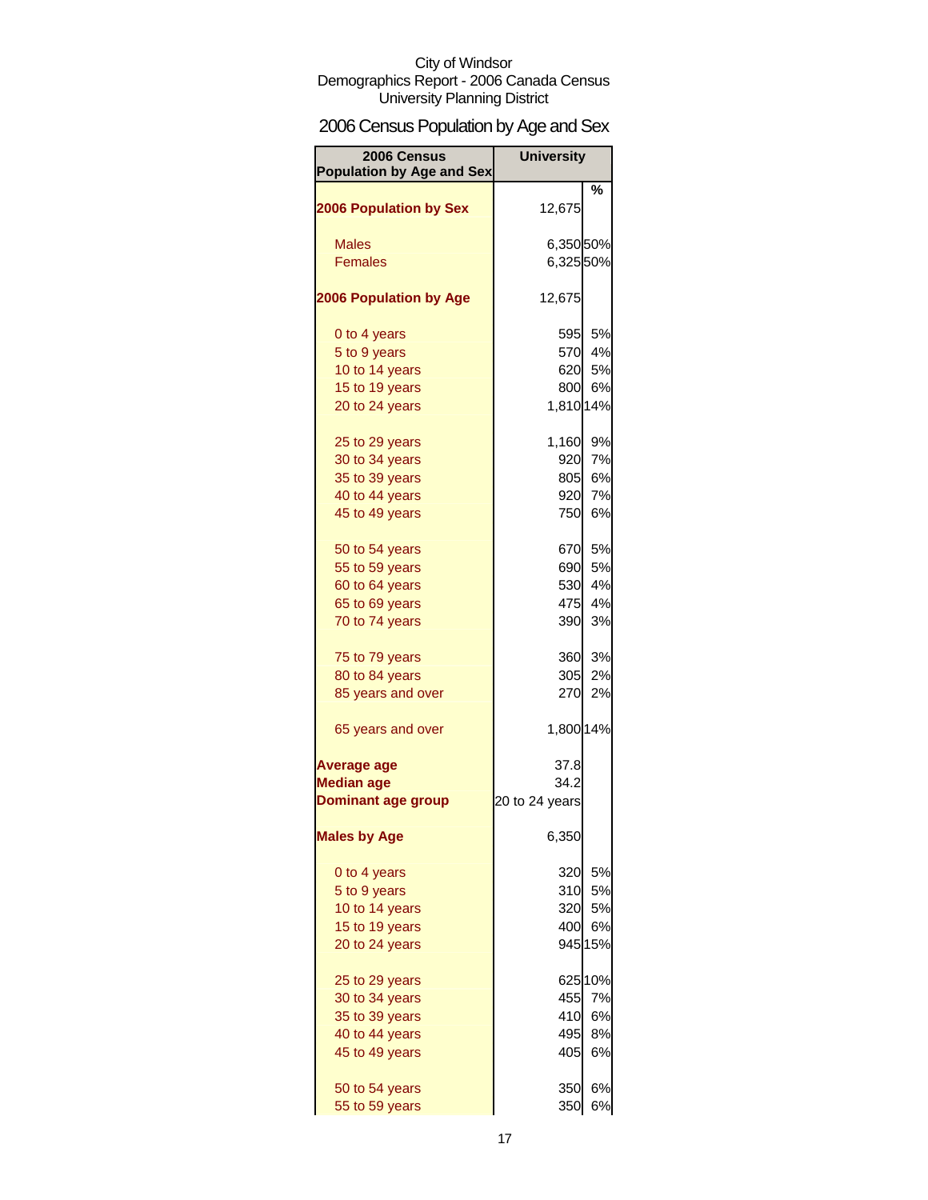City of Windsor
Demographics Report - 2006 Canada Census
University Planning District

## 2006 Census Population by Age and Sex

| 2006 Census Population by Age and Sex | University | % |
|---|---|---|
| **2006 Population by Sex** | 12,675 | |
| Males | 6,350 | 50% |
| Females | 6,325 | 50% |
| **2006 Population by Age** | 12,675 | |
| 0 to 4 years | 595 | 5% |
| 5 to 9 years | 570 | 4% |
| 10 to 14 years | 620 | 5% |
| 15 to 19 years | 800 | 6% |
| 20 to 24 years | 1,810 | 14% |
| 25 to 29 years | 1,160 | 9% |
| 30 to 34 years | 920 | 7% |
| 35 to 39 years | 805 | 6% |
| 40 to 44 years | 920 | 7% |
| 45 to 49 years | 750 | 6% |
| 50 to 54 years | 670 | 5% |
| 55 to 59 years | 690 | 5% |
| 60 to 64 years | 530 | 4% |
| 65 to 69 years | 475 | 4% |
| 70 to 74 years | 390 | 3% |
| 75 to 79 years | 360 | 3% |
| 80 to 84 years | 305 | 2% |
| 85 years and over | 270 | 2% |
| 65 years and over | 1,800 | 14% |
| **Average age** | 37.8 | |
| **Median age** | 34.2 | |
| **Dominant age group** | 20 to 24 years | |
| **Males by Age** | 6,350 | |
| 0 to 4 years | 320 | 5% |
| 5 to 9 years | 310 | 5% |
| 10 to 14 years | 320 | 5% |
| 15 to 19 years | 400 | 6% |
| 20 to 24 years | 945 | 15% |
| 25 to 29 years | 625 | 10% |
| 30 to 34 years | 455 | 7% |
| 35 to 39 years | 410 | 6% |
| 40 to 44 years | 495 | 8% |
| 45 to 49 years | 405 | 6% |
| 50 to 54 years | 350 | 6% |
| 55 to 59 years | 350 | 6% |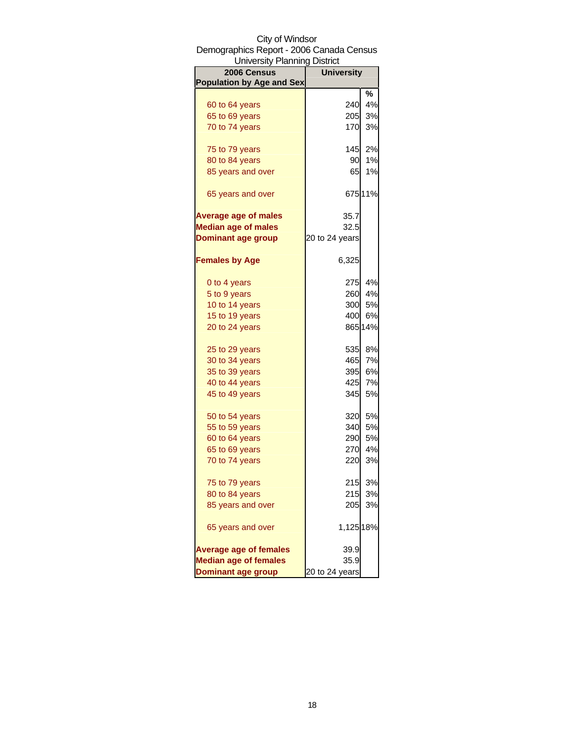City of Windsor
Demographics Report - 2006 Canada Census
University Planning District

| 2006 Census Population by Age and Sex | University | |
|---|---|---|
| | | % |
| 60 to 64 years | 240 | 4% |
| 65 to 69 years | 205 | 3% |
| 70 to 74 years | 170 | 3% |
| 75 to 79 years | 145 | 2% |
| 80 to 84 years | 90 | 1% |
| 85 years and over | 65 | 1% |
| 65 years and over | 675 | 11% |
| **Average age of males** | 35.7 | |
| **Median age of males** | 32.5 | |
| **Dominant age group** | 20 to 24 years | |
| **Females by Age** | 6,325 | |
| 0 to 4 years | 275 | 4% |
| 5 to 9 years | 260 | 4% |
| 10 to 14 years | 300 | 5% |
| 15 to 19 years | 400 | 6% |
| 20 to 24 years | 865 | 14% |
| 25 to 29 years | 535 | 8% |
| 30 to 34 years | 465 | 7% |
| 35 to 39 years | 395 | 6% |
| 40 to 44 years | 425 | 7% |
| 45 to 49 years | 345 | 5% |
| 50 to 54 years | 320 | 5% |
| 55 to 59 years | 340 | 5% |
| 60 to 64 years | 290 | 5% |
| 65 to 69 years | 270 | 4% |
| 70 to 74 years | 220 | 3% |
| 75 to 79 years | 215 | 3% |
| 80 to 84 years | 215 | 3% |
| 85 years and over | 205 | 3% |
| 65 years and over | 1,125 | 18% |
| **Average age of females** | 39.9 | |
| **Median age of females** | 35.9 | |
| **Dominant age group** | 20 to 24 years | |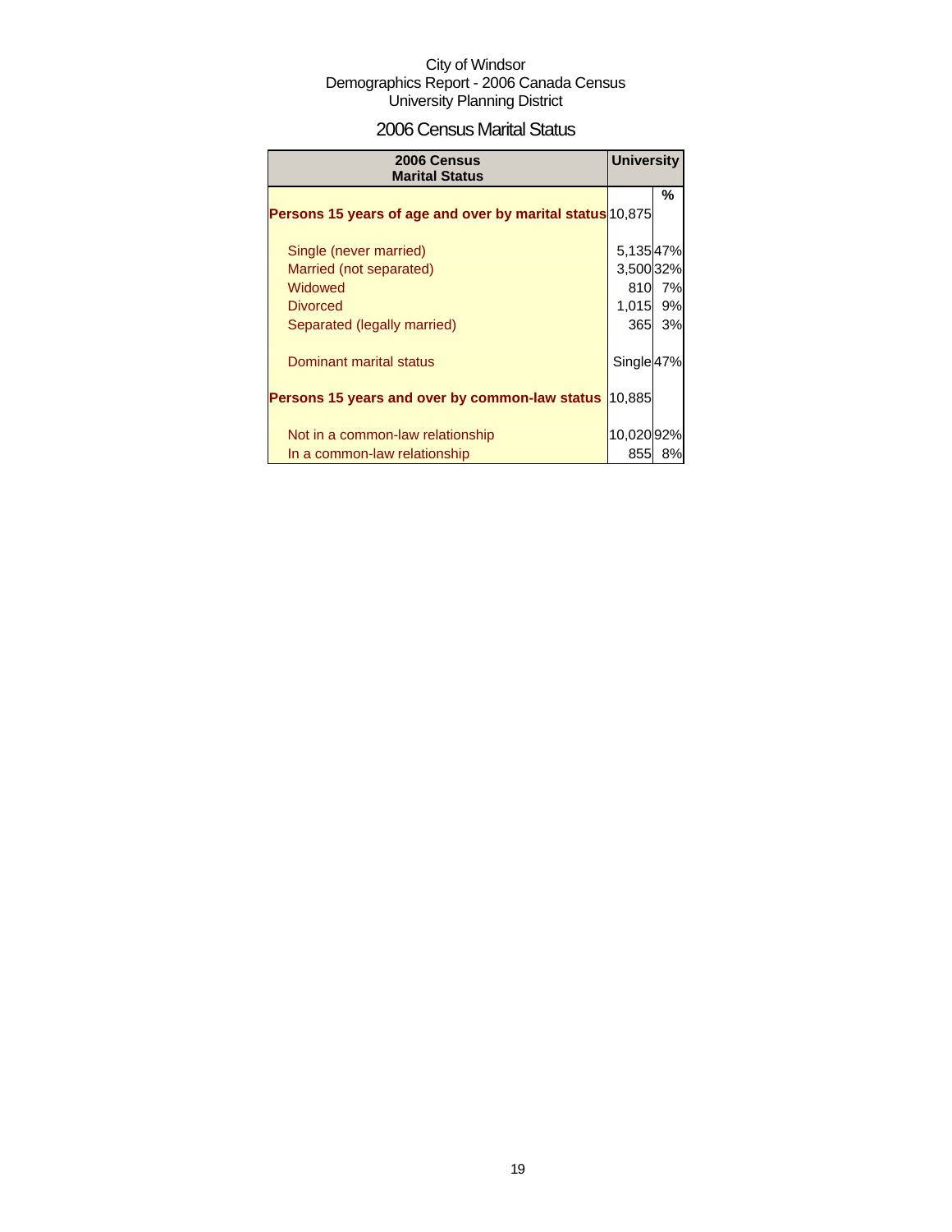City of Windsor
Demographics Report - 2006 Canada Census
University Planning District

## 2006 Census Marital Status

| 2006 Census Marital Status | University | |
|---|---|---|
| | | % |
| **Persons 15 years of age and over by marital status** | 10,875 | |
| Single (never married) | 5,135 | 47% |
| Married (not separated) | 3,500 | 32% |
| Widowed | 810 | 7% |
| Divorced | 1,015 | 9% |
| Separated (legally married) | 365 | 3% |
| Dominant marital status | Single | 47% |
| **Persons 15 years and over by common-law status** | 10,885 | |
| Not in a common-law relationship | 10,020 | 92% |
| In a common-law relationship | 855 | 8% |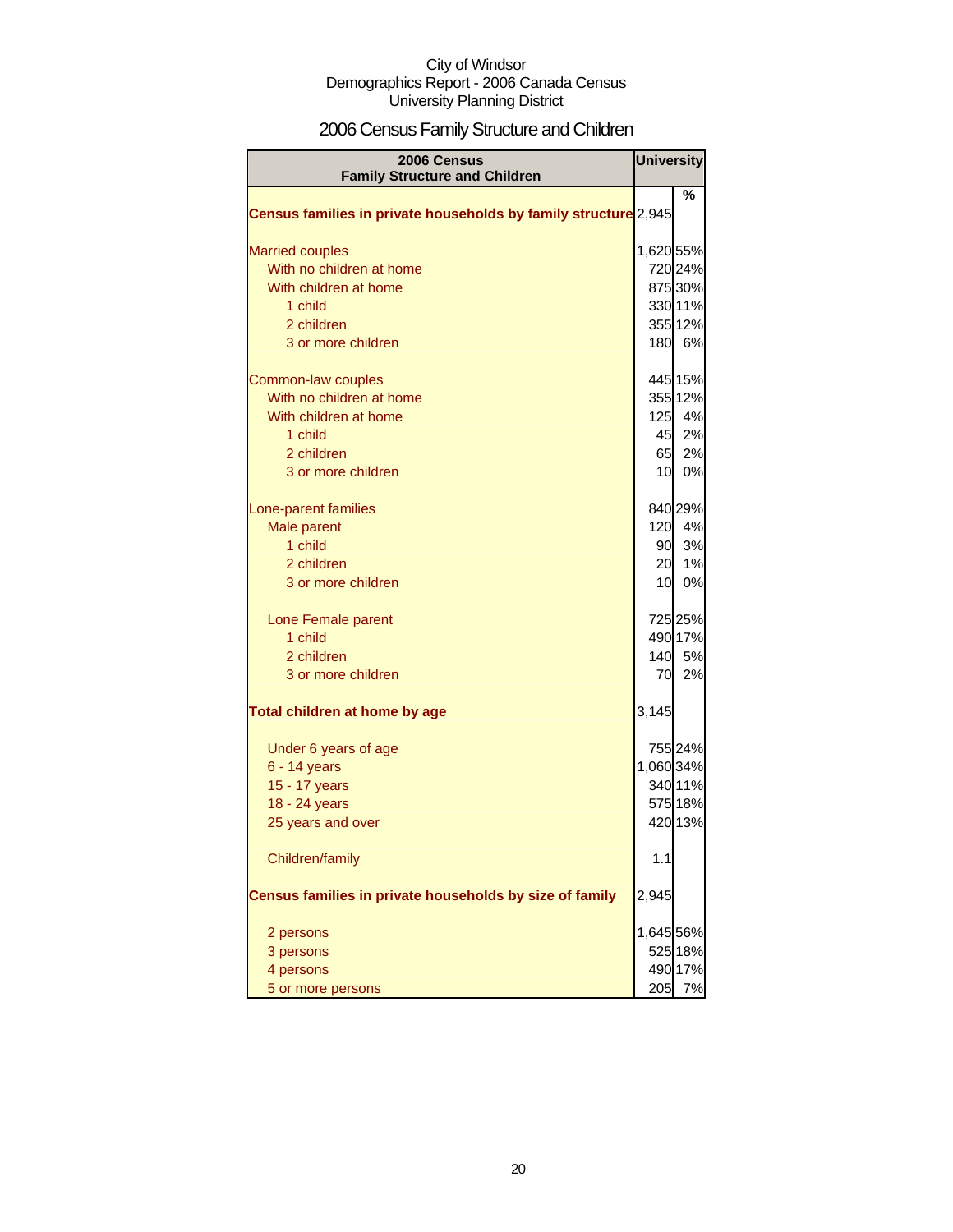City of Windsor
Demographics Report - 2006 Canada Census
University Planning District

# 2006 Census Family Structure and Children

| 2006 Census Family Structure and Children | University | |
|---|---|---|
| | | % |
| **Census families in private households by family structure** | 2,945 | |
| Married couples | 1,620 | 55% |
| With no children at home | 720 | 24% |
| With children at home | 875 | 30% |
| 1 child | 330 | 11% |
| 2 children | 355 | 12% |
| 3 or more children | 180 | 6% |
| Common-law couples | 445 | 15% |
| With no children at home | 355 | 12% |
| With children at home | 125 | 4% |
| 1 child | 45 | 2% |
| 2 children | 65 | 2% |
| 3 or more children | 10 | 0% |
| Lone-parent families | 840 | 29% |
| Male parent | 120 | 4% |
| 1 child | 90 | 3% |
| 2 children | 20 | 1% |
| 3 or more children | 10 | 0% |
| Lone Female parent | 725 | 25% |
| 1 child | 490 | 17% |
| 2 children | 140 | 5% |
| 3 or more children | 70 | 2% |
| **Total children at home by age** | 3,145 | |
| Under 6 years of age | 755 | 24% |
| 6 - 14 years | 1,060 | 34% |
| 15 - 17 years | 340 | 11% |
| 18 - 24 years | 575 | 18% |
| 25 years and over | 420 | 13% |
| Children/family | 1.1 | |
| **Census families in private households by size of family** | 2,945 | |
| 2 persons | 1,645 | 56% |
| 3 persons | 525 | 18% |
| 4 persons | 490 | 17% |
| 5 or more persons | 205 | 7% |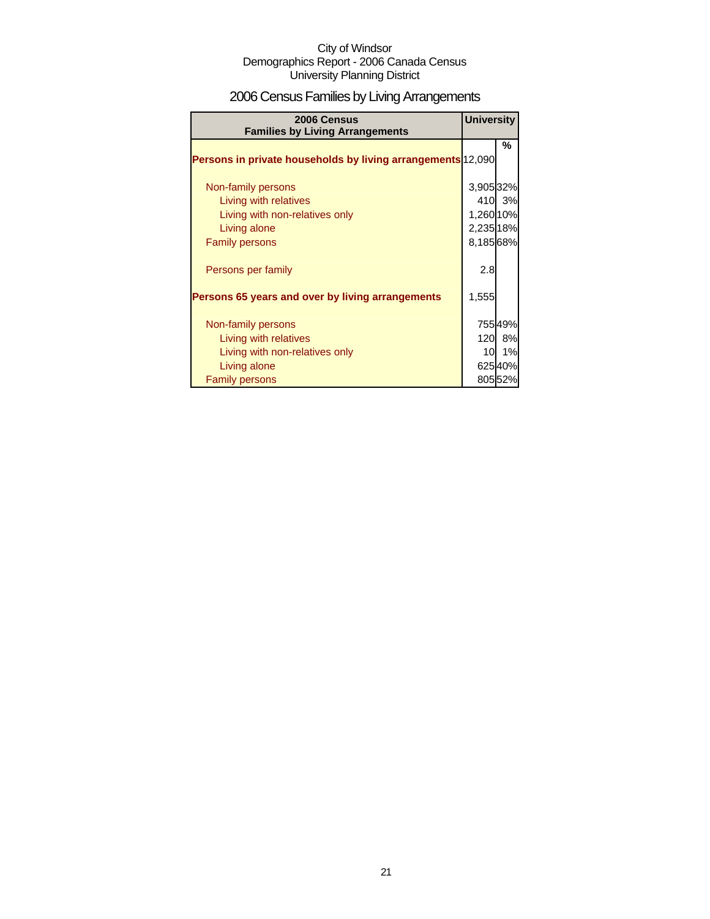City of Windsor
Demographics Report - 2006 Canada Census
University Planning District

# 2006 Census Families by Living Arrangements

| 2006 Census Families by Living Arrangements | University | |
|---|---|---|
| | | % |
| **Persons in private households by living arrangements** | 12,090 | |
| Non-family persons | 3,905 | 32% |
| Living with relatives | 410 | 3% |
| Living with non-relatives only | 1,260 | 10% |
| Living alone | 2,235 | 18% |
| Family persons | 8,185 | 68% |
| Persons per family | 2.8 | |
| **Persons 65 years and over by living arrangements** | 1,555 | |
| Non-family persons | 755 | 49% |
| Living with relatives | 120 | 8% |
| Living with non-relatives only | 10 | 1% |
| Living alone | 625 | 40% |
| Family persons | 805 | 52% |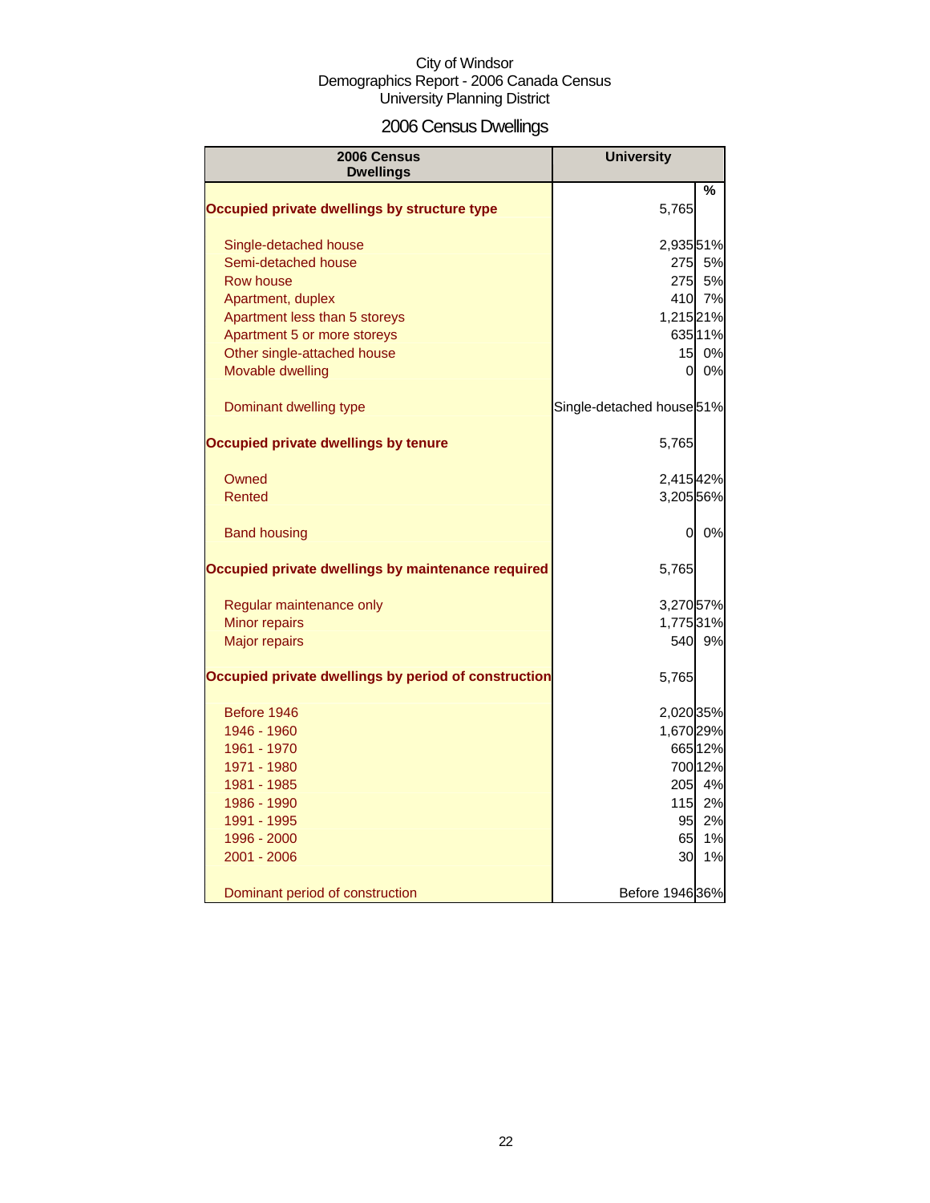City of Windsor
Demographics Report - 2006 Canada Census
University Planning District

# 2006 Census Dwellings

| 2006 Census Dwellings | University | % |
|---|---|---|
| **Occupied private dwellings by structure type** | 5,765 | |
| Single-detached house | 2,935 | 51% |
| Semi-detached house | 275 | 5% |
| Row house | 275 | 5% |
| Apartment, duplex | 410 | 7% |
| Apartment less than 5 storeys | 1,215 | 21% |
| Apartment 5 or more storeys | 635 | 11% |
| Other single-attached house | 15 | 0% |
| Movable dwelling | 0 | 0% |
| Dominant dwelling type | Single-detached house | 51% |
| **Occupied private dwellings by tenure** | 5,765 | |
| Owned | 2,415 | 42% |
| Rented | 3,205 | 56% |
| Band housing | 0 | 0% |
| **Occupied private dwellings by maintenance required** | 5,765 | |
| Regular maintenance only | 3,270 | 57% |
| Minor repairs | 1,775 | 31% |
| Major repairs | 540 | 9% |
| **Occupied private dwellings by period of construction** | 5,765 | |
| Before 1946 | 2,020 | 35% |
| 1946 - 1960 | 1,670 | 29% |
| 1961 - 1970 | 665 | 12% |
| 1971 - 1980 | 700 | 12% |
| 1981 - 1985 | 205 | 4% |
| 1986 - 1990 | 115 | 2% |
| 1991 - 1995 | 95 | 2% |
| 1996 - 2000 | 65 | 1% |
| 2001 - 2006 | 30 | 1% |
| Dominant period of construction | Before 1946 | 36% |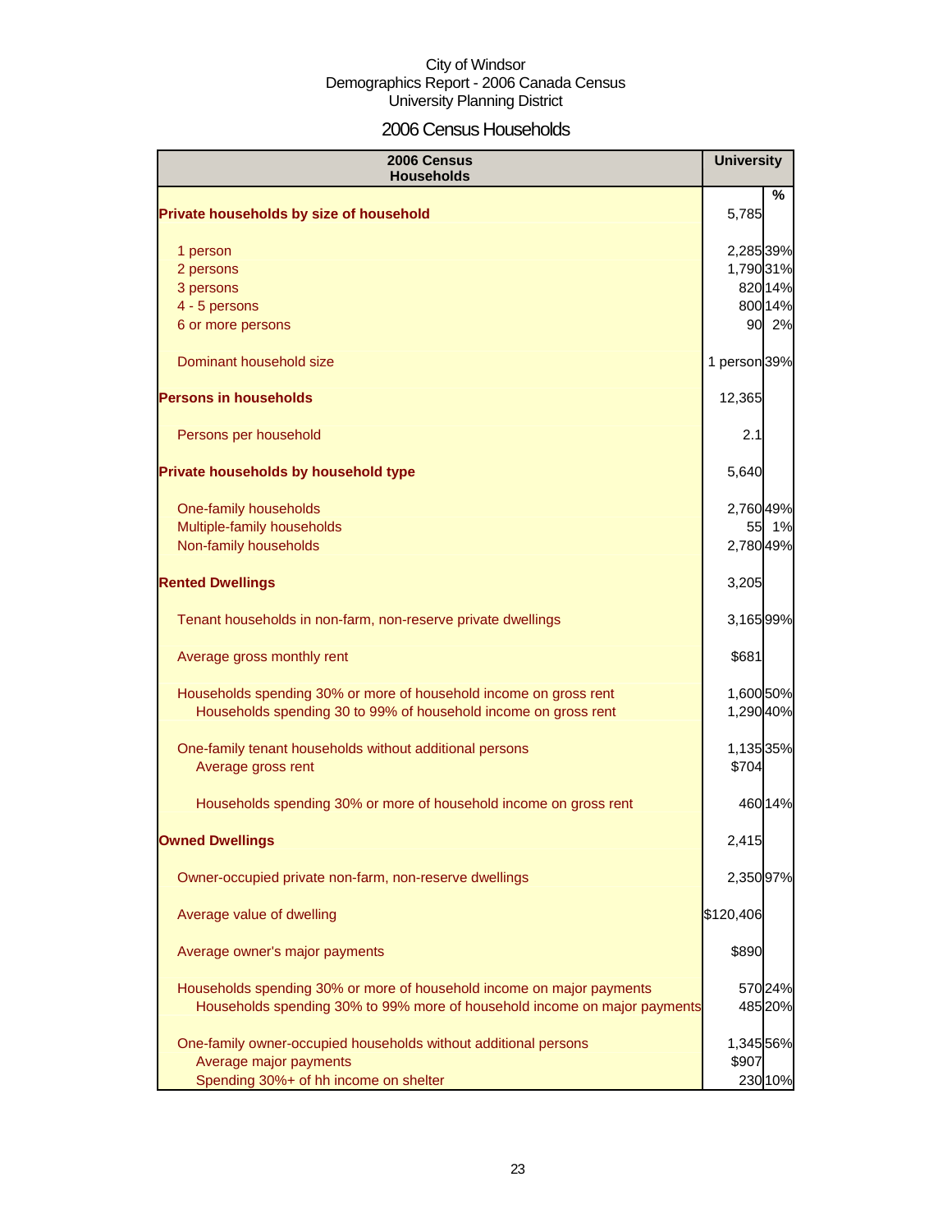City of Windsor
Demographics Report - 2006 Canada Census
University Planning District

# 2006 Census Households

| 2006 Census Households | University | % |
|---|---|---|
| **Private households by size of household** | 5,785 | |
| 1 person | 2,285 | 39% |
| 2 persons | 1,790 | 31% |
| 3 persons | 820 | 14% |
| 4 - 5 persons | 800 | 14% |
| 6 or more persons | 90 | 2% |
| Dominant household size | 1 person | 39% |
| **Persons in households** | 12,365 | |
| Persons per household | 2.1 | |
| **Private households by household type** | 5,640 | |
| One-family households | 2,760 | 49% |
| Multiple-family households | 55 | 1% |
| Non-family households | 2,780 | 49% |
| **Rented Dwellings** | 3,205 | |
| Tenant households in non-farm, non-reserve private dwellings | 3,165 | 99% |
| Average gross monthly rent | $681 | |
| Households spending 30% or more of household income on gross rent | 1,600 | 50% |
| Households spending 30 to 99% of household income on gross rent | 1,290 | 40% |
| One-family tenant households without additional persons | 1,135 | 35% |
| Average gross rent | $704 | |
| Households spending 30% or more of household income on gross rent | 460 | 14% |
| **Owned Dwellings** | 2,415 | |
| Owner-occupied private non-farm, non-reserve dwellings | 2,350 | 97% |
| Average value of dwelling | $120,406 | |
| Average owner's major payments | $890 | |
| Households spending 30% or more of household income on major payments | 570 | 24% |
| Households spending 30% to 99% more of household income on major payments | 485 | 20% |
| One-family owner-occupied households without additional persons | 1,345 | 56% |
| Average major payments | $907 | |
| Spending 30%+ of hh income on shelter | 230 | 10% |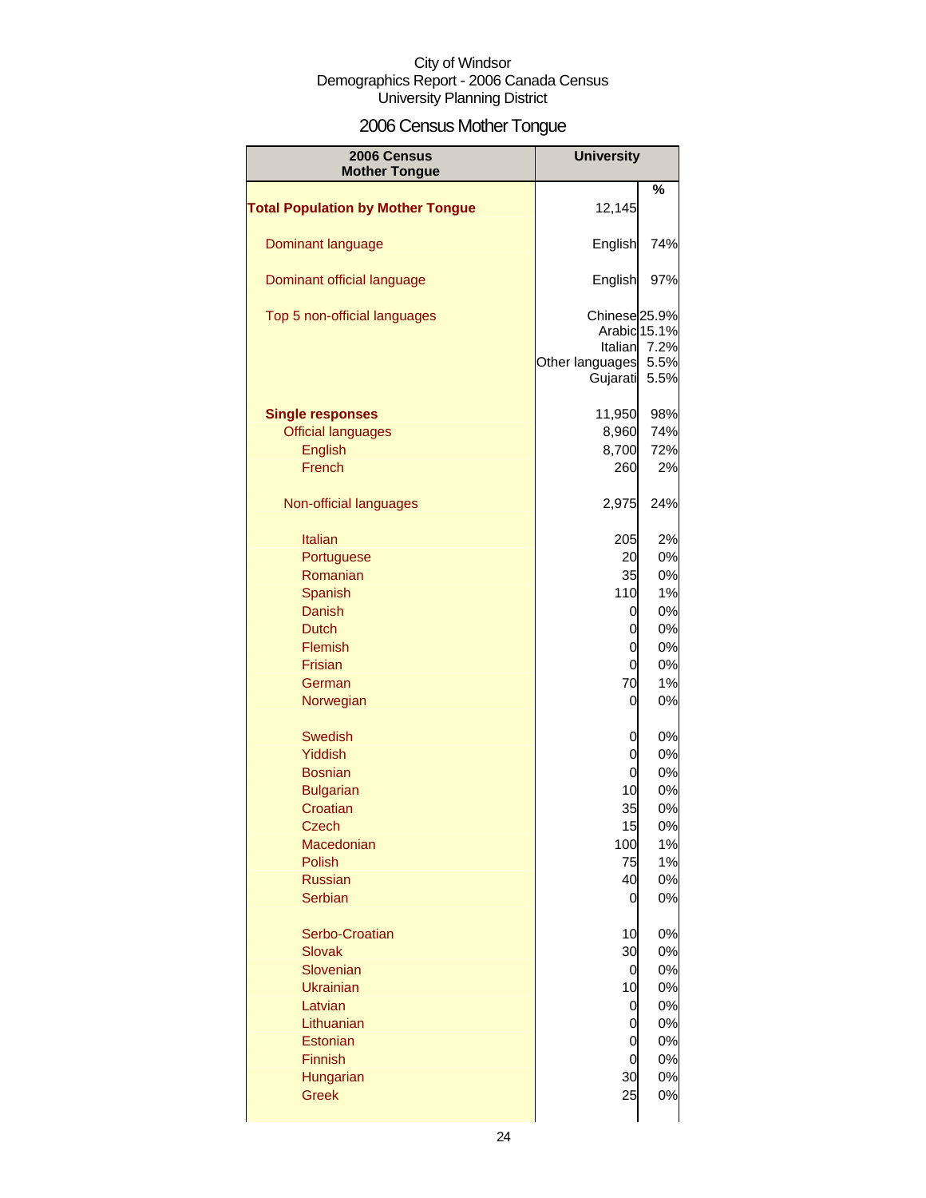City of Windsor
Demographics Report - 2006 Canada Census
University Planning District

# 2006 Census Mother Tongue

| 2006 Census Mother Tongue | University | |
|---|---|---|
| | | % |
| **Total Population by Mother Tongue** | 12,145 | |
| Dominant language | English | 74% |
| Dominant official language | English | 97% |
| Top 5 non-official languages | Chinese | 25.9% |
| | Arabic | 15.1% |
| | Italian | 7.2% |
| | Other languages | 5.5% |
| | Gujarati | 5.5% |
| **Single responses** | 11,950 | 98% |
| Official languages | 8,960 | 74% |
| English | 8,700 | 72% |
| French | 260 | 2% |
| Non-official languages | 2,975 | 24% |
| Italian | 205 | 2% |
| Portuguese | 20 | 0% |
| Romanian | 35 | 0% |
| Spanish | 110 | 1% |
| Danish | 0 | 0% |
| Dutch | 0 | 0% |
| Flemish | 0 | 0% |
| Frisian | 0 | 0% |
| German | 70 | 1% |
| Norwegian | 0 | 0% |
| Swedish | 0 | 0% |
| Yiddish | 0 | 0% |
| Bosnian | 0 | 0% |
| Bulgarian | 10 | 0% |
| Croatian | 35 | 0% |
| Czech | 15 | 0% |
| Macedonian | 100 | 1% |
| Polish | 75 | 1% |
| Russian | 40 | 0% |
| Serbian | 0 | 0% |
| Serbo-Croatian | 10 | 0% |
| Slovak | 30 | 0% |
| Slovenian | 0 | 0% |
| Ukrainian | 10 | 0% |
| Latvian | 0 | 0% |
| Lithuanian | 0 | 0% |
| Estonian | 0 | 0% |
| Finnish | 0 | 0% |
| Hungarian | 30 | 0% |
| Greek | 25 | 0% |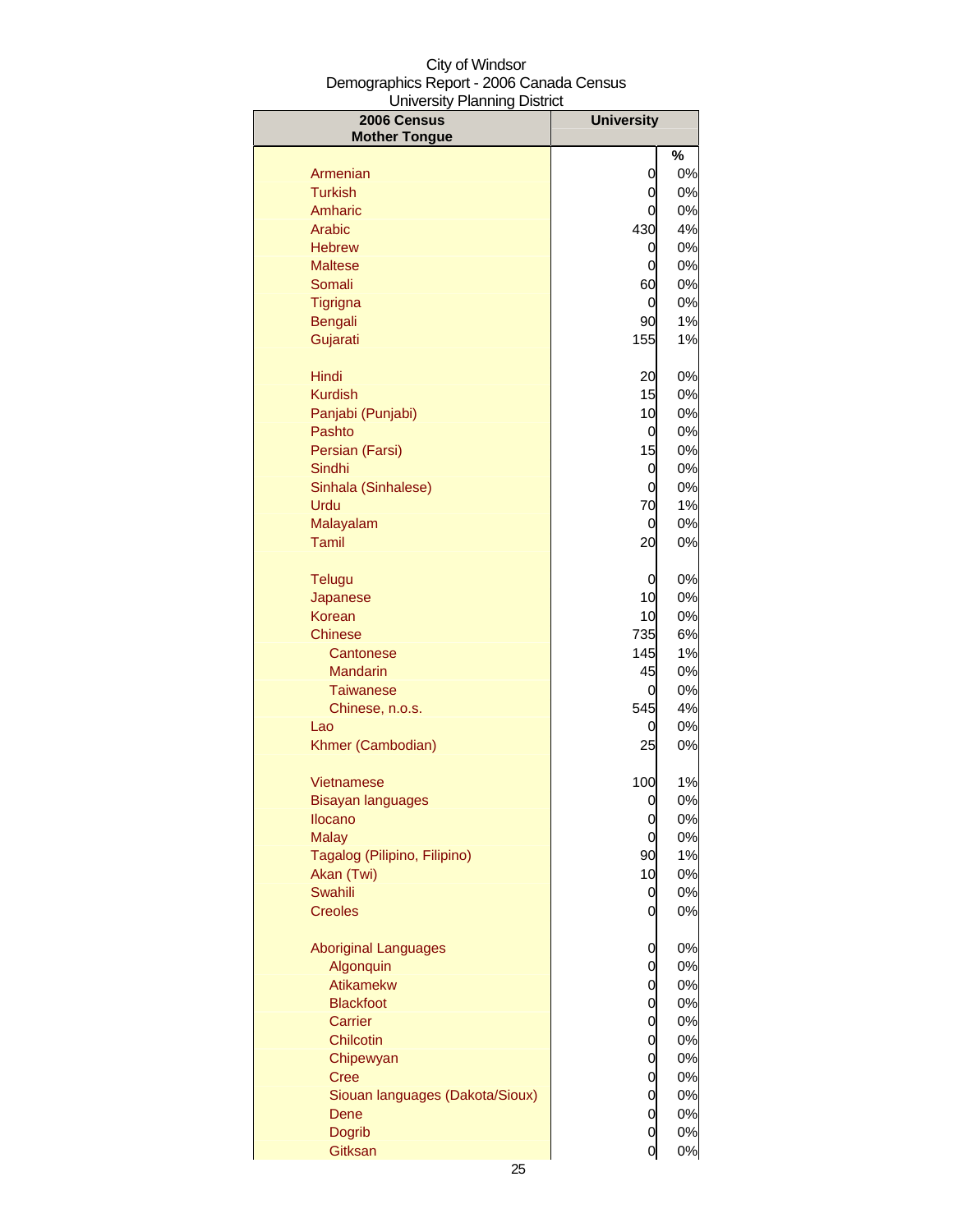City of Windsor
Demographics Report - 2006 Canada Census
University Planning District

| 2006 Census Mother Tongue | University | % |
|---|---|---|
| Armenian | 0 | 0% |
| Turkish | 0 | 0% |
| Amharic | 0 | 0% |
| Arabic | 430 | 4% |
| Hebrew | 0 | 0% |
| Maltese | 0 | 0% |
| Somali | 60 | 0% |
| Tigrigna | 0 | 0% |
| Bengali | 90 | 1% |
| Gujarati | 155 | 1% |
| Hindi | 20 | 0% |
| Kurdish | 15 | 0% |
| Panjabi (Punjabi) | 10 | 0% |
| Pashto | 0 | 0% |
| Persian (Farsi) | 15 | 0% |
| Sindhi | 0 | 0% |
| Sinhala (Sinhalese) | 0 | 0% |
| Urdu | 70 | 1% |
| Malayalam | 0 | 0% |
| Tamil | 20 | 0% |
| Telugu | 0 | 0% |
| Japanese | 10 | 0% |
| Korean | 10 | 0% |
| Chinese | 735 | 6% |
| Cantonese | 145 | 1% |
| Mandarin | 45 | 0% |
| Taiwanese | 0 | 0% |
| Chinese, n.o.s. | 545 | 4% |
| Lao | 0 | 0% |
| Khmer (Cambodian) | 25 | 0% |
| Vietnamese | 100 | 1% |
| Bisayan languages | 0 | 0% |
| Ilocano | 0 | 0% |
| Malay | 0 | 0% |
| Tagalog (Pilipino, Filipino) | 90 | 1% |
| Akan (Twi) | 10 | 0% |
| Swahili | 0 | 0% |
| Creoles | 0 | 0% |
| Aboriginal Languages | 0 | 0% |
| Algonquin | 0 | 0% |
| Atikamekw | 0 | 0% |
| Blackfoot | 0 | 0% |
| Carrier | 0 | 0% |
| Chilcotin | 0 | 0% |
| Chipewyan | 0 | 0% |
| Cree | 0 | 0% |
| Siouan languages (Dakota/Sioux) | 0 | 0% |
| Dene | 0 | 0% |
| Dogrib | 0 | 0% |
| Gitksan | 0 | 0% |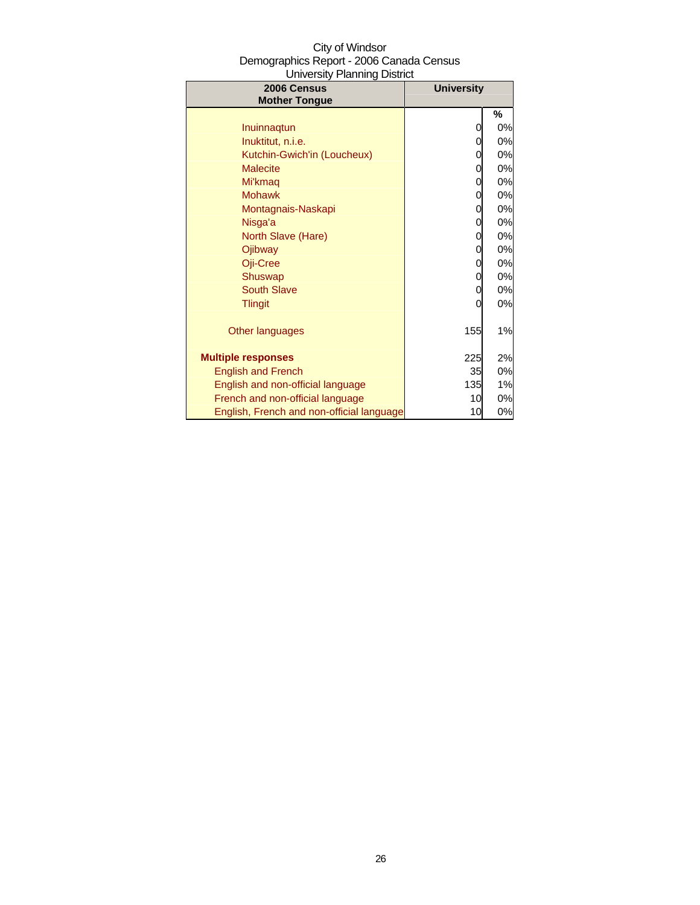City of Windsor
Demographics Report - 2006 Canada Census
University Planning District

| 2006 Census Mother Tongue | University | |
|---|---|---|
| | | % |
| Inuinnaqtun | 0 | 0% |
| Inuktitut, n.i.e. | 0 | 0% |
| Kutchin-Gwich'in (Loucheux) | 0 | 0% |
| Malecite | 0 | 0% |
| Mi'kmaq | 0 | 0% |
| Mohawk | 0 | 0% |
| Montagnais-Naskapi | 0 | 0% |
| Nisga'a | 0 | 0% |
| North Slave (Hare) | 0 | 0% |
| Ojibway | 0 | 0% |
| Oji-Cree | 0 | 0% |
| Shuswap | 0 | 0% |
| South Slave | 0 | 0% |
| Tlingit | 0 | 0% |
| Other languages | 155 | 1% |
| **Multiple responses** | 225 | 2% |
| English and French | 35 | 0% |
| English and non-official language | 135 | 1% |
| French and non-official language | 10 | 0% |
| English, French and non-official language | 10 | 0% |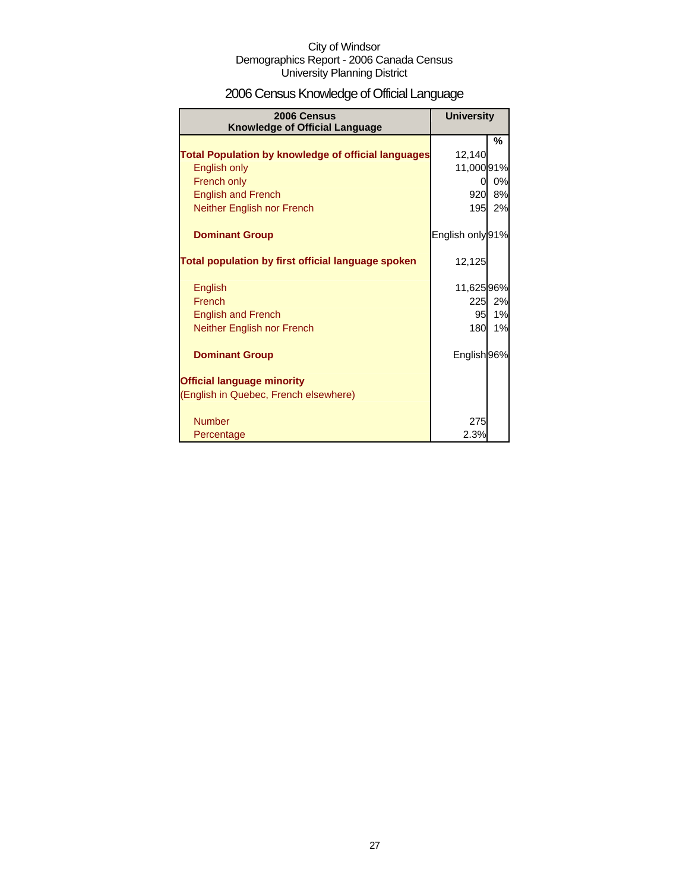City of Windsor
Demographics Report - 2006 Canada Census
University Planning District

# 2006 Census Knowledge of Official Language

| 2006 Census<br>Knowledge of Official Language | University | |
|---|---|---|
| | | % |
| **Total Population by knowledge of official languages** | 12,140 | |
| English only | 11,000 | 91% |
| French only | 0 | 0% |
| English and French | 920 | 8% |
| Neither English nor French | 195 | 2% |
| | | |
| **Dominant Group** | English only | 91% |
| | | |
| **Total population by first official language spoken** | 12,125 | |
| | | |
| English | 11,625 | 96% |
| French | 225 | 2% |
| English and French | 95 | 1% |
| Neither English nor French | 180 | 1% |
| | | |
| **Dominant Group** | English | 96% |
| | | |
| **Official language minority** | | |
| (English in Quebec, French elsewhere) | | |
| | | |
| Number | 275 | |
| Percentage | 2.3% | |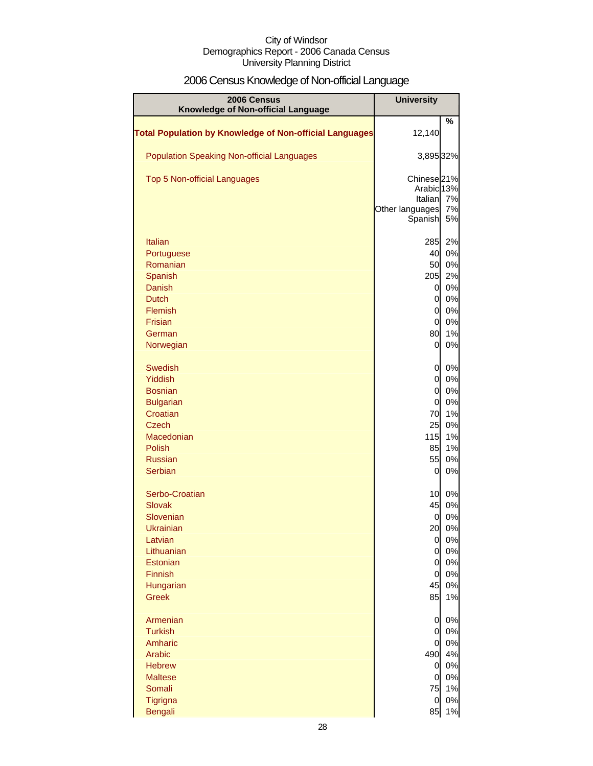City of Windsor
Demographics Report - 2006 Canada Census
University Planning District

# 2006 Census Knowledge of Non-official Language

| 2006 Census Knowledge of Non-official Language | University | |
|---|---|---|
| | | % |
| **Total Population by Knowledge of Non-official Languages** | 12,140 | |
| Population Speaking Non-official Languages | 3,895 | 32% |
| Top 5 Non-official Languages | Chinese | 21% |
| | Arabic | 13% |
| | Italian | 7% |
| | Other languages | 7% |
| | Spanish | 5% |
| Italian | 285 | 2% |
| Portuguese | 40 | 0% |
| Romanian | 50 | 0% |
| Spanish | 205 | 2% |
| Danish | 0 | 0% |
| Dutch | 0 | 0% |
| Flemish | 0 | 0% |
| Frisian | 0 | 0% |
| German | 80 | 1% |
| Norwegian | 0 | 0% |
| Swedish | 0 | 0% |
| Yiddish | 0 | 0% |
| Bosnian | 0 | 0% |
| Bulgarian | 0 | 0% |
| Croatian | 70 | 1% |
| Czech | 25 | 0% |
| Macedonian | 115 | 1% |
| Polish | 85 | 1% |
| Russian | 55 | 0% |
| Serbian | 0 | 0% |
| Serbo-Croatian | 10 | 0% |
| Slovak | 45 | 0% |
| Slovenian | 0 | 0% |
| Ukrainian | 20 | 0% |
| Latvian | 0 | 0% |
| Lithuanian | 0 | 0% |
| Estonian | 0 | 0% |
| Finnish | 0 | 0% |
| Hungarian | 45 | 0% |
| Greek | 85 | 1% |
| Armenian | 0 | 0% |
| Turkish | 0 | 0% |
| Amharic | 0 | 0% |
| Arabic | 490 | 4% |
| Hebrew | 0 | 0% |
| Maltese | 0 | 0% |
| Somali | 75 | 1% |
| Tigrigna | 0 | 0% |
| Bengali | 85 | 1% |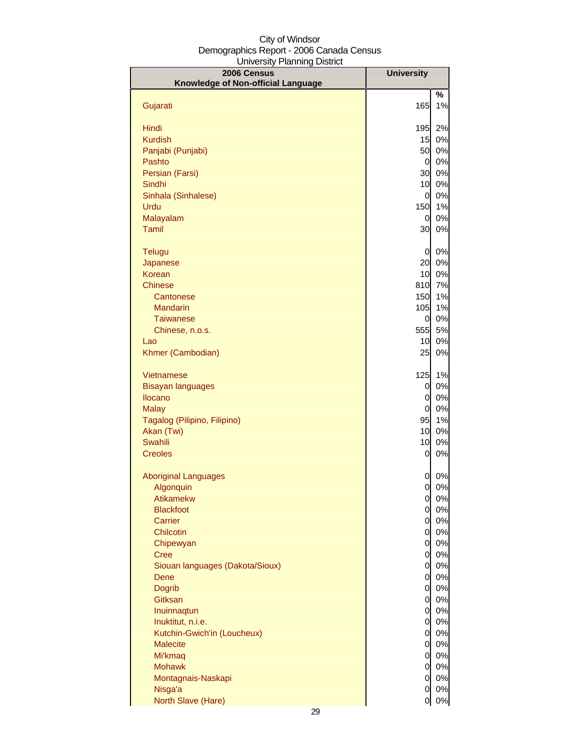City of Windsor
Demographics Report - 2006 Canada Census
University Planning District

| 2006 Census Knowledge of Non-official Language | University | |
|---|---|---|
| | | % |
| Gujarati | 165 | 1% |
| | | |
| Hindi | 195 | 2% |
| Kurdish | 15 | 0% |
| Panjabi (Punjabi) | 50 | 0% |
| Pashto | 0 | 0% |
| Persian (Farsi) | 30 | 0% |
| Sindhi | 10 | 0% |
| Sinhala (Sinhalese) | 0 | 0% |
| Urdu | 150 | 1% |
| Malayalam | 0 | 0% |
| Tamil | 30 | 0% |
| | | |
| Telugu | 0 | 0% |
| Japanese | 20 | 0% |
| Korean | 10 | 0% |
| Chinese | 810 | 7% |
| Cantonese | 150 | 1% |
| Mandarin | 105 | 1% |
| Taiwanese | 0 | 0% |
| Chinese, n.o.s. | 555 | 5% |
| Lao | 10 | 0% |
| Khmer (Cambodian) | 25 | 0% |
| | | |
| Vietnamese | 125 | 1% |
| Bisayan languages | 0 | 0% |
| Ilocano | 0 | 0% |
| Malay | 0 | 0% |
| Tagalog (Pilipino, Filipino) | 95 | 1% |
| Akan (Twi) | 10 | 0% |
| Swahili | 10 | 0% |
| Creoles | 0 | 0% |
| | | |
| Aboriginal Languages | 0 | 0% |
| Algonquin | 0 | 0% |
| Atikamekw | 0 | 0% |
| Blackfoot | 0 | 0% |
| Carrier | 0 | 0% |
| Chilcotin | 0 | 0% |
| Chipewyan | 0 | 0% |
| Cree | 0 | 0% |
| Siouan languages (Dakota/Sioux) | 0 | 0% |
| Dene | 0 | 0% |
| Dogrib | 0 | 0% |
| Gitksan | 0 | 0% |
| Inuinnaqtun | 0 | 0% |
| Inuktitut, n.i.e. | 0 | 0% |
| Kutchin-Gwich'in (Loucheux) | 0 | 0% |
| Malecite | 0 | 0% |
| Mi'kmaq | 0 | 0% |
| Mohawk | 0 | 0% |
| Montagnais-Naskapi | 0 | 0% |
| Nisga'a | 0 | 0% |
| North Slave (Hare) | 0 | 0% |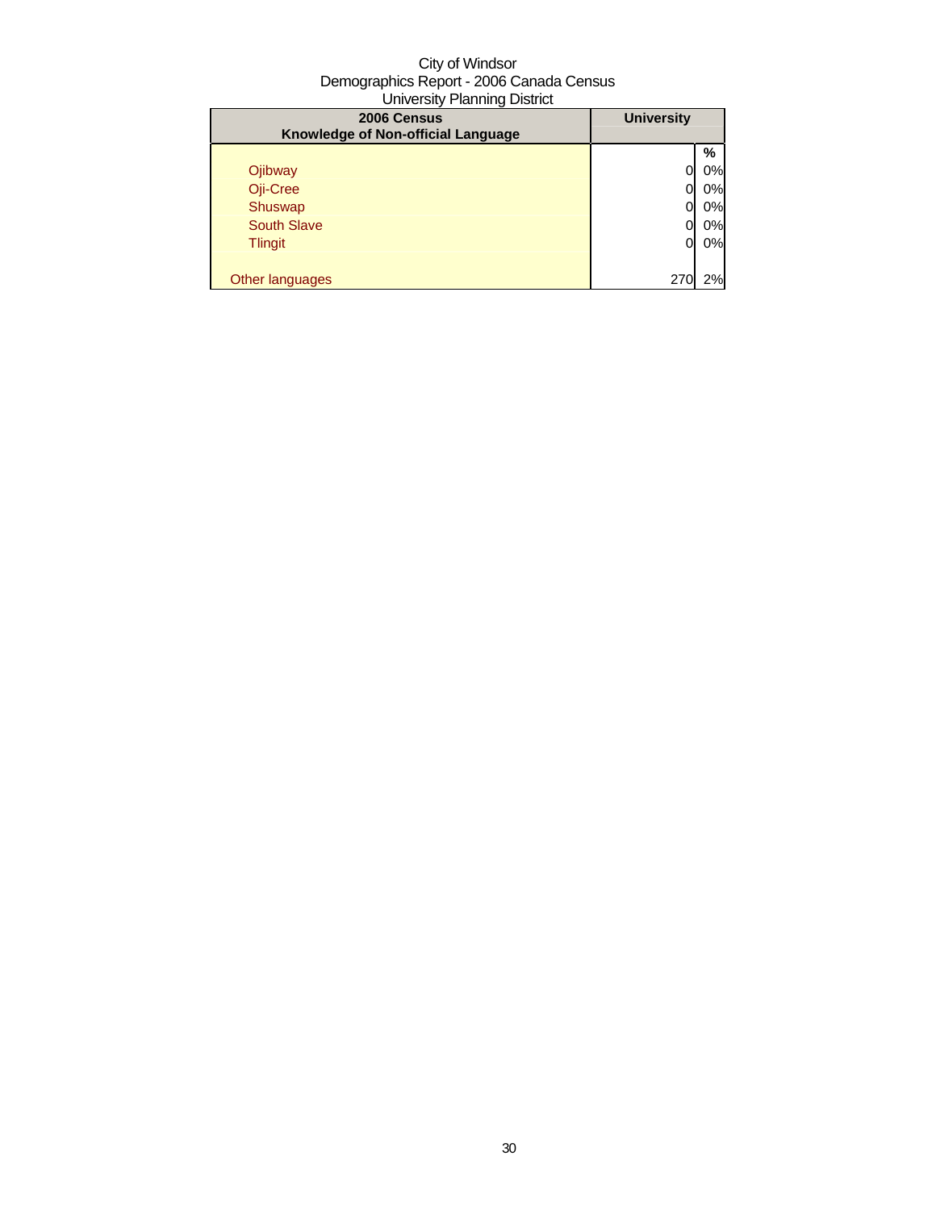City of Windsor
Demographics Report - 2006 Canada Census
University Planning District

| 2006 Census<br>Knowledge of Non-official Language | University | |
|---|---|---|
| | | % |
| Ojibway | 0 | 0% |
| Oji-Cree | 0 | 0% |
| Shuswap | 0 | 0% |
| South Slave | 0 | 0% |
| Tlingit | 0 | 0% |
| Other languages | 270 | 2% |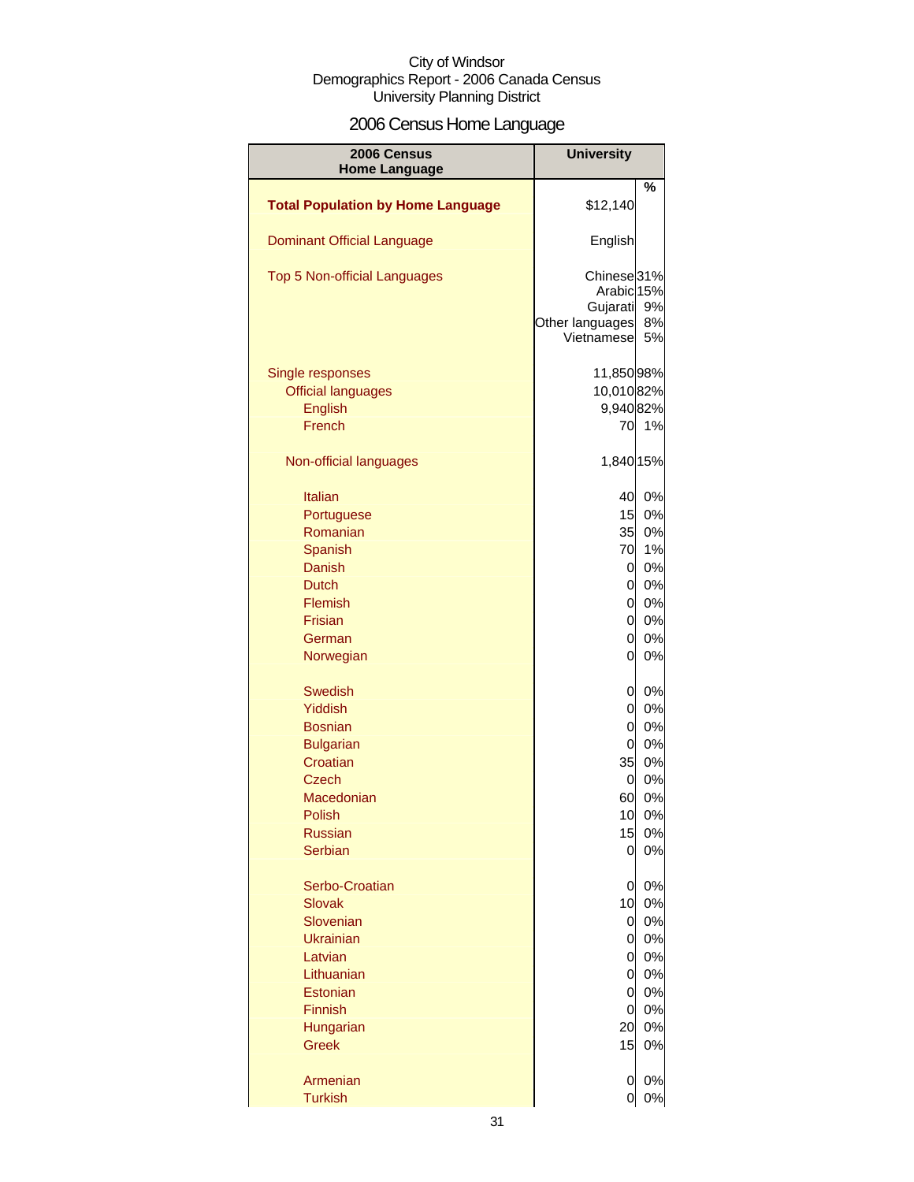City of Windsor
Demographics Report - 2006 Canada Census
University Planning District

# 2006 Census Home Language

| 2006 Census Home Language | University | |
|---|---|---|
| | | % |
| **Total Population by Home Language** | $12,140 | |
| Dominant Official Language | English | |
| Top 5 Non-official Languages | Chinese | 31% |
| | Arabic | 15% |
| | Gujarati | 9% |
| | Other languages | 8% |
| | Vietnamese | 5% |
| Single responses | 11,850 | 98% |
| Official languages | 10,010 | 82% |
| English | 9,940 | 82% |
| French | 70 | 1% |
| Non-official languages | 1,840 | 15% |
| Italian | 40 | 0% |
| Portuguese | 15 | 0% |
| Romanian | 35 | 0% |
| Spanish | 70 | 1% |
| Danish | 0 | 0% |
| Dutch | 0 | 0% |
| Flemish | 0 | 0% |
| Frisian | 0 | 0% |
| German | 0 | 0% |
| Norwegian | 0 | 0% |
| Swedish | 0 | 0% |
| Yiddish | 0 | 0% |
| Bosnian | 0 | 0% |
| Bulgarian | 0 | 0% |
| Croatian | 35 | 0% |
| Czech | 0 | 0% |
| Macedonian | 60 | 0% |
| Polish | 10 | 0% |
| Russian | 15 | 0% |
| Serbian | 0 | 0% |
| Serbo-Croatian | 0 | 0% |
| Slovak | 10 | 0% |
| Slovenian | 0 | 0% |
| Ukrainian | 0 | 0% |
| Latvian | 0 | 0% |
| Lithuanian | 0 | 0% |
| Estonian | 0 | 0% |
| Finnish | 0 | 0% |
| Hungarian | 20 | 0% |
| Greek | 15 | 0% |
| Armenian | 0 | 0% |
| Turkish | 0 | 0% |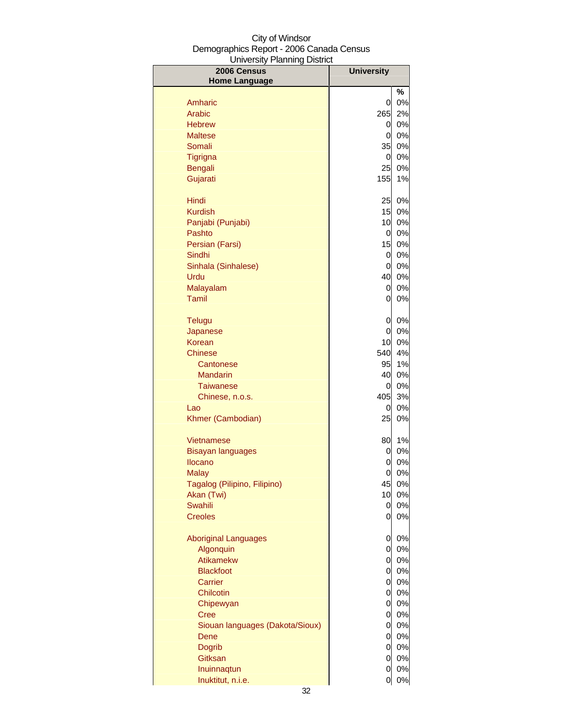City of Windsor
Demographics Report - 2006 Canada Census
University Planning District

| 2006 Census Home Language | University | % |
|---|---|---|
| Amharic | 0 | 0% |
| Arabic | 265 | 2% |
| Hebrew | 0 | 0% |
| Maltese | 0 | 0% |
| Somali | 35 | 0% |
| Tigrigna | 0 | 0% |
| Bengali | 25 | 0% |
| Gujarati | 155 | 1% |
| Hindi | 25 | 0% |
| Kurdish | 15 | 0% |
| Panjabi (Punjabi) | 10 | 0% |
| Pashto | 0 | 0% |
| Persian (Farsi) | 15 | 0% |
| Sindhi | 0 | 0% |
| Sinhala (Sinhalese) | 0 | 0% |
| Urdu | 40 | 0% |
| Malayalam | 0 | 0% |
| Tamil | 0 | 0% |
| Telugu | 0 | 0% |
| Japanese | 0 | 0% |
| Korean | 10 | 0% |
| Chinese | 540 | 4% |
| Cantonese | 95 | 1% |
| Mandarin | 40 | 0% |
| Taiwanese | 0 | 0% |
| Chinese, n.o.s. | 405 | 3% |
| Lao | 0 | 0% |
| Khmer (Cambodian) | 25 | 0% |
| Vietnamese | 80 | 1% |
| Bisayan languages | 0 | 0% |
| Ilocano | 0 | 0% |
| Malay | 0 | 0% |
| Tagalog (Pilipino, Filipino) | 45 | 0% |
| Akan (Twi) | 10 | 0% |
| Swahili | 0 | 0% |
| Creoles | 0 | 0% |
| Aboriginal Languages | 0 | 0% |
| Algonquin | 0 | 0% |
| Atikamekw | 0 | 0% |
| Blackfoot | 0 | 0% |
| Carrier | 0 | 0% |
| Chilcotin | 0 | 0% |
| Chipewyan | 0 | 0% |
| Cree | 0 | 0% |
| Siouan languages (Dakota/Sioux) | 0 | 0% |
| Dene | 0 | 0% |
| Dogrib | 0 | 0% |
| Gitksan | 0 | 0% |
| Inuinnaqtun | 0 | 0% |
| Inuktitut, n.i.e. | 0 | 0% |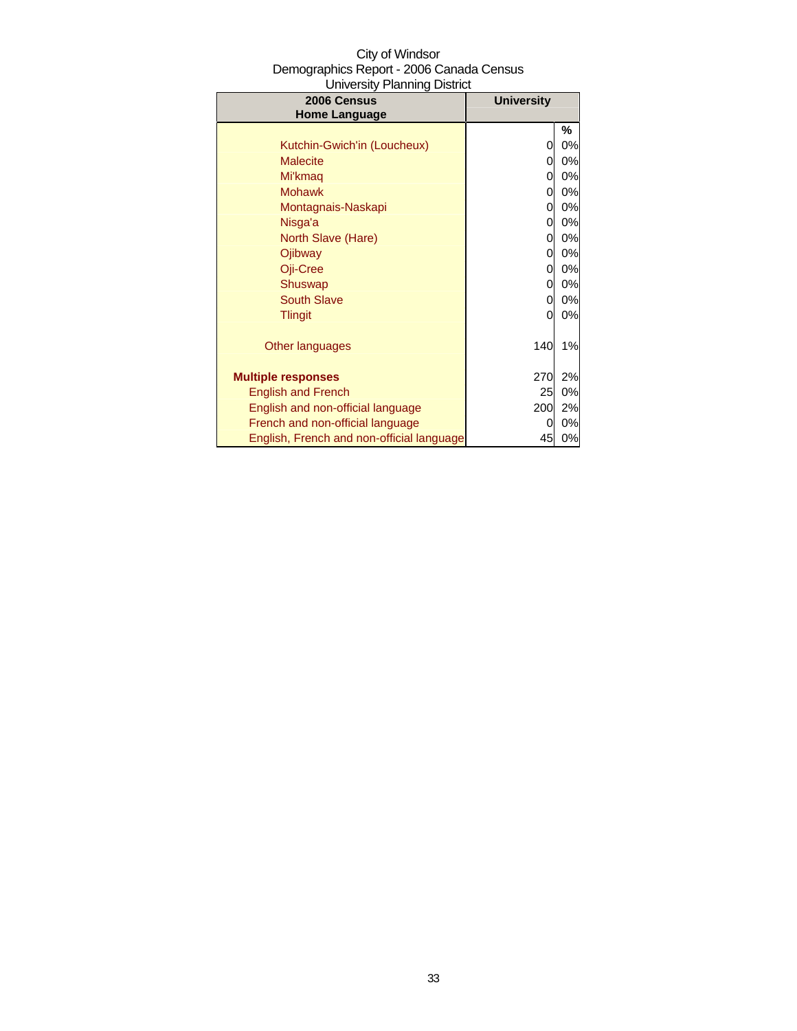City of Windsor
Demographics Report - 2006 Canada Census
University Planning District

| 2006 Census<br>Home Language | University | |
|---|---|---|
| | | % |
| Kutchin-Gwich'in (Loucheux) | 0 | 0% |
| Malecite | 0 | 0% |
| Mi'kmaq | 0 | 0% |
| Mohawk | 0 | 0% |
| Montagnais-Naskapi | 0 | 0% |
| Nisga'a | 0 | 0% |
| North Slave (Hare) | 0 | 0% |
| Ojibway | 0 | 0% |
| Oji-Cree | 0 | 0% |
| Shuswap | 0 | 0% |
| South Slave | 0 | 0% |
| Tlingit | 0 | 0% |
| Other languages | 140 | 1% |
| **Multiple responses** | 270 | 2% |
| English and French | 25 | 0% |
| English and non-official language | 200 | 2% |
| French and non-official language | 0 | 0% |
| English, French and non-official language | 45 | 0% |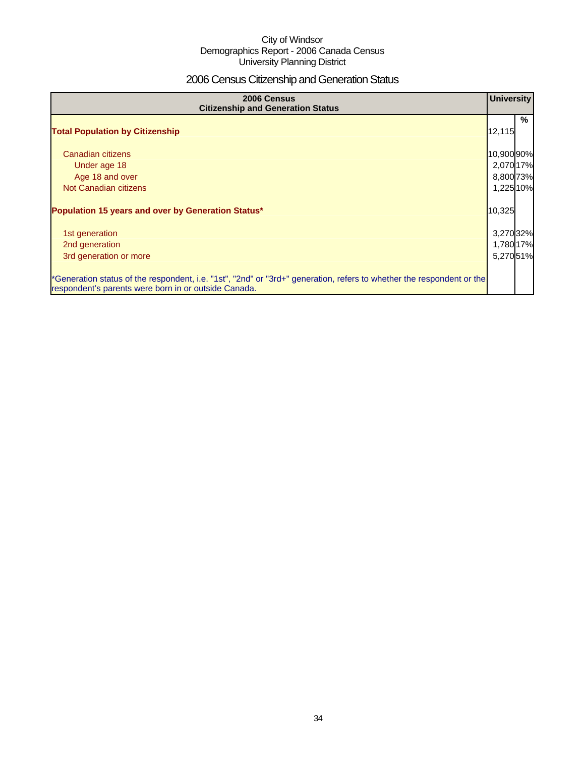City of Windsor
Demographics Report - 2006 Canada Census
University Planning District

# 2006 Census Citizenship and Generation Status

| 2006 Census<br>Citizenship and Generation Status | University | |
|---|---|---|
| | | % |
| **Total Population by Citizenship** | 12,115 | |
| Canadian citizens | 10,900 | 90% |
| Under age 18 | 2,070 | 17% |
| Age 18 and over | 8,800 | 73% |
| Not Canadian citizens | 1,225 | 10% |
| **Population 15 years and over by Generation Status*** | 10,325 | |
| 1st generation | 3,270 | 32% |
| 2nd generation | 1,780 | 17% |
| 3rd generation or more | 5,270 | 51% |
| *Generation status of the respondent, i.e. "1st", "2nd" or "3rd+" generation, refers to whether the respondent or the respondent's parents were born in or outside Canada. | | |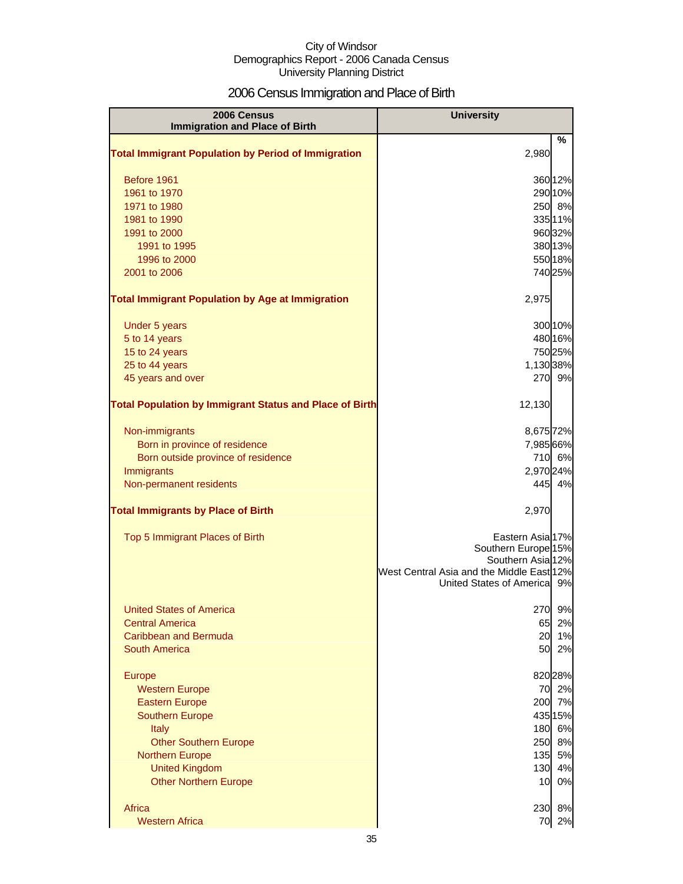City of Windsor
Demographics Report - 2006 Canada Census
University Planning District

# 2006 Census Immigration and Place of Birth

| 2006 Census Immigration and Place of Birth | University | % |
|---|---|---|
| **Total Immigrant Population by Period of Immigration** | 2,980 | |
| Before 1961 | 360 | 12% |
| 1961 to 1970 | 290 | 10% |
| 1971 to 1980 | 250 | 8% |
| 1981 to 1990 | 335 | 11% |
| 1991 to 2000 | 960 | 32% |
| 1991 to 1995 | 380 | 13% |
| 1996 to 2000 | 550 | 18% |
| 2001 to 2006 | 740 | 25% |
| **Total Immigrant Population by Age at Immigration** | 2,975 | |
| Under 5 years | 300 | 10% |
| 5 to 14 years | 480 | 16% |
| 15 to 24 years | 750 | 25% |
| 25 to 44 years | 1,130 | 38% |
| 45 years and over | 270 | 9% |
| **Total Population by Immigrant Status and Place of Birth** | 12,130 | |
| Non-immigrants | 8,675 | 72% |
| Born in province of residence | 7,985 | 66% |
| Born outside province of residence | 710 | 6% |
| Immigrants | 2,970 | 24% |
| Non-permanent residents | 445 | 4% |
| **Total Immigrants by Place of Birth** | 2,970 | |
| Top 5 Immigrant Places of Birth | Eastern Asia | 17% |
| | Southern Europe | 15% |
| | Southern Asia | 12% |
| | West Central Asia and the Middle East | 12% |
| | United States of America | 9% |
| United States of America | 270 | 9% |
| Central America | 65 | 2% |
| Caribbean and Bermuda | 20 | 1% |
| South America | 50 | 2% |
| Europe | 820 | 28% |
| Western Europe | 70 | 2% |
| Eastern Europe | 200 | 7% |
| Southern Europe | 435 | 15% |
| Italy | 180 | 6% |
| Other Southern Europe | 250 | 8% |
| Northern Europe | 135 | 5% |
| United Kingdom | 130 | 4% |
| Other Northern Europe | 10 | 0% |
| Africa | 230 | 8% |
| Western Africa | 70 | 2% |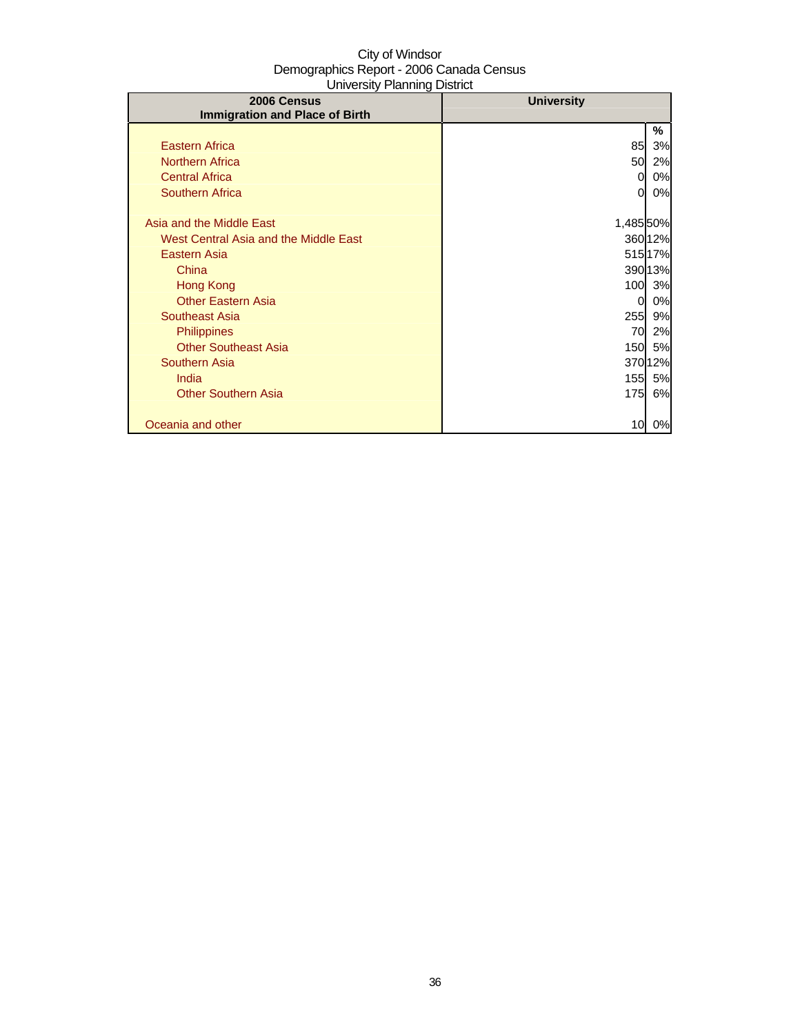City of Windsor
Demographics Report - 2006 Canada Census
University Planning District

| 2006 Census<br>Immigration and Place of Birth | University | |
|---|---|---|
| | | % |
| Eastern Africa | 85 | 3% |
| Northern Africa | 50 | 2% |
| Central Africa | 0 | 0% |
| Southern Africa | 0 | 0% |
| | | |
| Asia and the Middle East | 1,485 | 50% |
| West Central Asia and the Middle East | 360 | 12% |
| Eastern Asia | 515 | 17% |
| China | 390 | 13% |
| Hong Kong | 100 | 3% |
| Other Eastern Asia | 0 | 0% |
| Southeast Asia | 255 | 9% |
| Philippines | 70 | 2% |
| Other Southeast Asia | 150 | 5% |
| Southern Asia | 370 | 12% |
| India | 155 | 5% |
| Other Southern Asia | 175 | 6% |
| | | |
| Oceania and other | 10 | 0% |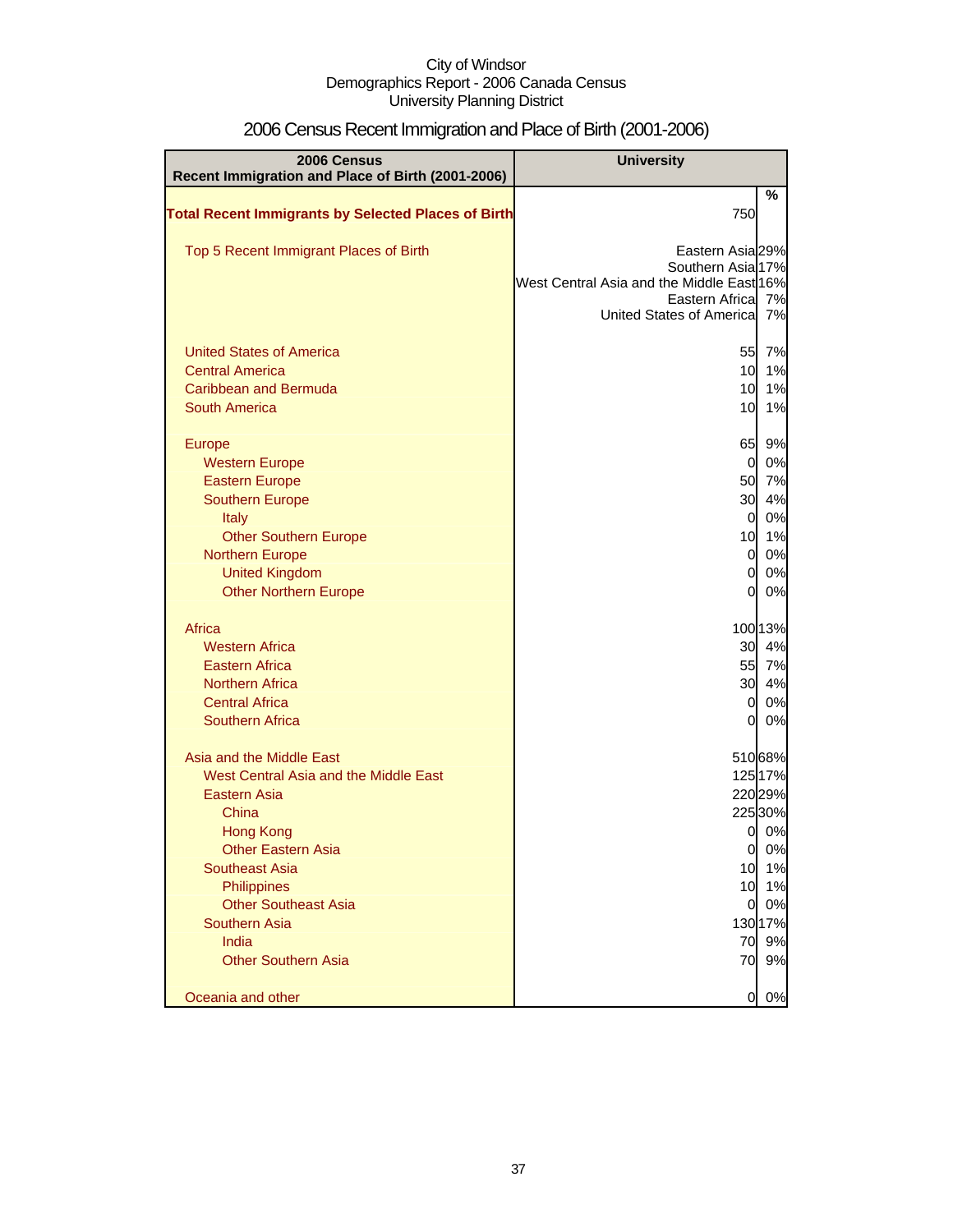City of Windsor
Demographics Report - 2006 Canada Census
University Planning District

# 2006 Census Recent Immigration and Place of Birth (2001-2006)

| 2006 Census Recent Immigration and Place of Birth (2001-2006) | University | |
|---|---|---|
| | | % |
| **Total Recent Immigrants by Selected Places of Birth** | 750 | |
| Top 5 Recent Immigrant Places of Birth | Eastern Asia | 29% |
| | Southern Asia | 17% |
| | West Central Asia and the Middle East | 16% |
| | Eastern Africa | 7% |
| | United States of America | 7% |
| United States of America | 55 | 7% |
| Central America | 10 | 1% |
| Caribbean and Bermuda | 10 | 1% |
| South America | 10 | 1% |
| Europe | 65 | 9% |
| Western Europe | 0 | 0% |
| Eastern Europe | 50 | 7% |
| Southern Europe | 30 | 4% |
| Italy | 0 | 0% |
| Other Southern Europe | 10 | 1% |
| Northern Europe | 0 | 0% |
| United Kingdom | 0 | 0% |
| Other Northern Europe | 0 | 0% |
| Africa | 100 | 13% |
| Western Africa | 30 | 4% |
| Eastern Africa | 55 | 7% |
| Northern Africa | 30 | 4% |
| Central Africa | 0 | 0% |
| Southern Africa | 0 | 0% |
| Asia and the Middle East | 510 | 68% |
| West Central Asia and the Middle East | 125 | 17% |
| Eastern Asia | 220 | 29% |
| China | 225 | 30% |
| Hong Kong | 0 | 0% |
| Other Eastern Asia | 0 | 0% |
| Southeast Asia | 10 | 1% |
| Philippines | 10 | 1% |
| Other Southeast Asia | 0 | 0% |
| Southern Asia | 130 | 17% |
| India | 70 | 9% |
| Other Southern Asia | 70 | 9% |
| Oceania and other | 0 | 0% |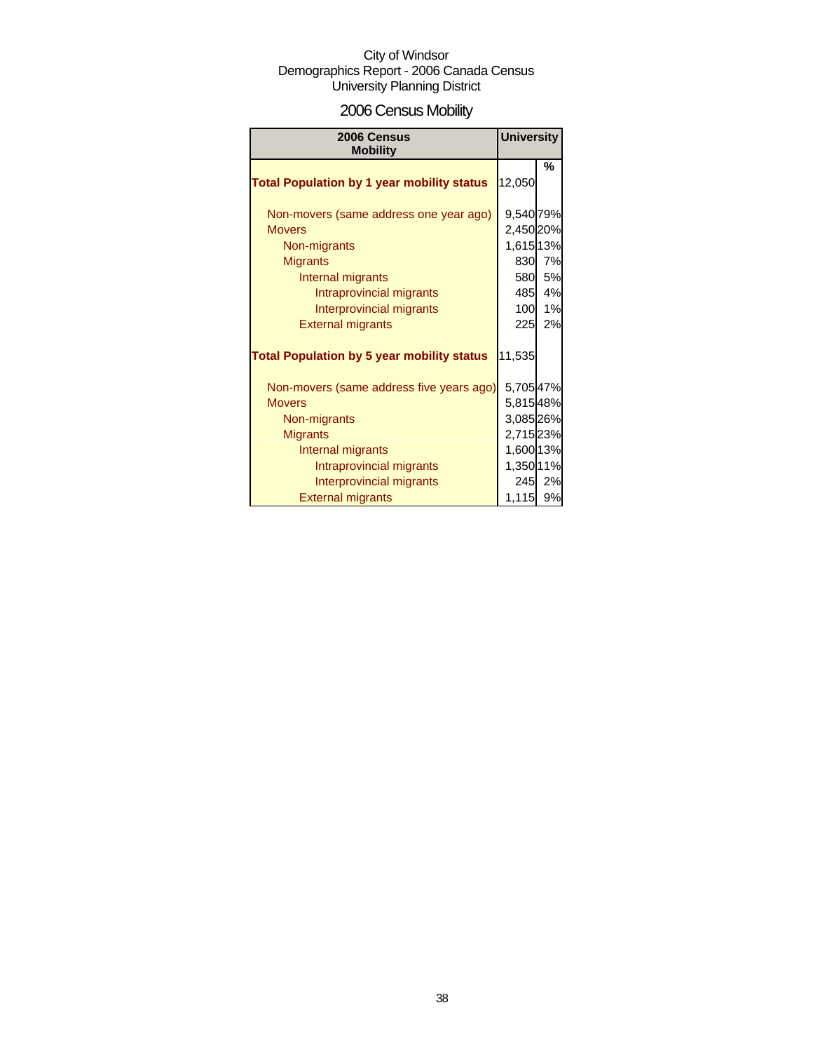City of Windsor
Demographics Report - 2006 Canada Census
University Planning District

# 2006 Census Mobility

| 2006 Census Mobility | University | |
|---|---|---|
| | | % |
| **Total Population by 1 year mobility status** | 12,050 | |
| Non-movers (same address one year ago) | 9,540 | 79% |
| Movers | 2,450 | 20% |
| Non-migrants | 1,615 | 13% |
| Migrants | 830 | 7% |
| Internal migrants | 580 | 5% |
| Intraprovincial migrants | 485 | 4% |
| Interprovincial migrants | 100 | 1% |
| External migrants | 225 | 2% |
| **Total Population by 5 year mobility status** | 11,535 | |
| Non-movers (same address five years ago) | 5,705 | 47% |
| Movers | 5,815 | 48% |
| Non-migrants | 3,085 | 26% |
| Migrants | 2,715 | 23% |
| Internal migrants | 1,600 | 13% |
| Intraprovincial migrants | 1,350 | 11% |
| Interprovincial migrants | 245 | 2% |
| External migrants | 1,115 | 9% |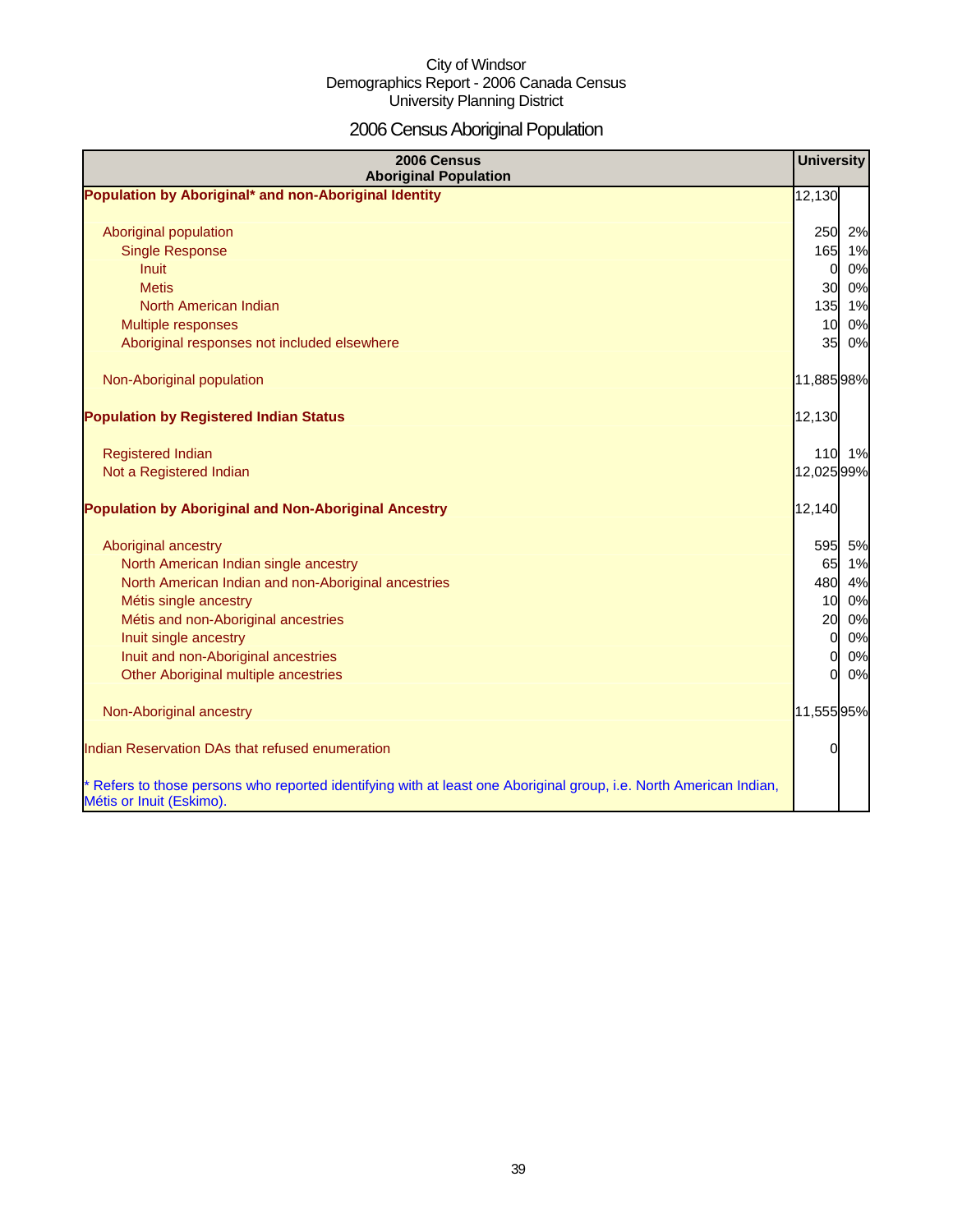City of Windsor
Demographics Report - 2006 Canada Census
University Planning District

# 2006 Census Aboriginal Population

| 2006 Census Aboriginal Population | University | |
|---|---|---|
| **Population by Aboriginal* and non-Aboriginal Identity** | 12,130 | |
| Aboriginal population | 250 | 2% |
| Single Response | 165 | 1% |
| Inuit | 0 | 0% |
| Metis | 30 | 0% |
| North American Indian | 135 | 1% |
| Multiple responses | 10 | 0% |
| Aboriginal responses not included elsewhere | 35 | 0% |
| Non-Aboriginal population | 11,885 | 98% |
| **Population by Registered Indian Status** | 12,130 | |
| Registered Indian | 110 | 1% |
| Not a Registered Indian | 12,025 | 99% |
| **Population by Aboriginal and Non-Aboriginal Ancestry** | 12,140 | |
| Aboriginal ancestry | 595 | 5% |
| North American Indian single ancestry | 65 | 1% |
| North American Indian and non-Aboriginal ancestries | 480 | 4% |
| Métis single ancestry | 10 | 0% |
| Métis and non-Aboriginal ancestries | 20 | 0% |
| Inuit single ancestry | 0 | 0% |
| Inuit and non-Aboriginal ancestries | 0 | 0% |
| Other Aboriginal multiple ancestries | 0 | 0% |
| Non-Aboriginal ancestry | 11,555 | 95% |
| Indian Reservation DAs that refused enumeration | 0 | |
| * Refers to those persons who reported identifying with at least one Aboriginal group, i.e. North American Indian, Métis or Inuit (Eskimo). | | |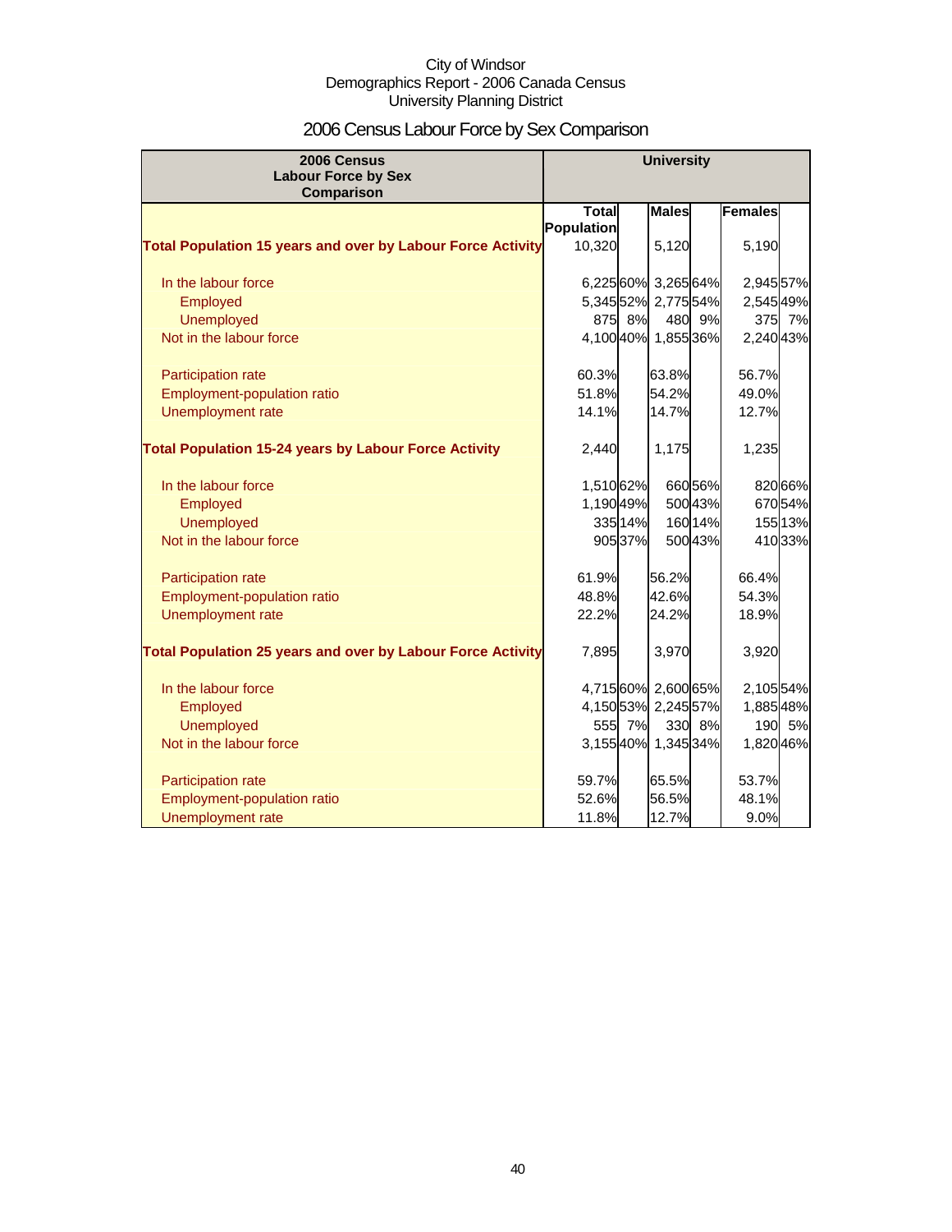City of Windsor
Demographics Report - 2006 Canada Census
University Planning District

# 2006 Census Labour Force by Sex Comparison

| 2006 Census Labour Force by Sex Comparison | University | | | | | |
|---|---|---|---|---|---|---|
| | Total Population | | Males | | Females | |
| **Total Population 15 years and over by Labour Force Activity** | 10,320 | | 5,120 | | 5,190 | |
| In the labour force | 6,225 | 60% | 3,265 | 64% | 2,945 | 57% |
| Employed | 5,345 | 52% | 2,775 | 54% | 2,545 | 49% |
| Unemployed | 875 | 8% | 480 | 9% | 375 | 7% |
| Not in the labour force | 4,100 | 40% | 1,855 | 36% | 2,240 | 43% |
| Participation rate | 60.3% | | 63.8% | | 56.7% | |
| Employment-population ratio | 51.8% | | 54.2% | | 49.0% | |
| Unemployment rate | 14.1% | | 14.7% | | 12.7% | |
| **Total Population 15-24 years by Labour Force Activity** | 2,440 | | 1,175 | | 1,235 | |
| In the labour force | 1,510 | 62% | 660 | 56% | 820 | 66% |
| Employed | 1,190 | 49% | 500 | 43% | 670 | 54% |
| Unemployed | 335 | 14% | 160 | 14% | 155 | 13% |
| Not in the labour force | 905 | 37% | 500 | 43% | 410 | 33% |
| Participation rate | 61.9% | | 56.2% | | 66.4% | |
| Employment-population ratio | 48.8% | | 42.6% | | 54.3% | |
| Unemployment rate | 22.2% | | 24.2% | | 18.9% | |
| **Total Population 25 years and over by Labour Force Activity** | 7,895 | | 3,970 | | 3,920 | |
| In the labour force | 4,715 | 60% | 2,600 | 65% | 2,105 | 54% |
| Employed | 4,150 | 53% | 2,245 | 57% | 1,885 | 48% |
| Unemployed | 555 | 7% | 330 | 8% | 190 | 5% |
| Not in the labour force | 3,155 | 40% | 1,345 | 34% | 1,820 | 46% |
| Participation rate | 59.7% | | 65.5% | | 53.7% | |
| Employment-population ratio | 52.6% | | 56.5% | | 48.1% | |
| Unemployment rate | 11.8% | | 12.7% | | 9.0% | |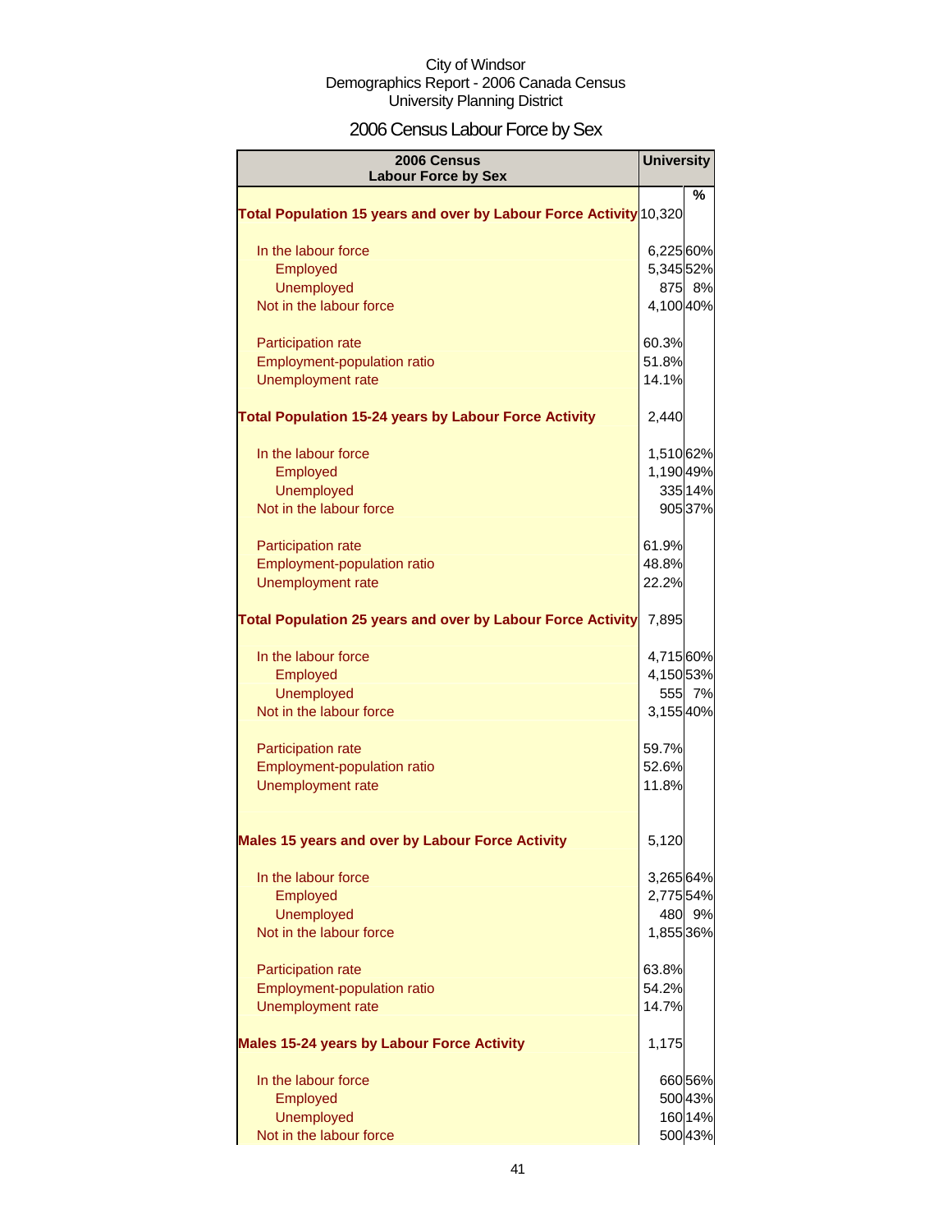City of Windsor
Demographics Report - 2006 Canada Census
University Planning District

# 2006 Census Labour Force by Sex

| 2006 Census Labour Force by Sex | University | |
|---|---|---|
| | | % |
| **Total Population 15 years and over by Labour Force Activity** | 10,320 | |
| In the labour force | 6,225 | 60% |
| Employed | 5,345 | 52% |
| Unemployed | 875 | 8% |
| Not in the labour force | 4,100 | 40% |
| Participation rate | 60.3% | |
| Employment-population ratio | 51.8% | |
| Unemployment rate | 14.1% | |
| **Total Population 15-24 years by Labour Force Activity** | 2,440 | |
| In the labour force | 1,510 | 62% |
| Employed | 1,190 | 49% |
| Unemployed | 335 | 14% |
| Not in the labour force | 905 | 37% |
| Participation rate | 61.9% | |
| Employment-population ratio | 48.8% | |
| Unemployment rate | 22.2% | |
| **Total Population 25 years and over by Labour Force Activity** | 7,895 | |
| In the labour force | 4,715 | 60% |
| Employed | 4,150 | 53% |
| Unemployed | 555 | 7% |
| Not in the labour force | 3,155 | 40% |
| Participation rate | 59.7% | |
| Employment-population ratio | 52.6% | |
| Unemployment rate | 11.8% | |
| **Males 15 years and over by Labour Force Activity** | 5,120 | |
| In the labour force | 3,265 | 64% |
| Employed | 2,775 | 54% |
| Unemployed | 480 | 9% |
| Not in the labour force | 1,855 | 36% |
| Participation rate | 63.8% | |
| Employment-population ratio | 54.2% | |
| Unemployment rate | 14.7% | |
| **Males 15-24 years by Labour Force Activity** | 1,175 | |
| In the labour force | 660 | 56% |
| Employed | 500 | 43% |
| Unemployed | 160 | 14% |
| Not in the labour force | 500 | 43% |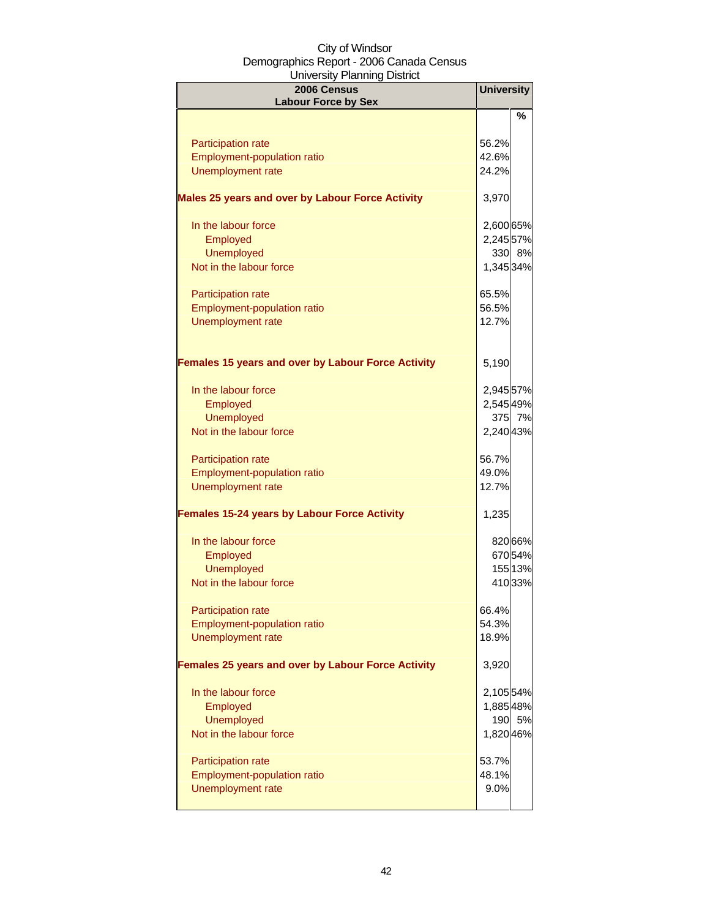City of Windsor
Demographics Report - 2006 Canada Census
University Planning District

| 2006 Census Labour Force by Sex | University | |
|---|---|---|
| | | % |
| Participation rate | 56.2% | |
| Employment-population ratio | 42.6% | |
| Unemployment rate | 24.2% | |
| **Males 25 years and over by Labour Force Activity** | 3,970 | |
| In the labour force | 2,600 | 65% |
| Employed | 2,245 | 57% |
| Unemployed | 330 | 8% |
| Not in the labour force | 1,345 | 34% |
| Participation rate | 65.5% | |
| Employment-population ratio | 56.5% | |
| Unemployment rate | 12.7% | |
| **Females 15 years and over by Labour Force Activity** | 5,190 | |
| In the labour force | 2,945 | 57% |
| Employed | 2,545 | 49% |
| Unemployed | 375 | 7% |
| Not in the labour force | 2,240 | 43% |
| Participation rate | 56.7% | |
| Employment-population ratio | 49.0% | |
| Unemployment rate | 12.7% | |
| **Females 15-24 years by Labour Force Activity** | 1,235 | |
| In the labour force | 820 | 66% |
| Employed | 670 | 54% |
| Unemployed | 155 | 13% |
| Not in the labour force | 410 | 33% |
| Participation rate | 66.4% | |
| Employment-population ratio | 54.3% | |
| Unemployment rate | 18.9% | |
| **Females 25 years and over by Labour Force Activity** | 3,920 | |
| In the labour force | 2,105 | 54% |
| Employed | 1,885 | 48% |
| Unemployed | 190 | 5% |
| Not in the labour force | 1,820 | 46% |
| Participation rate | 53.7% | |
| Employment-population ratio | 48.1% | |
| Unemployment rate | 9.0% | |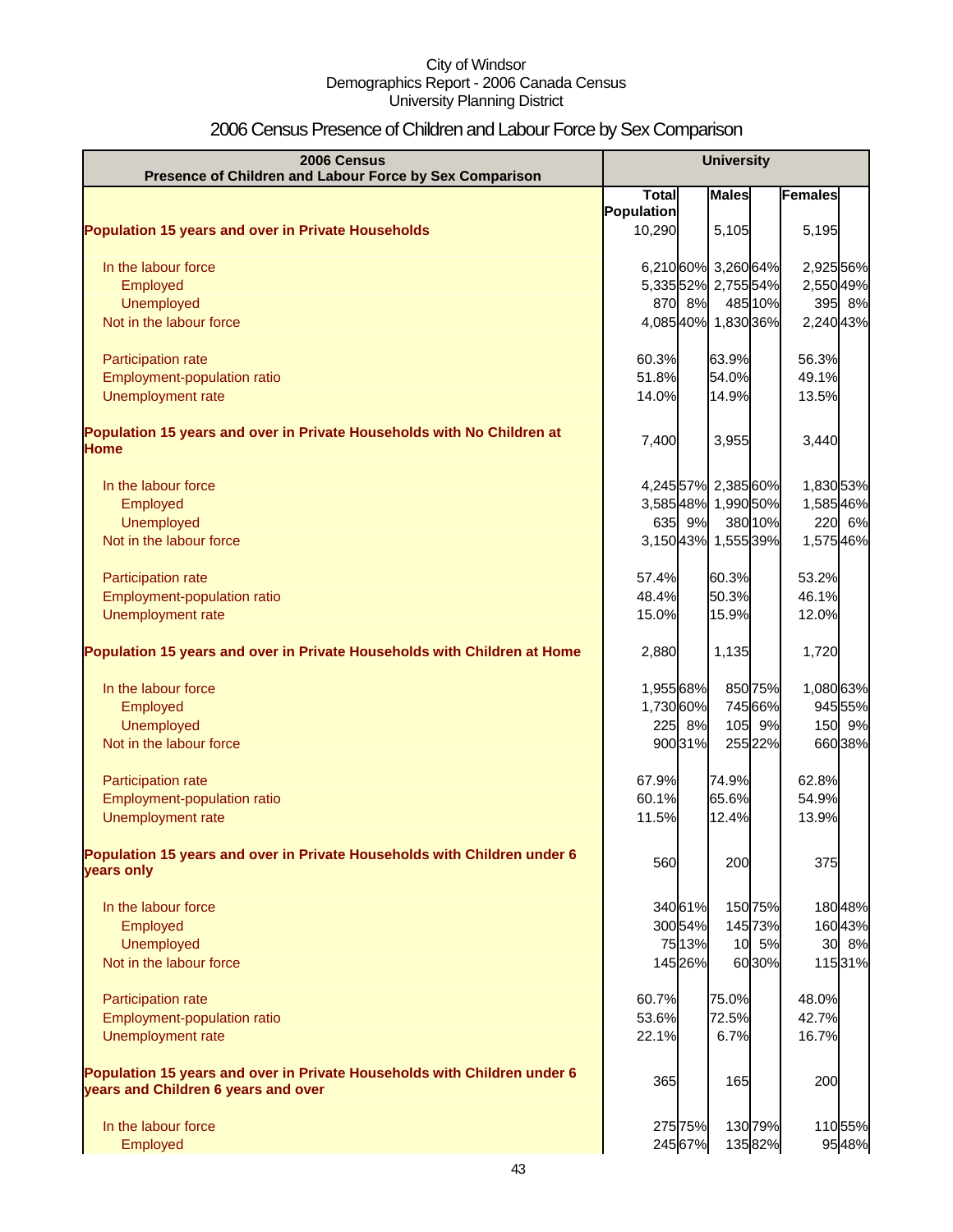City of Windsor
Demographics Report - 2006 Canada Census
University Planning District

# 2006 Census Presence of Children and Labour Force by Sex Comparison

| 2006 Census Presence of Children and Labour Force by Sex Comparison | University | | | | | |
|---|---|---|---|---|---|---|
| | Total Population | | Males | | Females | |
| **Population 15 years and over in Private Households** | 10,290 | | 5,105 | | 5,195 | |
| In the labour force | 6,210 | 60% | 3,260 | 64% | 2,925 | 56% |
| Employed | 5,335 | 52% | 2,755 | 54% | 2,550 | 49% |
| Unemployed | 870 | 8% | 485 | 10% | 395 | 8% |
| Not in the labour force | 4,085 | 40% | 1,830 | 36% | 2,240 | 43% |
| Participation rate | 60.3% | | 63.9% | | 56.3% | |
| Employment-population ratio | 51.8% | | 54.0% | | 49.1% | |
| Unemployment rate | 14.0% | | 14.9% | | 13.5% | |
| **Population 15 years and over in Private Households with No Children at Home** | 7,400 | | 3,955 | | 3,440 | |
| In the labour force | 4,245 | 57% | 2,385 | 60% | 1,830 | 53% |
| Employed | 3,585 | 48% | 1,990 | 50% | 1,585 | 46% |
| Unemployed | 635 | 9% | 380 | 10% | 220 | 6% |
| Not in the labour force | 3,150 | 43% | 1,555 | 39% | 1,575 | 46% |
| Participation rate | 57.4% | | 60.3% | | 53.2% | |
| Employment-population ratio | 48.4% | | 50.3% | | 46.1% | |
| Unemployment rate | 15.0% | | 15.9% | | 12.0% | |
| **Population 15 years and over in Private Households with Children at Home** | 2,880 | | 1,135 | | 1,720 | |
| In the labour force | 1,955 | 68% | 850 | 75% | 1,080 | 63% |
| Employed | 1,730 | 60% | 745 | 66% | 945 | 55% |
| Unemployed | 225 | 8% | 105 | 9% | 150 | 9% |
| Not in the labour force | 900 | 31% | 255 | 22% | 660 | 38% |
| Participation rate | 67.9% | | 74.9% | | 62.8% | |
| Employment-population ratio | 60.1% | | 65.6% | | 54.9% | |
| Unemployment rate | 11.5% | | 12.4% | | 13.9% | |
| **Population 15 years and over in Private Households with Children under 6 years only** | 560 | | 200 | | 375 | |
| In the labour force | 340 | 61% | 150 | 75% | 180 | 48% |
| Employed | 300 | 54% | 145 | 73% | 160 | 43% |
| Unemployed | 75 | 13% | 10 | 5% | 30 | 8% |
| Not in the labour force | 145 | 26% | 60 | 30% | 115 | 31% |
| Participation rate | 60.7% | | 75.0% | | 48.0% | |
| Employment-population ratio | 53.6% | | 72.5% | | 42.7% | |
| Unemployment rate | 22.1% | | 6.7% | | 16.7% | |
| **Population 15 years and over in Private Households with Children under 6 years and Children 6 years and over** | 365 | | 165 | | 200 | |
| In the labour force | 275 | 75% | 130 | 79% | 110 | 55% |
| Employed | 245 | 67% | 135 | 82% | 95 | 48% |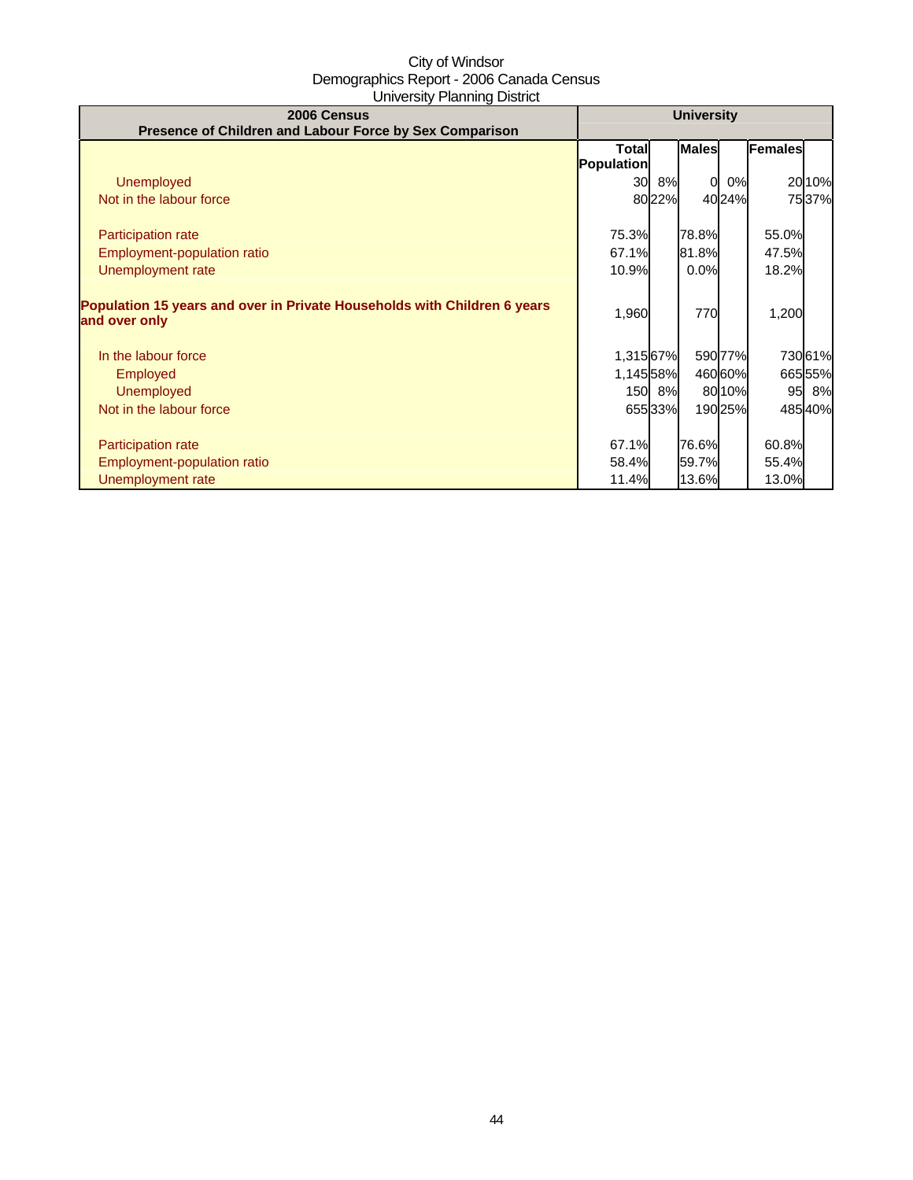City of Windsor
Demographics Report - 2006 Canada Census
University Planning District

| 2006 Census<br>Presence of Children and Labour Force by Sex Comparison | University | | | | | |
|---|---|---|---|---|---|---|
| | Total Population | | Males | | Females | |
| Unemployed | 30 | 8% | 0 | 0% | 20 | 10% |
| Not in the labour force | 80 | 22% | 40 | 24% | 75 | 37% |
| | | | | | | |
| Participation rate | 75.3% | | 78.8% | | 55.0% | |
| Employment-population ratio | 67.1% | | 81.8% | | 47.5% | |
| Unemployment rate | 10.9% | | 0.0% | | 18.2% | |
| | | | | | | |
| **Population 15 years and over in Private Households with Children 6 years and over only** | 1,960 | | 770 | | 1,200 | |
| | | | | | | |
| In the labour force | 1,315 | 67% | 590 | 77% | 730 | 61% |
| Employed | 1,145 | 58% | 460 | 60% | 665 | 55% |
| Unemployed | 150 | 8% | 80 | 10% | 95 | 8% |
| Not in the labour force | 655 | 33% | 190 | 25% | 485 | 40% |
| | | | | | | |
| Participation rate | 67.1% | | 76.6% | | 60.8% | |
| Employment-population ratio | 58.4% | | 59.7% | | 55.4% | |
| Unemployment rate | 11.4% | | 13.6% | | 13.0% | |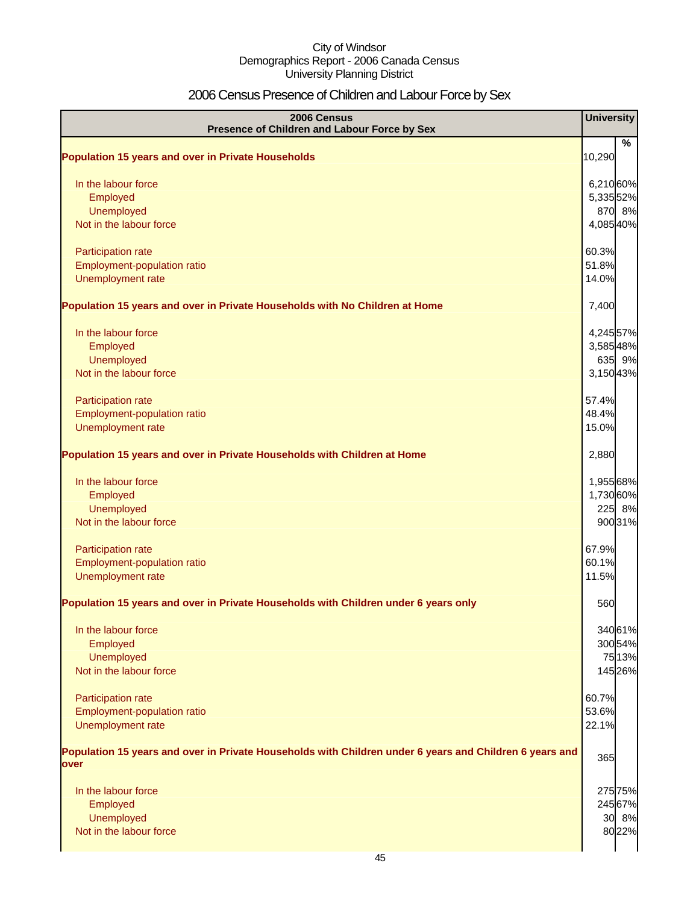City of Windsor
Demographics Report - 2006 Canada Census
University Planning District

# 2006 Census Presence of Children and Labour Force by Sex

| 2006 Census<br>Presence of Children and Labour Force by Sex | University | % |
|---|---|---|
| **Population 15 years and over in Private Households** | 10,290 | |
| In the labour force | 6,210 | 60% |
| Employed | 5,335 | 52% |
| Unemployed | 870 | 8% |
| Not in the labour force | 4,085 | 40% |
| Participation rate | 60.3% | |
| Employment-population ratio | 51.8% | |
| Unemployment rate | 14.0% | |
| **Population 15 years and over in Private Households with No Children at Home** | 7,400 | |
| In the labour force | 4,245 | 57% |
| Employed | 3,585 | 48% |
| Unemployed | 635 | 9% |
| Not in the labour force | 3,150 | 43% |
| Participation rate | 57.4% | |
| Employment-population ratio | 48.4% | |
| Unemployment rate | 15.0% | |
| **Population 15 years and over in Private Households with Children at Home** | 2,880 | |
| In the labour force | 1,955 | 68% |
| Employed | 1,730 | 60% |
| Unemployed | 225 | 8% |
| Not in the labour force | 900 | 31% |
| Participation rate | 67.9% | |
| Employment-population ratio | 60.1% | |
| Unemployment rate | 11.5% | |
| **Population 15 years and over in Private Households with Children under 6 years only** | 560 | |
| In the labour force | 340 | 61% |
| Employed | 300 | 54% |
| Unemployed | 75 | 13% |
| Not in the labour force | 145 | 26% |
| Participation rate | 60.7% | |
| Employment-population ratio | 53.6% | |
| Unemployment rate | 22.1% | |
| **Population 15 years and over in Private Households with Children under 6 years and Children 6 years and over** | 365 | |
| In the labour force | 275 | 75% |
| Employed | 245 | 67% |
| Unemployed | 30 | 8% |
| Not in the labour force | 80 | 22% |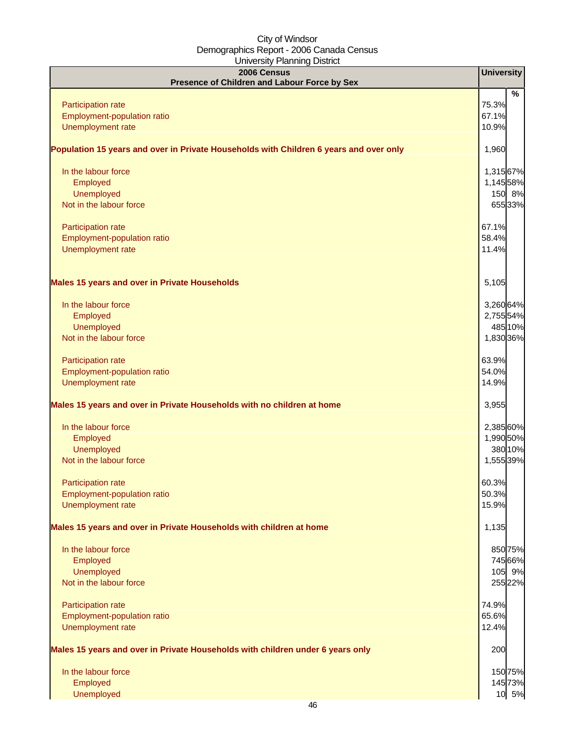City of Windsor
Demographics Report - 2006 Canada Census
University Planning District

| 2006 Census<br>Presence of Children and Labour Force by Sex | University | |
|---|---|---|
| | | % |
| Participation rate | 75.3% | |
| Employment-population ratio | 67.1% | |
| Unemployment rate | 10.9% | |
| **Population 15 years and over in Private Households with Children 6 years and over only** | 1,960 | |
| In the labour force | 1,315 | 67% |
| Employed | 1,145 | 58% |
| Unemployed | 150 | 8% |
| Not in the labour force | 655 | 33% |
| Participation rate | 67.1% | |
| Employment-population ratio | 58.4% | |
| Unemployment rate | 11.4% | |
| **Males 15 years and over in Private Households** | 5,105 | |
| In the labour force | 3,260 | 64% |
| Employed | 2,755 | 54% |
| Unemployed | 485 | 10% |
| Not in the labour force | 1,830 | 36% |
| Participation rate | 63.9% | |
| Employment-population ratio | 54.0% | |
| Unemployment rate | 14.9% | |
| **Males 15 years and over in Private Households with no children at home** | 3,955 | |
| In the labour force | 2,385 | 60% |
| Employed | 1,990 | 50% |
| Unemployed | 380 | 10% |
| Not in the labour force | 1,555 | 39% |
| Participation rate | 60.3% | |
| Employment-population ratio | 50.3% | |
| Unemployment rate | 15.9% | |
| **Males 15 years and over in Private Households with children at home** | 1,135 | |
| In the labour force | 850 | 75% |
| Employed | 745 | 66% |
| Unemployed | 105 | 9% |
| Not in the labour force | 255 | 22% |
| Participation rate | 74.9% | |
| Employment-population ratio | 65.6% | |
| Unemployment rate | 12.4% | |
| **Males 15 years and over in Private Households with children under 6 years only** | 200 | |
| In the labour force | 150 | 75% |
| Employed | 145 | 73% |
| Unemployed | 10 | 5% |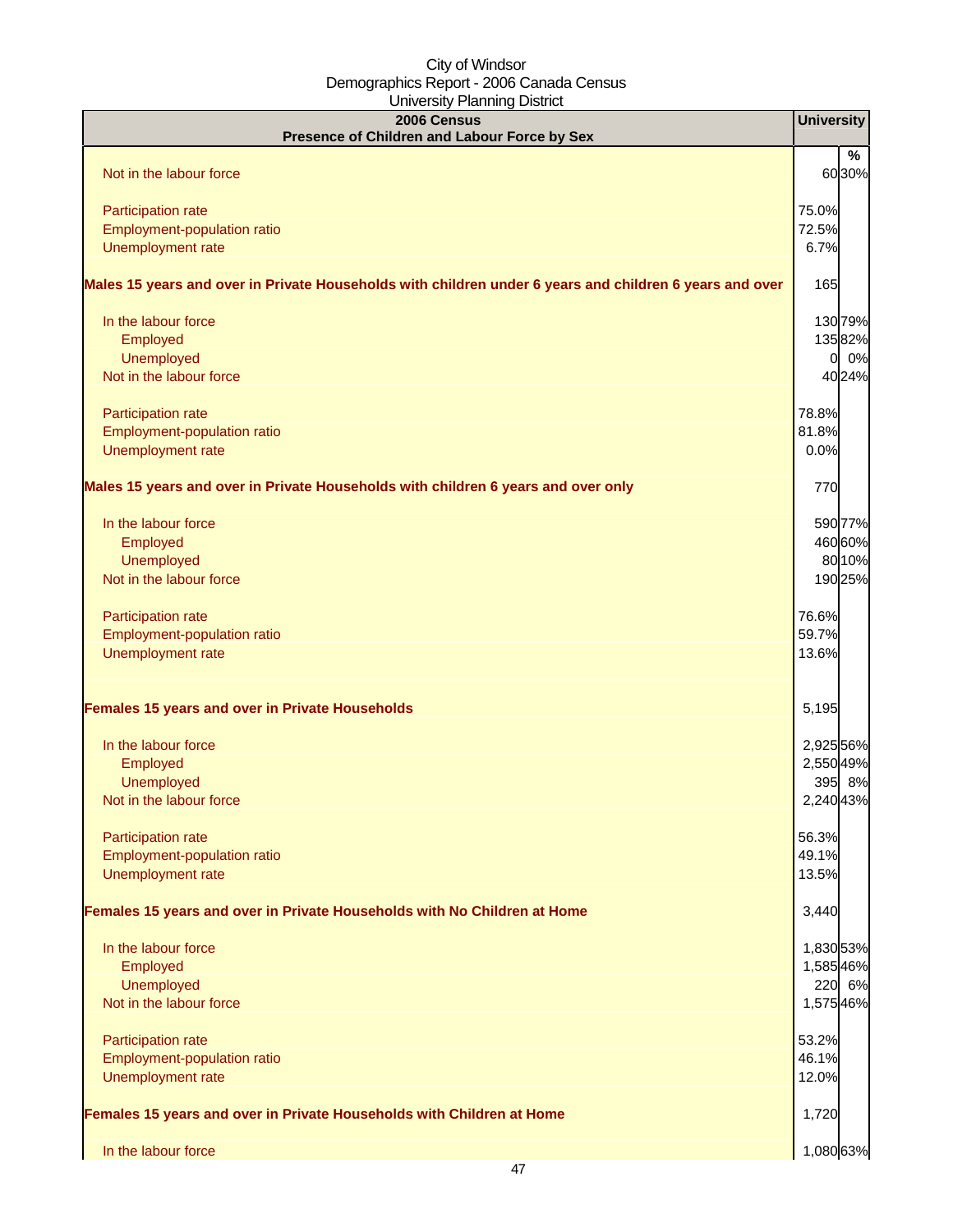City of Windsor
Demographics Report - 2006 Canada Census
University Planning District

| 2006 Census<br>Presence of Children and Labour Force by Sex | University | % |
|---|---|---|
| Not in the labour force | 60 | 30% |
| Participation rate | 75.0% | |
| Employment-population ratio | 72.5% | |
| Unemployment rate | 6.7% | |
| **Males 15 years and over in Private Households with children under 6 years and children 6 years and over** | 165 | |
| In the labour force | 130 | 79% |
| Employed | 135 | 82% |
| Unemployed | 0 | 0% |
| Not in the labour force | 40 | 24% |
| Participation rate | 78.8% | |
| Employment-population ratio | 81.8% | |
| Unemployment rate | 0.0% | |
| **Males 15 years and over in Private Households with children 6 years and over only** | 770 | |
| In the labour force | 590 | 77% |
| Employed | 460 | 60% |
| Unemployed | 80 | 10% |
| Not in the labour force | 190 | 25% |
| Participation rate | 76.6% | |
| Employment-population ratio | 59.7% | |
| Unemployment rate | 13.6% | |
| **Females 15 years and over in Private Households** | 5,195 | |
| In the labour force | 2,925 | 56% |
| Employed | 2,550 | 49% |
| Unemployed | 395 | 8% |
| Not in the labour force | 2,240 | 43% |
| Participation rate | 56.3% | |
| Employment-population ratio | 49.1% | |
| Unemployment rate | 13.5% | |
| **Females 15 years and over in Private Households with No Children at Home** | 3,440 | |
| In the labour force | 1,830 | 53% |
| Employed | 1,585 | 46% |
| Unemployed | 220 | 6% |
| Not in the labour force | 1,575 | 46% |
| Participation rate | 53.2% | |
| Employment-population ratio | 46.1% | |
| Unemployment rate | 12.0% | |
| **Females 15 years and over in Private Households with Children at Home** | 1,720 | |
| In the labour force | 1,080 | 63% |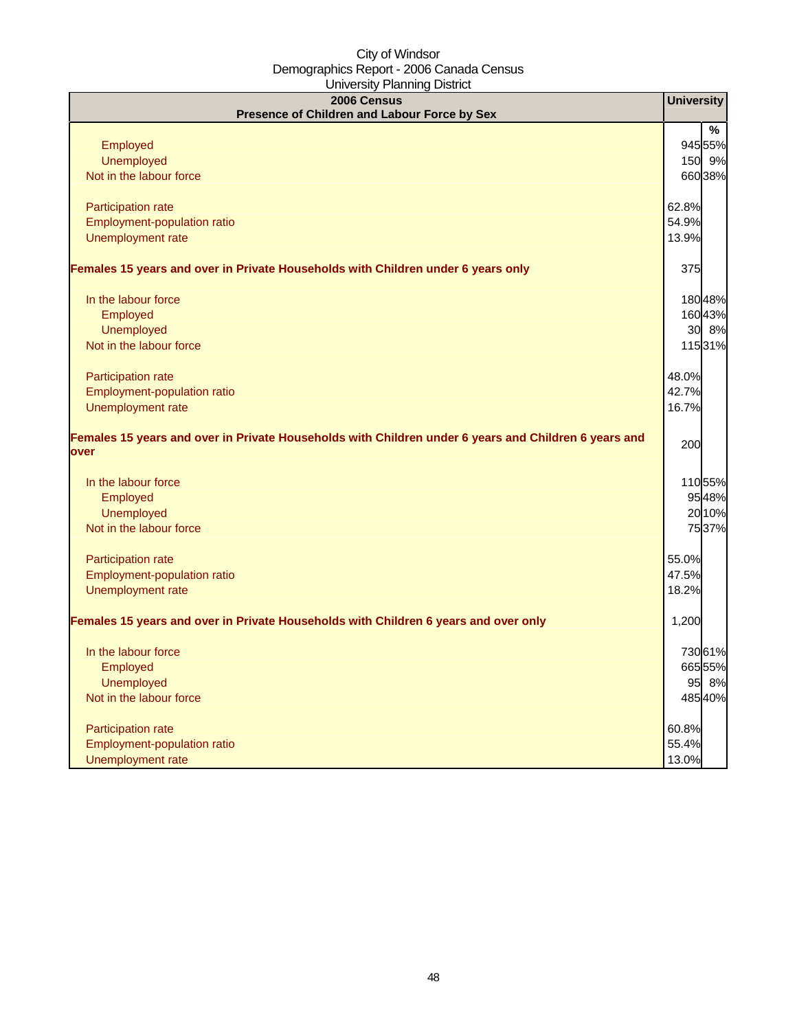City of Windsor
Demographics Report - 2006 Canada Census
University Planning District

| 2006 Census<br>Presence of Children and Labour Force by Sex | University | % |
|---|---|---|
| Employed | 945 | 55% |
| Unemployed | 150 | 9% |
| Not in the labour force | 660 | 38% |
| | | |
| Participation rate | 62.8% | |
| Employment-population ratio | 54.9% | |
| Unemployment rate | 13.9% | |
| | | |
| **Females 15 years and over in Private Households with Children under 6 years only** | 375 | |
| | | |
| In the labour force | 180 | 48% |
| Employed | 160 | 43% |
| Unemployed | 30 | 8% |
| Not in the labour force | 115 | 31% |
| | | |
| Participation rate | 48.0% | |
| Employment-population ratio | 42.7% | |
| Unemployment rate | 16.7% | |
| | | |
| **Females 15 years and over in Private Households with Children under 6 years and Children 6 years and over** | 200 | |
| | | |
| In the labour force | 110 | 55% |
| Employed | 95 | 48% |
| Unemployed | 20 | 10% |
| Not in the labour force | 75 | 37% |
| | | |
| Participation rate | 55.0% | |
| Employment-population ratio | 47.5% | |
| Unemployment rate | 18.2% | |
| | | |
| **Females 15 years and over in Private Households with Children 6 years and over only** | 1,200 | |
| | | |
| In the labour force | 730 | 61% |
| Employed | 665 | 55% |
| Unemployed | 95 | 8% |
| Not in the labour force | 485 | 40% |
| | | |
| Participation rate | 60.8% | |
| Employment-population ratio | 55.4% | |
| Unemployment rate | 13.0% | |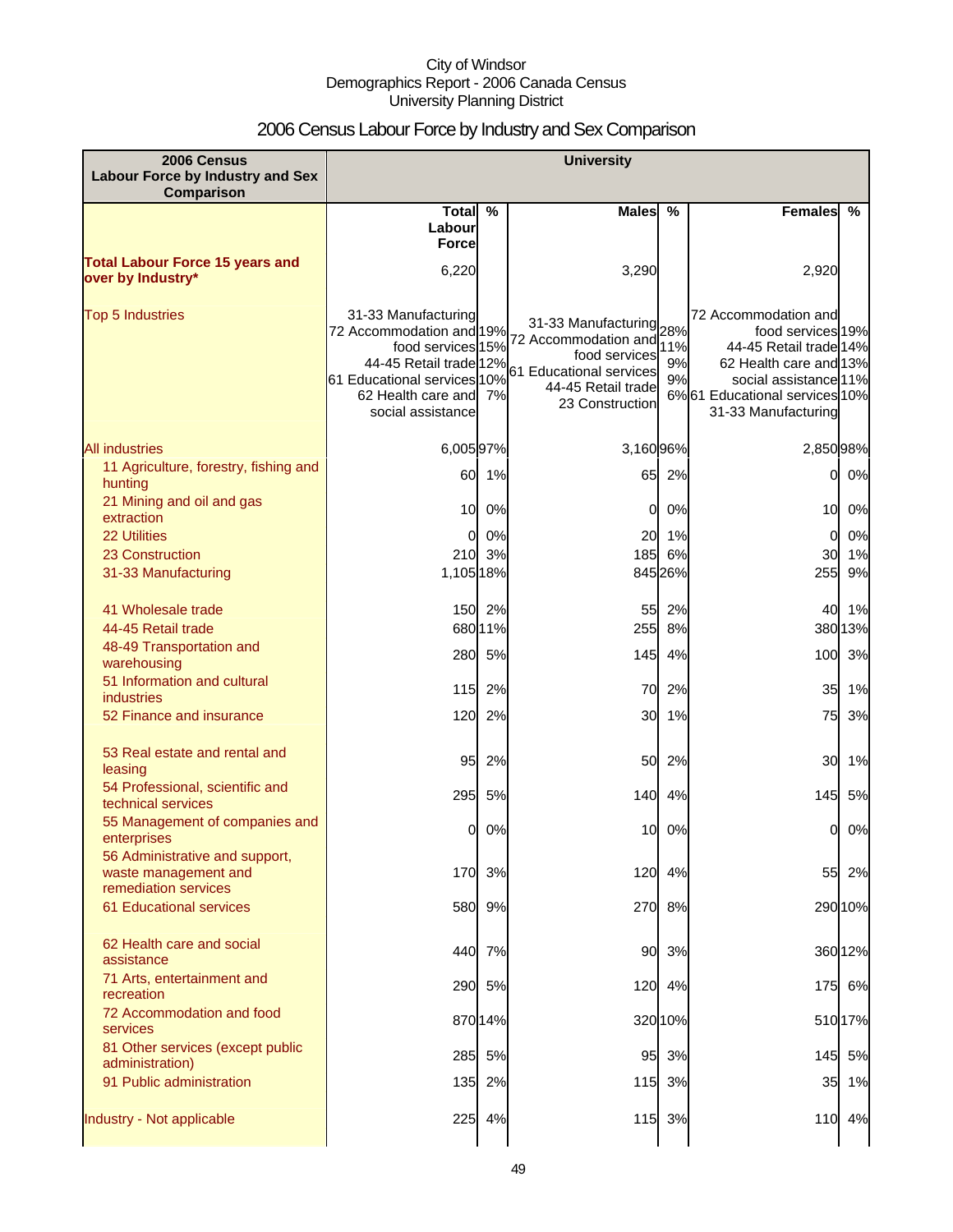City of Windsor
Demographics Report - 2006 Canada Census
University Planning District

# 2006 Census Labour Force by Industry and Sex Comparison

| 2006 Census Labour Force by Industry and Sex Comparison | University | | | | | |
|---|---|---|---|---|---|---|
| | Total Labour Force | % | Males | % | Females | % |
| **Total Labour Force 15 years and over by Industry*** | 6,220 | | 3,290 | | 2,920 | |
| Top 5 Industries | 31-33 Manufacturing<br>72 Accommodation and food services<br>44-45 Retail trade<br>61 Educational services<br>62 Health care and social assistance | 19%<br>15%<br>12%<br>10%<br>7% | 31-33 Manufacturing<br>72 Accommodation and food services<br>61 Educational services<br>44-45 Retail trade<br>23 Construction | 28%<br>11%<br>9%<br>9%<br>6% | 72 Accommodation and food services<br>44-45 Retail trade<br>62 Health care and social assistance<br>61 Educational services<br>31-33 Manufacturing | 19%<br>14%<br>13%<br>11%<br>10% |
| All industries | 6,005 | 97% | 3,160 | 96% | 2,850 | 98% |
| 11 Agriculture, forestry, fishing and hunting | 60 | 1% | 65 | 2% | 0 | 0% |
| 21 Mining and oil and gas extraction | 10 | 0% | 0 | 0% | 10 | 0% |
| 22 Utilities | 0 | 0% | 20 | 1% | 0 | 0% |
| 23 Construction | 210 | 3% | 185 | 6% | 30 | 1% |
| 31-33 Manufacturing | 1,105 | 18% | 845 | 26% | 255 | 9% |
| 41 Wholesale trade | 150 | 2% | 55 | 2% | 40 | 1% |
| 44-45 Retail trade | 680 | 11% | 255 | 8% | 380 | 13% |
| 48-49 Transportation and warehousing | 280 | 5% | 145 | 4% | 100 | 3% |
| 51 Information and cultural industries | 115 | 2% | 70 | 2% | 35 | 1% |
| 52 Finance and insurance | 120 | 2% | 30 | 1% | 75 | 3% |
| 53 Real estate and rental and leasing | 95 | 2% | 50 | 2% | 30 | 1% |
| 54 Professional, scientific and technical services | 295 | 5% | 140 | 4% | 145 | 5% |
| 55 Management of companies and enterprises | 0 | 0% | 10 | 0% | 0 | 0% |
| 56 Administrative and support, waste management and remediation services | 170 | 3% | 120 | 4% | 55 | 2% |
| 61 Educational services | 580 | 9% | 270 | 8% | 290 | 10% |
| 62 Health care and social assistance | 440 | 7% | 90 | 3% | 360 | 12% |
| 71 Arts, entertainment and recreation | 290 | 5% | 120 | 4% | 175 | 6% |
| 72 Accommodation and food services | 870 | 14% | 320 | 10% | 510 | 17% |
| 81 Other services (except public administration) | 285 | 5% | 95 | 3% | 145 | 5% |
| 91 Public administration | 135 | 2% | 115 | 3% | 35 | 1% |
| Industry - Not applicable | 225 | 4% | 115 | 3% | 110 | 4% |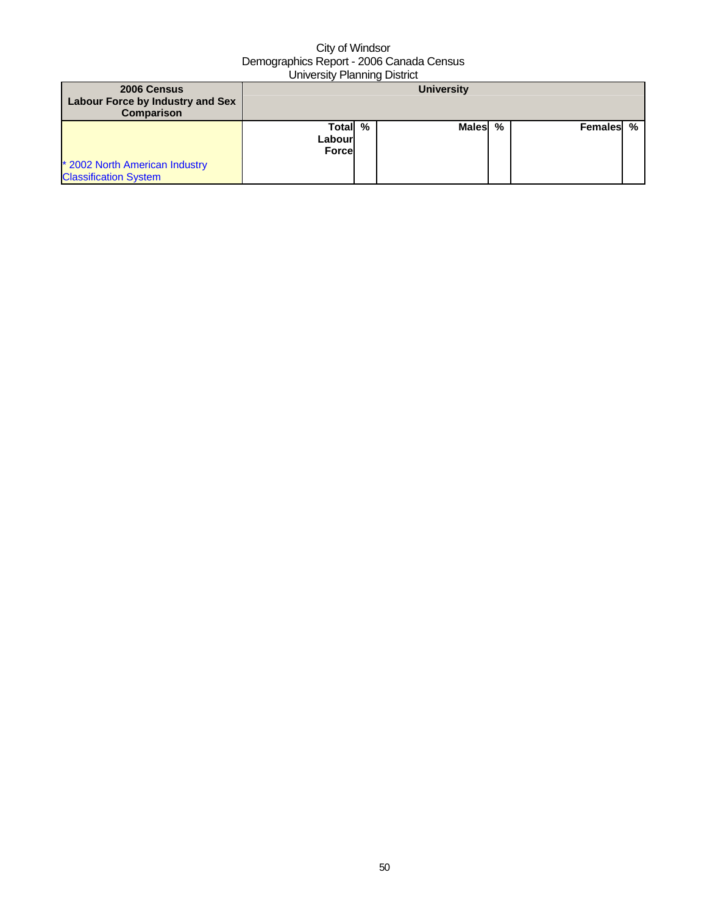City of Windsor
Demographics Report - 2006 Canada Census
University Planning District

| 2006 Census Labour Force by Industry and Sex Comparison | University | | | | | |
|---|---|---|---|---|---|---|
| * 2002 North American Industry Classification System | Total Labour Force | % | Males | % | Females | % |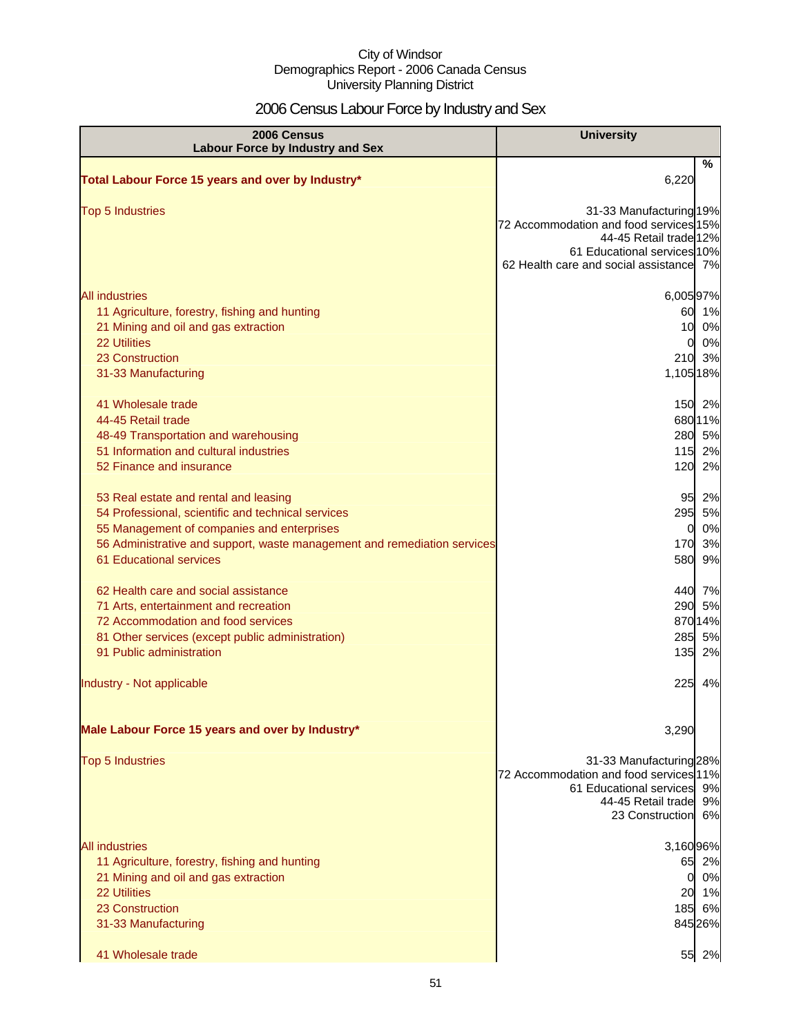City of Windsor
Demographics Report - 2006 Canada Census
University Planning District

# 2006 Census Labour Force by Industry and Sex

| 2006 Census Labour Force by Industry and Sex | University | % |
|---|---|---|
| **Total Labour Force 15 years and over by Industry*** | 6,220 | |
| Top 5 Industries | 31-33 Manufacturing | 19% |
| | 72 Accommodation and food services | 15% |
| | 44-45 Retail trade | 12% |
| | 61 Educational services | 10% |
| | 62 Health care and social assistance | 7% |
| All industries | 6,005 | 97% |
| 11 Agriculture, forestry, fishing and hunting | 60 | 1% |
| 21 Mining and oil and gas extraction | 10 | 0% |
| 22 Utilities | 0 | 0% |
| 23 Construction | 210 | 3% |
| 31-33 Manufacturing | 1,105 | 18% |
| 41 Wholesale trade | 150 | 2% |
| 44-45 Retail trade | 680 | 11% |
| 48-49 Transportation and warehousing | 280 | 5% |
| 51 Information and cultural industries | 115 | 2% |
| 52 Finance and insurance | 120 | 2% |
| 53 Real estate and rental and leasing | 95 | 2% |
| 54 Professional, scientific and technical services | 295 | 5% |
| 55 Management of companies and enterprises | 0 | 0% |
| 56 Administrative and support, waste management and remediation services | 170 | 3% |
| 61 Educational services | 580 | 9% |
| 62 Health care and social assistance | 440 | 7% |
| 71 Arts, entertainment and recreation | 290 | 5% |
| 72 Accommodation and food services | 870 | 14% |
| 81 Other services (except public administration) | 285 | 5% |
| 91 Public administration | 135 | 2% |
| Industry - Not applicable | 225 | 4% |
| **Male Labour Force 15 years and over by Industry*** | 3,290 | |
| Top 5 Industries | 31-33 Manufacturing | 28% |
| | 72 Accommodation and food services | 11% |
| | 61 Educational services | 9% |
| | 44-45 Retail trade | 9% |
| | 23 Construction | 6% |
| All industries | 3,160 | 96% |
| 11 Agriculture, forestry, fishing and hunting | 65 | 2% |
| 21 Mining and oil and gas extraction | 0 | 0% |
| 22 Utilities | 20 | 1% |
| 23 Construction | 185 | 6% |
| 31-33 Manufacturing | 845 | 26% |
| 41 Wholesale trade | 55 | 2% |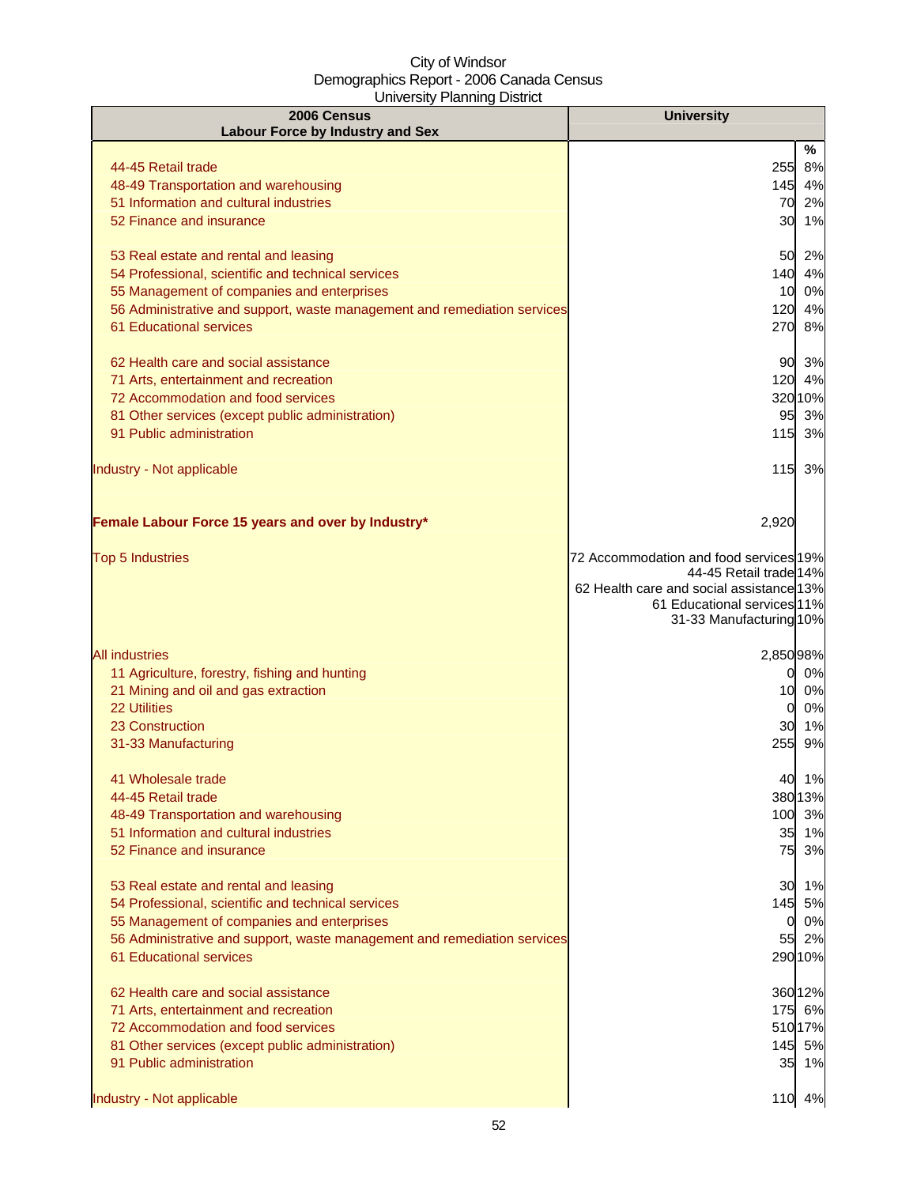City of Windsor
Demographics Report - 2006 Canada Census
University Planning District

| 2006 Census<br>Labour Force by Industry and Sex | University | |
|---|---|---|
| | | % |
| 44-45 Retail trade | 255 | 8% |
| 48-49 Transportation and warehousing | 145 | 4% |
| 51 Information and cultural industries | 70 | 2% |
| 52 Finance and insurance | 30 | 1% |
| 53 Real estate and rental and leasing | 50 | 2% |
| 54 Professional, scientific and technical services | 140 | 4% |
| 55 Management of companies and enterprises | 10 | 0% |
| 56 Administrative and support, waste management and remediation services | 120 | 4% |
| 61 Educational services | 270 | 8% |
| 62 Health care and social assistance | 90 | 3% |
| 71 Arts, entertainment and recreation | 120 | 4% |
| 72 Accommodation and food services | 320 | 10% |
| 81 Other services (except public administration) | 95 | 3% |
| 91 Public administration | 115 | 3% |
| Industry - Not applicable | 115 | 3% |
| **Female Labour Force 15 years and over by Industry*** | 2,920 | |
| Top 5 Industries | 72 Accommodation and food services | 19% |
| | 44-45 Retail trade | 14% |
| | 62 Health care and social assistance | 13% |
| | 61 Educational services | 11% |
| | 31-33 Manufacturing | 10% |
| All industries | 2,850 | 98% |
| 11 Agriculture, forestry, fishing and hunting | 0 | 0% |
| 21 Mining and oil and gas extraction | 10 | 0% |
| 22 Utilities | 0 | 0% |
| 23 Construction | 30 | 1% |
| 31-33 Manufacturing | 255 | 9% |
| 41 Wholesale trade | 40 | 1% |
| 44-45 Retail trade | 380 | 13% |
| 48-49 Transportation and warehousing | 100 | 3% |
| 51 Information and cultural industries | 35 | 1% |
| 52 Finance and insurance | 75 | 3% |
| 53 Real estate and rental and leasing | 30 | 1% |
| 54 Professional, scientific and technical services | 145 | 5% |
| 55 Management of companies and enterprises | 0 | 0% |
| 56 Administrative and support, waste management and remediation services | 55 | 2% |
| 61 Educational services | 290 | 10% |
| 62 Health care and social assistance | 360 | 12% |
| 71 Arts, entertainment and recreation | 175 | 6% |
| 72 Accommodation and food services | 510 | 17% |
| 81 Other services (except public administration) | 145 | 5% |
| 91 Public administration | 35 | 1% |
| Industry - Not applicable | 110 | 4% |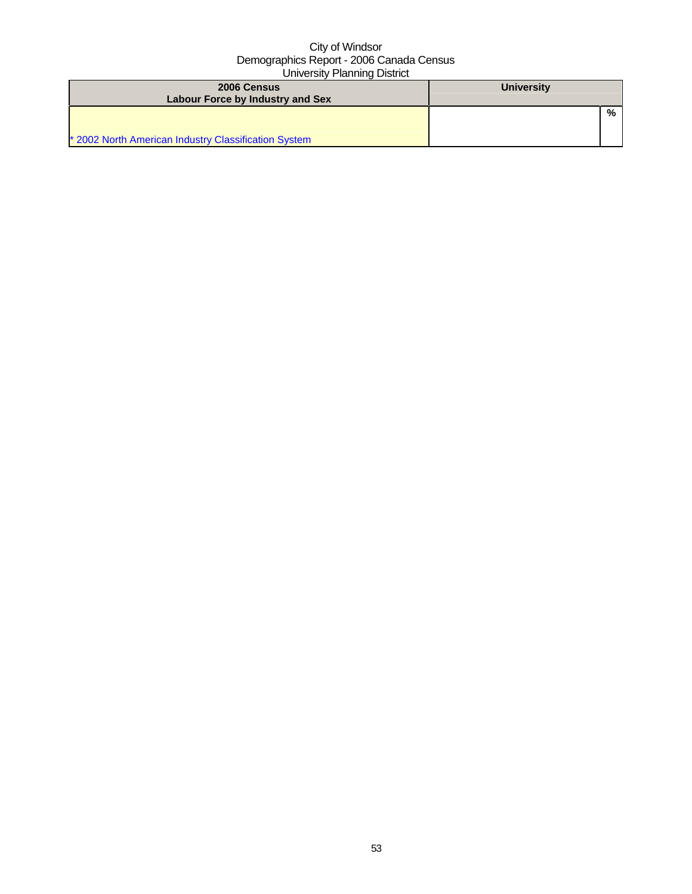City of Windsor
Demographics Report - 2006 Canada Census
University Planning District

| 2006 Census<br>Labour Force by Industry and Sex | University | |
|---|---|---|
| | | % |
| * 2002 North American Industry Classification System | | |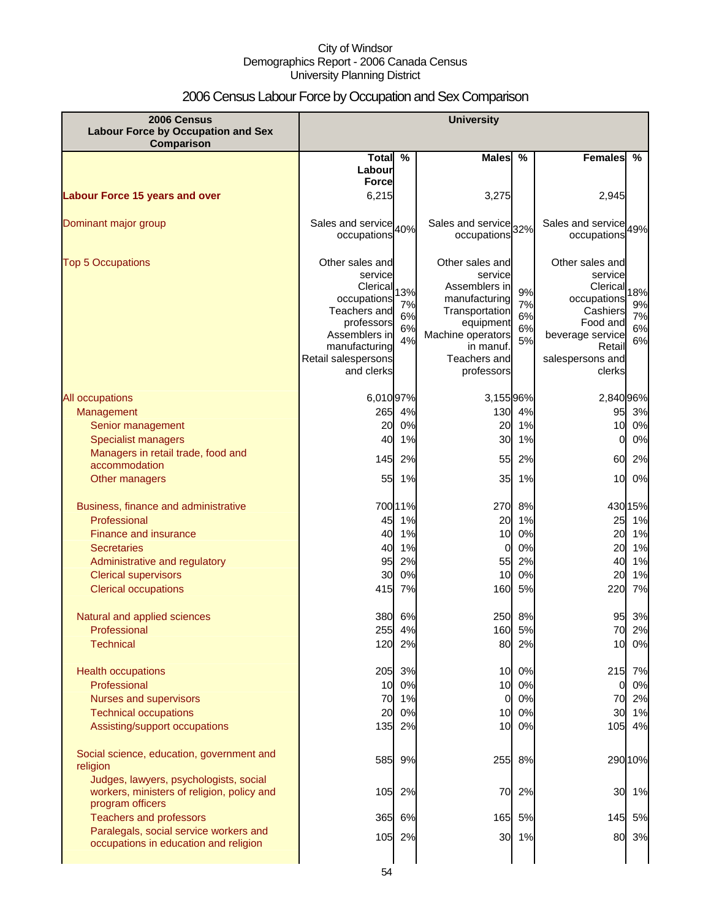City of Windsor
Demographics Report - 2006 Canada Census
University Planning District

# 2006 Census Labour Force by Occupation and Sex Comparison

| 2006 Census Labour Force by Occupation and Sex Comparison | University | | | | | |
|---|---|---|---|---|---|---|
| | Total Labour Force | % | Males | % | Females | % |
| **Labour Force 15 years and over** | 6,215 | | 3,275 | | 2,945 | |
| Dominant major group | Sales and service occupations | 40% | Sales and service occupations | 32% | Sales and service occupations | 49% |
| Top 5 Occupations | Other sales and service<br>Clerical occupations<br>Teachers and professors<br>Assemblers in manufacturing<br>Retail salespersons and clerks | 13%<br>7%<br>6%<br>6%<br>4% | Other sales and service<br>Assemblers in manufacturing<br>Transportation equipment<br>Machine operators in manuf.<br>Teachers and professors | 9%<br>7%<br>6%<br>6%<br>5% | Other sales and service<br>Clerical occupations<br>Cashiers<br>Food and beverage service<br>Retail salespersons and clerks | 18%<br>9%<br>7%<br>6%<br>6% |
| All occupations | 6,010 | 97% | 3,155 | 96% | 2,840 | 96% |
| Management | 265 | 4% | 130 | 4% | 95 | 3% |
| Senior management | 20 | 0% | 20 | 1% | 10 | 0% |
| Specialist managers | 40 | 1% | 30 | 1% | 0 | 0% |
| Managers in retail trade, food and accommodation | 145 | 2% | 55 | 2% | 60 | 2% |
| Other managers | 55 | 1% | 35 | 1% | 10 | 0% |
| Business, finance and administrative | 700 | 11% | 270 | 8% | 430 | 15% |
| Professional | 45 | 1% | 20 | 1% | 25 | 1% |
| Finance and insurance | 40 | 1% | 10 | 0% | 20 | 1% |
| Secretaries | 40 | 1% | 0 | 0% | 20 | 1% |
| Administrative and regulatory | 95 | 2% | 55 | 2% | 40 | 1% |
| Clerical supervisors | 30 | 0% | 10 | 0% | 20 | 1% |
| Clerical occupations | 415 | 7% | 160 | 5% | 220 | 7% |
| Natural and applied sciences | 380 | 6% | 250 | 8% | 95 | 3% |
| Professional | 255 | 4% | 160 | 5% | 70 | 2% |
| Technical | 120 | 2% | 80 | 2% | 10 | 0% |
| Health occupations | 205 | 3% | 10 | 0% | 215 | 7% |
| Professional | 10 | 0% | 10 | 0% | 0 | 0% |
| Nurses and supervisors | 70 | 1% | 0 | 0% | 70 | 2% |
| Technical occupations | 20 | 0% | 10 | 0% | 30 | 1% |
| Assisting/support occupations | 135 | 2% | 10 | 0% | 105 | 4% |
| Social science, education, government and religion | 585 | 9% | 255 | 8% | 290 | 10% |
| Judges, lawyers, psychologists, social workers, ministers of religion, policy and program officers | 105 | 2% | 70 | 2% | 30 | 1% |
| Teachers and professors | 365 | 6% | 165 | 5% | 145 | 5% |
| Paralegals, social service workers and occupations in education and religion | 105 | 2% | 30 | 1% | 80 | 3% |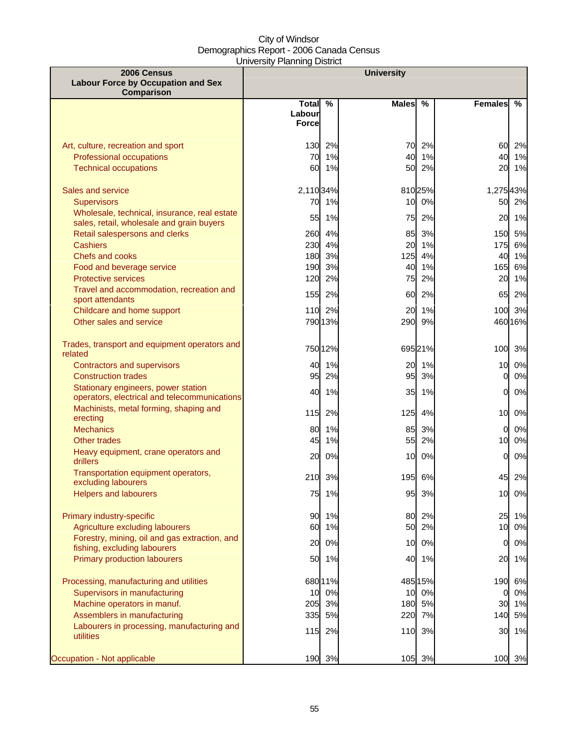City of Windsor
Demographics Report - 2006 Canada Census
University Planning District

| 2006 Census Labour Force by Occupation and Sex Comparison | University | | | | | |
|---|---|---|---|---|---|---|
| | Total Labour Force | % | Males | % | Females | % |
| Art, culture, recreation and sport | 130 | 2% | 70 | 2% | 60 | 2% |
| Professional occupations | 70 | 1% | 40 | 1% | 40 | 1% |
| Technical occupations | 60 | 1% | 50 | 2% | 20 | 1% |
| Sales and service | 2,110 | 34% | 810 | 25% | 1,275 | 43% |
| Supervisors | 70 | 1% | 10 | 0% | 50 | 2% |
| Wholesale, technical, insurance, real estate sales, retail, wholesale and grain buyers | 55 | 1% | 75 | 2% | 20 | 1% |
| Retail salespersons and clerks | 260 | 4% | 85 | 3% | 150 | 5% |
| Cashiers | 230 | 4% | 20 | 1% | 175 | 6% |
| Chefs and cooks | 180 | 3% | 125 | 4% | 40 | 1% |
| Food and beverage service | 190 | 3% | 40 | 1% | 165 | 6% |
| Protective services | 120 | 2% | 75 | 2% | 20 | 1% |
| Travel and accommodation, recreation and sport attendants | 155 | 2% | 60 | 2% | 65 | 2% |
| Childcare and home support | 110 | 2% | 20 | 1% | 100 | 3% |
| Other sales and service | 790 | 13% | 290 | 9% | 460 | 16% |
| Trades, transport and equipment operators and related | 750 | 12% | 695 | 21% | 100 | 3% |
| Contractors and supervisors | 40 | 1% | 20 | 1% | 10 | 0% |
| Construction trades | 95 | 2% | 95 | 3% | 0 | 0% |
| Stationary engineers, power station operators, electrical and telecommunications | 40 | 1% | 35 | 1% | 0 | 0% |
| Machinists, metal forming, shaping and erecting | 115 | 2% | 125 | 4% | 10 | 0% |
| Mechanics | 80 | 1% | 85 | 3% | 0 | 0% |
| Other trades | 45 | 1% | 55 | 2% | 10 | 0% |
| Heavy equipment, crane operators and drillers | 20 | 0% | 10 | 0% | 0 | 0% |
| Transportation equipment operators, excluding labourers | 210 | 3% | 195 | 6% | 45 | 2% |
| Helpers and labourers | 75 | 1% | 95 | 3% | 10 | 0% |
| Primary industry-specific | 90 | 1% | 80 | 2% | 25 | 1% |
| Agriculture excluding labourers | 60 | 1% | 50 | 2% | 10 | 0% |
| Forestry, mining, oil and gas extraction, and fishing, excluding labourers | 20 | 0% | 10 | 0% | 0 | 0% |
| Primary production labourers | 50 | 1% | 40 | 1% | 20 | 1% |
| Processing, manufacturing and utilities | 680 | 11% | 485 | 15% | 190 | 6% |
| Supervisors in manufacturing | 10 | 0% | 10 | 0% | 0 | 0% |
| Machine operators in manuf. | 205 | 3% | 180 | 5% | 30 | 1% |
| Assemblers in manufacturing | 335 | 5% | 220 | 7% | 140 | 5% |
| Labourers in processing, manufacturing and utilities | 115 | 2% | 110 | 3% | 30 | 1% |
| Occupation - Not applicable | 190 | 3% | 105 | 3% | 100 | 3% |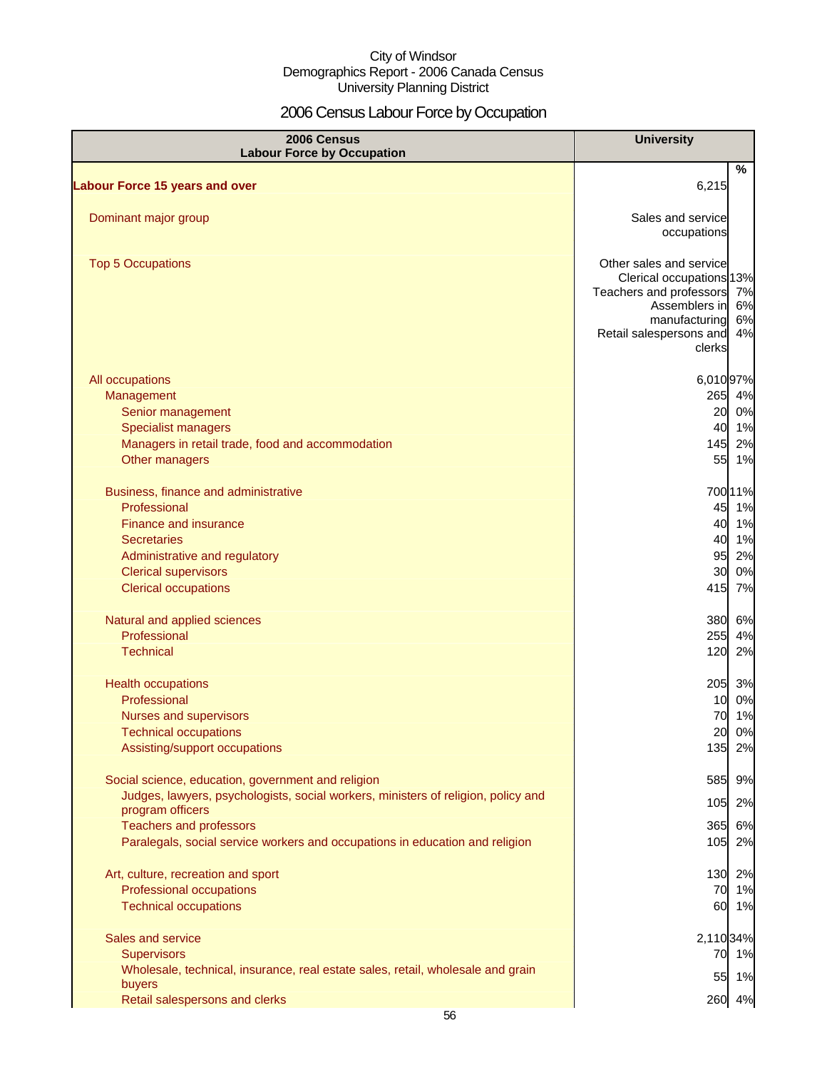City of Windsor
Demographics Report - 2006 Canada Census
University Planning District

# 2006 Census Labour Force by Occupation

| 2006 Census Labour Force by Occupation | University | |
|---|---|---|
| | | % |
| **Labour Force 15 years and over** | 6,215 | |
| Dominant major group | Sales and service occupations | |
| Top 5 Occupations | Other sales and service | |
| | Clerical occupations | 13% |
| | Teachers and professors | 7% |
| | Assemblers in | 6% |
| | manufacturing | 6% |
| | Retail salespersons and | 4% |
| | clerks | |
| All occupations | 6,010 | 97% |
| Management | 265 | 4% |
| Senior management | 20 | 0% |
| Specialist managers | 40 | 1% |
| Managers in retail trade, food and accommodation | 145 | 2% |
| Other managers | 55 | 1% |
| Business, finance and administrative | 700 | 11% |
| Professional | 45 | 1% |
| Finance and insurance | 40 | 1% |
| Secretaries | 40 | 1% |
| Administrative and regulatory | 95 | 2% |
| Clerical supervisors | 30 | 0% |
| Clerical occupations | 415 | 7% |
| Natural and applied sciences | 380 | 6% |
| Professional | 255 | 4% |
| Technical | 120 | 2% |
| Health occupations | 205 | 3% |
| Professional | 10 | 0% |
| Nurses and supervisors | 70 | 1% |
| Technical occupations | 20 | 0% |
| Assisting/support occupations | 135 | 2% |
| Social science, education, government and religion | 585 | 9% |
| Judges, lawyers, psychologists, social workers, ministers of religion, policy and program officers | 105 | 2% |
| Teachers and professors | 365 | 6% |
| Paralegals, social service workers and occupations in education and religion | 105 | 2% |
| Art, culture, recreation and sport | 130 | 2% |
| Professional occupations | 70 | 1% |
| Technical occupations | 60 | 1% |
| Sales and service | 2,110 | 34% |
| Supervisors | 70 | 1% |
| Wholesale, technical, insurance, real estate sales, retail, wholesale and grain buyers | 55 | 1% |
| Retail salespersons and clerks | 260 | 4% |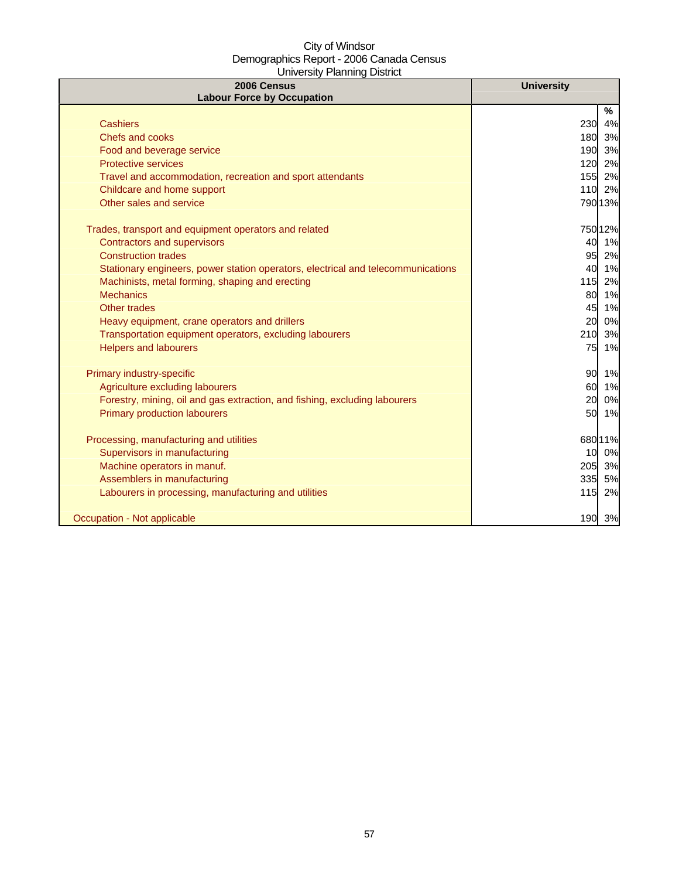City of Windsor
Demographics Report - 2006 Canada Census
University Planning District

| 2006 Census<br>Labour Force by Occupation | University | |
|---|---|---|
| | | % |
| Cashiers | 230 | 4% |
| Chefs and cooks | 180 | 3% |
| Food and beverage service | 190 | 3% |
| Protective services | 120 | 2% |
| Travel and accommodation, recreation and sport attendants | 155 | 2% |
| Childcare and home support | 110 | 2% |
| Other sales and service | 790 | 13% |
| | | |
| Trades, transport and equipment operators and related | 750 | 12% |
| Contractors and supervisors | 40 | 1% |
| Construction trades | 95 | 2% |
| Stationary engineers, power station operators, electrical and telecommunications | 40 | 1% |
| Machinists, metal forming, shaping and erecting | 115 | 2% |
| Mechanics | 80 | 1% |
| Other trades | 45 | 1% |
| Heavy equipment, crane operators and drillers | 20 | 0% |
| Transportation equipment operators, excluding labourers | 210 | 3% |
| Helpers and labourers | 75 | 1% |
| | | |
| Primary industry-specific | 90 | 1% |
| Agriculture excluding labourers | 60 | 1% |
| Forestry, mining, oil and gas extraction, and fishing, excluding labourers | 20 | 0% |
| Primary production labourers | 50 | 1% |
| | | |
| Processing, manufacturing and utilities | 680 | 11% |
| Supervisors in manufacturing | 10 | 0% |
| Machine operators in manuf. | 205 | 3% |
| Assemblers in manufacturing | 335 | 5% |
| Labourers in processing, manufacturing and utilities | 115 | 2% |
| | | |
| Occupation - Not applicable | 190 | 3% |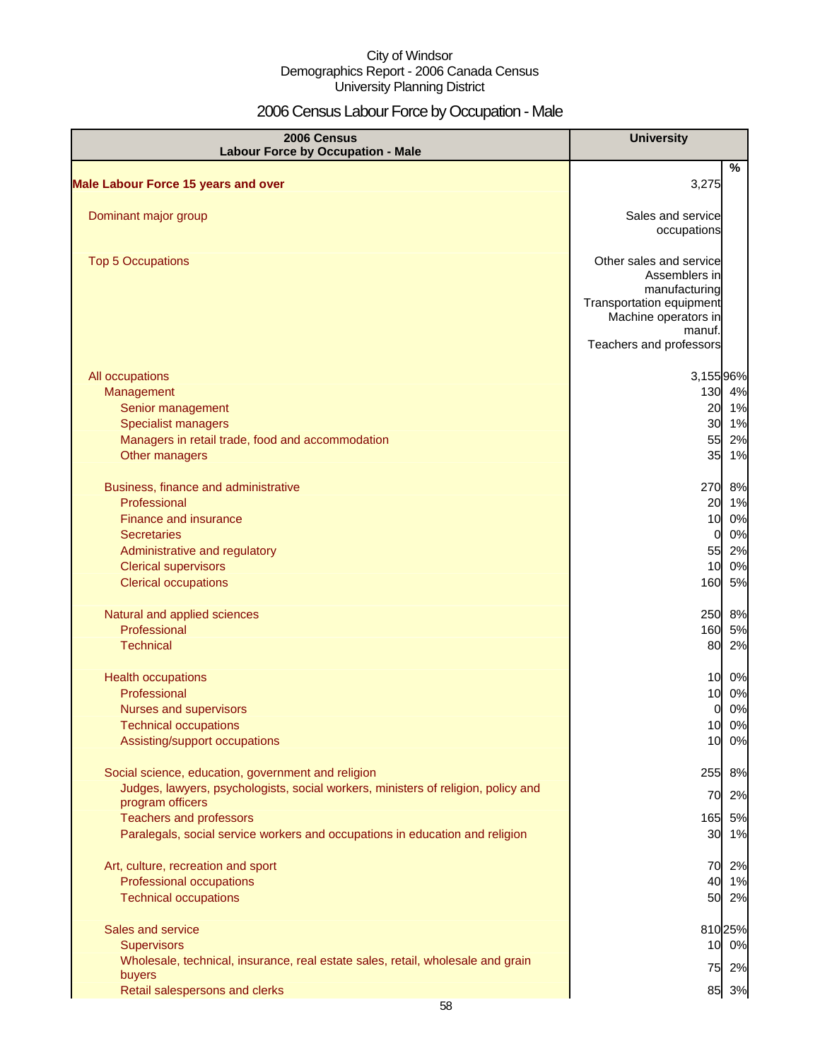City of Windsor
Demographics Report - 2006 Canada Census
University Planning District

# 2006 Census Labour Force by Occupation - Male

| 2006 Census Labour Force by Occupation - Male | University | |
|---|---|---|
| | | % |
| **Male Labour Force 15 years and over** | 3,275 | |
| Dominant major group | Sales and service occupations | |
| Top 5 Occupations | Other sales and service<br>Assemblers in manufacturing<br>Transportation equipment<br>Machine operators in manuf.<br>Teachers and professors | |
| All occupations | 3,155 | 96% |
| Management | 130 | 4% |
| Senior management | 20 | 1% |
| Specialist managers | 30 | 1% |
| Managers in retail trade, food and accommodation | 55 | 2% |
| Other managers | 35 | 1% |
| Business, finance and administrative | 270 | 8% |
| Professional | 20 | 1% |
| Finance and insurance | 10 | 0% |
| Secretaries | 0 | 0% |
| Administrative and regulatory | 55 | 2% |
| Clerical supervisors | 10 | 0% |
| Clerical occupations | 160 | 5% |
| Natural and applied sciences | 250 | 8% |
| Professional | 160 | 5% |
| Technical | 80 | 2% |
| Health occupations | 10 | 0% |
| Professional | 10 | 0% |
| Nurses and supervisors | 0 | 0% |
| Technical occupations | 10 | 0% |
| Assisting/support occupations | 10 | 0% |
| Social science, education, government and religion | 255 | 8% |
| Judges, lawyers, psychologists, social workers, ministers of religion, policy and program officers | 70 | 2% |
| Teachers and professors | 165 | 5% |
| Paralegals, social service workers and occupations in education and religion | 30 | 1% |
| Art, culture, recreation and sport | 70 | 2% |
| Professional occupations | 40 | 1% |
| Technical occupations | 50 | 2% |
| Sales and service | 810 | 25% |
| Supervisors | 10 | 0% |
| Wholesale, technical, insurance, real estate sales, retail, wholesale and grain buyers | 75 | 2% |
| Retail salespersons and clerks | 85 | 3% |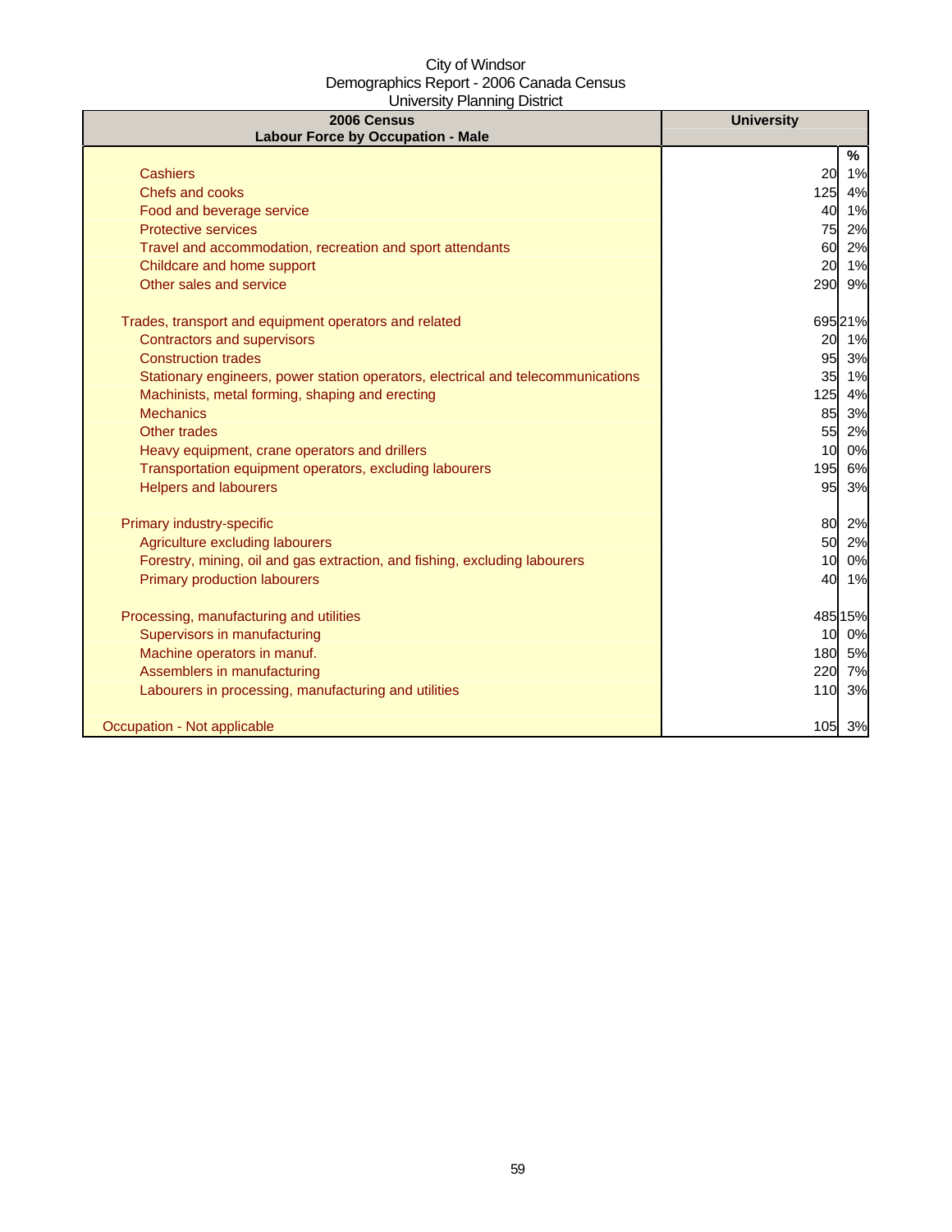City of Windsor
Demographics Report - 2006 Canada Census
University Planning District

| 2006 Census<br>Labour Force by Occupation - Male | University | |
|---|---|---|
| | | % |
| Cashiers | 20 | 1% |
| Chefs and cooks | 125 | 4% |
| Food and beverage service | 40 | 1% |
| Protective services | 75 | 2% |
| Travel and accommodation, recreation and sport attendants | 60 | 2% |
| Childcare and home support | 20 | 1% |
| Other sales and service | 290 | 9% |
| | | |
| Trades, transport and equipment operators and related | 695 | 21% |
| Contractors and supervisors | 20 | 1% |
| Construction trades | 95 | 3% |
| Stationary engineers, power station operators, electrical and telecommunications | 35 | 1% |
| Machinists, metal forming, shaping and erecting | 125 | 4% |
| Mechanics | 85 | 3% |
| Other trades | 55 | 2% |
| Heavy equipment, crane operators and drillers | 10 | 0% |
| Transportation equipment operators, excluding labourers | 195 | 6% |
| Helpers and labourers | 95 | 3% |
| | | |
| Primary industry-specific | 80 | 2% |
| Agriculture excluding labourers | 50 | 2% |
| Forestry, mining, oil and gas extraction, and fishing, excluding labourers | 10 | 0% |
| Primary production labourers | 40 | 1% |
| | | |
| Processing, manufacturing and utilities | 485 | 15% |
| Supervisors in manufacturing | 10 | 0% |
| Machine operators in manuf. | 180 | 5% |
| Assemblers in manufacturing | 220 | 7% |
| Labourers in processing, manufacturing and utilities | 110 | 3% |
| | | |
| Occupation - Not applicable | 105 | 3% |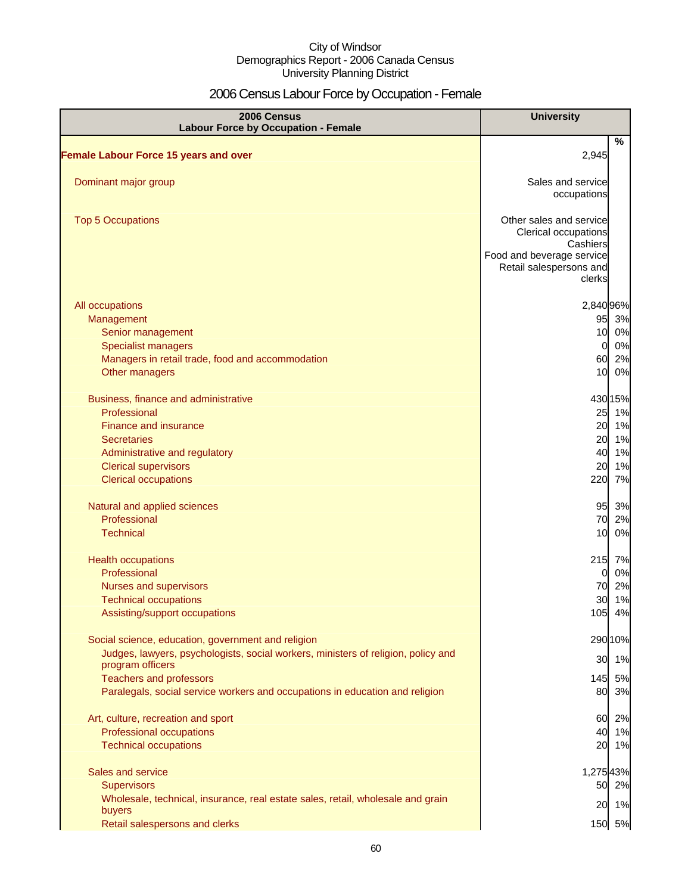City of Windsor
Demographics Report - 2006 Canada Census
University Planning District

# 2006 Census Labour Force by Occupation - Female

| 2006 Census<br>Labour Force by Occupation - Female | University | % |
|---|---|---|
| **Female Labour Force 15 years and over** | 2,945 | |
| Dominant major group | Sales and service occupations | |
| Top 5 Occupations | Other sales and service<br>Clerical occupations<br>Cashiers<br>Food and beverage service<br>Retail salespersons and clerks | |
| All occupations | 2,840 | 96% |
| Management | 95 | 3% |
| Senior management | 10 | 0% |
| Specialist managers | 0 | 0% |
| Managers in retail trade, food and accommodation | 60 | 2% |
| Other managers | 10 | 0% |
| Business, finance and administrative | 430 | 15% |
| Professional | 25 | 1% |
| Finance and insurance | 20 | 1% |
| Secretaries | 20 | 1% |
| Administrative and regulatory | 40 | 1% |
| Clerical supervisors | 20 | 1% |
| Clerical occupations | 220 | 7% |
| Natural and applied sciences | 95 | 3% |
| Professional | 70 | 2% |
| Technical | 10 | 0% |
| Health occupations | 215 | 7% |
| Professional | 0 | 0% |
| Nurses and supervisors | 70 | 2% |
| Technical occupations | 30 | 1% |
| Assisting/support occupations | 105 | 4% |
| Social science, education, government and religion | 290 | 10% |
| Judges, lawyers, psychologists, social workers, ministers of religion, policy and program officers | 30 | 1% |
| Teachers and professors | 145 | 5% |
| Paralegals, social service workers and occupations in education and religion | 80 | 3% |
| Art, culture, recreation and sport | 60 | 2% |
| Professional occupations | 40 | 1% |
| Technical occupations | 20 | 1% |
| Sales and service | 1,275 | 43% |
| Supervisors | 50 | 2% |
| Wholesale, technical, insurance, real estate sales, retail, wholesale and grain buyers | 20 | 1% |
| Retail salespersons and clerks | 150 | 5% |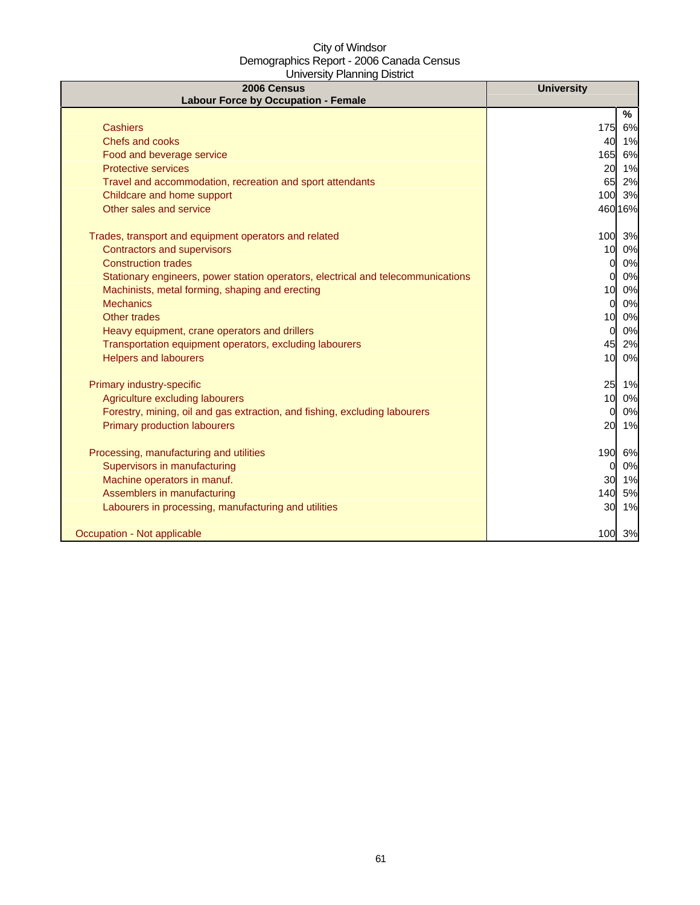City of Windsor
Demographics Report - 2006 Canada Census
University Planning District

| 2006 Census<br>Labour Force by Occupation - Female | University | |
|---|---|---|
| | | % |
| Cashiers | 175 | 6% |
| Chefs and cooks | 40 | 1% |
| Food and beverage service | 165 | 6% |
| Protective services | 20 | 1% |
| Travel and accommodation, recreation and sport attendants | 65 | 2% |
| Childcare and home support | 100 | 3% |
| Other sales and service | 460 | 16% |
| | | |
| Trades, transport and equipment operators and related | 100 | 3% |
| Contractors and supervisors | 10 | 0% |
| Construction trades | 0 | 0% |
| Stationary engineers, power station operators, electrical and telecommunications | 0 | 0% |
| Machinists, metal forming, shaping and erecting | 10 | 0% |
| Mechanics | 0 | 0% |
| Other trades | 10 | 0% |
| Heavy equipment, crane operators and drillers | 0 | 0% |
| Transportation equipment operators, excluding labourers | 45 | 2% |
| Helpers and labourers | 10 | 0% |
| | | |
| Primary industry-specific | 25 | 1% |
| Agriculture excluding labourers | 10 | 0% |
| Forestry, mining, oil and gas extraction, and fishing, excluding labourers | 0 | 0% |
| Primary production labourers | 20 | 1% |
| | | |
| Processing, manufacturing and utilities | 190 | 6% |
| Supervisors in manufacturing | 0 | 0% |
| Machine operators in manuf. | 30 | 1% |
| Assemblers in manufacturing | 140 | 5% |
| Labourers in processing, manufacturing and utilities | 30 | 1% |
| | | |
| Occupation - Not applicable | 100 | 3% |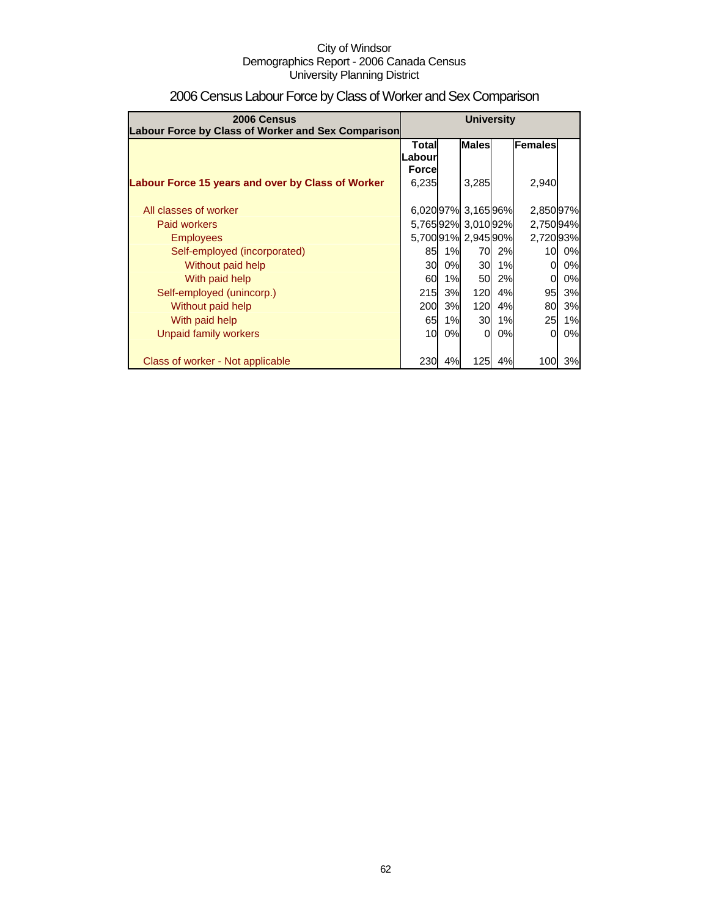City of Windsor
Demographics Report - 2006 Canada Census
University Planning District

# 2006 Census Labour Force by Class of Worker and Sex Comparison

| 2006 Census Labour Force by Class of Worker and Sex Comparison | University | | | | | |
|---|---|---|---|---|---|---|
| | Total Labour Force | | Males | | Females | |
| **Labour Force 15 years and over by Class of Worker** | 6,235 | | 3,285 | | 2,940 | |
| All classes of worker | 6,020 | 97% | 3,165 | 96% | 2,850 | 97% |
| Paid workers | 5,765 | 92% | 3,010 | 92% | 2,750 | 94% |
| Employees | 5,700 | 91% | 2,945 | 90% | 2,720 | 93% |
| Self-employed (incorporated) | 85 | 1% | 70 | 2% | 10 | 0% |
| Without paid help | 30 | 0% | 30 | 1% | 0 | 0% |
| With paid help | 60 | 1% | 50 | 2% | 0 | 0% |
| Self-employed (unincorp.) | 215 | 3% | 120 | 4% | 95 | 3% |
| Without paid help | 200 | 3% | 120 | 4% | 80 | 3% |
| With paid help | 65 | 1% | 30 | 1% | 25 | 1% |
| Unpaid family workers | 10 | 0% | 0 | 0% | 0 | 0% |
| Class of worker - Not applicable | 230 | 4% | 125 | 4% | 100 | 3% |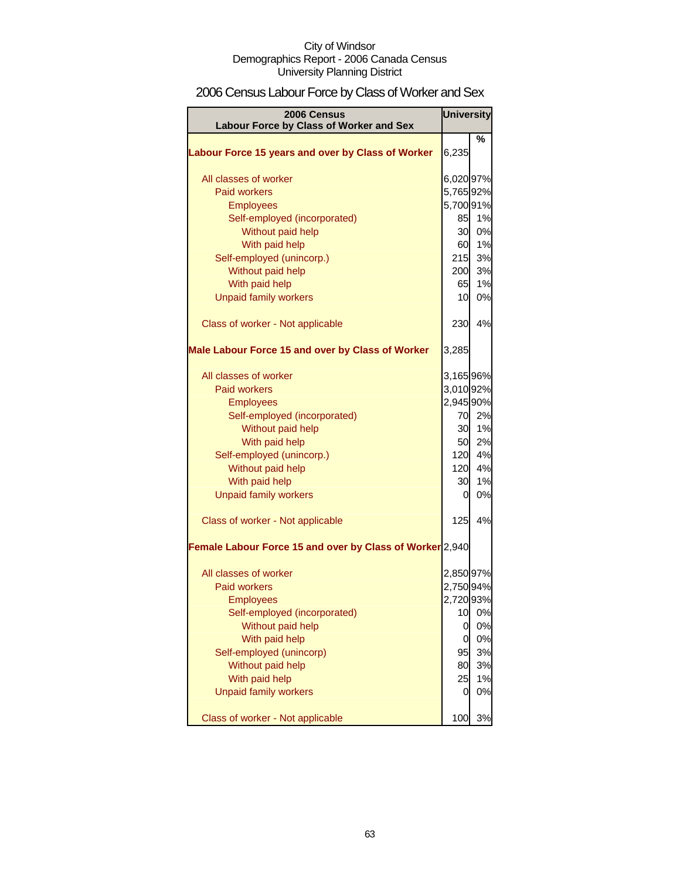City of Windsor
Demographics Report - 2006 Canada Census
University Planning District

# 2006 Census Labour Force by Class of Worker and Sex

| 2006 Census Labour Force by Class of Worker and Sex | University | |
|---|---|---|
| | | % |
| **Labour Force 15 years and over by Class of Worker** | 6,235 | |
| All classes of worker | 6,020 | 97% |
| Paid workers | 5,765 | 92% |
| Employees | 5,700 | 91% |
| Self-employed (incorporated) | 85 | 1% |
| Without paid help | 30 | 0% |
| With paid help | 60 | 1% |
| Self-employed (unincorp.) | 215 | 3% |
| Without paid help | 200 | 3% |
| With paid help | 65 | 1% |
| Unpaid family workers | 10 | 0% |
| Class of worker - Not applicable | 230 | 4% |
| **Male Labour Force 15 and over by Class of Worker** | 3,285 | |
| All classes of worker | 3,165 | 96% |
| Paid workers | 3,010 | 92% |
| Employees | 2,945 | 90% |
| Self-employed (incorporated) | 70 | 2% |
| Without paid help | 30 | 1% |
| With paid help | 50 | 2% |
| Self-employed (unincorp.) | 120 | 4% |
| Without paid help | 120 | 4% |
| With paid help | 30 | 1% |
| Unpaid family workers | 0 | 0% |
| Class of worker - Not applicable | 125 | 4% |
| **Female Labour Force 15 and over by Class of Worker** | 2,940 | |
| All classes of worker | 2,850 | 97% |
| Paid workers | 2,750 | 94% |
| Employees | 2,720 | 93% |
| Self-employed (incorporated) | 10 | 0% |
| Without paid help | 0 | 0% |
| With paid help | 0 | 0% |
| Self-employed (unincorp) | 95 | 3% |
| Without paid help | 80 | 3% |
| With paid help | 25 | 1% |
| Unpaid family workers | 0 | 0% |
| Class of worker - Not applicable | 100 | 3% |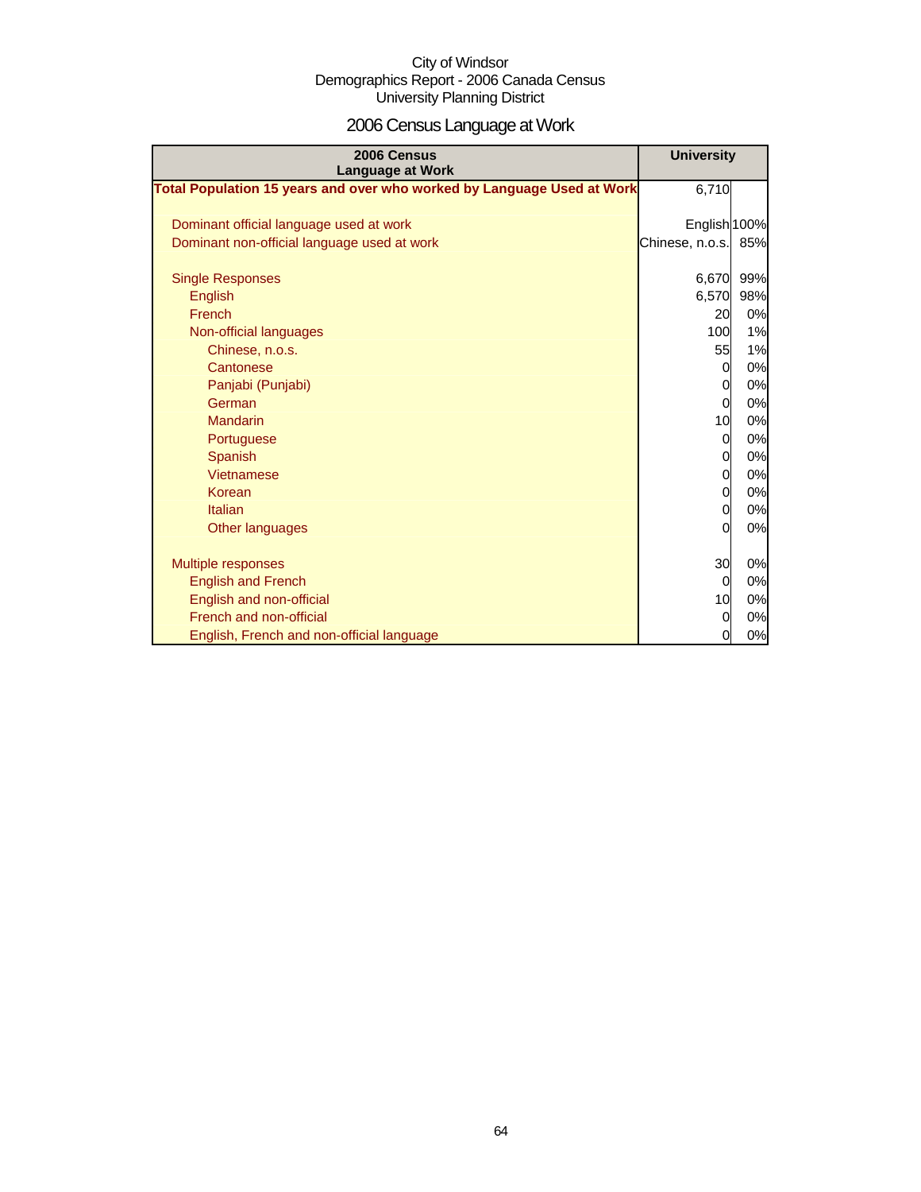City of Windsor
Demographics Report - 2006 Canada Census
University Planning District

# 2006 Census Language at Work

| 2006 Census Language at Work | University | |
|---|---|---|
| **Total Population 15 years and over who worked by Language Used at Work** | 6,710 | |
| | | |
| Dominant official language used at work | English | 100% |
| Dominant non-official language used at work | Chinese, n.o.s. | 85% |
| | | |
| Single Responses | 6,670 | 99% |
| English | 6,570 | 98% |
| French | 20 | 0% |
| Non-official languages | 100 | 1% |
| Chinese, n.o.s. | 55 | 1% |
| Cantonese | 0 | 0% |
| Panjabi (Punjabi) | 0 | 0% |
| German | 0 | 0% |
| Mandarin | 10 | 0% |
| Portuguese | 0 | 0% |
| Spanish | 0 | 0% |
| Vietnamese | 0 | 0% |
| Korean | 0 | 0% |
| Italian | 0 | 0% |
| Other languages | 0 | 0% |
| | | |
| Multiple responses | 30 | 0% |
| English and French | 0 | 0% |
| English and non-official | 10 | 0% |
| French and non-official | 0 | 0% |
| English, French and non-official language | 0 | 0% |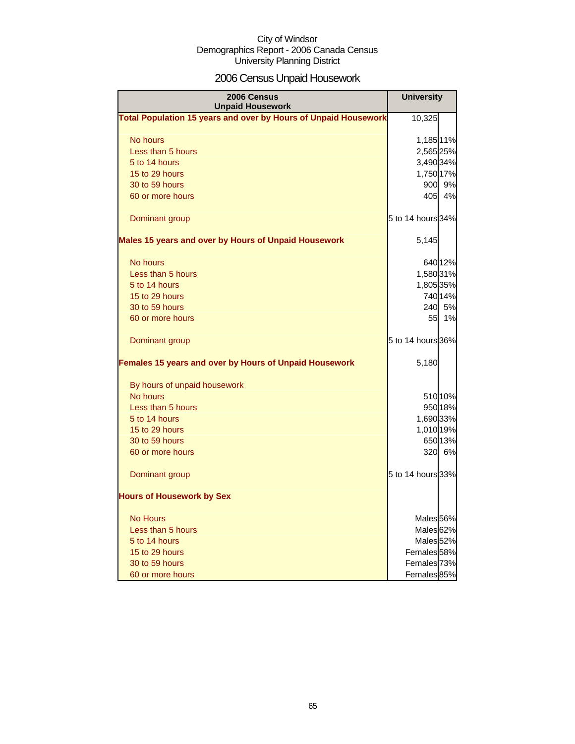City of Windsor
Demographics Report - 2006 Canada Census
University Planning District

# 2006 Census Unpaid Housework

| 2006 Census Unpaid Housework | University | |
|---|---|---|
| **Total Population 15 years and over by Hours of Unpaid Housework** | 10,325 | |
| No hours | 1,185 | 11% |
| Less than 5 hours | 2,565 | 25% |
| 5 to 14 hours | 3,490 | 34% |
| 15 to 29 hours | 1,750 | 17% |
| 30 to 59 hours | 900 | 9% |
| 60 or more hours | 405 | 4% |
| Dominant group | 5 to 14 hours | 34% |
| **Males 15 years and over by Hours of Unpaid Housework** | 5,145 | |
| No hours | 640 | 12% |
| Less than 5 hours | 1,580 | 31% |
| 5 to 14 hours | 1,805 | 35% |
| 15 to 29 hours | 740 | 14% |
| 30 to 59 hours | 240 | 5% |
| 60 or more hours | 55 | 1% |
| Dominant group | 5 to 14 hours | 36% |
| **Females 15 years and over by Hours of Unpaid Housework** | 5,180 | |
| By hours of unpaid housework | | |
| No hours | 510 | 10% |
| Less than 5 hours | 950 | 18% |
| 5 to 14 hours | 1,690 | 33% |
| 15 to 29 hours | 1,010 | 19% |
| 30 to 59 hours | 650 | 13% |
| 60 or more hours | 320 | 6% |
| Dominant group | 5 to 14 hours | 33% |
| **Hours of Housework by Sex** | | |
| No Hours | Males | 56% |
| Less than 5 hours | Males | 62% |
| 5 to 14 hours | Males | 52% |
| 15 to 29 hours | Females | 58% |
| 30 to 59 hours | Females | 73% |
| 60 or more hours | Females | 85% |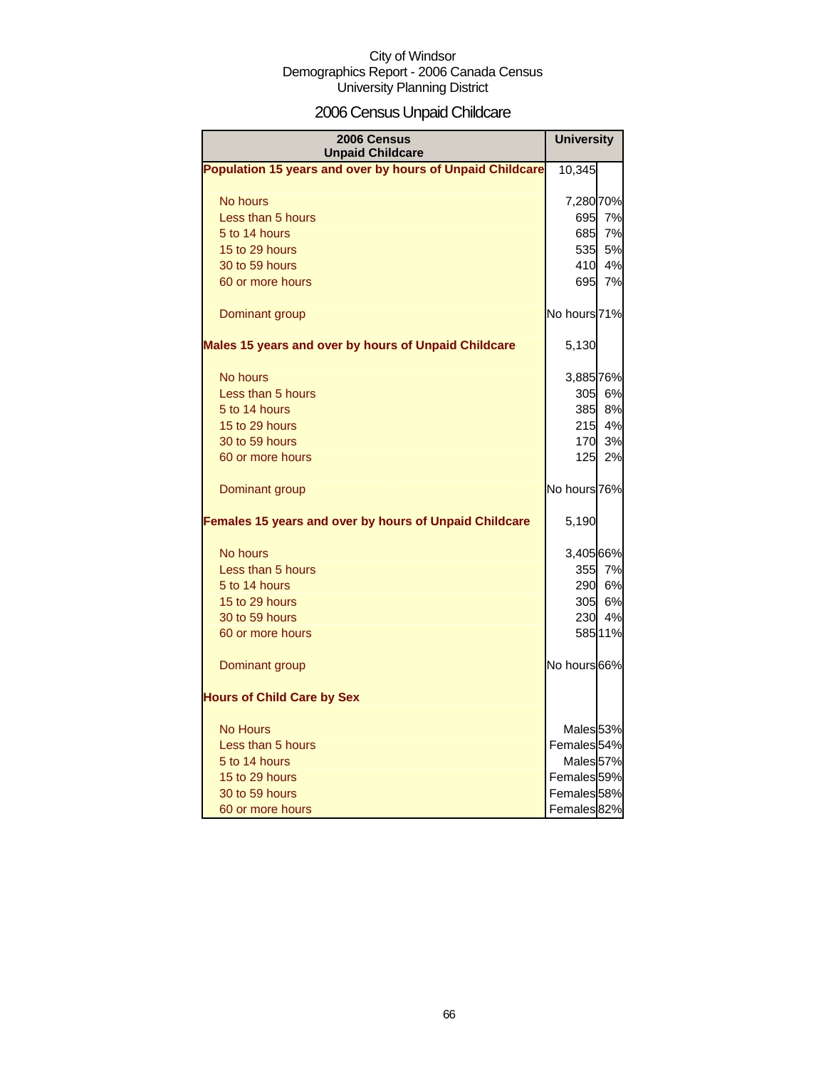City of Windsor
Demographics Report - 2006 Canada Census
University Planning District

# 2006 Census Unpaid Childcare

| 2006 Census Unpaid Childcare | University | |
|---|---|---|
| **Population 15 years and over by hours of Unpaid Childcare** | 10,345 | |
| No hours | 7,280 | 70% |
| Less than 5 hours | 695 | 7% |
| 5 to 14 hours | 685 | 7% |
| 15 to 29 hours | 535 | 5% |
| 30 to 59 hours | 410 | 4% |
| 60 or more hours | 695 | 7% |
| Dominant group | No hours | 71% |
| **Males 15 years and over by hours of Unpaid Childcare** | 5,130 | |
| No hours | 3,885 | 76% |
| Less than 5 hours | 305 | 6% |
| 5 to 14 hours | 385 | 8% |
| 15 to 29 hours | 215 | 4% |
| 30 to 59 hours | 170 | 3% |
| 60 or more hours | 125 | 2% |
| Dominant group | No hours | 76% |
| **Females 15 years and over by hours of Unpaid Childcare** | 5,190 | |
| No hours | 3,405 | 66% |
| Less than 5 hours | 355 | 7% |
| 5 to 14 hours | 290 | 6% |
| 15 to 29 hours | 305 | 6% |
| 30 to 59 hours | 230 | 4% |
| 60 or more hours | 585 | 11% |
| Dominant group | No hours | 66% |
| **Hours of Child Care by Sex** | | |
| No Hours | Males | 53% |
| Less than 5 hours | Females | 54% |
| 5 to 14 hours | Males | 57% |
| 15 to 29 hours | Females | 59% |
| 30 to 59 hours | Females | 58% |
| 60 or more hours | Females | 82% |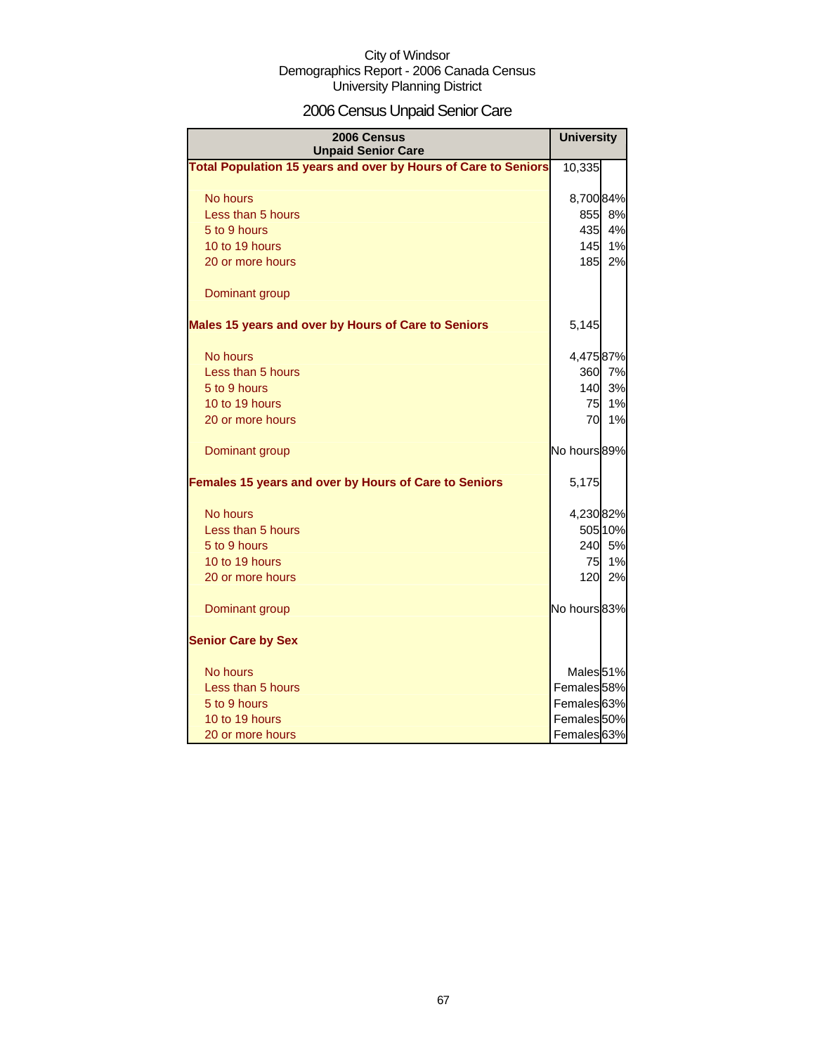City of Windsor
Demographics Report - 2006 Canada Census
University Planning District

# 2006 Census Unpaid Senior Care

| 2006 Census Unpaid Senior Care | University | |
|---|---|---|
| **Total Population 15 years and over by Hours of Care to Seniors** | 10,335 | |
| No hours | 8,700 | 84% |
| Less than 5 hours | 855 | 8% |
| 5 to 9 hours | 435 | 4% |
| 10 to 19 hours | 145 | 1% |
| 20 or more hours | 185 | 2% |
| Dominant group | | |
| **Males 15 years and over by Hours of Care to Seniors** | 5,145 | |
| No hours | 4,475 | 87% |
| Less than 5 hours | 360 | 7% |
| 5 to 9 hours | 140 | 3% |
| 10 to 19 hours | 75 | 1% |
| 20 or more hours | 70 | 1% |
| Dominant group | No hours | 89% |
| **Females 15 years and over by Hours of Care to Seniors** | 5,175 | |
| No hours | 4,230 | 82% |
| Less than 5 hours | 505 | 10% |
| 5 to 9 hours | 240 | 5% |
| 10 to 19 hours | 75 | 1% |
| 20 or more hours | 120 | 2% |
| Dominant group | No hours | 83% |
| **Senior Care by Sex** | | |
| No hours | Males | 51% |
| Less than 5 hours | Females | 58% |
| 5 to 9 hours | Females | 63% |
| 10 to 19 hours | Females | 50% |
| 20 or more hours | Females | 63% |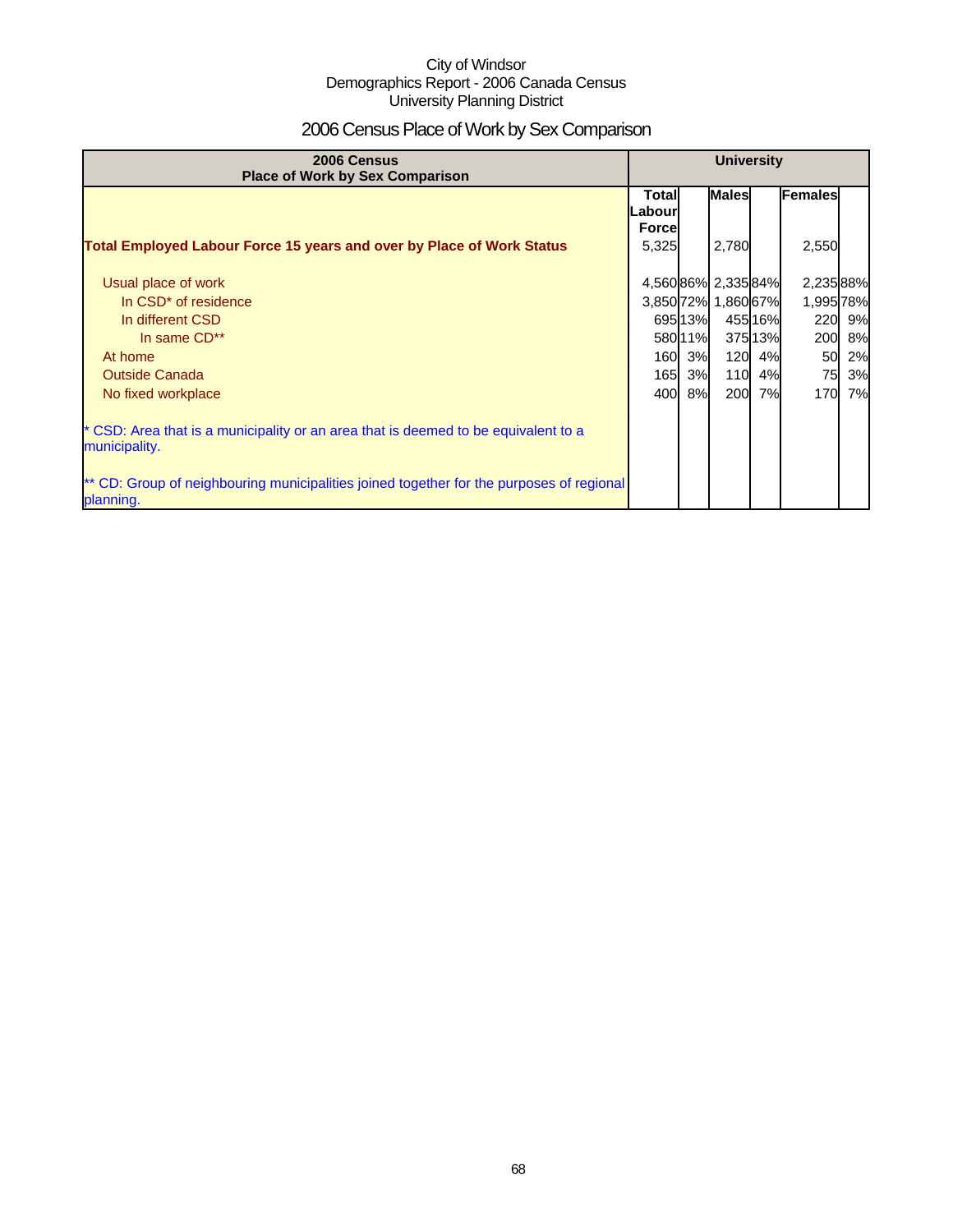City of Windsor
Demographics Report - 2006 Canada Census
University Planning District

# 2006 Census Place of Work by Sex Comparison

| 2006 Census Place of Work by Sex Comparison | University | | | | | |
|---|---|---|---|---|---|---|
| | Total Labour Force | | Males | | Females | |
| **Total Employed Labour Force 15 years and over by Place of Work Status** | 5,325 | | 2,780 | | 2,550 | |
| Usual place of work | 4,560 | 86% | 2,335 | 84% | 2,235 | 88% |
| In CSD* of residence | 3,850 | 72% | 1,860 | 67% | 1,995 | 78% |
| In different CSD | 695 | 13% | 455 | 16% | 220 | 9% |
| In same CD** | 580 | 11% | 375 | 13% | 200 | 8% |
| At home | 160 | 3% | 120 | 4% | 50 | 2% |
| Outside Canada | 165 | 3% | 110 | 4% | 75 | 3% |
| No fixed workplace | 400 | 8% | 200 | 7% | 170 | 7% |

* CSD: Area that is a municipality or an area that is deemed to be equivalent to a municipality.

** CD: Group of neighbouring municipalities joined together for the purposes of regional planning.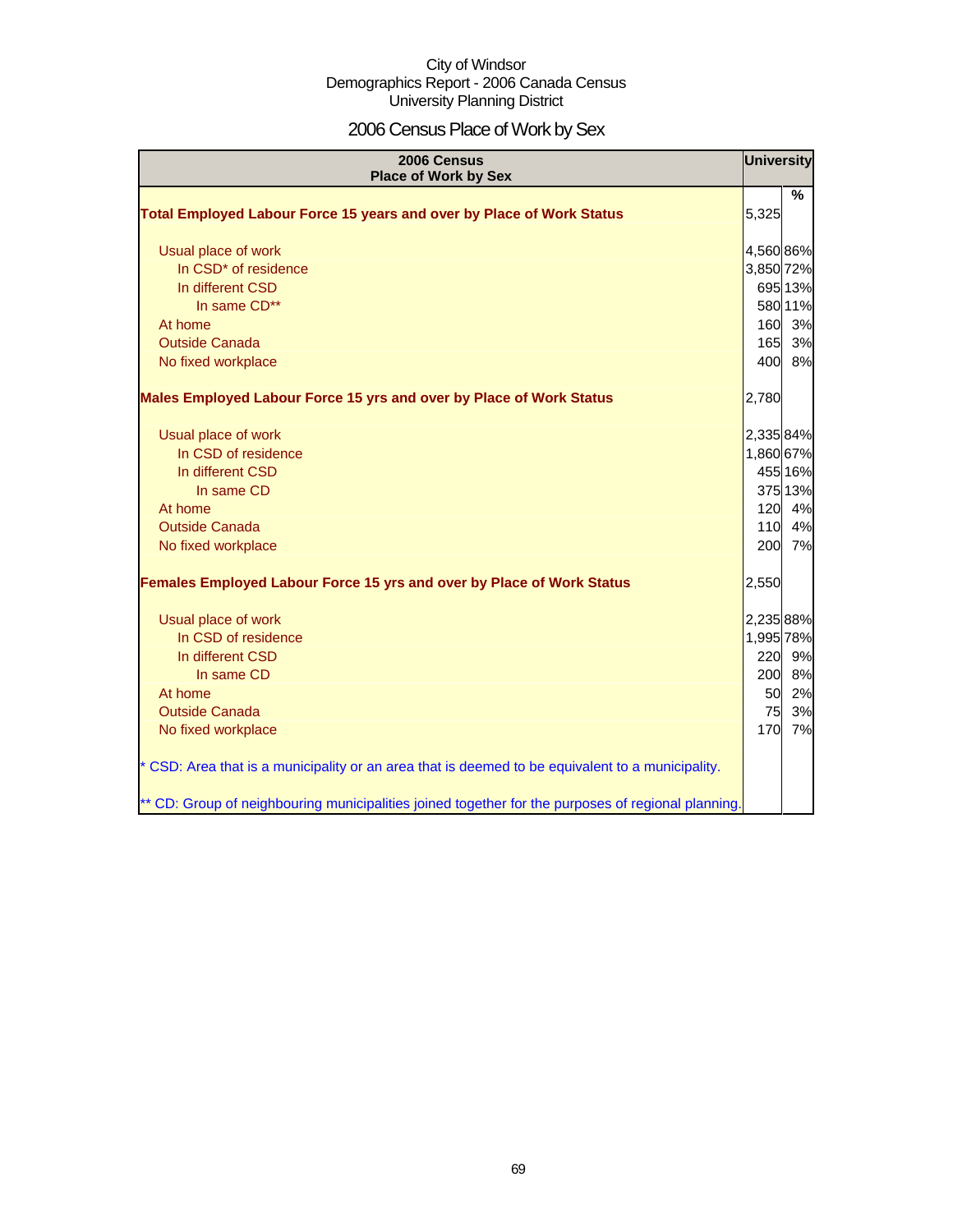City of Windsor
Demographics Report - 2006 Canada Census
University Planning District

# 2006 Census Place of Work by Sex

| 2006 Census<br>Place of Work by Sex | University | |
|---|---|---|
| | | % |
| **Total Employed Labour Force 15 years and over by Place of Work Status** | 5,325 | |
| Usual place of work | 4,560 | 86% |
| In CSD* of residence | 3,850 | 72% |
| In different CSD | 695 | 13% |
| In same CD** | 580 | 11% |
| At home | 160 | 3% |
| Outside Canada | 165 | 3% |
| No fixed workplace | 400 | 8% |
| **Males Employed Labour Force 15 yrs and over by Place of Work Status** | 2,780 | |
| Usual place of work | 2,335 | 84% |
| In CSD of residence | 1,860 | 67% |
| In different CSD | 455 | 16% |
| In same CD | 375 | 13% |
| At home | 120 | 4% |
| Outside Canada | 110 | 4% |
| No fixed workplace | 200 | 7% |
| **Females Employed Labour Force 15 yrs and over by Place of Work Status** | 2,550 | |
| Usual place of work | 2,235 | 88% |
| In CSD of residence | 1,995 | 78% |
| In different CSD | 220 | 9% |
| In same CD | 200 | 8% |
| At home | 50 | 2% |
| Outside Canada | 75 | 3% |
| No fixed workplace | 170 | 7% |
| * CSD: Area that is a municipality or an area that is deemed to be equivalent to a municipality. | | |
| ** CD: Group of neighbouring municipalities joined together for the purposes of regional planning. | | |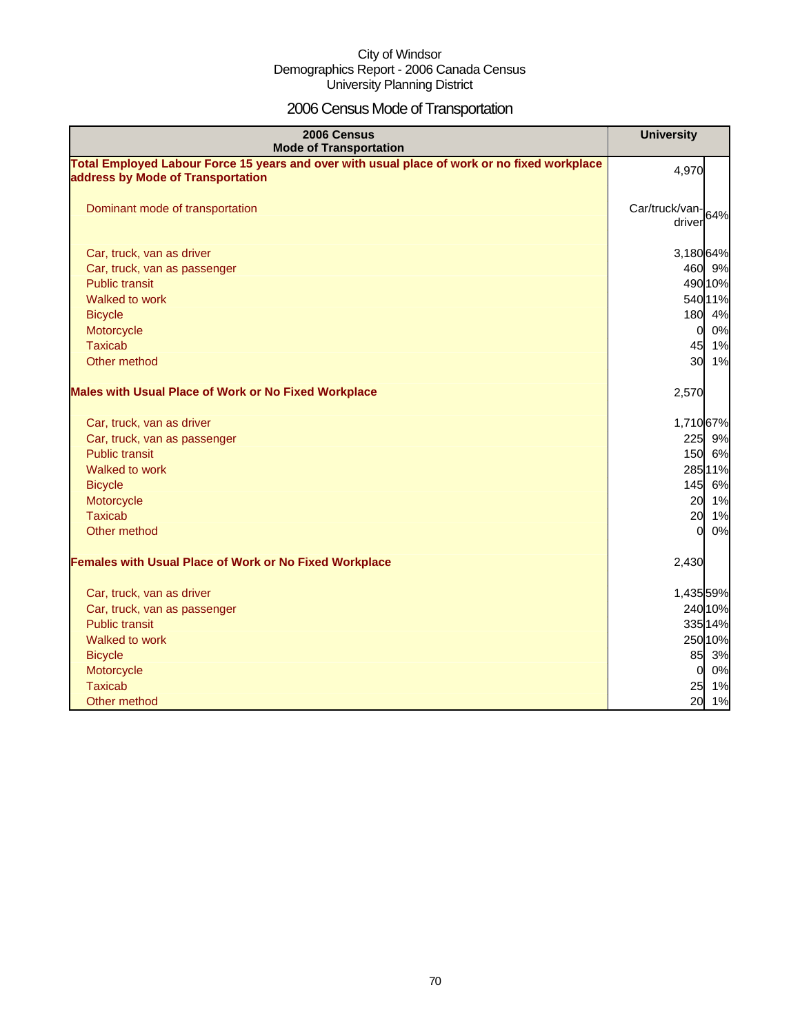City of Windsor
Demographics Report - 2006 Canada Census
University Planning District

# 2006 Census Mode of Transportation

| 2006 Census Mode of Transportation | University | |
|---|---|---|
| **Total Employed Labour Force 15 years and over with usual place of work or no fixed workplace address by Mode of Transportation** | 4,970 | |
| Dominant mode of transportation | Car/truck/van-driver | 64% |
| Car, truck, van as driver | 3,180 | 64% |
| Car, truck, van as passenger | 460 | 9% |
| Public transit | 490 | 10% |
| Walked to work | 540 | 11% |
| Bicycle | 180 | 4% |
| Motorcycle | 0 | 0% |
| Taxicab | 45 | 1% |
| Other method | 30 | 1% |
| **Males with Usual Place of Work or No Fixed Workplace** | 2,570 | |
| Car, truck, van as driver | 1,710 | 67% |
| Car, truck, van as passenger | 225 | 9% |
| Public transit | 150 | 6% |
| Walked to work | 285 | 11% |
| Bicycle | 145 | 6% |
| Motorcycle | 20 | 1% |
| Taxicab | 20 | 1% |
| Other method | 0 | 0% |
| **Females with Usual Place of Work or No Fixed Workplace** | 2,430 | |
| Car, truck, van as driver | 1,435 | 59% |
| Car, truck, van as passenger | 240 | 10% |
| Public transit | 335 | 14% |
| Walked to work | 250 | 10% |
| Bicycle | 85 | 3% |
| Motorcycle | 0 | 0% |
| Taxicab | 25 | 1% |
| Other method | 20 | 1% |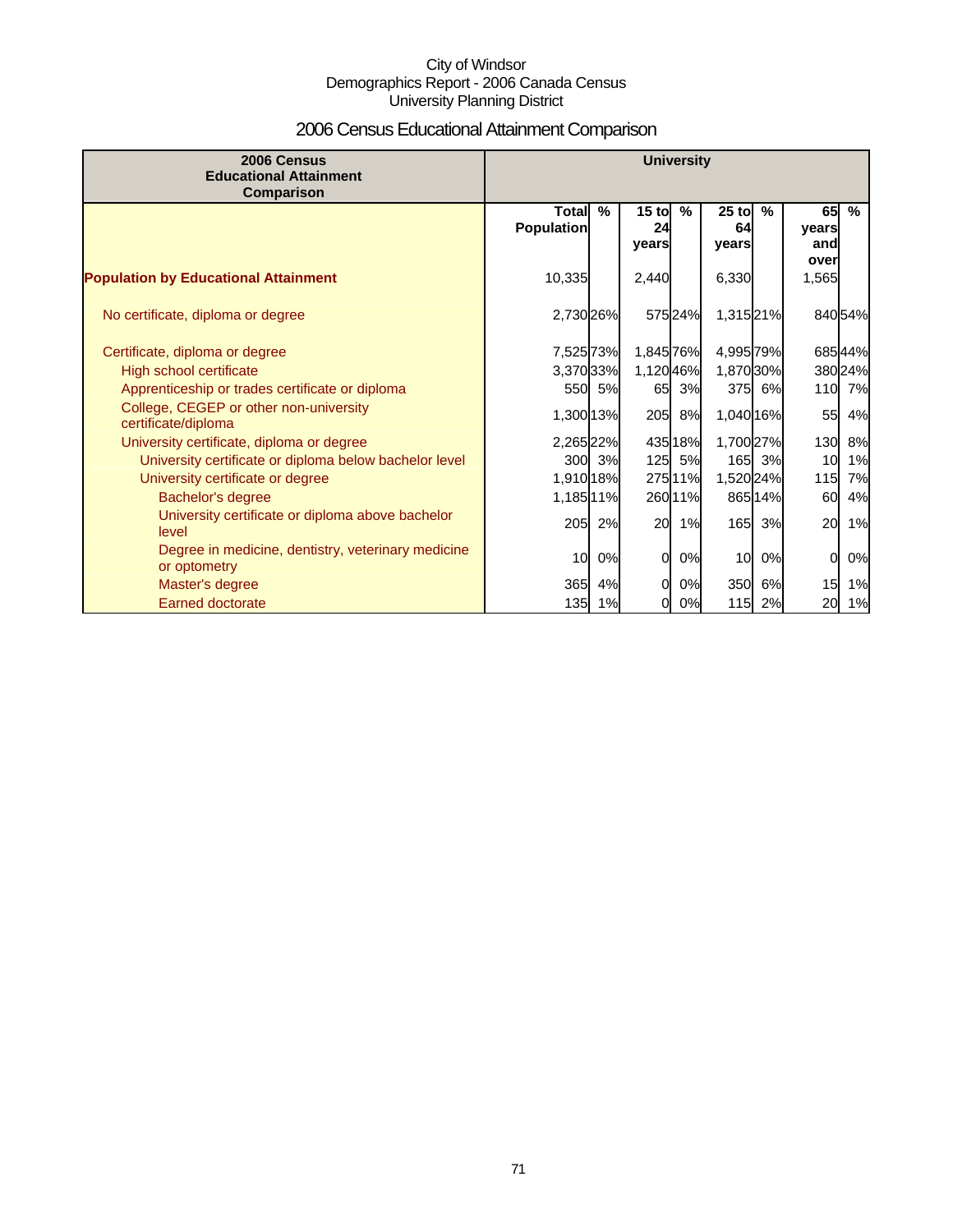City of Windsor
Demographics Report - 2006 Canada Census
University Planning District

# 2006 Census Educational Attainment Comparison

| 2006 Census Educational Attainment Comparison | University | | | | | | | |
|---|---|---|---|---|---|---|---|---|
| | Total Population | % | 15 to 24 years | % | 25 to 64 years | % | 65 years and over | % |
| **Population by Educational Attainment** | 10,335 | | 2,440 | | 6,330 | | 1,565 | |
| No certificate, diploma or degree | 2,730 | 26% | 575 | 24% | 1,315 | 21% | 840 | 54% |
| Certificate, diploma or degree | 7,525 | 73% | 1,845 | 76% | 4,995 | 79% | 685 | 44% |
| High school certificate | 3,370 | 33% | 1,120 | 46% | 1,870 | 30% | 380 | 24% |
| Apprenticeship or trades certificate or diploma | 550 | 5% | 65 | 3% | 375 | 6% | 110 | 7% |
| College, CEGEP or other non-university certificate/diploma | 1,300 | 13% | 205 | 8% | 1,040 | 16% | 55 | 4% |
| University certificate, diploma or degree | 2,265 | 22% | 435 | 18% | 1,700 | 27% | 130 | 8% |
| University certificate or diploma below bachelor level | 300 | 3% | 125 | 5% | 165 | 3% | 10 | 1% |
| University certificate or degree | 1,910 | 18% | 275 | 11% | 1,520 | 24% | 115 | 7% |
| Bachelor's degree | 1,185 | 11% | 260 | 11% | 865 | 14% | 60 | 4% |
| University certificate or diploma above bachelor level | 205 | 2% | 20 | 1% | 165 | 3% | 20 | 1% |
| Degree in medicine, dentistry, veterinary medicine or optometry | 10 | 0% | 0 | 0% | 10 | 0% | 0 | 0% |
| Master's degree | 365 | 4% | 0 | 0% | 350 | 6% | 15 | 1% |
| Earned doctorate | 135 | 1% | 0 | 0% | 115 | 2% | 20 | 1% |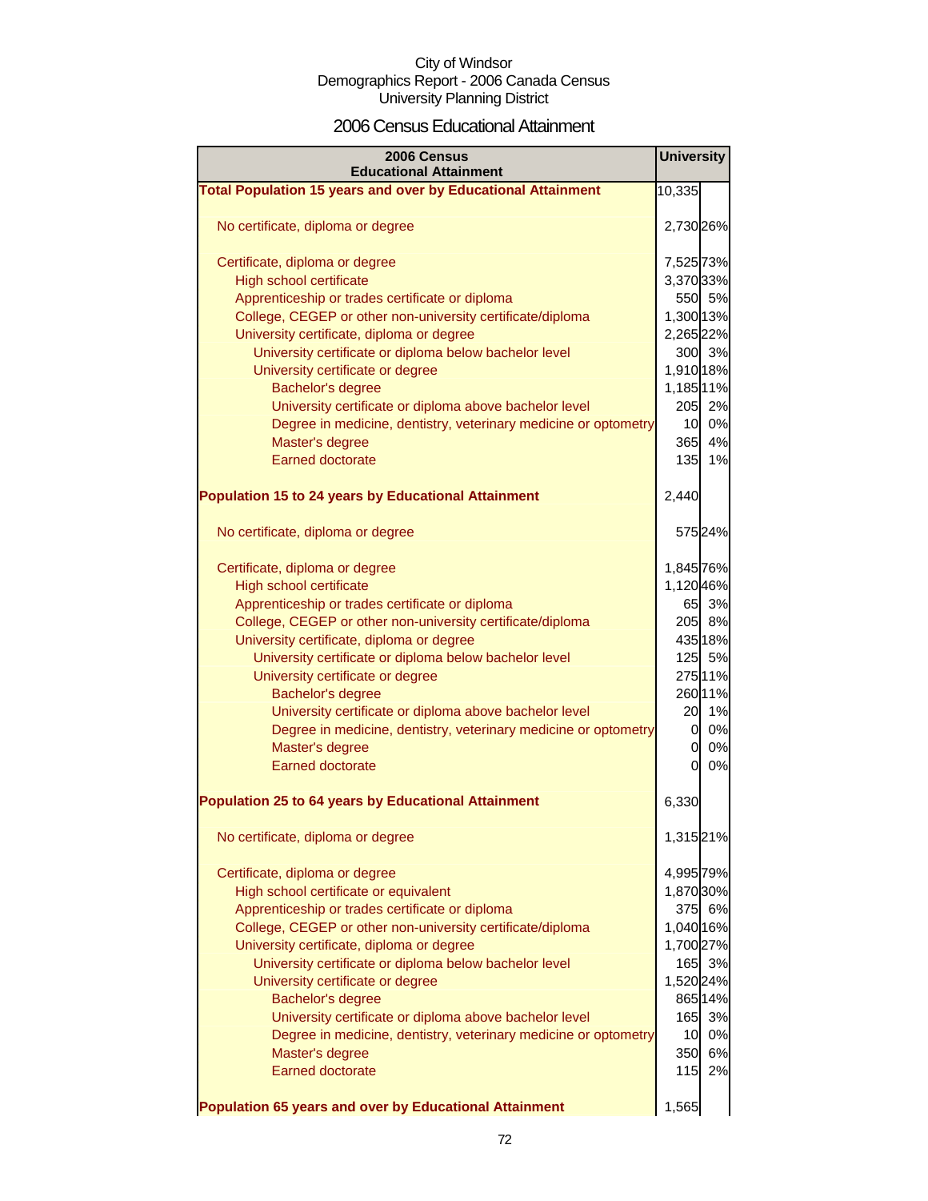City of Windsor
Demographics Report - 2006 Canada Census
University Planning District

# 2006 Census Educational Attainment

| 2006 Census Educational Attainment | University | |
|---|---|---|
| **Total Population 15 years and over by Educational Attainment** | 10,335 | |
| No certificate, diploma or degree | 2,730 | 26% |
| Certificate, diploma or degree | 7,525 | 73% |
| High school certificate | 3,370 | 33% |
| Apprenticeship or trades certificate or diploma | 550 | 5% |
| College, CEGEP or other non-university certificate/diploma | 1,300 | 13% |
| University certificate, diploma or degree | 2,265 | 22% |
| University certificate or diploma below bachelor level | 300 | 3% |
| University certificate or degree | 1,910 | 18% |
| Bachelor's degree | 1,185 | 11% |
| University certificate or diploma above bachelor level | 205 | 2% |
| Degree in medicine, dentistry, veterinary medicine or optometry | 10 | 0% |
| Master's degree | 365 | 4% |
| Earned doctorate | 135 | 1% |
| **Population 15 to 24 years by Educational Attainment** | 2,440 | |
| No certificate, diploma or degree | 575 | 24% |
| Certificate, diploma or degree | 1,845 | 76% |
| High school certificate | 1,120 | 46% |
| Apprenticeship or trades certificate or diploma | 65 | 3% |
| College, CEGEP or other non-university certificate/diploma | 205 | 8% |
| University certificate, diploma or degree | 435 | 18% |
| University certificate or diploma below bachelor level | 125 | 5% |
| University certificate or degree | 275 | 11% |
| Bachelor's degree | 260 | 11% |
| University certificate or diploma above bachelor level | 20 | 1% |
| Degree in medicine, dentistry, veterinary medicine or optometry | 0 | 0% |
| Master's degree | 0 | 0% |
| Earned doctorate | 0 | 0% |
| **Population 25 to 64 years by Educational Attainment** | 6,330 | |
| No certificate, diploma or degree | 1,315 | 21% |
| Certificate, diploma or degree | 4,995 | 79% |
| High school certificate or equivalent | 1,870 | 30% |
| Apprenticeship or trades certificate or diploma | 375 | 6% |
| College, CEGEP or other non-university certificate/diploma | 1,040 | 16% |
| University certificate, diploma or degree | 1,700 | 27% |
| University certificate or diploma below bachelor level | 165 | 3% |
| University certificate or degree | 1,520 | 24% |
| Bachelor's degree | 865 | 14% |
| University certificate or diploma above bachelor level | 165 | 3% |
| Degree in medicine, dentistry, veterinary medicine or optometry | 10 | 0% |
| Master's degree | 350 | 6% |
| Earned doctorate | 115 | 2% |
| **Population 65 years and over by Educational Attainment** | 1,565 | |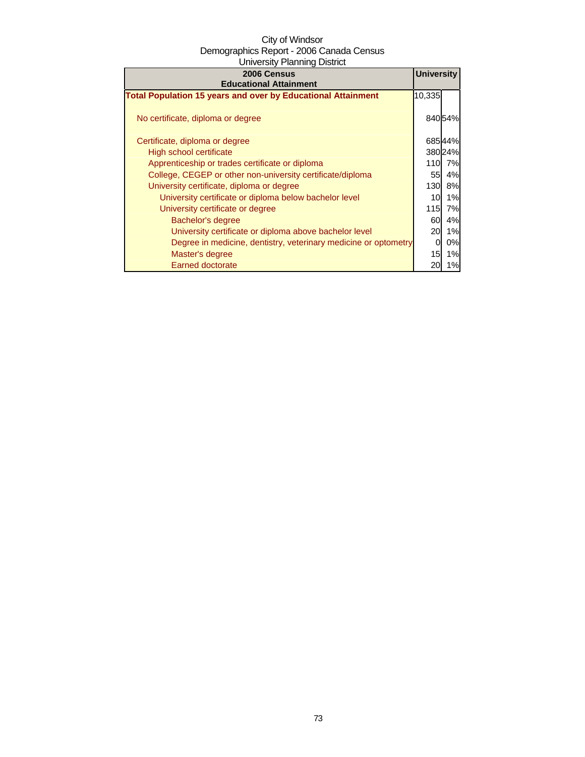City of Windsor
Demographics Report - 2006 Canada Census
University Planning District

| 2006 Census<br>Educational Attainment | University | |
|---|---|---|
| **Total Population 15 years and over by Educational Attainment** | 10,335 | |
| No certificate, diploma or degree | 840 | 54% |
| Certificate, diploma or degree | 685 | 44% |
| High school certificate | 380 | 24% |
| Apprenticeship or trades certificate or diploma | 110 | 7% |
| College, CEGEP or other non-university certificate/diploma | 55 | 4% |
| University certificate, diploma or degree | 130 | 8% |
| University certificate or diploma below bachelor level | 10 | 1% |
| University certificate or degree | 115 | 7% |
| Bachelor's degree | 60 | 4% |
| University certificate or diploma above bachelor level | 20 | 1% |
| Degree in medicine, dentistry, veterinary medicine or optometry | 0 | 0% |
| Master's degree | 15 | 1% |
| Earned doctorate | 20 | 1% |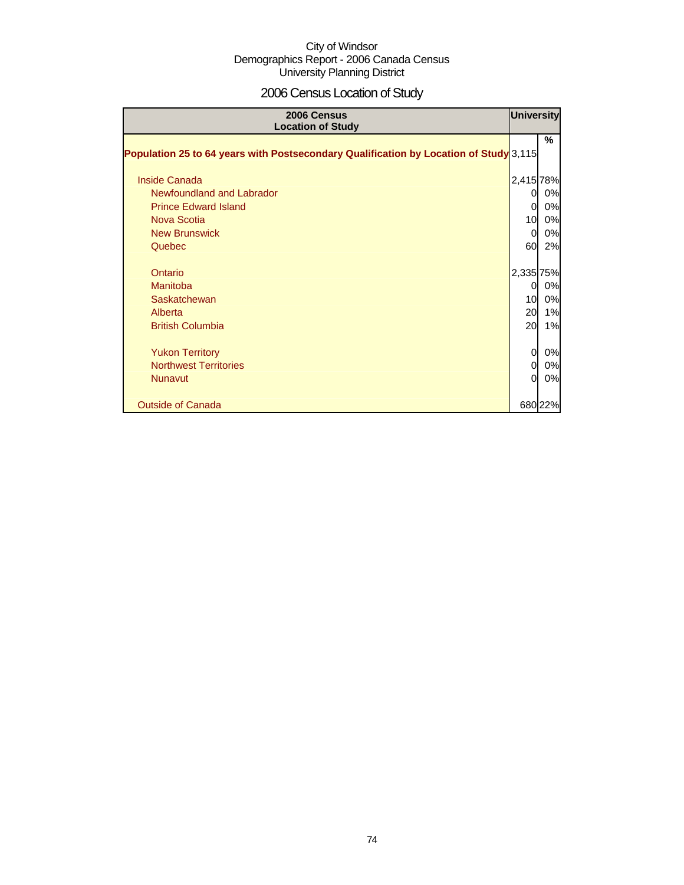City of Windsor
Demographics Report - 2006 Canada Census
University Planning District

# 2006 Census Location of Study

| 2006 Census Location of Study | University | |
|---|---|---|
| | | % |
| **Population 25 to 64 years with Postsecondary Qualification by Location of Study** | 3,115 | |
| Inside Canada | 2,415 | 78% |
| Newfoundland and Labrador | 0 | 0% |
| Prince Edward Island | 0 | 0% |
| Nova Scotia | 10 | 0% |
| New Brunswick | 0 | 0% |
| Quebec | 60 | 2% |
| Ontario | 2,335 | 75% |
| Manitoba | 0 | 0% |
| Saskatchewan | 10 | 0% |
| Alberta | 20 | 1% |
| British Columbia | 20 | 1% |
| Yukon Territory | 0 | 0% |
| Northwest Territories | 0 | 0% |
| Nunavut | 0 | 0% |
| Outside of Canada | 680 | 22% |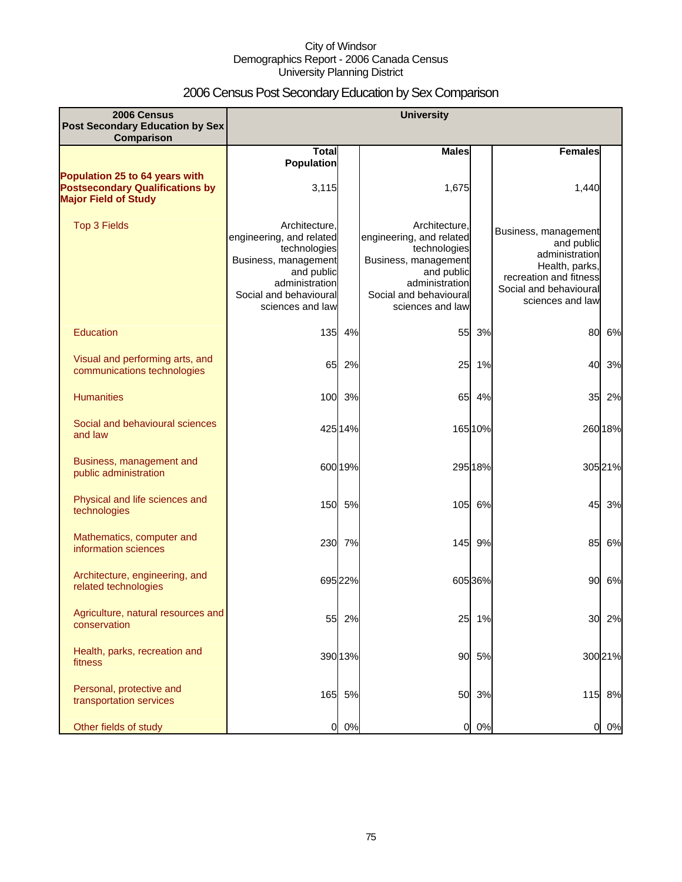City of Windsor
Demographics Report - 2006 Canada Census
University Planning District

# 2006 Census Post Secondary Education by Sex Comparison

| 2006 Census Post Secondary Education by Sex Comparison | University | | | | | |
|---|---|---|---|---|---|---|
| | Total Population | | Males | | Females | |
| **Population 25 to 64 years with Postsecondary Qualifications by Major Field of Study** | 3,115 | | 1,675 | | 1,440 | |
| Top 3 Fields | Architecture, engineering, and related technologies<br>Business, management and public administration<br>Social and behavioural sciences and law | | Architecture, engineering, and related technologies<br>Business, management and public administration<br>Social and behavioural sciences and law | | Business, management and public administration<br>Health, parks, recreation and fitness<br>Social and behavioural sciences and law | |
| Education | 135 | 4% | 55 | 3% | 80 | 6% |
| Visual and performing arts, and communications technologies | 65 | 2% | 25 | 1% | 40 | 3% |
| Humanities | 100 | 3% | 65 | 4% | 35 | 2% |
| Social and behavioural sciences and law | 425 | 14% | 165 | 10% | 260 | 18% |
| Business, management and public administration | 600 | 19% | 295 | 18% | 305 | 21% |
| Physical and life sciences and technologies | 150 | 5% | 105 | 6% | 45 | 3% |
| Mathematics, computer and information sciences | 230 | 7% | 145 | 9% | 85 | 6% |
| Architecture, engineering, and related technologies | 695 | 22% | 605 | 36% | 90 | 6% |
| Agriculture, natural resources and conservation | 55 | 2% | 25 | 1% | 30 | 2% |
| Health, parks, recreation and fitness | 390 | 13% | 90 | 5% | 300 | 21% |
| Personal, protective and transportation services | 165 | 5% | 50 | 3% | 115 | 8% |
| Other fields of study | 0 | 0% | 0 | 0% | 0 | 0% |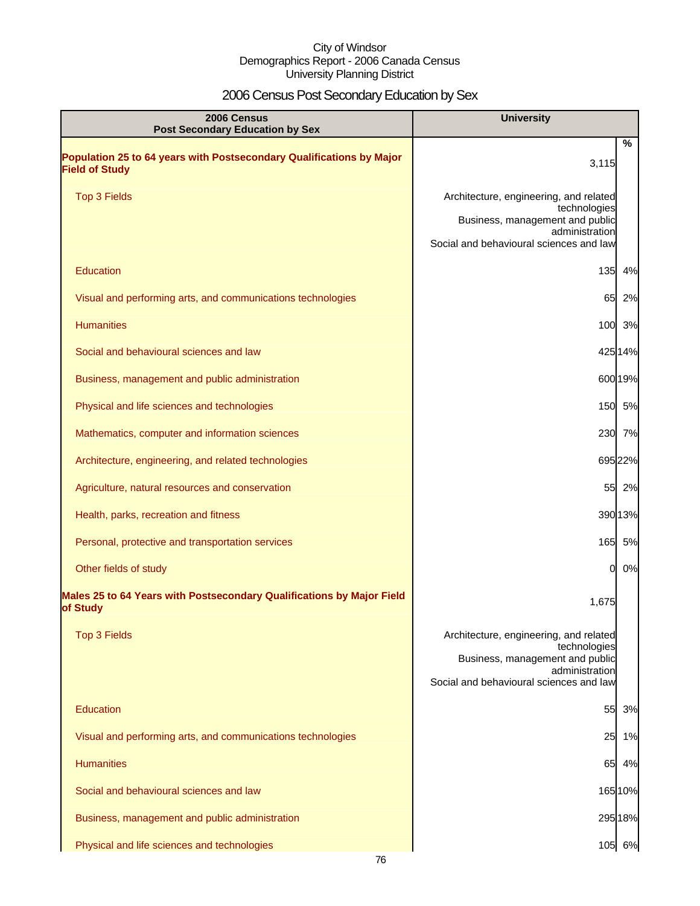City of Windsor
Demographics Report - 2006 Canada Census
University Planning District

# 2006 Census Post Secondary Education by Sex

| 2006 Census Post Secondary Education by Sex | University | % |
|---|---|---|
| **Population 25 to 64 years with Postsecondary Qualifications by Major Field of Study** | 3,115 | |
| Top 3 Fields | Architecture, engineering, and related technologies<br>Business, management and public administration<br>Social and behavioural sciences and law | |
| Education | 135 | 4% |
| Visual and performing arts, and communications technologies | 65 | 2% |
| Humanities | 100 | 3% |
| Social and behavioural sciences and law | 425 | 14% |
| Business, management and public administration | 600 | 19% |
| Physical and life sciences and technologies | 150 | 5% |
| Mathematics, computer and information sciences | 230 | 7% |
| Architecture, engineering, and related technologies | 695 | 22% |
| Agriculture, natural resources and conservation | 55 | 2% |
| Health, parks, recreation and fitness | 390 | 13% |
| Personal, protective and transportation services | 165 | 5% |
| Other fields of study | 0 | 0% |
| **Males 25 to 64 Years with Postsecondary Qualifications by Major Field of Study** | 1,675 | |
| Top 3 Fields | Architecture, engineering, and related technologies<br>Business, management and public administration<br>Social and behavioural sciences and law | |
| Education | 55 | 3% |
| Visual and performing arts, and communications technologies | 25 | 1% |
| Humanities | 65 | 4% |
| Social and behavioural sciences and law | 165 | 10% |
| Business, management and public administration | 295 | 18% |
| Physical and life sciences and technologies | 105 | 6% |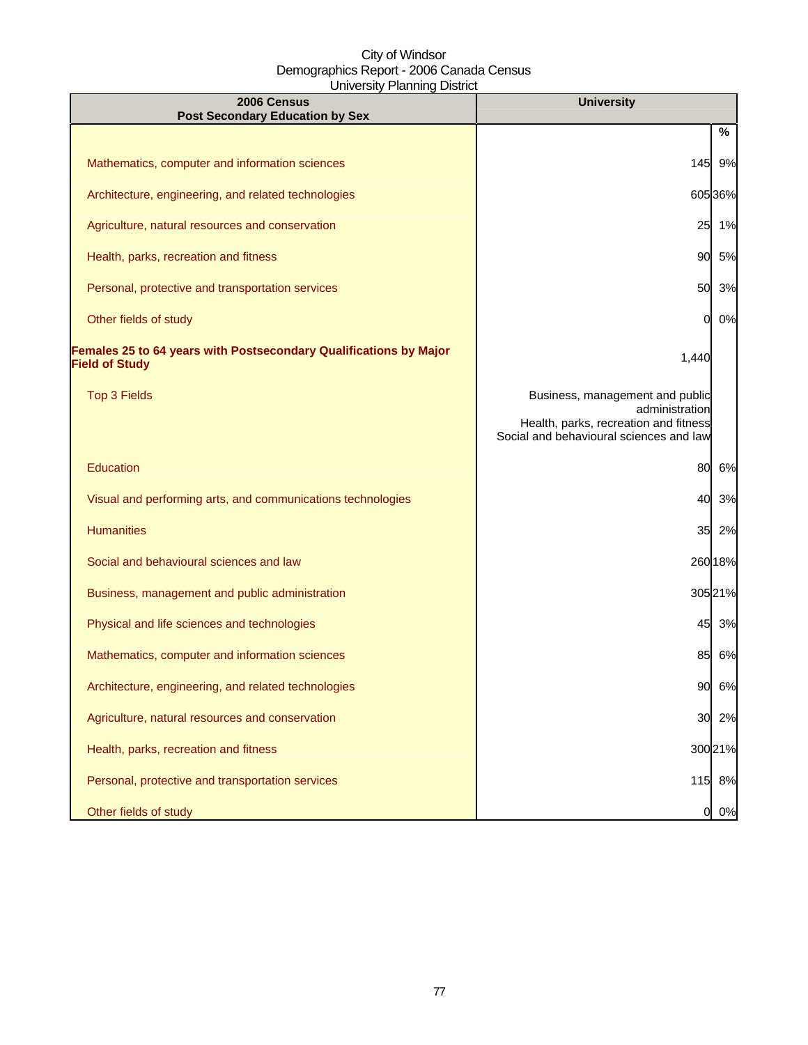City of Windsor
Demographics Report - 2006 Canada Census
University Planning District

| 2006 Census<br>Post Secondary Education by Sex | University | |
|---|---|---|
| | | % |
| Mathematics, computer and information sciences | 145 | 9% |
| Architecture, engineering, and related technologies | 605 | 36% |
| Agriculture, natural resources and conservation | 25 | 1% |
| Health, parks, recreation and fitness | 90 | 5% |
| Personal, protective and transportation services | 50 | 3% |
| Other fields of study | 0 | 0% |
| **Females 25 to 64 years with Postsecondary Qualifications by Major Field of Study** | 1,440 | |
| Top 3 Fields | Business, management and public administration<br>Health, parks, recreation and fitness<br>Social and behavioural sciences and law | |
| Education | 80 | 6% |
| Visual and performing arts, and communications technologies | 40 | 3% |
| Humanities | 35 | 2% |
| Social and behavioural sciences and law | 260 | 18% |
| Business, management and public administration | 305 | 21% |
| Physical and life sciences and technologies | 45 | 3% |
| Mathematics, computer and information sciences | 85 | 6% |
| Architecture, engineering, and related technologies | 90 | 6% |
| Agriculture, natural resources and conservation | 30 | 2% |
| Health, parks, recreation and fitness | 300 | 21% |
| Personal, protective and transportation services | 115 | 8% |
| Other fields of study | 0 | 0% |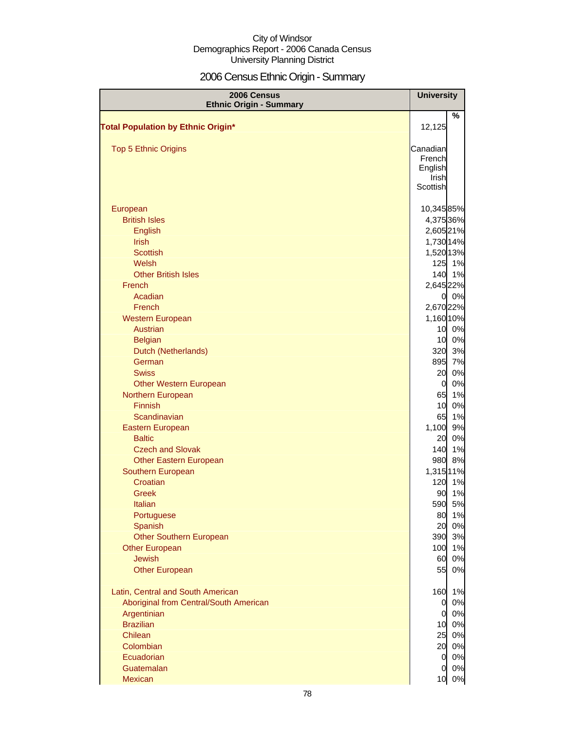City of Windsor
Demographics Report - 2006 Canada Census
University Planning District

# 2006 Census Ethnic Origin - Summary

| 2006 Census Ethnic Origin - Summary | University | |
|---|---|---|
| | | % |
| **Total Population by Ethnic Origin*** | 12,125 | |
| Top 5 Ethnic Origins | Canadian French English Irish Scottish | |
| European | 10,345 | 85% |
| British Isles | 4,375 | 36% |
| English | 2,605 | 21% |
| Irish | 1,730 | 14% |
| Scottish | 1,520 | 13% |
| Welsh | 125 | 1% |
| Other British Isles | 140 | 1% |
| French | 2,645 | 22% |
| Acadian | 0 | 0% |
| French | 2,670 | 22% |
| Western European | 1,160 | 10% |
| Austrian | 10 | 0% |
| Belgian | 10 | 0% |
| Dutch (Netherlands) | 320 | 3% |
| German | 895 | 7% |
| Swiss | 20 | 0% |
| Other Western European | 0 | 0% |
| Northern European | 65 | 1% |
| Finnish | 10 | 0% |
| Scandinavian | 65 | 1% |
| Eastern European | 1,100 | 9% |
| Baltic | 20 | 0% |
| Czech and Slovak | 140 | 1% |
| Other Eastern European | 980 | 8% |
| Southern European | 1,315 | 11% |
| Croatian | 120 | 1% |
| Greek | 90 | 1% |
| Italian | 590 | 5% |
| Portuguese | 80 | 1% |
| Spanish | 20 | 0% |
| Other Southern European | 390 | 3% |
| Other European | 100 | 1% |
| Jewish | 60 | 0% |
| Other European | 55 | 0% |
| Latin, Central and South American | 160 | 1% |
| Aboriginal from Central/South American | 0 | 0% |
| Argentinian | 0 | 0% |
| Brazilian | 10 | 0% |
| Chilean | 25 | 0% |
| Colombian | 20 | 0% |
| Ecuadorian | 0 | 0% |
| Guatemalan | 0 | 0% |
| Mexican | 10 | 0% |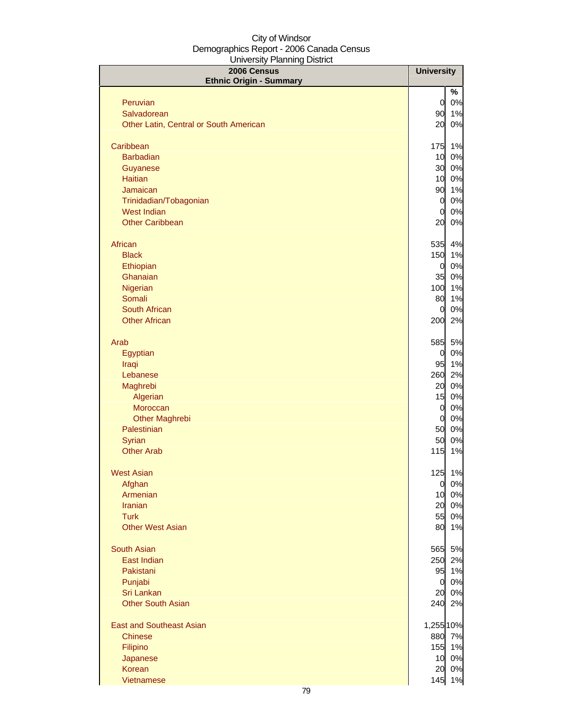City of Windsor
Demographics Report - 2006 Canada Census
University Planning District

| 2006 Census<br>Ethnic Origin - Summary | University | |
|---|---|---|
| | | % |
| Peruvian | 0 | 0% |
| Salvadorean | 90 | 1% |
| Other Latin, Central or South American | 20 | 0% |
| | | |
| Caribbean | 175 | 1% |
| Barbadian | 10 | 0% |
| Guyanese | 30 | 0% |
| Haitian | 10 | 0% |
| Jamaican | 90 | 1% |
| Trinidadian/Tobagonian | 0 | 0% |
| West Indian | 0 | 0% |
| Other Caribbean | 20 | 0% |
| | | |
| African | 535 | 4% |
| Black | 150 | 1% |
| Ethiopian | 0 | 0% |
| Ghanaian | 35 | 0% |
| Nigerian | 100 | 1% |
| Somali | 80 | 1% |
| South African | 0 | 0% |
| Other African | 200 | 2% |
| | | |
| Arab | 585 | 5% |
| Egyptian | 0 | 0% |
| Iraqi | 95 | 1% |
| Lebanese | 260 | 2% |
| Maghrebi | 20 | 0% |
| Algerian | 15 | 0% |
| Moroccan | 0 | 0% |
| Other Maghrebi | 0 | 0% |
| Palestinian | 50 | 0% |
| Syrian | 50 | 0% |
| Other Arab | 115 | 1% |
| | | |
| West Asian | 125 | 1% |
| Afghan | 0 | 0% |
| Armenian | 10 | 0% |
| Iranian | 20 | 0% |
| Turk | 55 | 0% |
| Other West Asian | 80 | 1% |
| | | |
| South Asian | 565 | 5% |
| East Indian | 250 | 2% |
| Pakistani | 95 | 1% |
| Punjabi | 0 | 0% |
| Sri Lankan | 20 | 0% |
| Other South Asian | 240 | 2% |
| | | |
| East and Southeast Asian | 1,255 | 10% |
| Chinese | 880 | 7% |
| Filipino | 155 | 1% |
| Japanese | 10 | 0% |
| Korean | 20 | 0% |
| Vietnamese | 145 | 1% |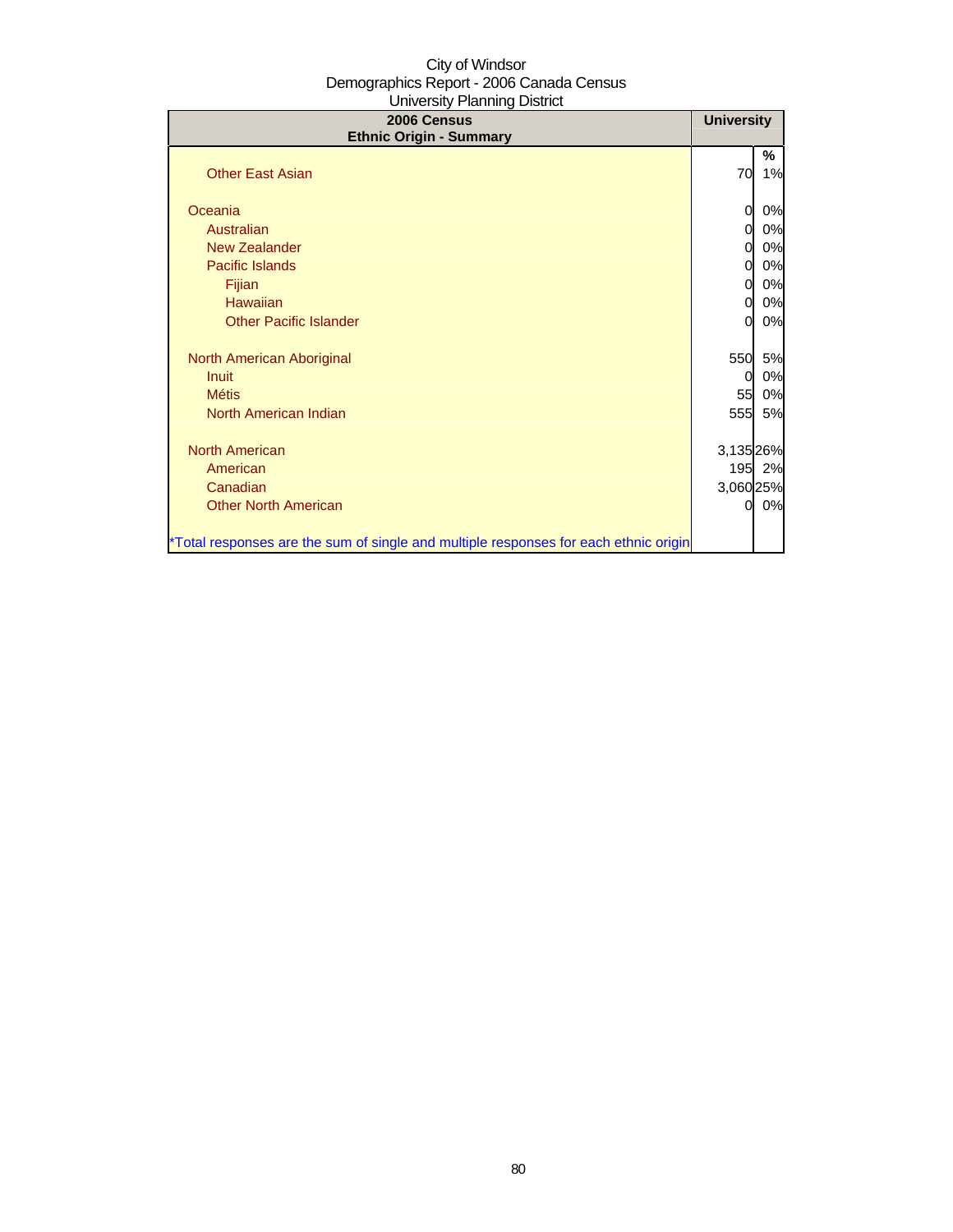City of Windsor
Demographics Report - 2006 Canada Census
University Planning District

| 2006 Census<br>Ethnic Origin - Summary | University | |
|---|---|---|
| | | % |
| Other East Asian | 70 | 1% |
| | | |
| Oceania | 0 | 0% |
| Australian | 0 | 0% |
| New Zealander | 0 | 0% |
| Pacific Islands | 0 | 0% |
| Fijian | 0 | 0% |
| Hawaiian | 0 | 0% |
| Other Pacific Islander | 0 | 0% |
| | | |
| North American Aboriginal | 550 | 5% |
| Inuit | 0 | 0% |
| Métis | 55 | 0% |
| North American Indian | 555 | 5% |
| | | |
| North American | 3,135 | 26% |
| American | 195 | 2% |
| Canadian | 3,060 | 25% |
| Other North American | 0 | 0% |
| | | |
| *Total responses are the sum of single and multiple responses for each ethnic origin | | |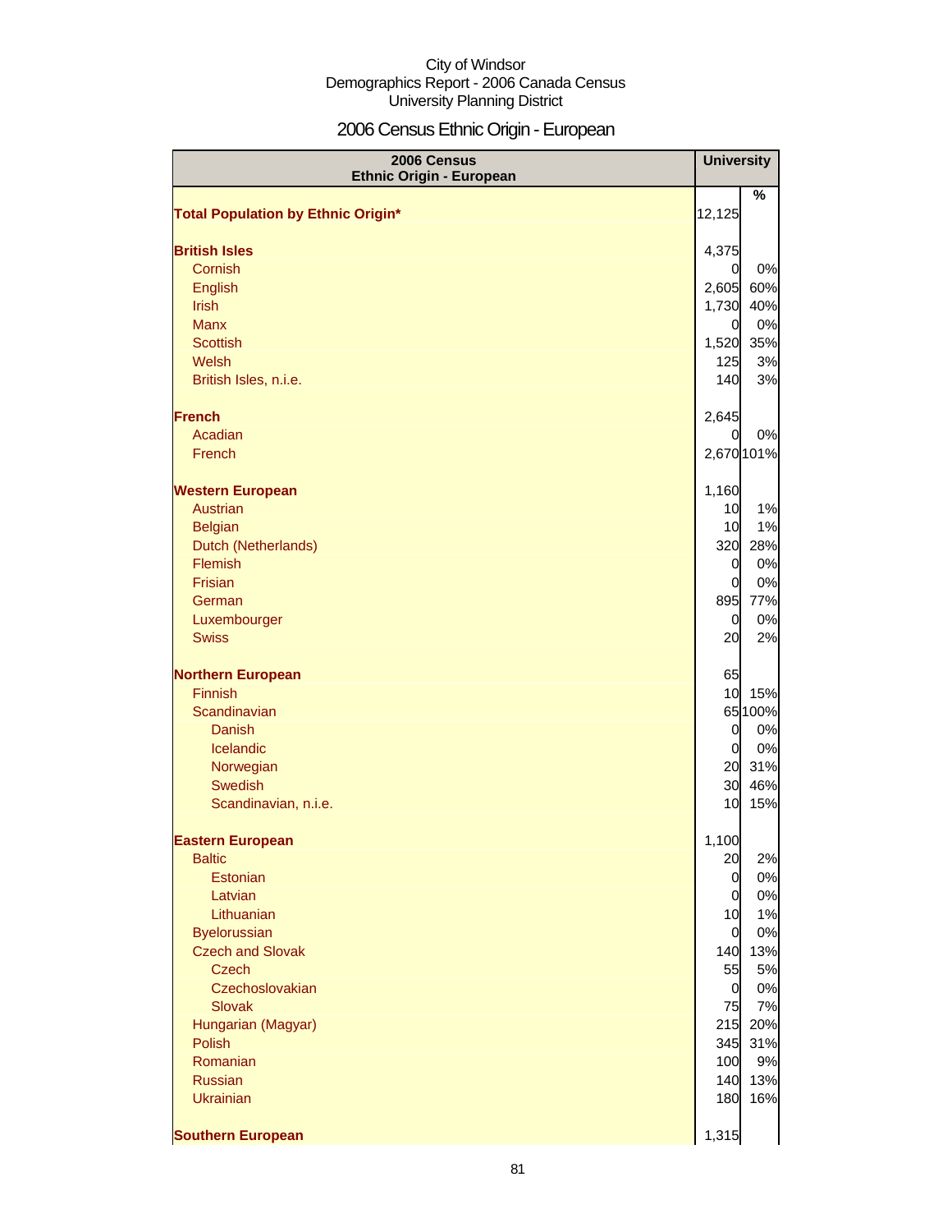City of Windsor
Demographics Report - 2006 Canada Census
University Planning District

# 2006 Census Ethnic Origin - European

| 2006 Census Ethnic Origin - European | University | |
|---|---|---|
| | | % |
| **Total Population by Ethnic Origin*** | 12,125 | |
| | | |
| **British Isles** | 4,375 | |
| Cornish | 0 | 0% |
| English | 2,605 | 60% |
| Irish | 1,730 | 40% |
| Manx | 0 | 0% |
| Scottish | 1,520 | 35% |
| Welsh | 125 | 3% |
| British Isles, n.i.e. | 140 | 3% |
| | | |
| **French** | 2,645 | |
| Acadian | 0 | 0% |
| French | 2,670 | 101% |
| | | |
| **Western European** | 1,160 | |
| Austrian | 10 | 1% |
| Belgian | 10 | 1% |
| Dutch (Netherlands) | 320 | 28% |
| Flemish | 0 | 0% |
| Frisian | 0 | 0% |
| German | 895 | 77% |
| Luxembourger | 0 | 0% |
| Swiss | 20 | 2% |
| | | |
| **Northern European** | 65 | |
| Finnish | 10 | 15% |
| Scandinavian | 65 | 100% |
| Danish | 0 | 0% |
| Icelandic | 0 | 0% |
| Norwegian | 20 | 31% |
| Swedish | 30 | 46% |
| Scandinavian, n.i.e. | 10 | 15% |
| | | |
| **Eastern European** | 1,100 | |
| Baltic | 20 | 2% |
| Estonian | 0 | 0% |
| Latvian | 0 | 0% |
| Lithuanian | 10 | 1% |
| Byelorussian | 0 | 0% |
| Czech and Slovak | 140 | 13% |
| Czech | 55 | 5% |
| Czechoslovakian | 0 | 0% |
| Slovak | 75 | 7% |
| Hungarian (Magyar) | 215 | 20% |
| Polish | 345 | 31% |
| Romanian | 100 | 9% |
| Russian | 140 | 13% |
| Ukrainian | 180 | 16% |
| | | |
| **Southern European** | 1,315 | |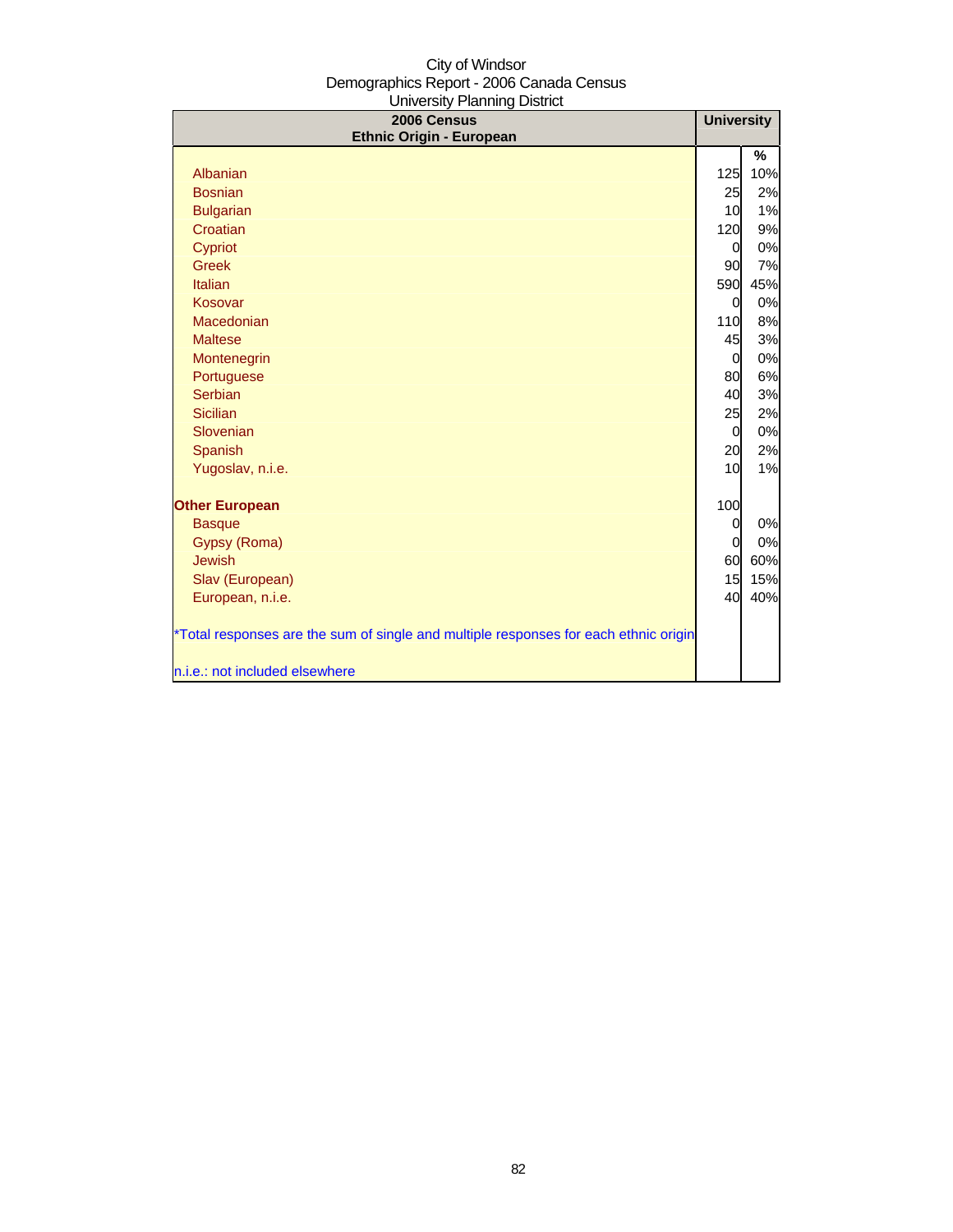City of Windsor
Demographics Report - 2006 Canada Census
University Planning District

| 2006 Census<br>Ethnic Origin - European | University | |
|---|---|---|
| | | % |
| Albanian | 125 | 10% |
| Bosnian | 25 | 2% |
| Bulgarian | 10 | 1% |
| Croatian | 120 | 9% |
| Cypriot | 0 | 0% |
| Greek | 90 | 7% |
| Italian | 590 | 45% |
| Kosovar | 0 | 0% |
| Macedonian | 110 | 8% |
| Maltese | 45 | 3% |
| Montenegrin | 0 | 0% |
| Portuguese | 80 | 6% |
| Serbian | 40 | 3% |
| Sicilian | 25 | 2% |
| Slovenian | 0 | 0% |
| Spanish | 20 | 2% |
| Yugoslav, n.i.e. | 10 | 1% |
| **Other European** | 100 | |
| Basque | 0 | 0% |
| Gypsy (Roma) | 0 | 0% |
| Jewish | 60 | 60% |
| Slav (European) | 15 | 15% |
| European, n.i.e. | 40 | 40% |

*Total responses are the sum of single and multiple responses for each ethnic origin

n.i.e.: not included elsewhere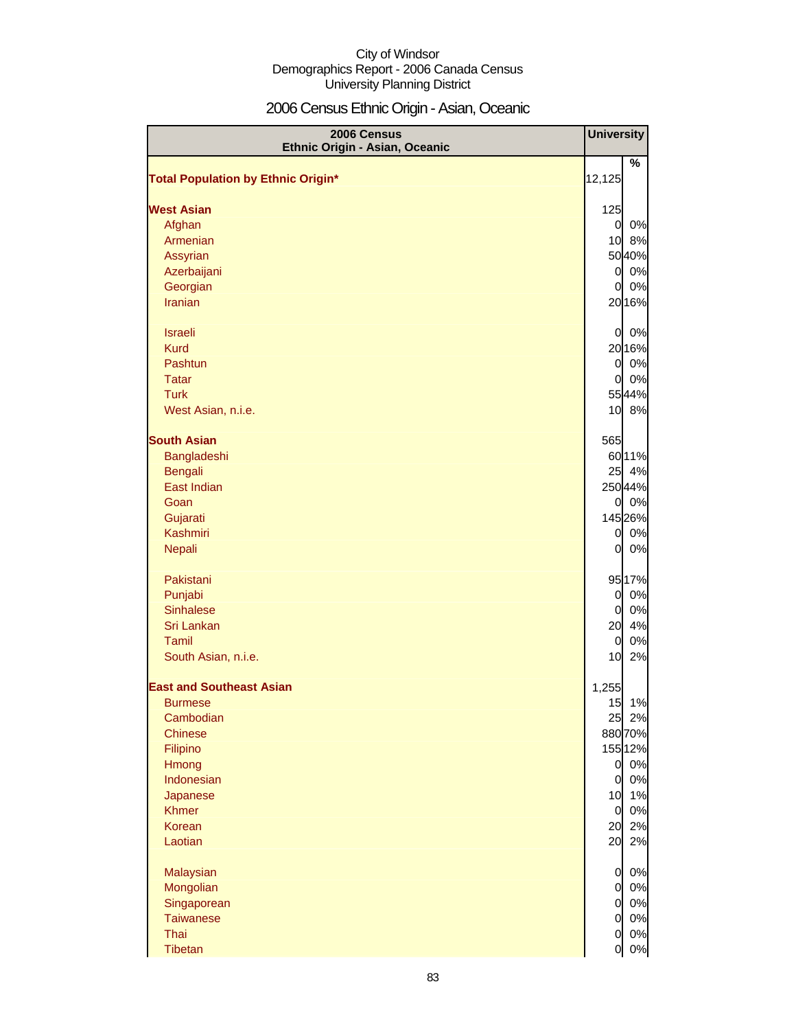City of Windsor
Demographics Report - 2006 Canada Census
University Planning District

# 2006 Census Ethnic Origin - Asian, Oceanic

| 2006 Census Ethnic Origin - Asian, Oceanic | University | % |
|---|---|---|
| **Total Population by Ethnic Origin*** | 12,125 | |
| **West Asian** | 125 | |
| Afghan | 0 | 0% |
| Armenian | 10 | 8% |
| Assyrian | 50 | 40% |
| Azerbaijani | 0 | 0% |
| Georgian | 0 | 0% |
| Iranian | 20 | 16% |
| Israeli | 0 | 0% |
| Kurd | 20 | 16% |
| Pashtun | 0 | 0% |
| Tatar | 0 | 0% |
| Turk | 55 | 44% |
| West Asian, n.i.e. | 10 | 8% |
| **South Asian** | 565 | |
| Bangladeshi | 60 | 11% |
| Bengali | 25 | 4% |
| East Indian | 250 | 44% |
| Goan | 0 | 0% |
| Gujarati | 145 | 26% |
| Kashmiri | 0 | 0% |
| Nepali | 0 | 0% |
| Pakistani | 95 | 17% |
| Punjabi | 0 | 0% |
| Sinhalese | 0 | 0% |
| Sri Lankan | 20 | 4% |
| Tamil | 0 | 0% |
| South Asian, n.i.e. | 10 | 2% |
| **East and Southeast Asian** | 1,255 | |
| Burmese | 15 | 1% |
| Cambodian | 25 | 2% |
| Chinese | 880 | 70% |
| Filipino | 155 | 12% |
| Hmong | 0 | 0% |
| Indonesian | 0 | 0% |
| Japanese | 10 | 1% |
| Khmer | 0 | 0% |
| Korean | 20 | 2% |
| Laotian | 20 | 2% |
| Malaysian | 0 | 0% |
| Mongolian | 0 | 0% |
| Singaporean | 0 | 0% |
| Taiwanese | 0 | 0% |
| Thai | 0 | 0% |
| Tibetan | 0 | 0% |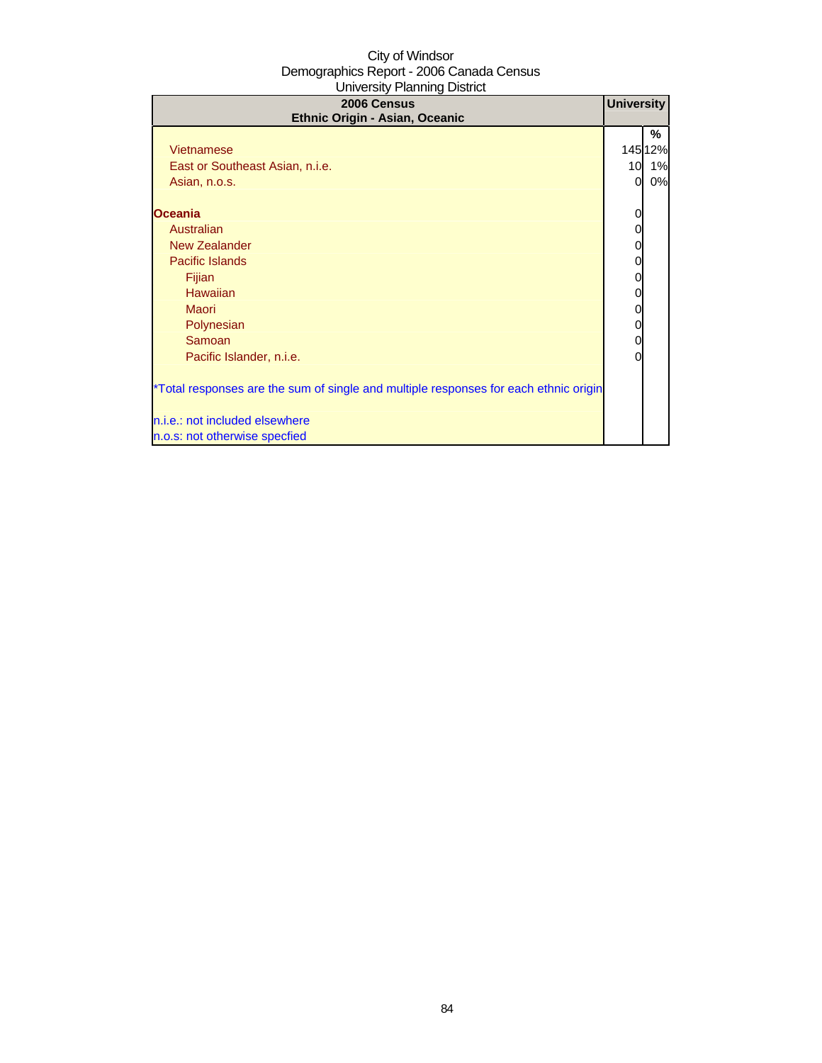City of Windsor
Demographics Report - 2006 Canada Census
University Planning District

| 2006 Census<br>Ethnic Origin - Asian, Oceanic | University | |
|---|---|---|
| | | % |
| Vietnamese | 145 | 12% |
| East or Southeast Asian, n.i.e. | 10 | 1% |
| Asian, n.o.s. | 0 | 0% |
| | | |
| **Oceania** | 0 | |
| Australian | 0 | |
| New Zealander | 0 | |
| Pacific Islands | 0 | |
| Fijian | 0 | |
| Hawaiian | 0 | |
| Maori | 0 | |
| Polynesian | 0 | |
| Samoan | 0 | |
| Pacific Islander, n.i.e. | 0 | |
| | | |
| *Total responses are the sum of single and multiple responses for each ethnic origin | | |
| | | |
| n.i.e.: not included elsewhere | | |
| n.o.s: not otherwise specfied | | |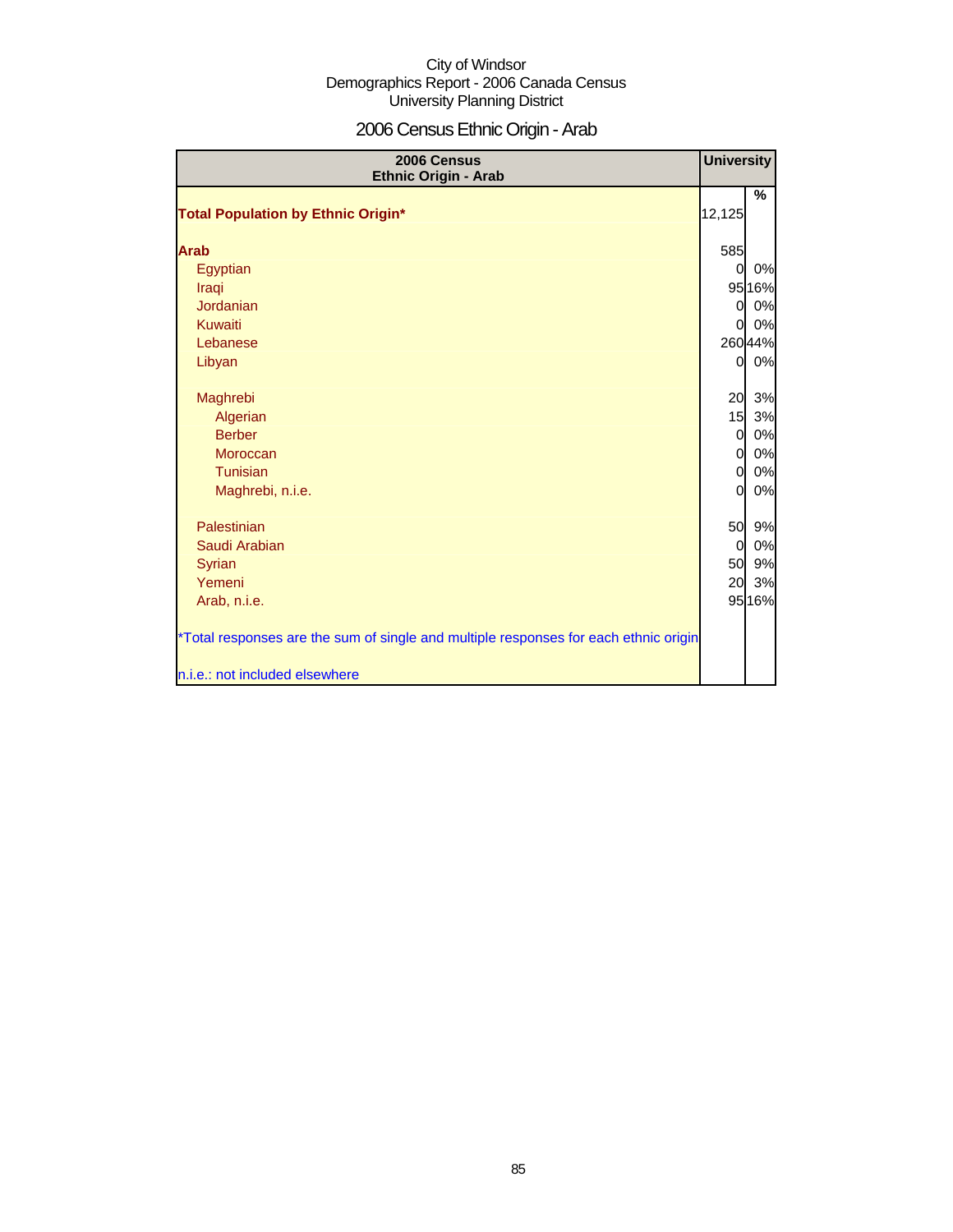City of Windsor
Demographics Report - 2006 Canada Census
University Planning District

# 2006 Census Ethnic Origin - Arab

| 2006 Census Ethnic Origin - Arab | University | |
|---|---|---|
| | | % |
| **Total Population by Ethnic Origin*** | 12,125 | |
| **Arab** | 585 | |
| Egyptian | 0 | 0% |
| Iraqi | 95 | 16% |
| Jordanian | 0 | 0% |
| Kuwaiti | 0 | 0% |
| Lebanese | 260 | 44% |
| Libyan | 0 | 0% |
| Maghrebi | 20 | 3% |
| Algerian | 15 | 3% |
| Berber | 0 | 0% |
| Moroccan | 0 | 0% |
| Tunisian | 0 | 0% |
| Maghrebi, n.i.e. | 0 | 0% |
| Palestinian | 50 | 9% |
| Saudi Arabian | 0 | 0% |
| Syrian | 50 | 9% |
| Yemeni | 20 | 3% |
| Arab, n.i.e. | 95 | 16% |

*Total responses are the sum of single and multiple responses for each ethnic origin

n.i.e.: not included elsewhere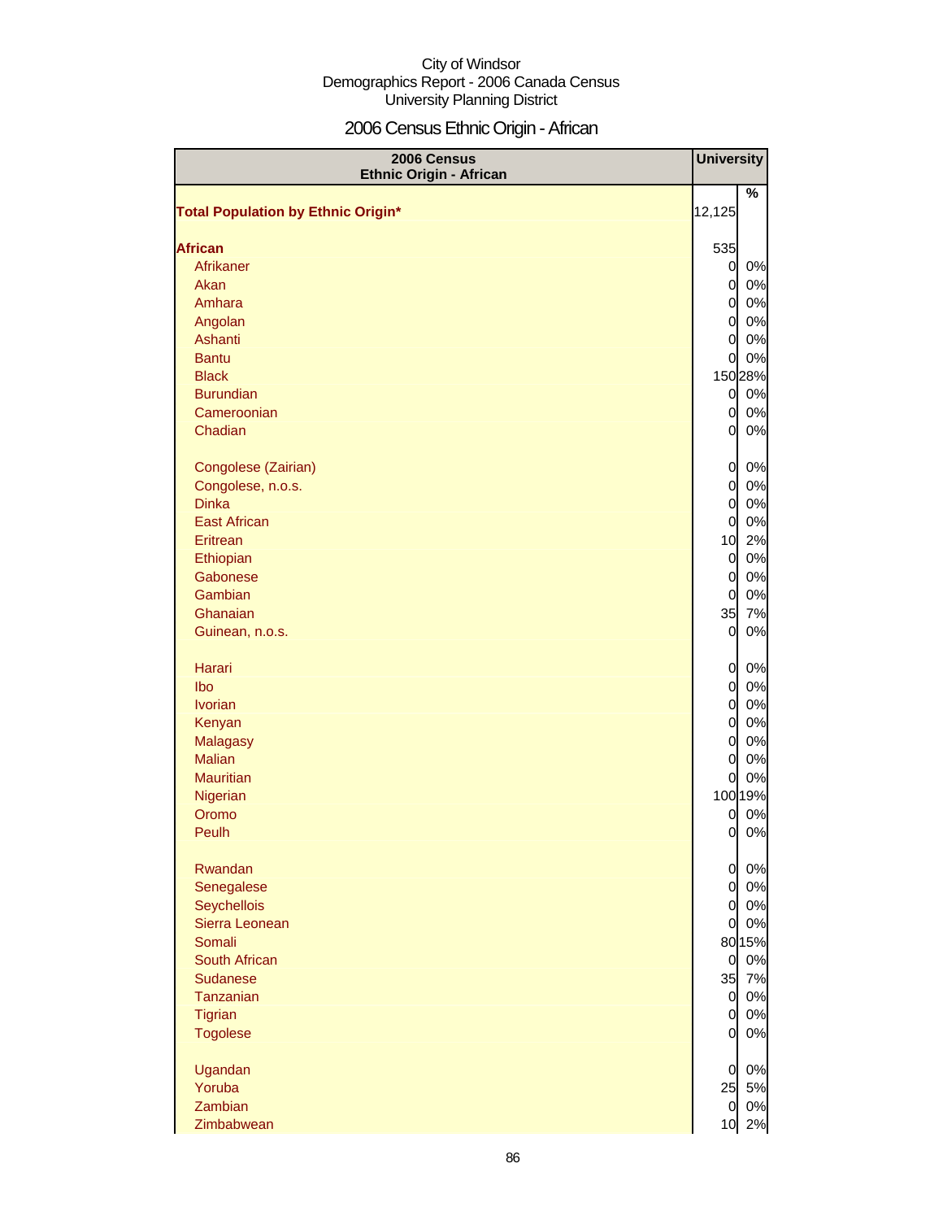City of Windsor
Demographics Report - 2006 Canada Census
University Planning District

# 2006 Census Ethnic Origin - African

| 2006 Census Ethnic Origin - African | University | |
|---|---|---|
| | | % |
| **Total Population by Ethnic Origin*** | 12,125 | |
| **African** | 535 | |
| Afrikaner | 0 | 0% |
| Akan | 0 | 0% |
| Amhara | 0 | 0% |
| Angolan | 0 | 0% |
| Ashanti | 0 | 0% |
| Bantu | 0 | 0% |
| Black | 150 | 28% |
| Burundian | 0 | 0% |
| Cameroonian | 0 | 0% |
| Chadian | 0 | 0% |
| Congolese (Zairian) | 0 | 0% |
| Congolese, n.o.s. | 0 | 0% |
| Dinka | 0 | 0% |
| East African | 0 | 0% |
| Eritrean | 10 | 2% |
| Ethiopian | 0 | 0% |
| Gabonese | 0 | 0% |
| Gambian | 0 | 0% |
| Ghanaian | 35 | 7% |
| Guinean, n.o.s. | 0 | 0% |
| Harari | 0 | 0% |
| Ibo | 0 | 0% |
| Ivorian | 0 | 0% |
| Kenyan | 0 | 0% |
| Malagasy | 0 | 0% |
| Malian | 0 | 0% |
| Mauritian | 0 | 0% |
| Nigerian | 100 | 19% |
| Oromo | 0 | 0% |
| Peulh | 0 | 0% |
| Rwandan | 0 | 0% |
| Senegalese | 0 | 0% |
| Seychellois | 0 | 0% |
| Sierra Leonean | 0 | 0% |
| Somali | 80 | 15% |
| South African | 0 | 0% |
| Sudanese | 35 | 7% |
| Tanzanian | 0 | 0% |
| Tigrian | 0 | 0% |
| Togolese | 0 | 0% |
| Ugandan | 0 | 0% |
| Yoruba | 25 | 5% |
| Zambian | 0 | 0% |
| Zimbabwean | 10 | 2% |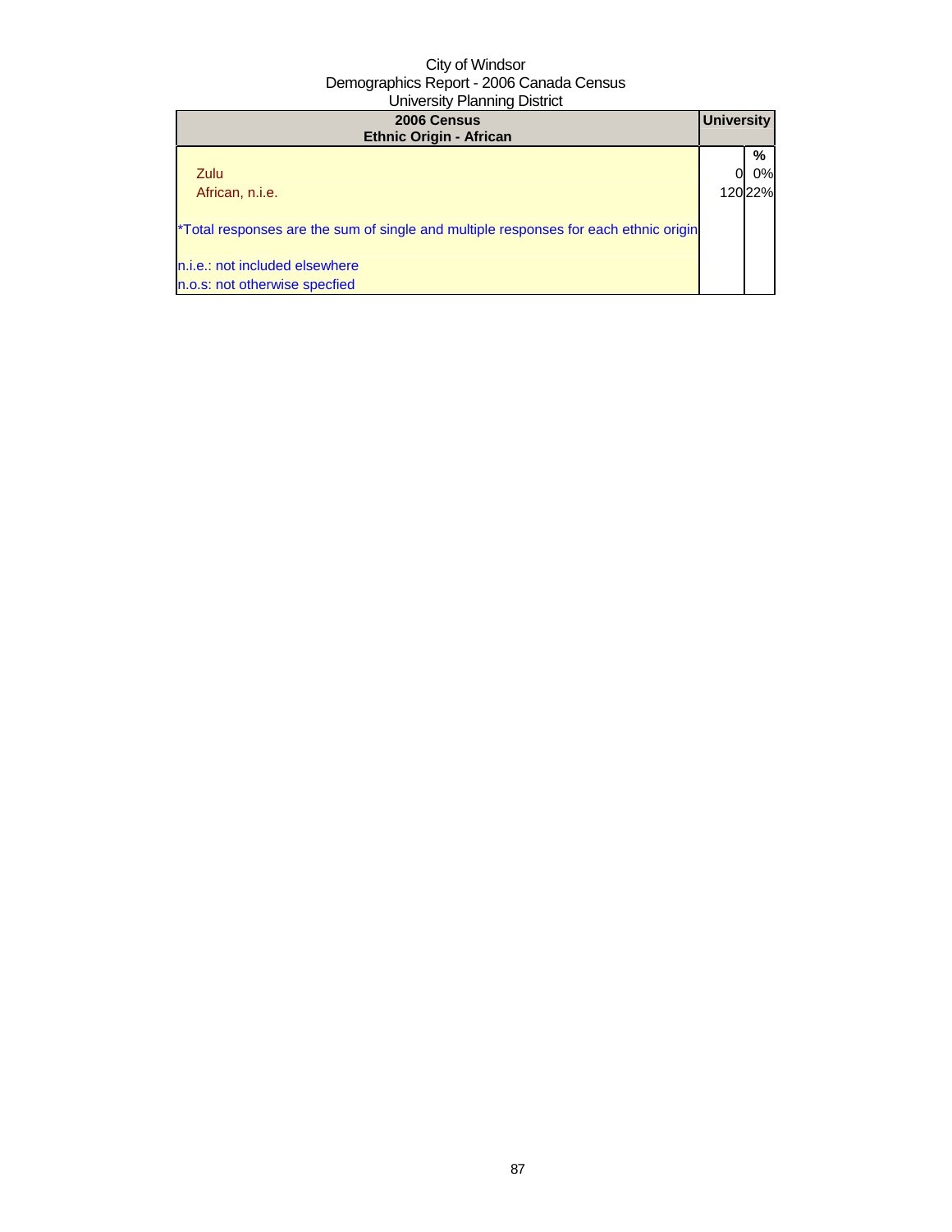City of Windsor
Demographics Report - 2006 Canada Census
University Planning District

| 2006 Census<br>Ethnic Origin - African | University | |
|---|---|---|
| | | % |
| Zulu | 0 | 0% |
| African, n.i.e. | 120 | 22% |
| *Total responses are the sum of single and multiple responses for each ethnic origin | | |
| n.i.e.: not included elsewhere | | |
| n.o.s: not otherwise specfied | | |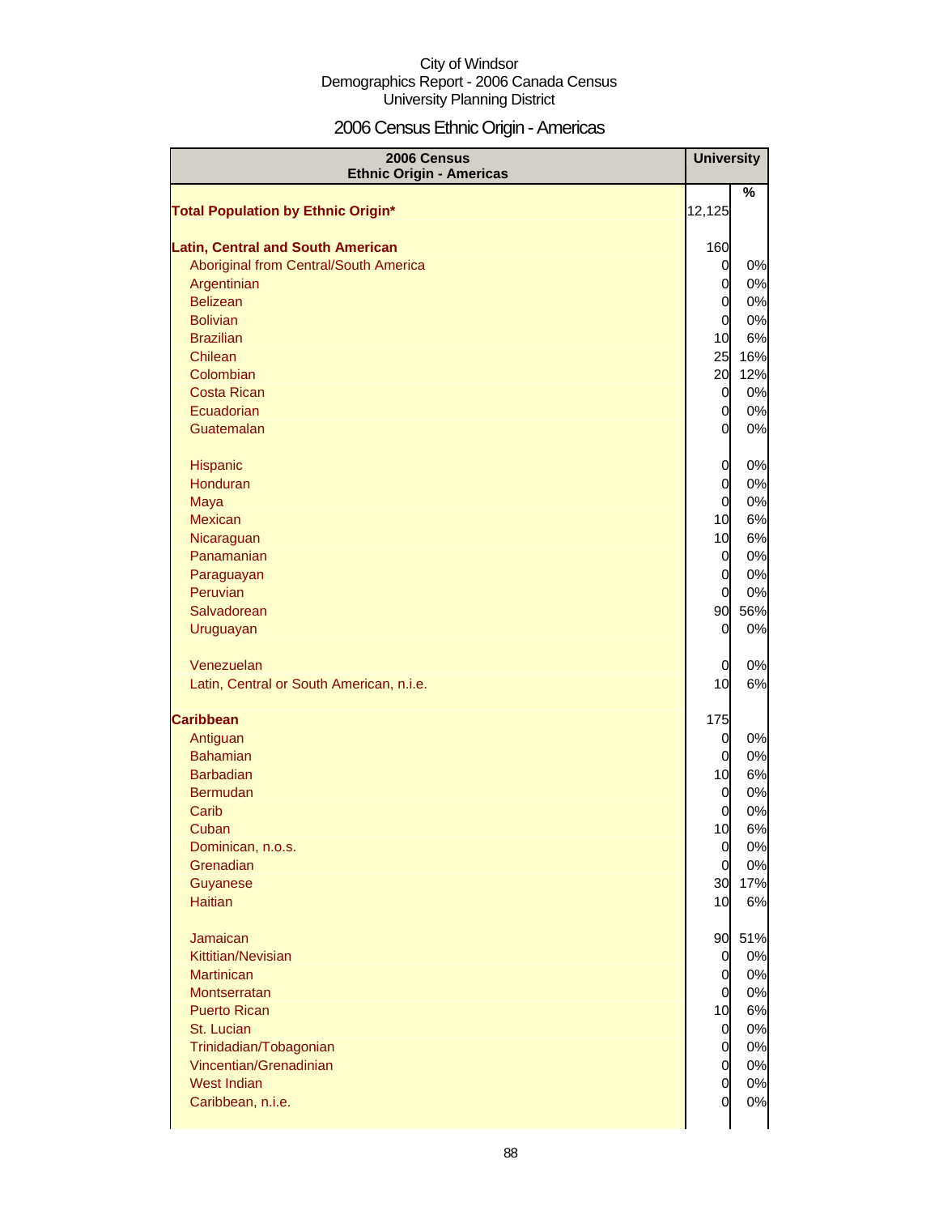City of Windsor
Demographics Report - 2006 Canada Census
University Planning District

# 2006 Census Ethnic Origin - Americas

| 2006 Census Ethnic Origin - Americas | University | |
|---|---|---|
| | | % |
| **Total Population by Ethnic Origin*** | 12,125 | |
| **Latin, Central and South American** | 160 | |
| Aboriginal from Central/South America | 0 | 0% |
| Argentinian | 0 | 0% |
| Belizean | 0 | 0% |
| Bolivian | 0 | 0% |
| Brazilian | 10 | 6% |
| Chilean | 25 | 16% |
| Colombian | 20 | 12% |
| Costa Rican | 0 | 0% |
| Ecuadorian | 0 | 0% |
| Guatemalan | 0 | 0% |
| Hispanic | 0 | 0% |
| Honduran | 0 | 0% |
| Maya | 0 | 0% |
| Mexican | 10 | 6% |
| Nicaraguan | 10 | 6% |
| Panamanian | 0 | 0% |
| Paraguayan | 0 | 0% |
| Peruvian | 0 | 0% |
| Salvadorean | 90 | 56% |
| Uruguayan | 0 | 0% |
| Venezuelan | 0 | 0% |
| Latin, Central or South American, n.i.e. | 10 | 6% |
| **Caribbean** | 175 | |
| Antiguan | 0 | 0% |
| Bahamian | 0 | 0% |
| Barbadian | 10 | 6% |
| Bermudan | 0 | 0% |
| Carib | 0 | 0% |
| Cuban | 10 | 6% |
| Dominican, n.o.s. | 0 | 0% |
| Grenadian | 0 | 0% |
| Guyanese | 30 | 17% |
| Haitian | 10 | 6% |
| Jamaican | 90 | 51% |
| Kittitian/Nevisian | 0 | 0% |
| Martinican | 0 | 0% |
| Montserratan | 0 | 0% |
| Puerto Rican | 10 | 6% |
| St. Lucian | 0 | 0% |
| Trinidadian/Tobagonian | 0 | 0% |
| Vincentian/Grenadinian | 0 | 0% |
| West Indian | 0 | 0% |
| Caribbean, n.i.e. | 0 | 0% |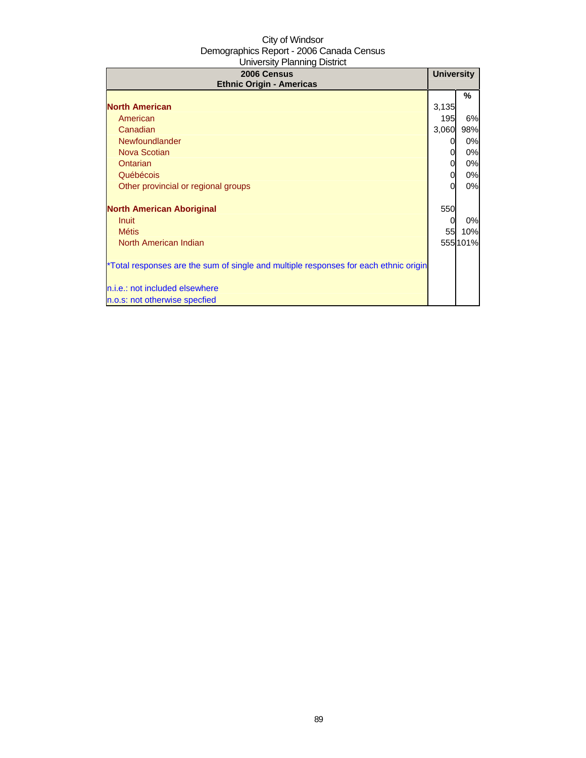City of Windsor
Demographics Report - 2006 Canada Census
University Planning District

| 2006 Census<br>Ethnic Origin - Americas | University | |
|---|---|---|
| | | % |
| **North American** | 3,135 | |
| American | 195 | 6% |
| Canadian | 3,060 | 98% |
| Newfoundlander | 0 | 0% |
| Nova Scotian | 0 | 0% |
| Ontarian | 0 | 0% |
| Québécois | 0 | 0% |
| Other provincial or regional groups | 0 | 0% |
| | | |
| **North American Aboriginal** | 550 | |
| Inuit | 0 | 0% |
| Métis | 55 | 10% |
| North American Indian | 555 | 101% |

*Total responses are the sum of single and multiple responses for each ethnic origin

n.i.e.: not included elsewhere
n.o.s: not otherwise specfied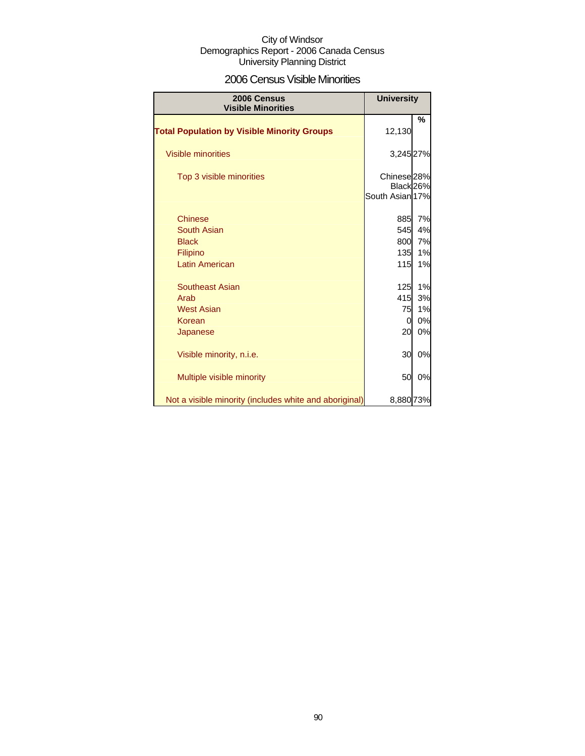City of Windsor
Demographics Report - 2006 Canada Census
University Planning District

## 2006 Census Visible Minorities

| 2006 Census Visible Minorities | University | |
|---|---|---|
| | | % |
| **Total Population by Visible Minority Groups** | 12,130 | |
| Visible minorities | 3,245 | 27% |
| Top 3 visible minorities | Chinese | 28% |
| | Black | 26% |
| | South Asian | 17% |
| Chinese | 885 | 7% |
| South Asian | 545 | 4% |
| Black | 800 | 7% |
| Filipino | 135 | 1% |
| Latin American | 115 | 1% |
| Southeast Asian | 125 | 1% |
| Arab | 415 | 3% |
| West Asian | 75 | 1% |
| Korean | 0 | 0% |
| Japanese | 20 | 0% |
| Visible minority, n.i.e. | 30 | 0% |
| Multiple visible minority | 50 | 0% |
| Not a visible minority (includes white and aboriginal) | 8,880 | 73% |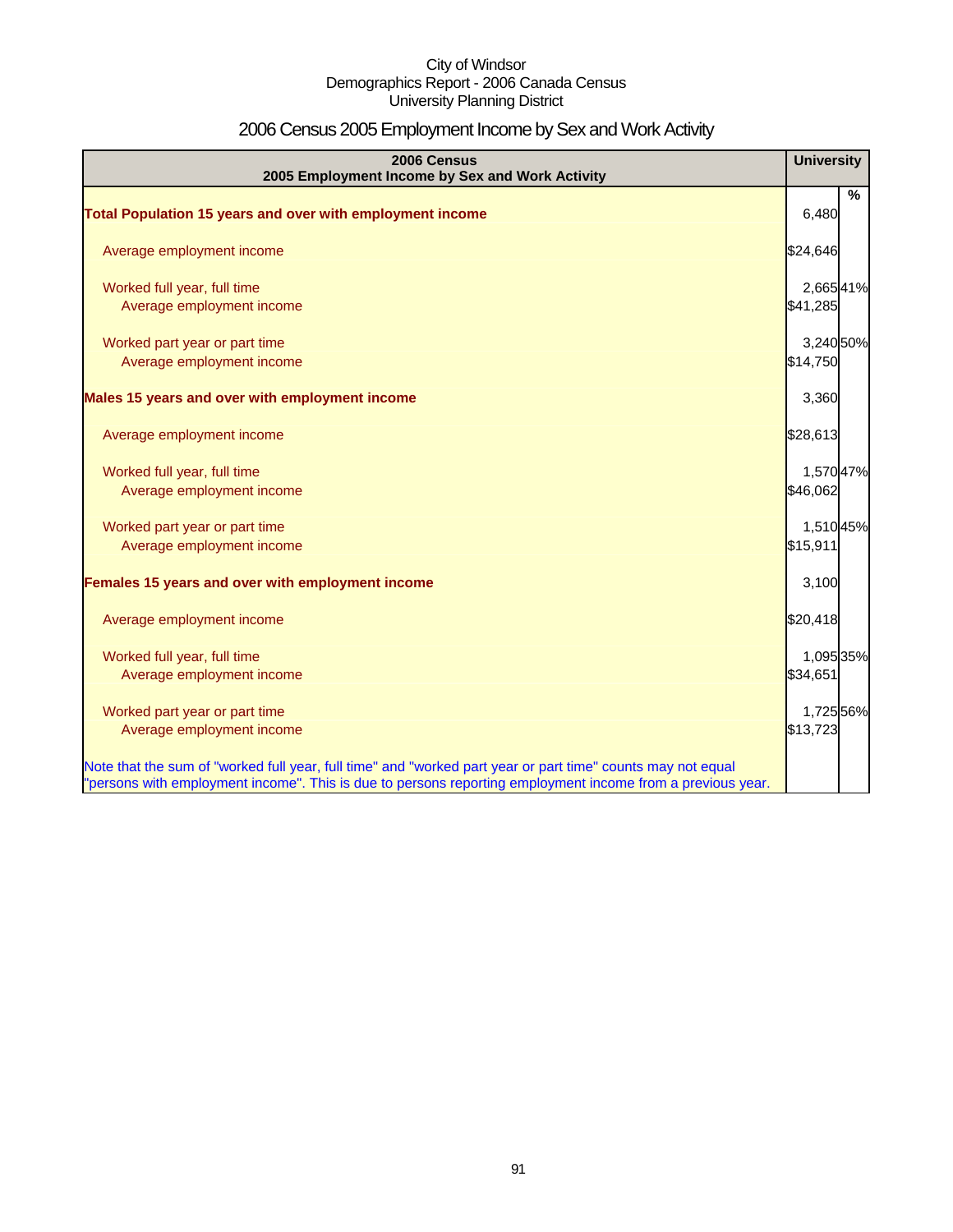City of Windsor
Demographics Report - 2006 Canada Census
University Planning District

# 2006 Census 2005 Employment Income by Sex and Work Activity

| 2006 Census<br>2005 Employment Income by Sex and Work Activity | University | |
|---|---|---|
| | | % |
| **Total Population 15 years and over with employment income** | 6,480 | |
| Average employment income | $24,646 | |
| Worked full year, full time | 2,665 | 41% |
| Average employment income | $41,285 | |
| Worked part year or part time | 3,240 | 50% |
| Average employment income | $14,750 | |
| **Males 15 years and over with employment income** | 3,360 | |
| Average employment income | $28,613 | |
| Worked full year, full time | 1,570 | 47% |
| Average employment income | $46,062 | |
| Worked part year or part time | 1,510 | 45% |
| Average employment income | $15,911 | |
| **Females 15 years and over with employment income** | 3,100 | |
| Average employment income | $20,418 | |
| Worked full year, full time | 1,095 | 35% |
| Average employment income | $34,651 | |
| Worked part year or part time | 1,725 | 56% |
| Average employment income | $13,723 | |

Note that the sum of "worked full year, full time" and "worked part year or part time" counts may not equal "persons with employment income". This is due to persons reporting employment income from a previous year.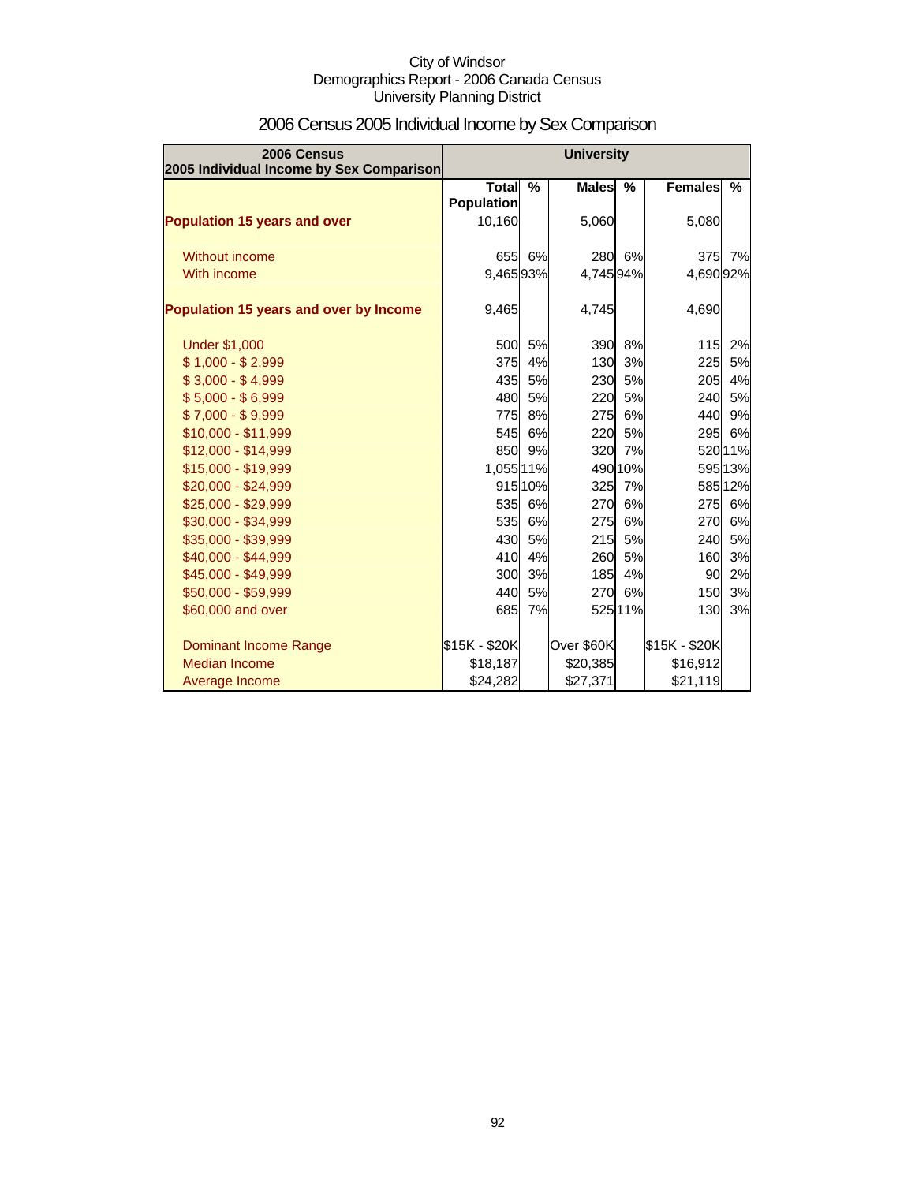City of Windsor
Demographics Report - 2006 Canada Census
University Planning District

# 2006 Census 2005 Individual Income by Sex Comparison

| 2006 Census<br>2005 Individual Income by Sex Comparison | University | | | | | |
|---|---|---|---|---|---|---|
| | Total Population | % | Males | % | Females | % |
| **Population 15 years and over** | 10,160 | | 5,060 | | 5,080 | |
| Without income | 655 | 6% | 280 | 6% | 375 | 7% |
| With income | 9,465 | 93% | 4,745 | 94% | 4,690 | 92% |
| **Population 15 years and over by Income** | 9,465 | | 4,745 | | 4,690 | |
| Under $1,000 | 500 | 5% | 390 | 8% | 115 | 2% |
| $ 1,000 - $ 2,999 | 375 | 4% | 130 | 3% | 225 | 5% |
| $ 3,000 - $ 4,999 | 435 | 5% | 230 | 5% | 205 | 4% |
| $ 5,000 - $ 6,999 | 480 | 5% | 220 | 5% | 240 | 5% |
| $ 7,000 - $ 9,999 | 775 | 8% | 275 | 6% | 440 | 9% |
| $10,000 - $11,999 | 545 | 6% | 220 | 5% | 295 | 6% |
| $12,000 - $14,999 | 850 | 9% | 320 | 7% | 520 | 11% |
| $15,000 - $19,999 | 1,055 | 11% | 490 | 10% | 595 | 13% |
| $20,000 - $24,999 | 915 | 10% | 325 | 7% | 585 | 12% |
| $25,000 - $29,999 | 535 | 6% | 270 | 6% | 275 | 6% |
| $30,000 - $34,999 | 535 | 6% | 275 | 6% | 270 | 6% |
| $35,000 - $39,999 | 430 | 5% | 215 | 5% | 240 | 5% |
| $40,000 - $44,999 | 410 | 4% | 260 | 5% | 160 | 3% |
| $45,000 - $49,999 | 300 | 3% | 185 | 4% | 90 | 2% |
| $50,000 - $59,999 | 440 | 5% | 270 | 6% | 150 | 3% |
| $60,000 and over | 685 | 7% | 525 | 11% | 130 | 3% |
| Dominant Income Range | $15K - $20K | | Over $60K | | $15K - $20K | |
| Median Income | $18,187 | | $20,385 | | $16,912 | |
| Average Income | $24,282 | | $27,371 | | $21,119 | |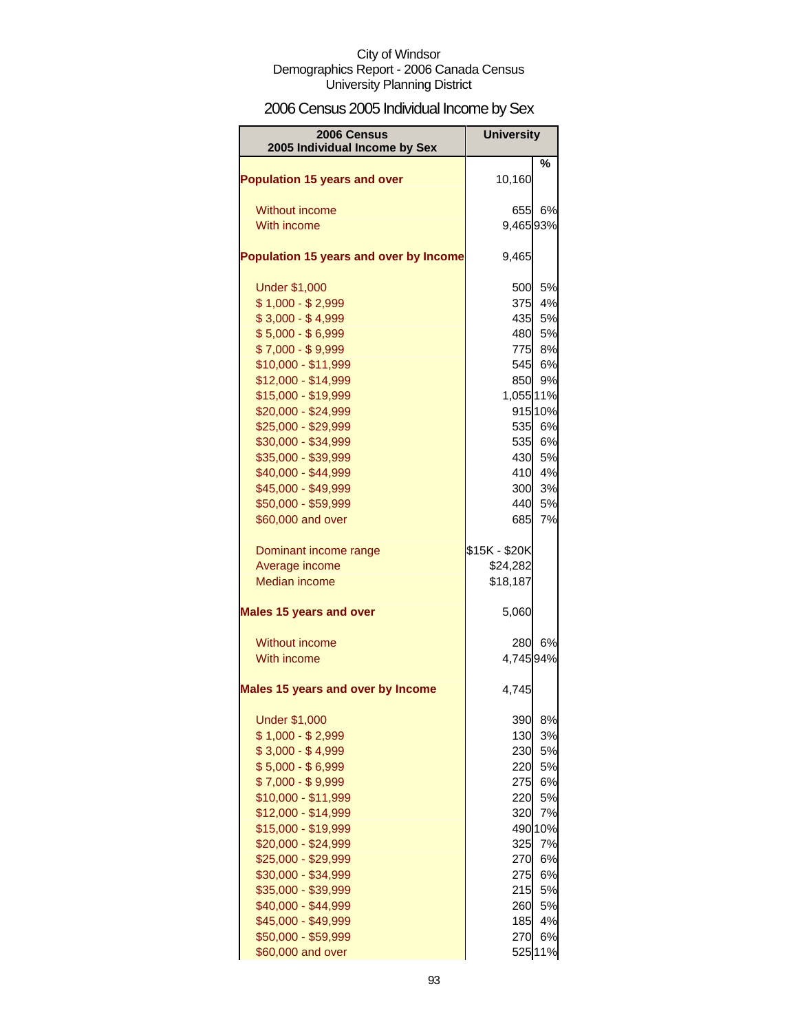City of Windsor
Demographics Report - 2006 Canada Census
University Planning District

# 2006 Census 2005 Individual Income by Sex

| 2006 Census 2005 Individual Income by Sex | University | |
|---|---|---|
| | | % |
| **Population 15 years and over** | 10,160 | |
| Without income | 655 | 6% |
| With income | 9,465 | 93% |
| **Population 15 years and over by Income** | 9,465 | |
| Under $1,000 | 500 | 5% |
| $ 1,000 - $ 2,999 | 375 | 4% |
| $ 3,000 - $ 4,999 | 435 | 5% |
| $ 5,000 - $ 6,999 | 480 | 5% |
| $ 7,000 - $ 9,999 | 775 | 8% |
| $10,000 - $11,999 | 545 | 6% |
| $12,000 - $14,999 | 850 | 9% |
| $15,000 - $19,999 | 1,055 | 11% |
| $20,000 - $24,999 | 915 | 10% |
| $25,000 - $29,999 | 535 | 6% |
| $30,000 - $34,999 | 535 | 6% |
| $35,000 - $39,999 | 430 | 5% |
| $40,000 - $44,999 | 410 | 4% |
| $45,000 - $49,999 | 300 | 3% |
| $50,000 - $59,999 | 440 | 5% |
| $60,000 and over | 685 | 7% |
| Dominant income range | $15K - $20K | |
| Average income | $24,282 | |
| Median income | $18,187 | |
| **Males 15 years and over** | 5,060 | |
| Without income | 280 | 6% |
| With income | 4,745 | 94% |
| **Males 15 years and over by Income** | 4,745 | |
| Under $1,000 | 390 | 8% |
| $ 1,000 - $ 2,999 | 130 | 3% |
| $ 3,000 - $ 4,999 | 230 | 5% |
| $ 5,000 - $ 6,999 | 220 | 5% |
| $ 7,000 - $ 9,999 | 275 | 6% |
| $10,000 - $11,999 | 220 | 5% |
| $12,000 - $14,999 | 320 | 7% |
| $15,000 - $19,999 | 490 | 10% |
| $20,000 - $24,999 | 325 | 7% |
| $25,000 - $29,999 | 270 | 6% |
| $30,000 - $34,999 | 275 | 6% |
| $35,000 - $39,999 | 215 | 5% |
| $40,000 - $44,999 | 260 | 5% |
| $45,000 - $49,999 | 185 | 4% |
| $50,000 - $59,999 | 270 | 6% |
| $60,000 and over | 525 | 11% |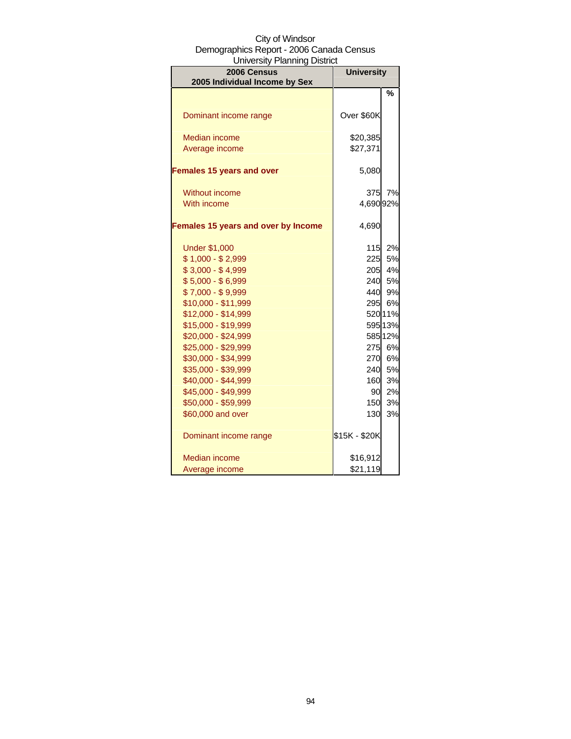City of Windsor
Demographics Report - 2006 Canada Census
University Planning District

| 2006 Census 2005 Individual Income by Sex | University | |
|---|---|---|
| | | % |
| Dominant income range | Over $60K | |
| Median income | $20,385 | |
| Average income | $27,371 | |
| **Females 15 years and over** | 5,080 | |
| Without income | 375 | 7% |
| With income | 4,690 | 92% |
| **Females 15 years and over by Income** | 4,690 | |
| Under $1,000 | 115 | 2% |
| $ 1,000 - $ 2,999 | 225 | 5% |
| $ 3,000 - $ 4,999 | 205 | 4% |
| $ 5,000 - $ 6,999 | 240 | 5% |
| $ 7,000 - $ 9,999 | 440 | 9% |
| $10,000 - $11,999 | 295 | 6% |
| $12,000 - $14,999 | 520 | 11% |
| $15,000 - $19,999 | 595 | 13% |
| $20,000 - $24,999 | 585 | 12% |
| $25,000 - $29,999 | 275 | 6% |
| $30,000 - $34,999 | 270 | 6% |
| $35,000 - $39,999 | 240 | 5% |
| $40,000 - $44,999 | 160 | 3% |
| $45,000 - $49,999 | 90 | 2% |
| $50,000 - $59,999 | 150 | 3% |
| $60,000 and over | 130 | 3% |
| Dominant income range | $15K - $20K | |
| Median income | $16,912 | |
| Average income | $21,119 | |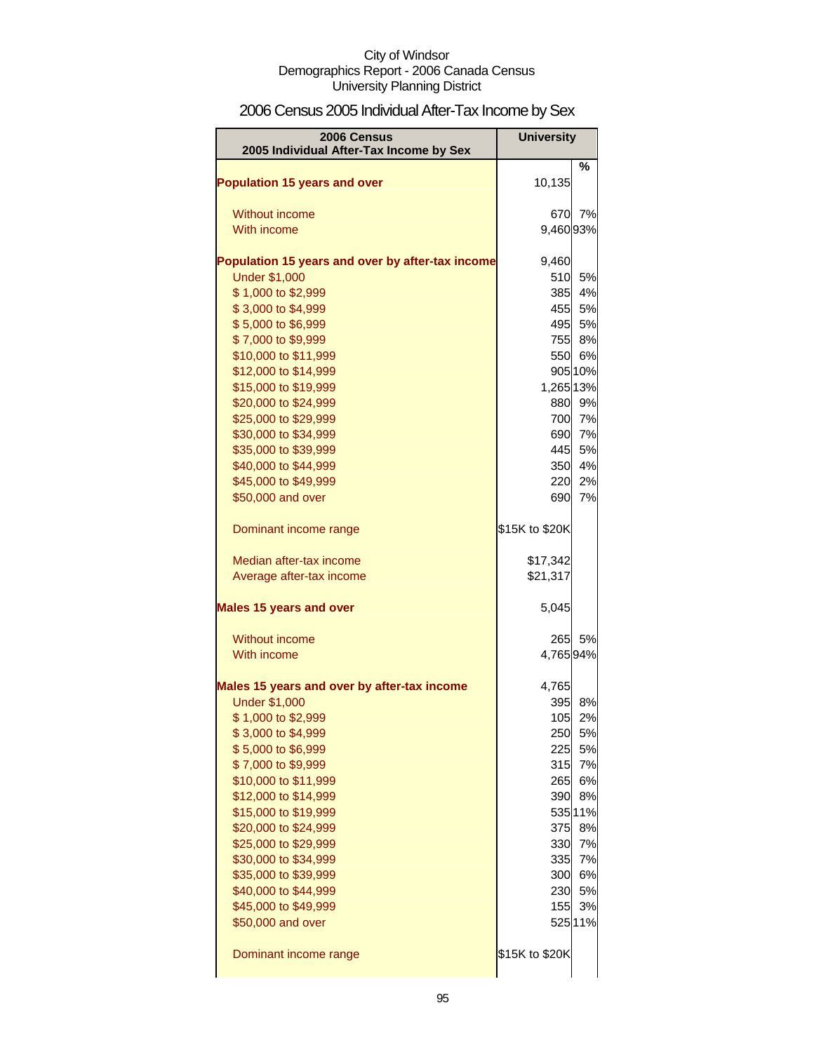City of Windsor
Demographics Report - 2006 Canada Census
University Planning District

# 2006 Census 2005 Individual After-Tax Income by Sex

| 2006 Census 2005 Individual After-Tax Income by Sex | University | |
|---|---|---|
| | | % |
| **Population 15 years and over** | 10,135 | |
| | | |
| Without income | 670 | 7% |
| With income | 9,460 | 93% |
| | | |
| **Population 15 years and over by after-tax income** | 9,460 | |
| Under $1,000 | 510 | 5% |
| $ 1,000 to $2,999 | 385 | 4% |
| $ 3,000 to $4,999 | 455 | 5% |
| $ 5,000 to $6,999 | 495 | 5% |
| $ 7,000 to $9,999 | 755 | 8% |
| $10,000 to $11,999 | 550 | 6% |
| $12,000 to $14,999 | 905 | 10% |
| $15,000 to $19,999 | 1,265 | 13% |
| $20,000 to $24,999 | 880 | 9% |
| $25,000 to $29,999 | 700 | 7% |
| $30,000 to $34,999 | 690 | 7% |
| $35,000 to $39,999 | 445 | 5% |
| $40,000 to $44,999 | 350 | 4% |
| $45,000 to $49,999 | 220 | 2% |
| $50,000 and over | 690 | 7% |
| | | |
| Dominant income range | $15K to $20K | |
| | | |
| Median after-tax income | $17,342 | |
| Average after-tax income | $21,317 | |
| | | |
| **Males 15 years and over** | 5,045 | |
| | | |
| Without income | 265 | 5% |
| With income | 4,765 | 94% |
| | | |
| **Males 15 years and over by after-tax income** | 4,765 | |
| Under $1,000 | 395 | 8% |
| $ 1,000 to $2,999 | 105 | 2% |
| $ 3,000 to $4,999 | 250 | 5% |
| $ 5,000 to $6,999 | 225 | 5% |
| $ 7,000 to $9,999 | 315 | 7% |
| $10,000 to $11,999 | 265 | 6% |
| $12,000 to $14,999 | 390 | 8% |
| $15,000 to $19,999 | 535 | 11% |
| $20,000 to $24,999 | 375 | 8% |
| $25,000 to $29,999 | 330 | 7% |
| $30,000 to $34,999 | 335 | 7% |
| $35,000 to $39,999 | 300 | 6% |
| $40,000 to $44,999 | 230 | 5% |
| $45,000 to $49,999 | 155 | 3% |
| $50,000 and over | 525 | 11% |
| | | |
| Dominant income range | $15K to $20K | |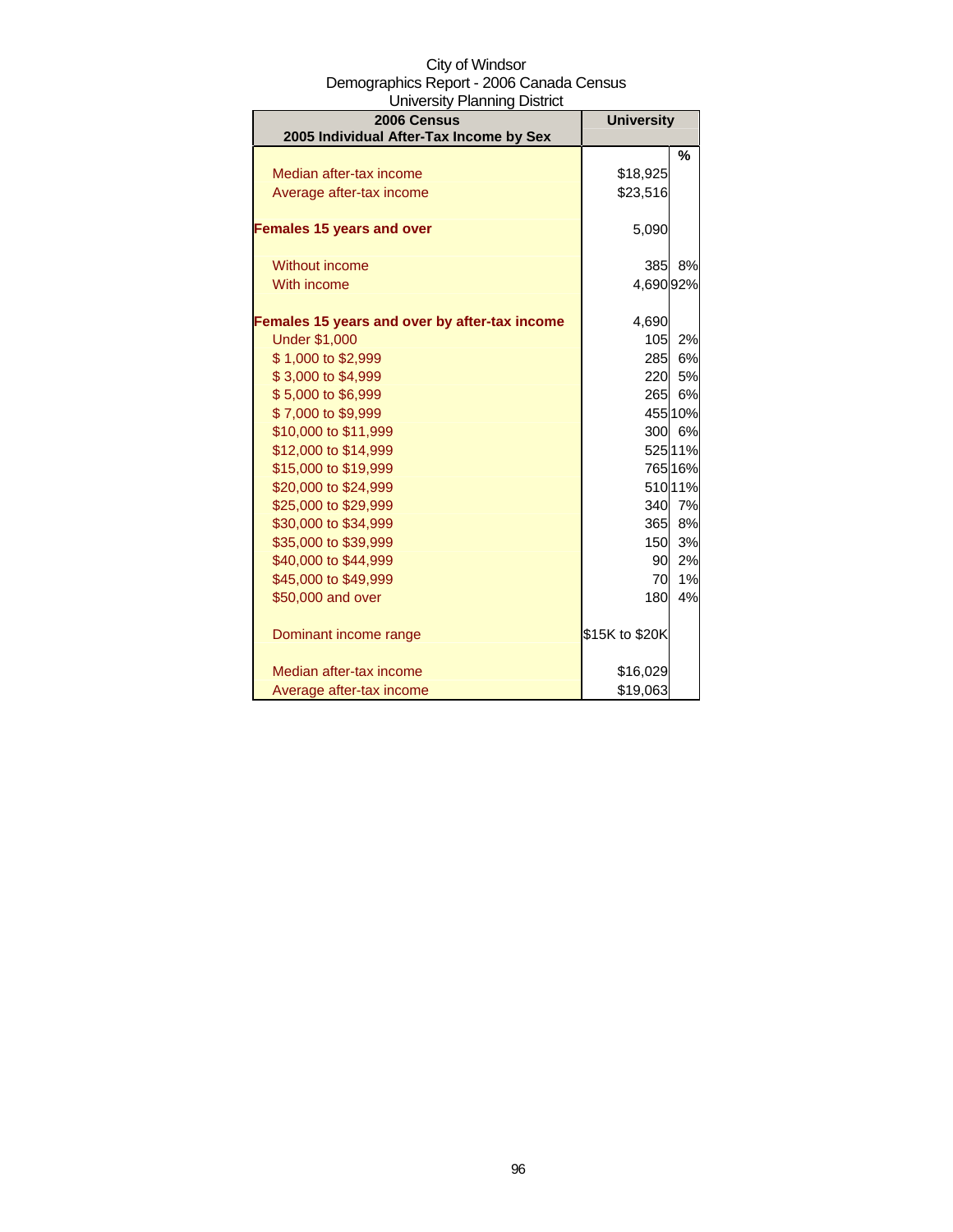City of Windsor
Demographics Report - 2006 Canada Census
University Planning District

| 2006 Census<br>2005 Individual After-Tax Income by Sex | University | |
|---|---|---|
| | | % |
| Median after-tax income | $18,925 | |
| Average after-tax income | $23,516 | |
| **Females 15 years and over** | 5,090 | |
| Without income | 385 | 8% |
| With income | 4,690 | 92% |
| **Females 15 years and over by after-tax income** | 4,690 | |
| Under $1,000 | 105 | 2% |
| $ 1,000 to $2,999 | 285 | 6% |
| $ 3,000 to $4,999 | 220 | 5% |
| $ 5,000 to $6,999 | 265 | 6% |
| $ 7,000 to $9,999 | 455 | 10% |
| $10,000 to $11,999 | 300 | 6% |
| $12,000 to $14,999 | 525 | 11% |
| $15,000 to $19,999 | 765 | 16% |
| $20,000 to $24,999 | 510 | 11% |
| $25,000 to $29,999 | 340 | 7% |
| $30,000 to $34,999 | 365 | 8% |
| $35,000 to $39,999 | 150 | 3% |
| $40,000 to $44,999 | 90 | 2% |
| $45,000 to $49,999 | 70 | 1% |
| $50,000 and over | 180 | 4% |
| Dominant income range | $15K to $20K | |
| Median after-tax income | $16,029 | |
| Average after-tax income | $19,063 | |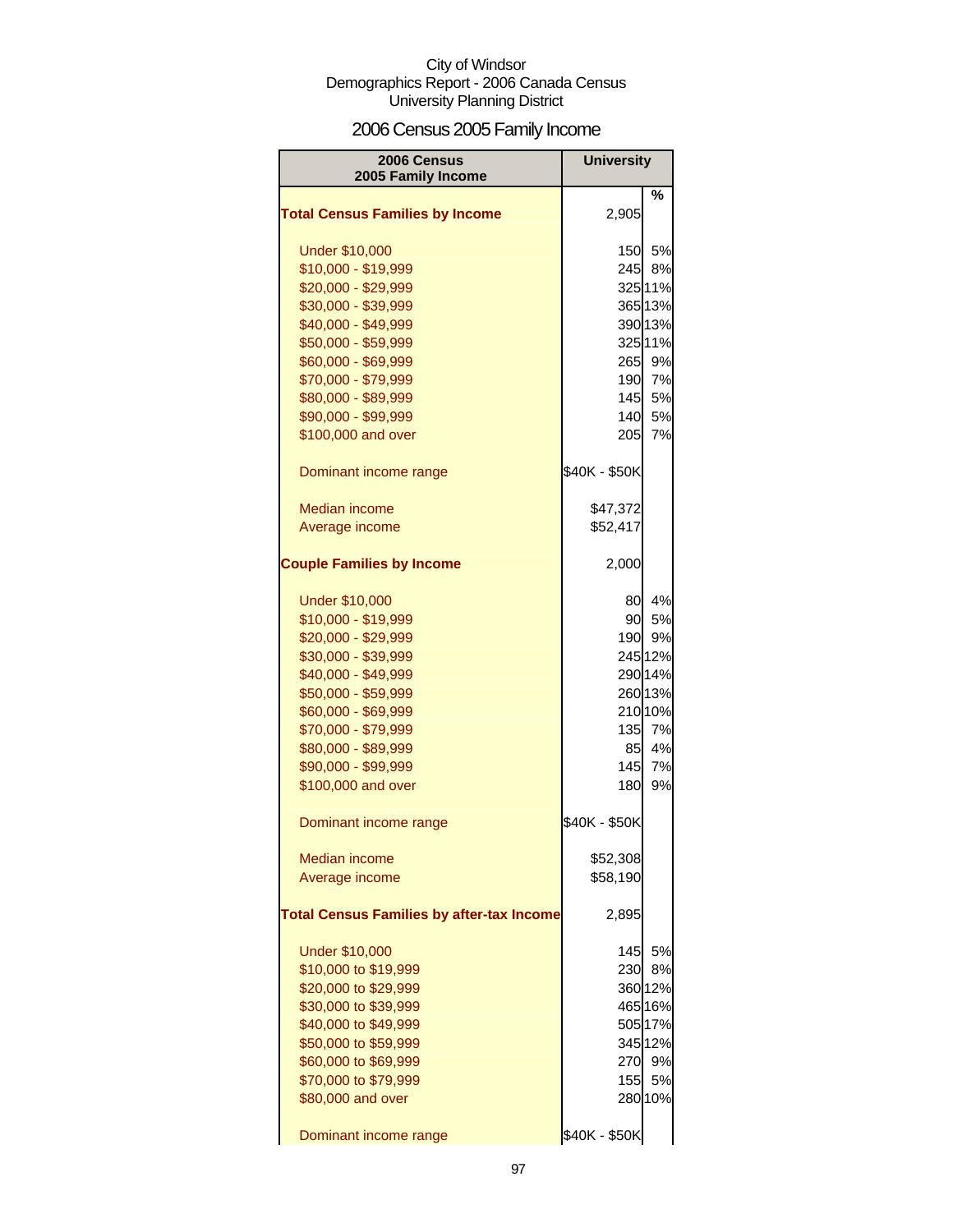City of Windsor
Demographics Report - 2006 Canada Census
University Planning District

# 2006 Census 2005 Family Income

| 2006 Census 2005 Family Income | University | % |
|---|---|---|
| **Total Census Families by Income** | 2,905 | |
| Under $10,000 | 150 | 5% |
| $10,000 - $19,999 | 245 | 8% |
| $20,000 - $29,999 | 325 | 11% |
| $30,000 - $39,999 | 365 | 13% |
| $40,000 - $49,999 | 390 | 13% |
| $50,000 - $59,999 | 325 | 11% |
| $60,000 - $69,999 | 265 | 9% |
| $70,000 - $79,999 | 190 | 7% |
| $80,000 - $89,999 | 145 | 5% |
| $90,000 - $99,999 | 140 | 5% |
| $100,000 and over | 205 | 7% |
| Dominant income range | $40K - $50K | |
| Median income | $47,372 | |
| Average income | $52,417 | |
| **Couple Families by Income** | 2,000 | |
| Under $10,000 | 80 | 4% |
| $10,000 - $19,999 | 90 | 5% |
| $20,000 - $29,999 | 190 | 9% |
| $30,000 - $39,999 | 245 | 12% |
| $40,000 - $49,999 | 290 | 14% |
| $50,000 - $59,999 | 260 | 13% |
| $60,000 - $69,999 | 210 | 10% |
| $70,000 - $79,999 | 135 | 7% |
| $80,000 - $89,999 | 85 | 4% |
| $90,000 - $99,999 | 145 | 7% |
| $100,000 and over | 180 | 9% |
| Dominant income range | $40K - $50K | |
| Median income | $52,308 | |
| Average income | $58,190 | |
| **Total Census Families by after-tax Income** | 2,895 | |
| Under $10,000 | 145 | 5% |
| $10,000 to $19,999 | 230 | 8% |
| $20,000 to $29,999 | 360 | 12% |
| $30,000 to $39,999 | 465 | 16% |
| $40,000 to $49,999 | 505 | 17% |
| $50,000 to $59,999 | 345 | 12% |
| $60,000 to $69,999 | 270 | 9% |
| $70,000 to $79,999 | 155 | 5% |
| $80,000 and over | 280 | 10% |
| Dominant income range | $40K - $50K | |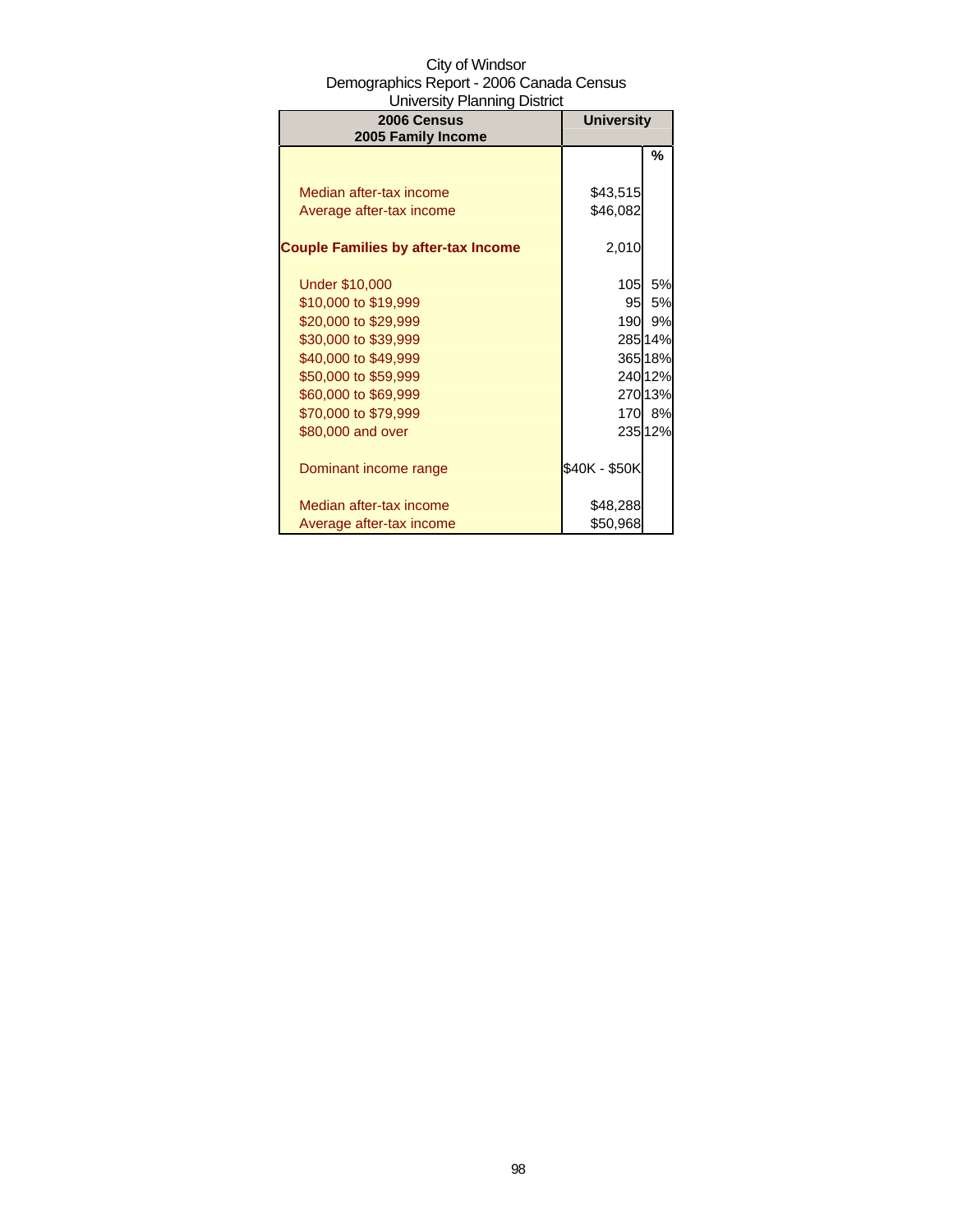City of Windsor
Demographics Report - 2006 Canada Census
University Planning District

| 2006 Census 2005 Family Income | University | |
|---|---|---|
| | | % |
| Median after-tax income | $43,515 | |
| Average after-tax income | $46,082 | |
| **Couple Families by after-tax Income** | 2,010 | |
| Under $10,000 | 105 | 5% |
| $10,000 to $19,999 | 95 | 5% |
| $20,000 to $29,999 | 190 | 9% |
| $30,000 to $39,999 | 285 | 14% |
| $40,000 to $49,999 | 365 | 18% |
| $50,000 to $59,999 | 240 | 12% |
| $60,000 to $69,999 | 270 | 13% |
| $70,000 to $79,999 | 170 | 8% |
| $80,000 and over | 235 | 12% |
| Dominant income range | $40K - $50K | |
| Median after-tax income | $48,288 | |
| Average after-tax income | $50,968 | |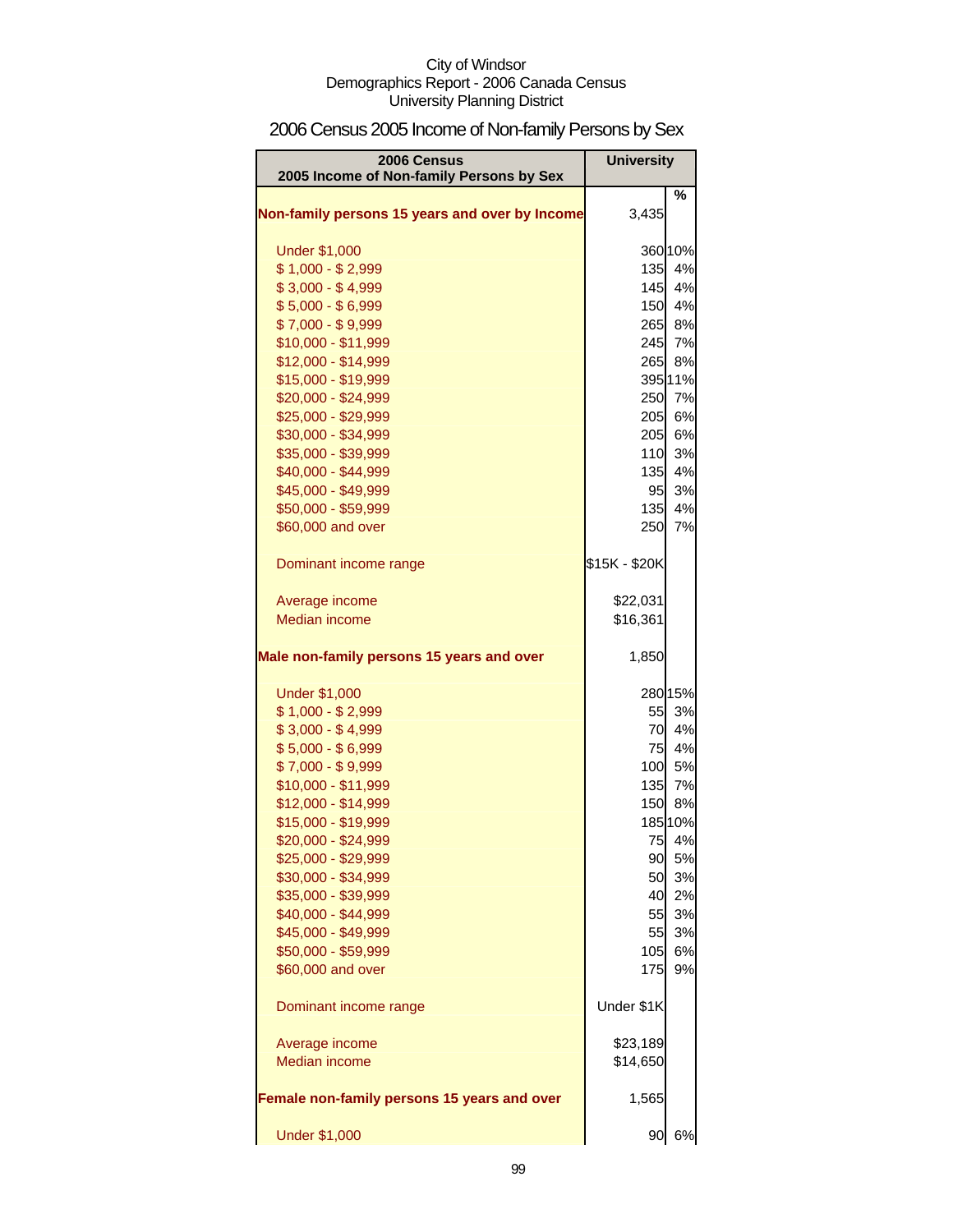City of Windsor
Demographics Report - 2006 Canada Census
University Planning District

# 2006 Census 2005 Income of Non-family Persons by Sex

| 2006 Census<br>2005 Income of Non-family Persons by Sex | University | |
|---|---|---|
| | | % |
| **Non-family persons 15 years and over by Income** | 3,435 | |
| Under $1,000 | 360 | 10% |
| $ 1,000 - $ 2,999 | 135 | 4% |
| $ 3,000 - $ 4,999 | 145 | 4% |
| $ 5,000 - $ 6,999 | 150 | 4% |
| $ 7,000 - $ 9,999 | 265 | 8% |
| $10,000 - $11,999 | 245 | 7% |
| $12,000 - $14,999 | 265 | 8% |
| $15,000 - $19,999 | 395 | 11% |
| $20,000 - $24,999 | 250 | 7% |
| $25,000 - $29,999 | 205 | 6% |
| $30,000 - $34,999 | 205 | 6% |
| $35,000 - $39,999 | 110 | 3% |
| $40,000 - $44,999 | 135 | 4% |
| $45,000 - $49,999 | 95 | 3% |
| $50,000 - $59,999 | 135 | 4% |
| $60,000 and over | 250 | 7% |
| Dominant income range | $15K - $20K | |
| Average income | $22,031 | |
| Median income | $16,361 | |
| **Male non-family persons 15 years and over** | 1,850 | |
| Under $1,000 | 280 | 15% |
| $ 1,000 - $ 2,999 | 55 | 3% |
| $ 3,000 - $ 4,999 | 70 | 4% |
| $ 5,000 - $ 6,999 | 75 | 4% |
| $ 7,000 - $ 9,999 | 100 | 5% |
| $10,000 - $11,999 | 135 | 7% |
| $12,000 - $14,999 | 150 | 8% |
| $15,000 - $19,999 | 185 | 10% |
| $20,000 - $24,999 | 75 | 4% |
| $25,000 - $29,999 | 90 | 5% |
| $30,000 - $34,999 | 50 | 3% |
| $35,000 - $39,999 | 40 | 2% |
| $40,000 - $44,999 | 55 | 3% |
| $45,000 - $49,999 | 55 | 3% |
| $50,000 - $59,999 | 105 | 6% |
| $60,000 and over | 175 | 9% |
| Dominant income range | Under $1K | |
| Average income | $23,189 | |
| Median income | $14,650 | |
| **Female non-family persons 15 years and over** | 1,565 | |
| Under $1,000 | 90 | 6% |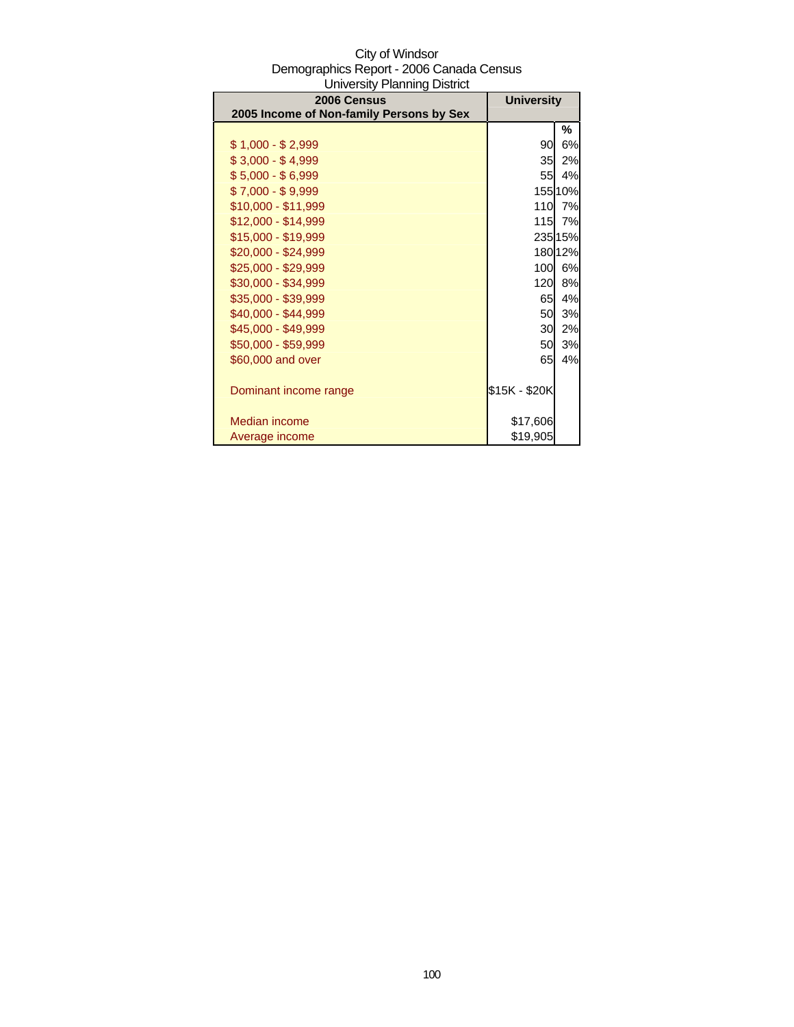City of Windsor
Demographics Report - 2006 Canada Census
University Planning District

| 2006 Census<br>2005 Income of Non-family Persons by Sex | University | |
|---|---|---|
| | | % |
| $ 1,000 - $ 2,999 | 90 | 6% |
| $ 3,000 - $ 4,999 | 35 | 2% |
| $ 5,000 - $ 6,999 | 55 | 4% |
| $ 7,000 - $ 9,999 | 155 | 10% |
| $10,000 - $11,999 | 110 | 7% |
| $12,000 - $14,999 | 115 | 7% |
| $15,000 - $19,999 | 235 | 15% |
| $20,000 - $24,999 | 180 | 12% |
| $25,000 - $29,999 | 100 | 6% |
| $30,000 - $34,999 | 120 | 8% |
| $35,000 - $39,999 | 65 | 4% |
| $40,000 - $44,999 | 50 | 3% |
| $45,000 - $49,999 | 30 | 2% |
| $50,000 - $59,999 | 50 | 3% |
| $60,000 and over | 65 | 4% |
| | | |
| Dominant income range | $15K - $20K | |
| | | |
| Median income | $17,606 | |
| Average income | $19,905 | |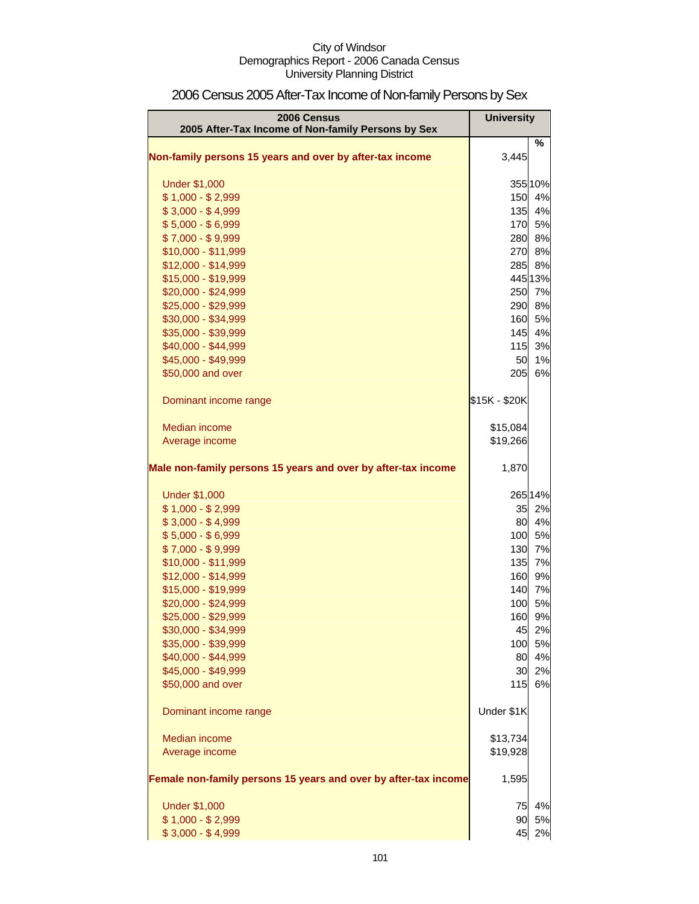City of Windsor
Demographics Report - 2006 Canada Census
University Planning District

## 2006 Census 2005 After-Tax Income of Non-family Persons by Sex

| 2006 Census<br>2005 After-Tax Income of Non-family Persons by Sex | University | |
|---|---|---|
| | | % |
| **Non-family persons 15 years and over by after-tax income** | 3,445 | |
| Under $1,000 | 355 | 10% |
| $ 1,000 - $ 2,999 | 150 | 4% |
| $ 3,000 - $ 4,999 | 135 | 4% |
| $ 5,000 - $ 6,999 | 170 | 5% |
| $ 7,000 - $ 9,999 | 280 | 8% |
| $10,000 - $11,999 | 270 | 8% |
| $12,000 - $14,999 | 285 | 8% |
| $15,000 - $19,999 | 445 | 13% |
| $20,000 - $24,999 | 250 | 7% |
| $25,000 - $29,999 | 290 | 8% |
| $30,000 - $34,999 | 160 | 5% |
| $35,000 - $39,999 | 145 | 4% |
| $40,000 - $44,999 | 115 | 3% |
| $45,000 - $49,999 | 50 | 1% |
| $50,000 and over | 205 | 6% |
| Dominant income range | $15K - $20K | |
| Median income | $15,084 | |
| Average income | $19,266 | |
| **Male non-family persons 15 years and over by after-tax income** | 1,870 | |
| Under $1,000 | 265 | 14% |
| $ 1,000 - $ 2,999 | 35 | 2% |
| $ 3,000 - $ 4,999 | 80 | 4% |
| $ 5,000 - $ 6,999 | 100 | 5% |
| $ 7,000 - $ 9,999 | 130 | 7% |
| $10,000 - $11,999 | 135 | 7% |
| $12,000 - $14,999 | 160 | 9% |
| $15,000 - $19,999 | 140 | 7% |
| $20,000 - $24,999 | 100 | 5% |
| $25,000 - $29,999 | 160 | 9% |
| $30,000 - $34,999 | 45 | 2% |
| $35,000 - $39,999 | 100 | 5% |
| $40,000 - $44,999 | 80 | 4% |
| $45,000 - $49,999 | 30 | 2% |
| $50,000 and over | 115 | 6% |
| Dominant income range | Under $1K | |
| Median income | $13,734 | |
| Average income | $19,928 | |
| **Female non-family persons 15 years and over by after-tax income** | 1,595 | |
| Under $1,000 | 75 | 4% |
| $ 1,000 - $ 2,999 | 90 | 5% |
| $ 3,000 - $ 4,999 | 45 | 2% |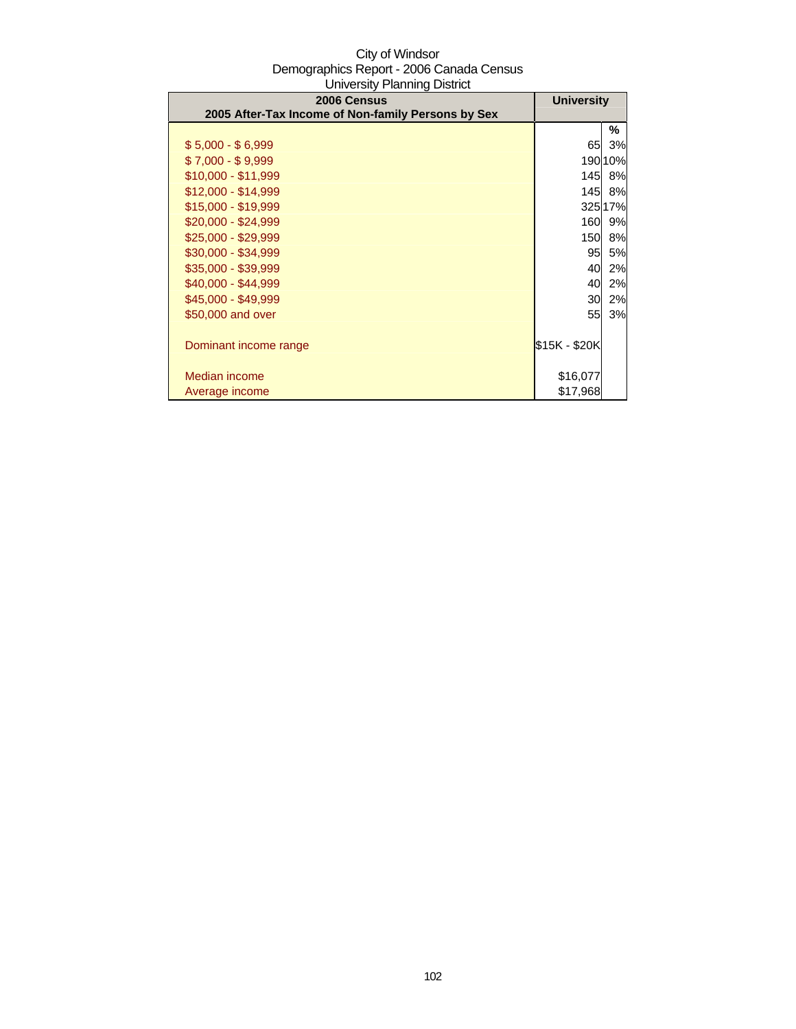City of Windsor
Demographics Report - 2006 Canada Census
University Planning District

| 2006 Census<br>2005 After-Tax Income of Non-family Persons by Sex | University | |
|---|---|---|
| | | % |
| $ 5,000 - $ 6,999 | 65 | 3% |
| $ 7,000 - $ 9,999 | 190 | 10% |
| $10,000 - $11,999 | 145 | 8% |
| $12,000 - $14,999 | 145 | 8% |
| $15,000 - $19,999 | 325 | 17% |
| $20,000 - $24,999 | 160 | 9% |
| $25,000 - $29,999 | 150 | 8% |
| $30,000 - $34,999 | 95 | 5% |
| $35,000 - $39,999 | 40 | 2% |
| $40,000 - $44,999 | 40 | 2% |
| $45,000 - $49,999 | 30 | 2% |
| $50,000 and over | 55 | 3% |
| | | |
| Dominant income range | $15K - $20K | |
| | | |
| Median income | $16,077 | |
| Average income | $17,968 | |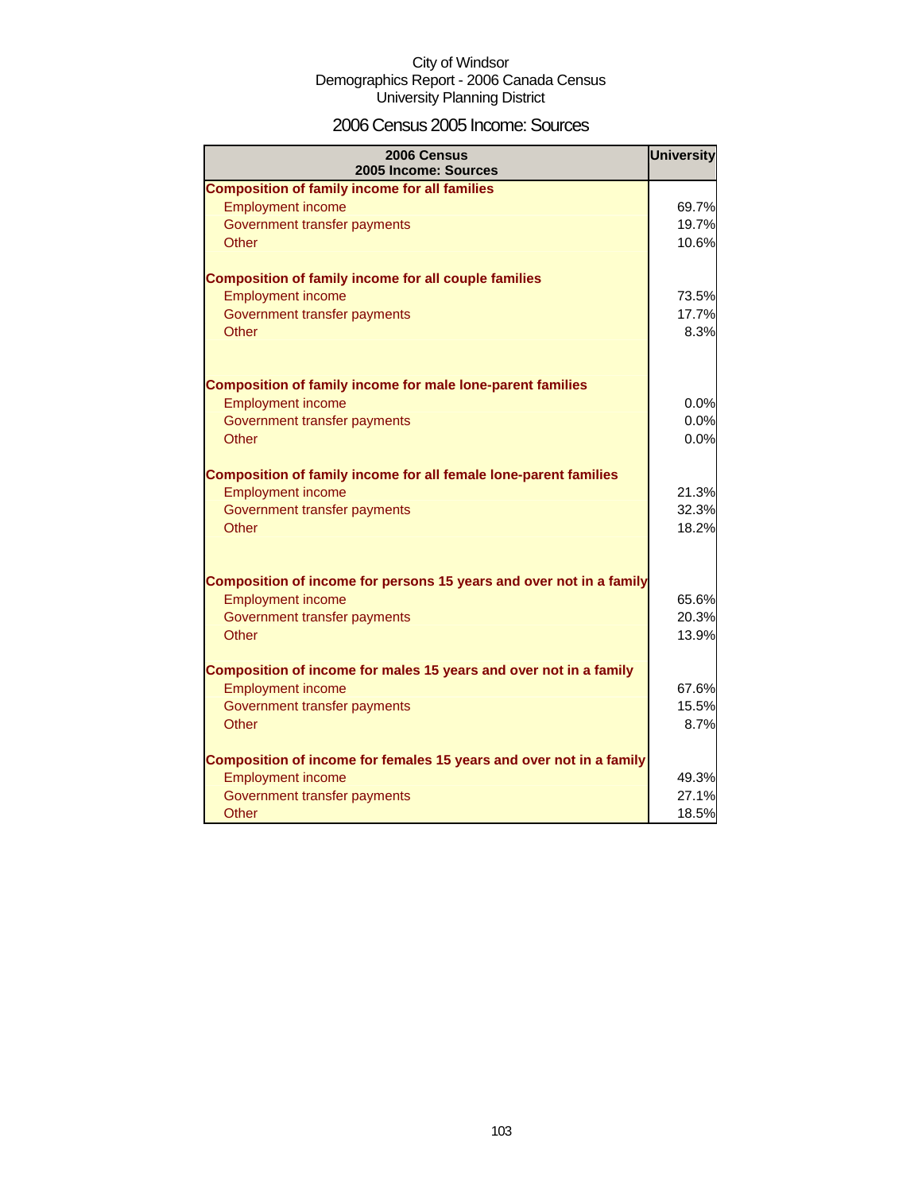City of Windsor
Demographics Report - 2006 Canada Census
University Planning District

# 2006 Census 2005 Income: Sources

| 2006 Census<br>2005 Income: Sources | University |
|---|---|
| **Composition of family income for all families** | |
| Employment income | 69.7% |
| Government transfer payments | 19.7% |
| Other | 10.6% |
| **Composition of family income for all couple families** | |
| Employment income | 73.5% |
| Government transfer payments | 17.7% |
| Other | 8.3% |
| **Composition of family income for male lone-parent families** | |
| Employment income | 0.0% |
| Government transfer payments | 0.0% |
| Other | 0.0% |
| **Composition of family income for all female lone-parent families** | |
| Employment income | 21.3% |
| Government transfer payments | 32.3% |
| Other | 18.2% |
| **Composition of income for persons 15 years and over not in a family** | |
| Employment income | 65.6% |
| Government transfer payments | 20.3% |
| Other | 13.9% |
| **Composition of income for males 15 years and over not in a family** | |
| Employment income | 67.6% |
| Government transfer payments | 15.5% |
| Other | 8.7% |
| **Composition of income for females 15 years and over not in a family** | |
| Employment income | 49.3% |
| Government transfer payments | 27.1% |
| Other | 18.5% |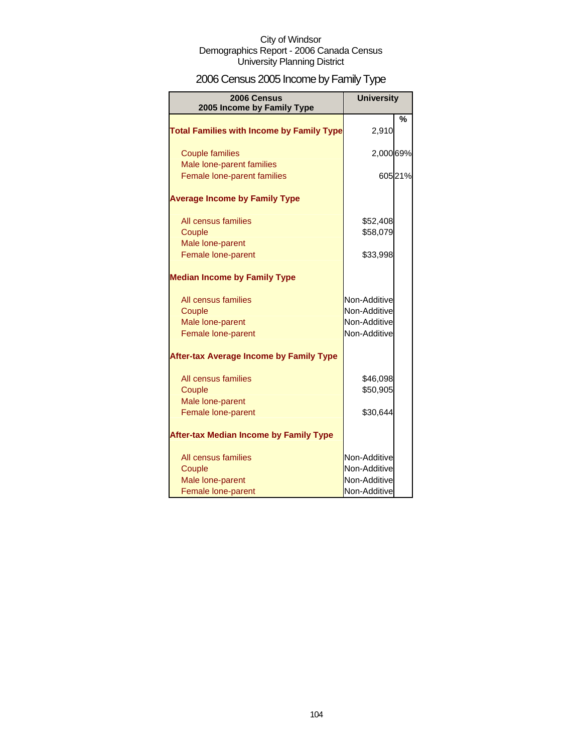City of Windsor
Demographics Report - 2006 Canada Census
University Planning District

# 2006 Census 2005 Income by Family Type

| 2006 Census 2005 Income by Family Type | University | |
|---|---|---|
| | | % |
| **Total Families with Income by Family Type** | 2,910 | |
| Couple families | 2,000 | 69% |
| Male lone-parent families | | |
| Female lone-parent families | 605 | 21% |
| **Average Income by Family Type** | | |
| All census families | $52,408 | |
| Couple | $58,079 | |
| Male lone-parent | | |
| Female lone-parent | $33,998 | |
| **Median Income by Family Type** | | |
| All census families | Non-Additive | |
| Couple | Non-Additive | |
| Male lone-parent | Non-Additive | |
| Female lone-parent | Non-Additive | |
| **After-tax Average Income by Family Type** | | |
| All census families | $46,098 | |
| Couple | $50,905 | |
| Male lone-parent | | |
| Female lone-parent | $30,644 | |
| **After-tax Median Income by Family Type** | | |
| All census families | Non-Additive | |
| Couple | Non-Additive | |
| Male lone-parent | Non-Additive | |
| Female lone-parent | Non-Additive | |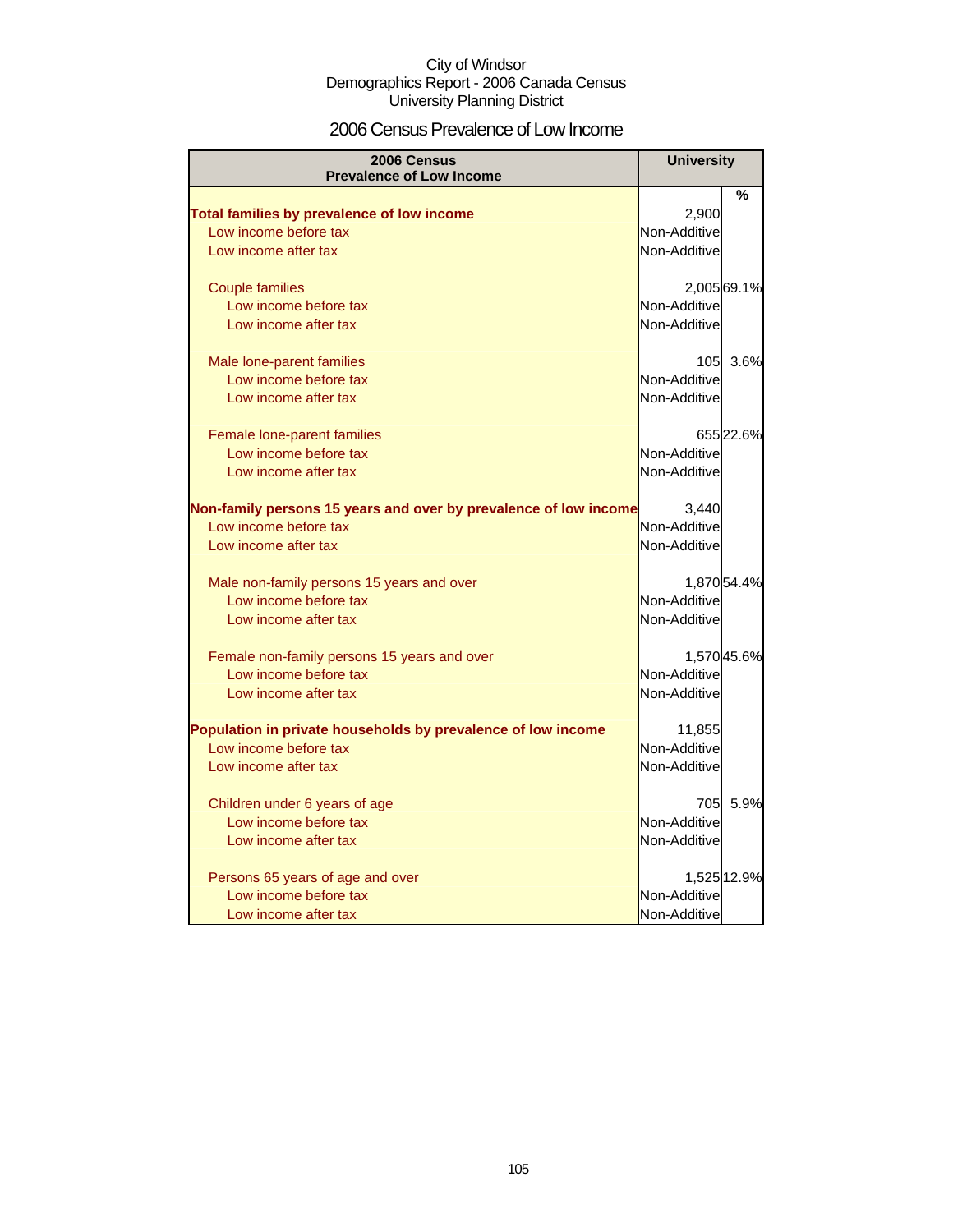City of Windsor
Demographics Report - 2006 Canada Census
University Planning District

# 2006 Census Prevalence of Low Income

| 2006 Census Prevalence of Low Income | University | |
|---|---|---|
| | | % |
| **Total families by prevalence of low income** | 2,900 | |
| Low income before tax | Non-Additive | |
| Low income after tax | Non-Additive | |
| Couple families | 2,005 | 69.1% |
| Low income before tax | Non-Additive | |
| Low income after tax | Non-Additive | |
| Male lone-parent families | 105 | 3.6% |
| Low income before tax | Non-Additive | |
| Low income after tax | Non-Additive | |
| Female lone-parent families | 655 | 22.6% |
| Low income before tax | Non-Additive | |
| Low income after tax | Non-Additive | |
| **Non-family persons 15 years and over by prevalence of low income** | 3,440 | |
| Low income before tax | Non-Additive | |
| Low income after tax | Non-Additive | |
| Male non-family persons 15 years and over | 1,870 | 54.4% |
| Low income before tax | Non-Additive | |
| Low income after tax | Non-Additive | |
| Female non-family persons 15 years and over | 1,570 | 45.6% |
| Low income before tax | Non-Additive | |
| Low income after tax | Non-Additive | |
| **Population in private households by prevalence of low income** | 11,855 | |
| Low income before tax | Non-Additive | |
| Low income after tax | Non-Additive | |
| Children under 6 years of age | 705 | 5.9% |
| Low income before tax | Non-Additive | |
| Low income after tax | Non-Additive | |
| Persons 65 years of age and over | 1,525 | 12.9% |
| Low income before tax | Non-Additive | |
| Low income after tax | Non-Additive | |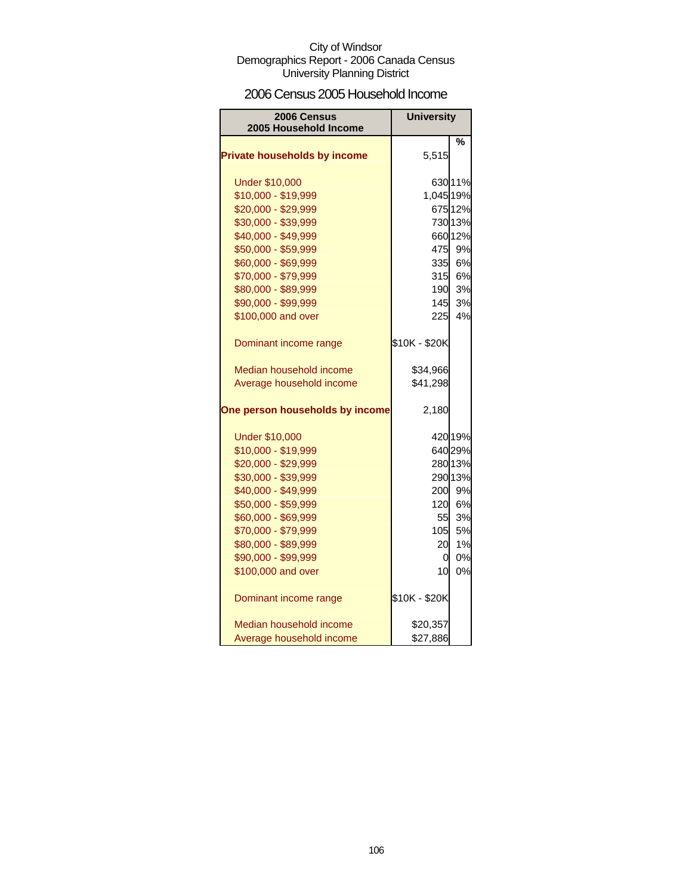City of Windsor
Demographics Report - 2006 Canada Census
University Planning District

# 2006 Census 2005 Household Income

| 2006 Census 2005 Household Income | University | % |
|---|---|---|
| **Private households by income** | 5,515 | |
| Under $10,000 | 630 | 11% |
| $10,000 - $19,999 | 1,045 | 19% |
| $20,000 - $29,999 | 675 | 12% |
| $30,000 - $39,999 | 730 | 13% |
| $40,000 - $49,999 | 660 | 12% |
| $50,000 - $59,999 | 475 | 9% |
| $60,000 - $69,999 | 335 | 6% |
| $70,000 - $79,999 | 315 | 6% |
| $80,000 - $89,999 | 190 | 3% |
| $90,000 - $99,999 | 145 | 3% |
| $100,000 and over | 225 | 4% |
| Dominant income range | $10K - $20K | |
| Median household income | $34,966 | |
| Average household income | $41,298 | |
| **One person households by income** | 2,180 | |
| Under $10,000 | 420 | 19% |
| $10,000 - $19,999 | 640 | 29% |
| $20,000 - $29,999 | 280 | 13% |
| $30,000 - $39,999 | 290 | 13% |
| $40,000 - $49,999 | 200 | 9% |
| $50,000 - $59,999 | 120 | 6% |
| $60,000 - $69,999 | 55 | 3% |
| $70,000 - $79,999 | 105 | 5% |
| $80,000 - $89,999 | 20 | 1% |
| $90,000 - $99,999 | 0 | 0% |
| $100,000 and over | 10 | 0% |
| Dominant income range | $10K - $20K | |
| Median household income | $20,357 | |
| Average household income | $27,886 | |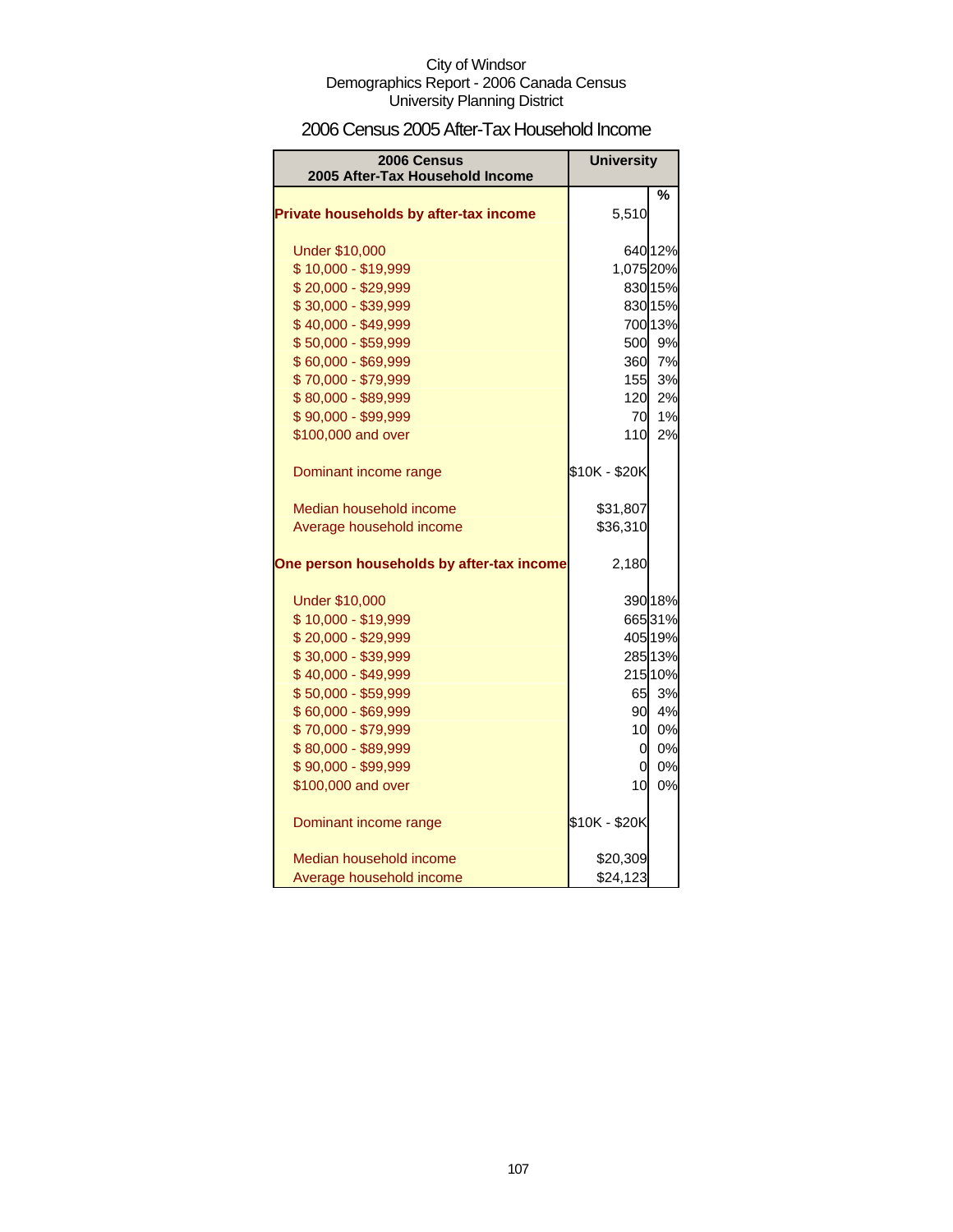City of Windsor
Demographics Report - 2006 Canada Census
University Planning District

## 2006 Census 2005 After-Tax Household Income

| 2006 Census 2005 After-Tax Household Income | University | |
|---|---|---|
| | | % |
| **Private households by after-tax income** | 5,510 | |
| Under $10,000 | 640 | 12% |
| $ 10,000 - $19,999 | 1,075 | 20% |
| $ 20,000 - $29,999 | 830 | 15% |
| $ 30,000 - $39,999 | 830 | 15% |
| $ 40,000 - $49,999 | 700 | 13% |
| $ 50,000 - $59,999 | 500 | 9% |
| $ 60,000 - $69,999 | 360 | 7% |
| $ 70,000 - $79,999 | 155 | 3% |
| $ 80,000 - $89,999 | 120 | 2% |
| $ 90,000 - $99,999 | 70 | 1% |
| $100,000 and over | 110 | 2% |
| Dominant income range | $10K - $20K | |
| Median household income | $31,807 | |
| Average household income | $36,310 | |
| **One person households by after-tax income** | 2,180 | |
| Under $10,000 | 390 | 18% |
| $ 10,000 - $19,999 | 665 | 31% |
| $ 20,000 - $29,999 | 405 | 19% |
| $ 30,000 - $39,999 | 285 | 13% |
| $ 40,000 - $49,999 | 215 | 10% |
| $ 50,000 - $59,999 | 65 | 3% |
| $ 60,000 - $69,999 | 90 | 4% |
| $ 70,000 - $79,999 | 10 | 0% |
| $ 80,000 - $89,999 | 0 | 0% |
| $ 90,000 - $99,999 | 0 | 0% |
| $100,000 and over | 10 | 0% |
| Dominant income range | $10K - $20K | |
| Median household income | $20,309 | |
| Average household income | $24,123 | |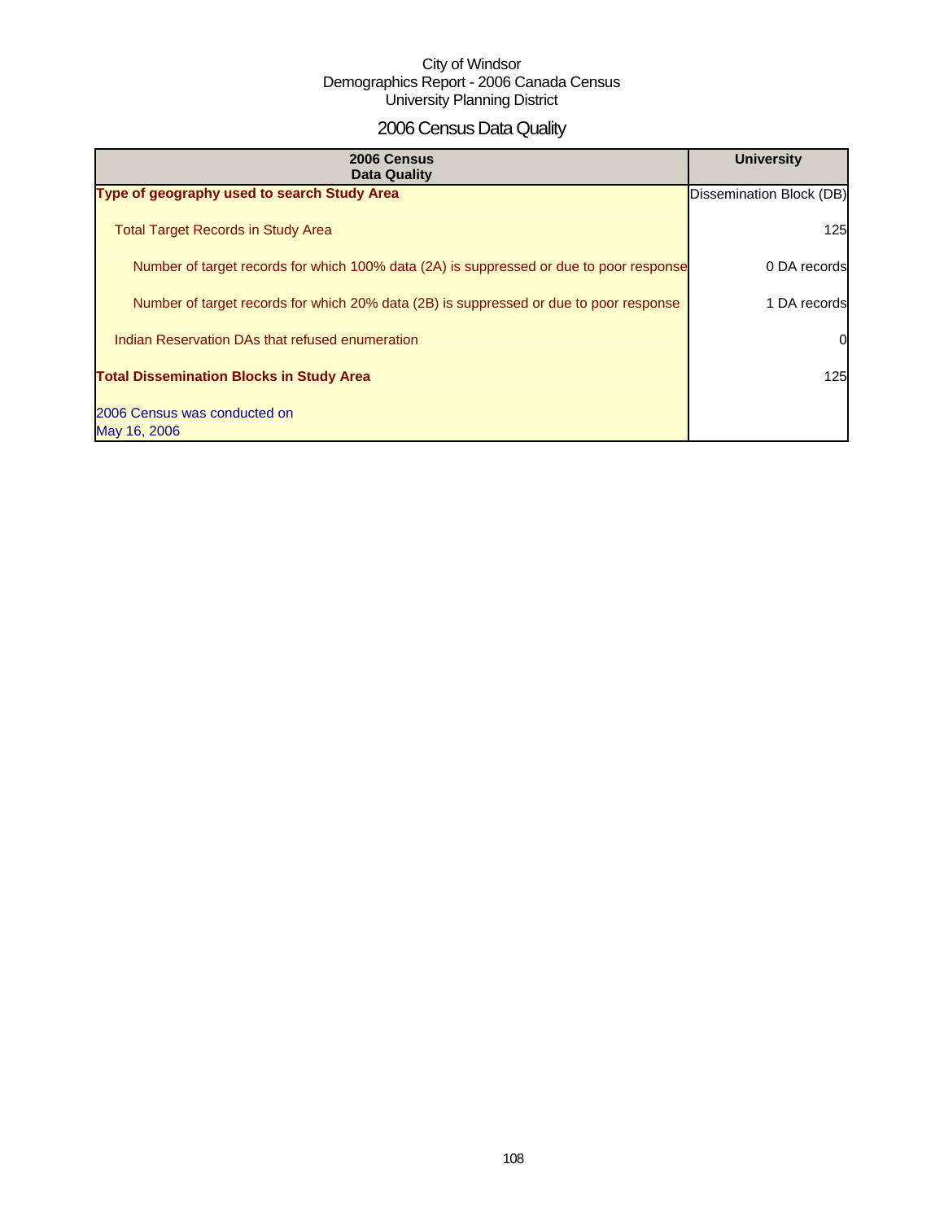City of Windsor
Demographics Report - 2006 Canada Census
University Planning District

# 2006 Census Data Quality

| 2006 Census Data Quality | University |
|---|---|
| **Type of geography used to search Study Area** | Dissemination Block (DB) |
| Total Target Records in Study Area | 125 |
| Number of target records for which 100% data (2A) is suppressed or due to poor response | 0 DA records |
| Number of target records for which 20% data (2B) is suppressed or due to poor response | 1 DA records |
| Indian Reservation DAs that refused enumeration | 0 |
| **Total Dissemination Blocks in Study Area** | 125 |
| 2006 Census was conducted on May 16, 2006 | |